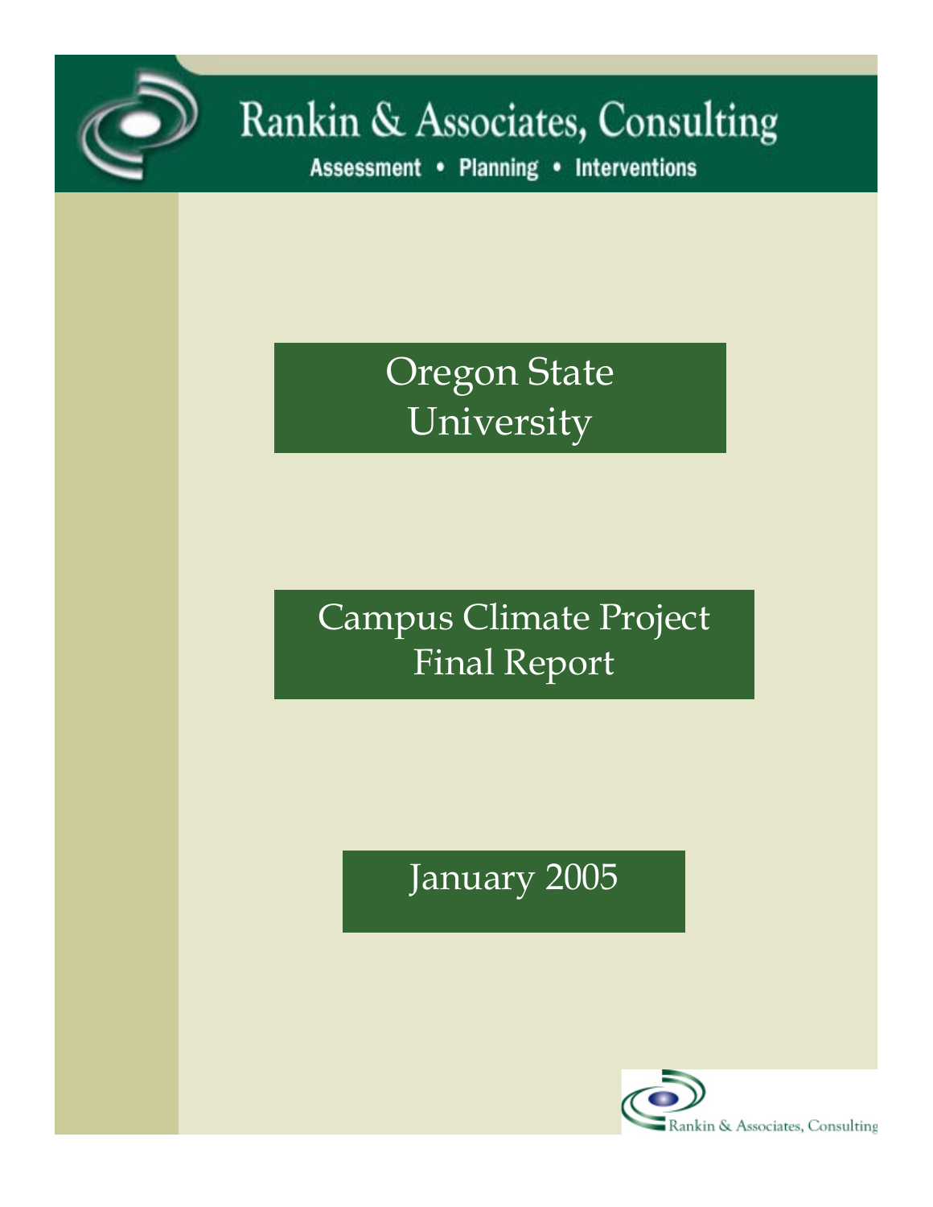# Rankin & Associates, Consulting

**Assessment • Planning • Interventions**

# Oregon State University

## Campus Climate Project Final Report

January 2005

Rankin & Associates, Consulting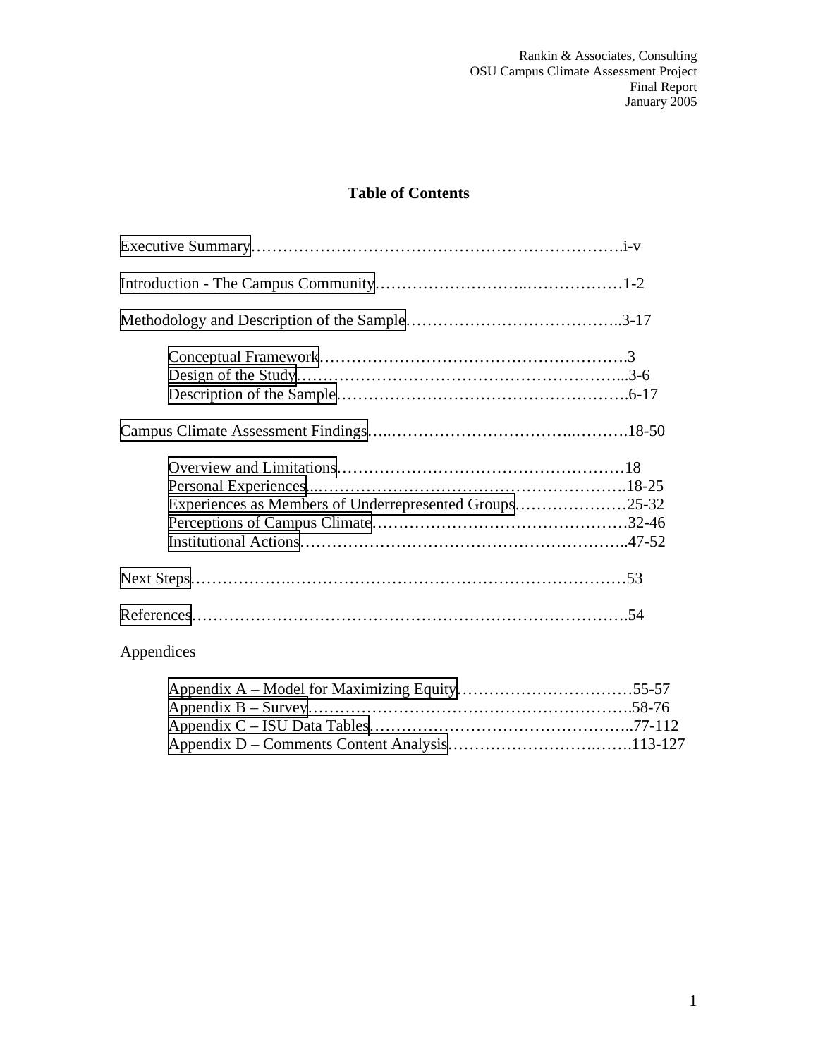# Table of Contents

Executive Summary……………………………………………………………i-v

Introduction - The Campus Community………………………..………………1-2

Methodology and Description of the Sample…………………………………..3-17

- Conceptual Framework…………………………………………………3
- Design of the Study……………………………………………………...3-6
- Description of the Sample………………………………………………6-17

Campus Climate Assessment Findings…..……………………………..……….18-50

- Overview and Limitations………………………………………………18
- Personal Experiences..……………………………………………………18-25
- Experiences as Members of Underrepresented Groups…………………25-32
- Perceptions of Campus Climate…………………………………………32-46
- Institutional Actions……………………………………………………..47-52

Next Steps……………….……………………………………………………53

References……………………………………………………………………….54

Appendices

- Appendix A – Model for Maximizing Equity……………………………55-57
- Appendix B – Survey…………………………………………………….58-76
- Appendix C – ISU Data Tables…………………………………………..77-112
- Appendix D – Comments Content Analysis…………………………….…….113-127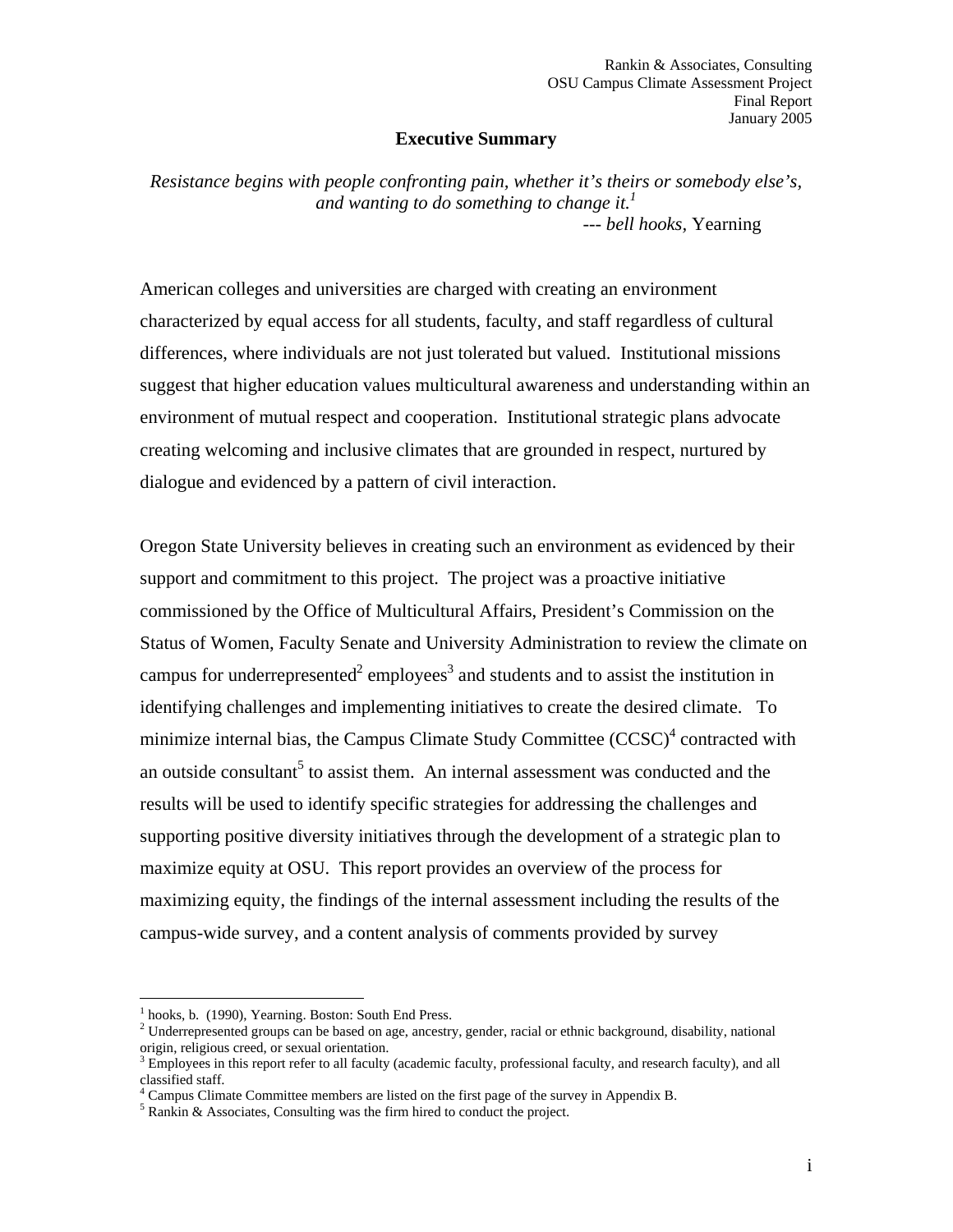## Executive Summary

*Resistance begins with people confronting pain, whether it's theirs or somebody else's, and wanting to do something to change it.*[1]
--- *bell hooks,* Yearning

American colleges and universities are charged with creating an environment characterized by equal access for all students, faculty, and staff regardless of cultural differences, where individuals are not just tolerated but valued. Institutional missions suggest that higher education values multicultural awareness and understanding within an environment of mutual respect and cooperation. Institutional strategic plans advocate creating welcoming and inclusive climates that are grounded in respect, nurtured by dialogue and evidenced by a pattern of civil interaction.

Oregon State University believes in creating such an environment as evidenced by their support and commitment to this project. The project was a proactive initiative commissioned by the Office of Multicultural Affairs, President's Commission on the Status of Women, Faculty Senate and University Administration to review the climate on campus for underrepresented[2] employees[3] and students and to assist the institution in identifying challenges and implementing initiatives to create the desired climate. To minimize internal bias, the Campus Climate Study Committee (CCSC)[4] contracted with an outside consultant[5] to assist them. An internal assessment was conducted and the results will be used to identify specific strategies for addressing the challenges and supporting positive diversity initiatives through the development of a strategic plan to maximize equity at OSU. This report provides an overview of the process for maximizing equity, the findings of the internal assessment including the results of the campus-wide survey, and a content analysis of comments provided by survey

---

[1] hooks, b. (1990), Yearning. Boston: South End Press.
[2] Underrepresented groups can be based on age, ancestry, gender, racial or ethnic background, disability, national origin, religious creed, or sexual orientation.
[3] Employees in this report refer to all faculty (academic faculty, professional faculty, and research faculty), and all classified staff.
[4] Campus Climate Committee members are listed on the first page of the survey in Appendix B.
[5] Rankin & Associates, Consulting was the firm hired to conduct the project.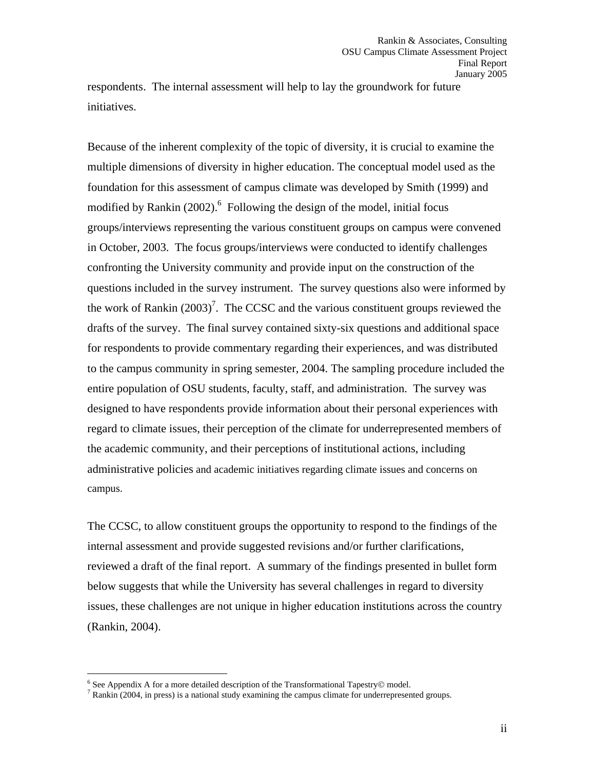respondents. The internal assessment will help to lay the groundwork for future initiatives.

Because of the inherent complexity of the topic of diversity, it is crucial to examine the multiple dimensions of diversity in higher education. The conceptual model used as the foundation for this assessment of campus climate was developed by Smith (1999) and modified by Rankin (2002).[6] Following the design of the model, initial focus groups/interviews representing the various constituent groups on campus were convened in October, 2003. The focus groups/interviews were conducted to identify challenges confronting the University community and provide input on the construction of the questions included in the survey instrument. The survey questions also were informed by the work of Rankin (2003)[7]. The CCSC and the various constituent groups reviewed the drafts of the survey. The final survey contained sixty-six questions and additional space for respondents to provide commentary regarding their experiences, and was distributed to the campus community in spring semester, 2004. The sampling procedure included the entire population of OSU students, faculty, staff, and administration. The survey was designed to have respondents provide information about their personal experiences with regard to climate issues, their perception of the climate for underrepresented members of the academic community, and their perceptions of institutional actions, including administrative policies and academic initiatives regarding climate issues and concerns on campus.

The CCSC, to allow constituent groups the opportunity to respond to the findings of the internal assessment and provide suggested revisions and/or further clarifications, reviewed a draft of the final report. A summary of the findings presented in bullet form below suggests that while the University has several challenges in regard to diversity issues, these challenges are not unique in higher education institutions across the country (Rankin, 2004).

---

[6] See Appendix A for a more detailed description of the Transformational Tapestry© model.

[7] Rankin (2004, in press) is a national study examining the campus climate for underrepresented groups.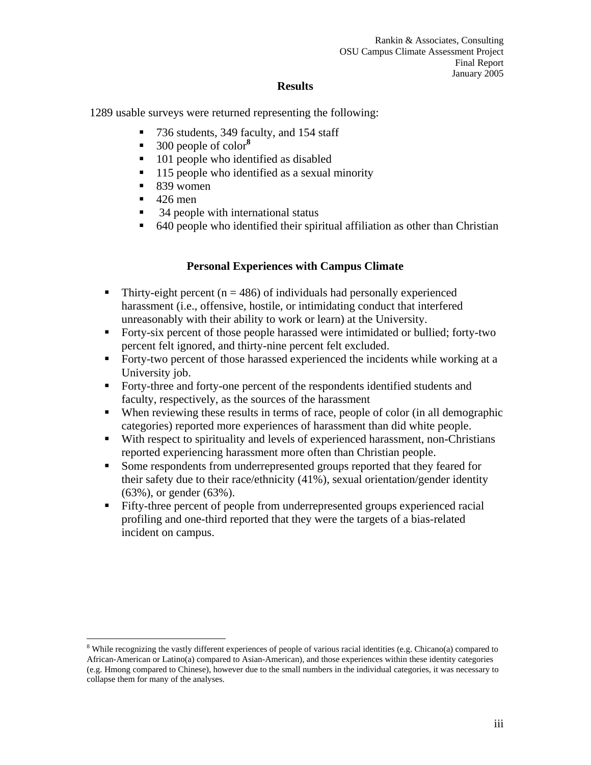## Results

1289 usable surveys were returned representing the following:

- 736 students, 349 faculty, and 154 staff
- 300 people of color[8]
- 101 people who identified as disabled
- 115 people who identified as a sexual minority
- 839 women
- 426 men
- 34 people with international status
- 640 people who identified their spiritual affiliation as other than Christian

## Personal Experiences with Campus Climate

- Thirty-eight percent (n = 486) of individuals had personally experienced harassment (i.e., offensive, hostile, or intimidating conduct that interfered unreasonably with their ability to work or learn) at the University.
- Forty-six percent of those people harassed were intimidated or bullied; forty-two percent felt ignored, and thirty-nine percent felt excluded.
- Forty-two percent of those harassed experienced the incidents while working at a University job.
- Forty-three and forty-one percent of the respondents identified students and faculty, respectively, as the sources of the harassment
- When reviewing these results in terms of race, people of color (in all demographic categories) reported more experiences of harassment than did white people.
- With respect to spirituality and levels of experienced harassment, non-Christians reported experiencing harassment more often than Christian people.
- Some respondents from underrepresented groups reported that they feared for their safety due to their race/ethnicity (41%), sexual orientation/gender identity (63%), or gender (63%).
- Fifty-three percent of people from underrepresented groups experienced racial profiling and one-third reported that they were the targets of a bias-related incident on campus.

---

[8] While recognizing the vastly different experiences of people of various racial identities (e.g. Chicano(a) compared to African-American or Latino(a) compared to Asian-American), and those experiences within these identity categories (e.g. Hmong compared to Chinese), however due to the small numbers in the individual categories, it was necessary to collapse them for many of the analyses.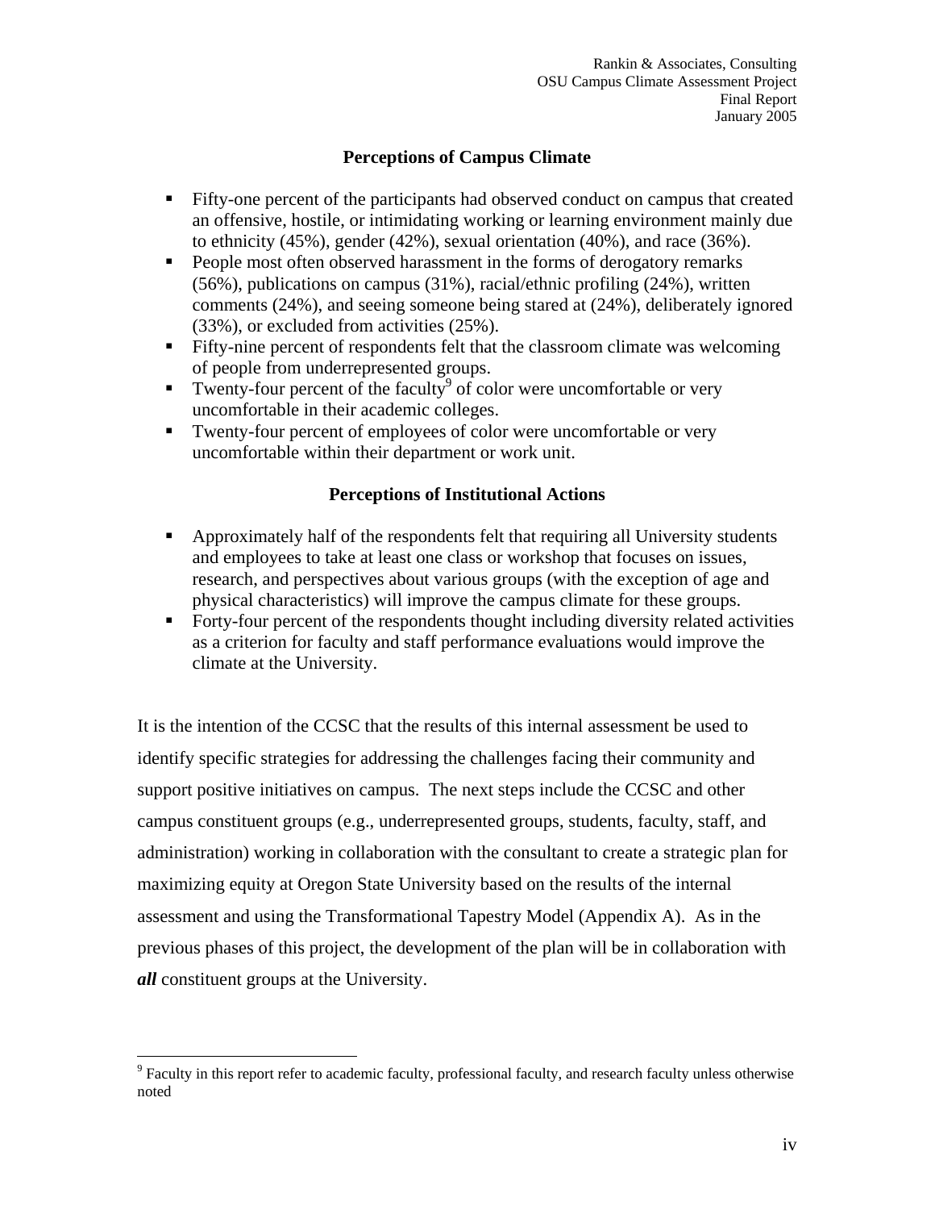### Perceptions of Campus Climate

- Fifty-one percent of the participants had observed conduct on campus that created an offensive, hostile, or intimidating working or learning environment mainly due to ethnicity (45%), gender (42%), sexual orientation (40%), and race (36%).
- People most often observed harassment in the forms of derogatory remarks (56%), publications on campus (31%), racial/ethnic profiling (24%), written comments (24%), and seeing someone being stared at (24%), deliberately ignored (33%), or excluded from activities (25%).
- Fifty-nine percent of respondents felt that the classroom climate was welcoming of people from underrepresented groups.
- Twenty-four percent of the faculty[9] of color were uncomfortable or very uncomfortable in their academic colleges.
- Twenty-four percent of employees of color were uncomfortable or very uncomfortable within their department or work unit.

### Perceptions of Institutional Actions

- Approximately half of the respondents felt that requiring all University students and employees to take at least one class or workshop that focuses on issues, research, and perspectives about various groups (with the exception of age and physical characteristics) will improve the campus climate for these groups.
- Forty-four percent of the respondents thought including diversity related activities as a criterion for faculty and staff performance evaluations would improve the climate at the University.

It is the intention of the CCSC that the results of this internal assessment be used to identify specific strategies for addressing the challenges facing their community and support positive initiatives on campus. The next steps include the CCSC and other campus constituent groups (e.g., underrepresented groups, students, faculty, staff, and administration) working in collaboration with the consultant to create a strategic plan for maximizing equity at Oregon State University based on the results of the internal assessment and using the Transformational Tapestry Model (Appendix A). As in the previous phases of this project, the development of the plan will be in collaboration with ***all*** constituent groups at the University.

[9] Faculty in this report refer to academic faculty, professional faculty, and research faculty unless otherwise noted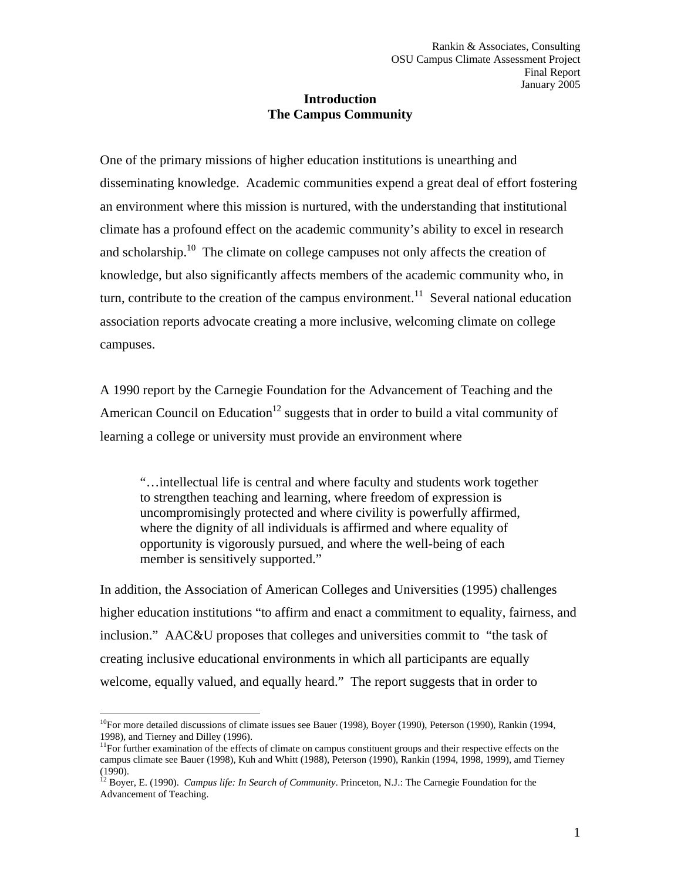# Introduction
## The Campus Community

One of the primary missions of higher education institutions is unearthing and disseminating knowledge. Academic communities expend a great deal of effort fostering an environment where this mission is nurtured, with the understanding that institutional climate has a profound effect on the academic community's ability to excel in research and scholarship.[10] The climate on college campuses not only affects the creation of knowledge, but also significantly affects members of the academic community who, in turn, contribute to the creation of the campus environment.[11] Several national education association reports advocate creating a more inclusive, welcoming climate on college campuses.

A 1990 report by the Carnegie Foundation for the Advancement of Teaching and the American Council on Education[12] suggests that in order to build a vital community of learning a college or university must provide an environment where

> "…intellectual life is central and where faculty and students work together to strengthen teaching and learning, where freedom of expression is uncompromisingly protected and where civility is powerfully affirmed, where the dignity of all individuals is affirmed and where equality of opportunity is vigorously pursued, and where the well-being of each member is sensitively supported."

In addition, the Association of American Colleges and Universities (1995) challenges higher education institutions "to affirm and enact a commitment to equality, fairness, and inclusion." AAC&U proposes that colleges and universities commit to "the task of creating inclusive educational environments in which all participants are equally welcome, equally valued, and equally heard." The report suggests that in order to

---

[10] For more detailed discussions of climate issues see Bauer (1998), Boyer (1990), Peterson (1990), Rankin (1994, 1998), and Tierney and Dilley (1996).

[11] For further examination of the effects of climate on campus constituent groups and their respective effects on the campus climate see Bauer (1998), Kuh and Whitt (1988), Peterson (1990), Rankin (1994, 1998, 1999), amd Tierney (1990).

[12] Boyer, E. (1990). *Campus life: In Search of Community*. Princeton, N.J.: The Carnegie Foundation for the Advancement of Teaching.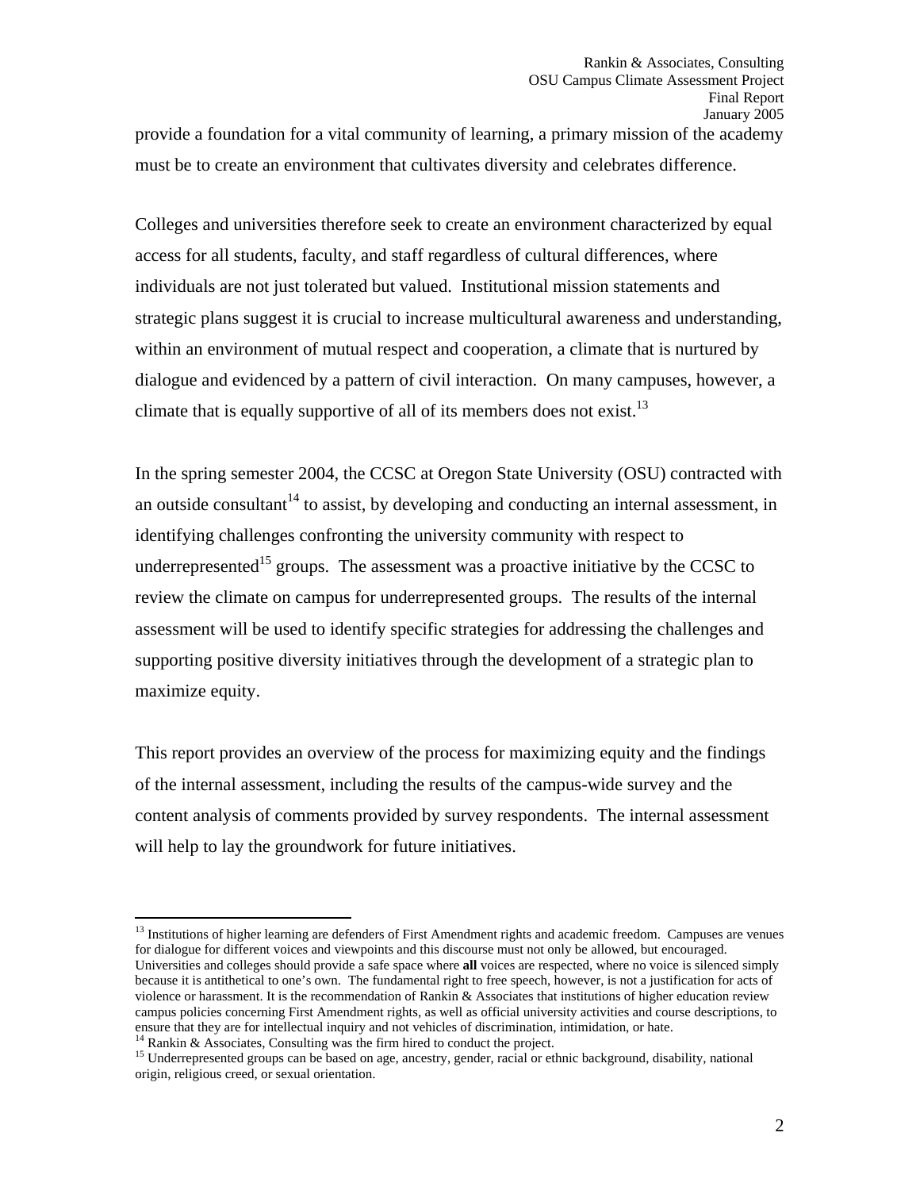provide a foundation for a vital community of learning, a primary mission of the academy must be to create an environment that cultivates diversity and celebrates difference.

Colleges and universities therefore seek to create an environment characterized by equal access for all students, faculty, and staff regardless of cultural differences, where individuals are not just tolerated but valued. Institutional mission statements and strategic plans suggest it is crucial to increase multicultural awareness and understanding, within an environment of mutual respect and cooperation, a climate that is nurtured by dialogue and evidenced by a pattern of civil interaction. On many campuses, however, a climate that is equally supportive of all of its members does not exist.[13]

In the spring semester 2004, the CCSC at Oregon State University (OSU) contracted with an outside consultant[14] to assist, by developing and conducting an internal assessment, in identifying challenges confronting the university community with respect to underrepresented[15] groups. The assessment was a proactive initiative by the CCSC to review the climate on campus for underrepresented groups. The results of the internal assessment will be used to identify specific strategies for addressing the challenges and supporting positive diversity initiatives through the development of a strategic plan to maximize equity.

This report provides an overview of the process for maximizing equity and the findings of the internal assessment, including the results of the campus-wide survey and the content analysis of comments provided by survey respondents. The internal assessment will help to lay the groundwork for future initiatives.

---

[13] Institutions of higher learning are defenders of First Amendment rights and academic freedom. Campuses are venues for dialogue for different voices and viewpoints and this discourse must not only be allowed, but encouraged. Universities and colleges should provide a safe space where **all** voices are respected, where no voice is silenced simply because it is antithetical to one's own. The fundamental right to free speech, however, is not a justification for acts of violence or harassment. It is the recommendation of Rankin & Associates that institutions of higher education review campus policies concerning First Amendment rights, as well as official university activities and course descriptions, to ensure that they are for intellectual inquiry and not vehicles of discrimination, intimidation, or hate.

[14] Rankin & Associates, Consulting was the firm hired to conduct the project.

[15] Underrepresented groups can be based on age, ancestry, gender, racial or ethnic background, disability, national origin, religious creed, or sexual orientation.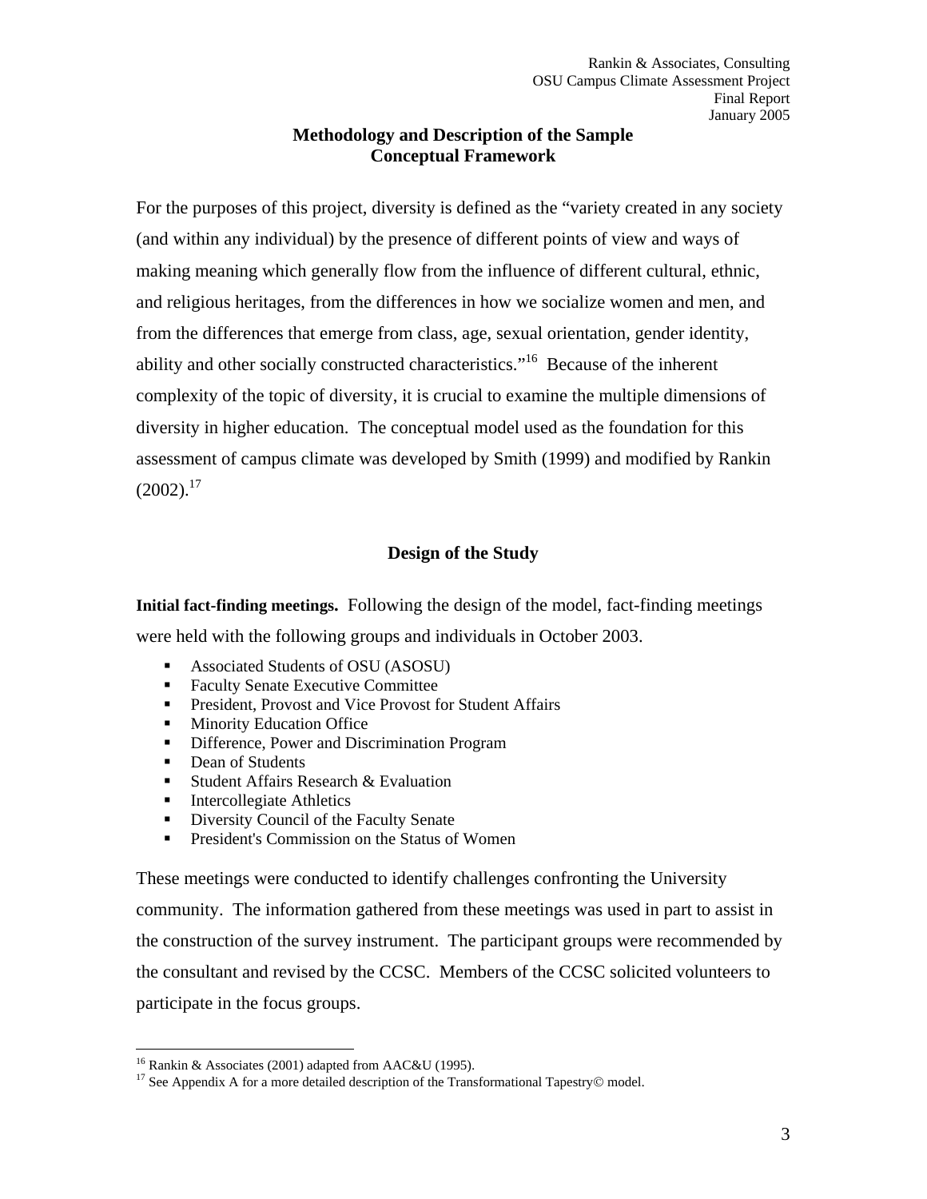## Methodology and Description of the Sample

### Conceptual Framework

For the purposes of this project, diversity is defined as the "variety created in any society (and within any individual) by the presence of different points of view and ways of making meaning which generally flow from the influence of different cultural, ethnic, and religious heritages, from the differences in how we socialize women and men, and from the differences that emerge from class, age, sexual orientation, gender identity, ability and other socially constructed characteristics."[16] Because of the inherent complexity of the topic of diversity, it is crucial to examine the multiple dimensions of diversity in higher education. The conceptual model used as the foundation for this assessment of campus climate was developed by Smith (1999) and modified by Rankin (2002).[17]

### Design of the Study

**Initial fact-finding meetings.** Following the design of the model, fact-finding meetings were held with the following groups and individuals in October 2003.

- Associated Students of OSU (ASOSU)
- Faculty Senate Executive Committee
- President, Provost and Vice Provost for Student Affairs
- Minority Education Office
- Difference, Power and Discrimination Program
- Dean of Students
- Student Affairs Research & Evaluation
- Intercollegiate Athletics
- Diversity Council of the Faculty Senate
- President's Commission on the Status of Women

These meetings were conducted to identify challenges confronting the University community. The information gathered from these meetings was used in part to assist in the construction of the survey instrument. The participant groups were recommended by the consultant and revised by the CCSC. Members of the CCSC solicited volunteers to participate in the focus groups.

---

[16] Rankin & Associates (2001) adapted from AAC&U (1995).

[17] See Appendix A for a more detailed description of the Transformational Tapestry© model.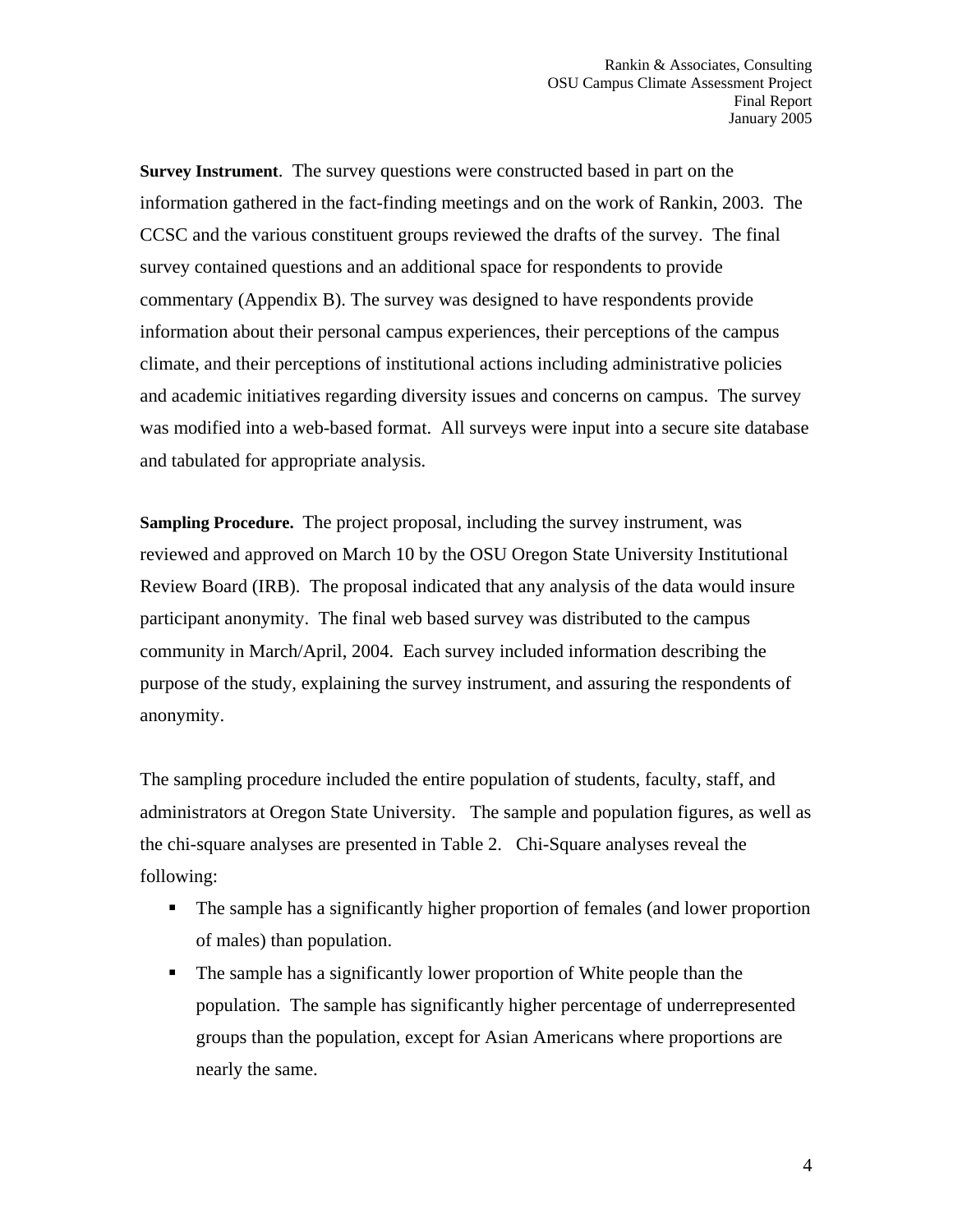**Survey Instrument**. The survey questions were constructed based in part on the information gathered in the fact-finding meetings and on the work of Rankin, 2003. The CCSC and the various constituent groups reviewed the drafts of the survey. The final survey contained questions and an additional space for respondents to provide commentary (Appendix B). The survey was designed to have respondents provide information about their personal campus experiences, their perceptions of the campus climate, and their perceptions of institutional actions including administrative policies and academic initiatives regarding diversity issues and concerns on campus. The survey was modified into a web-based format. All surveys were input into a secure site database and tabulated for appropriate analysis.

**Sampling Procedure.** The project proposal, including the survey instrument, was reviewed and approved on March 10 by the OSU Oregon State University Institutional Review Board (IRB). The proposal indicated that any analysis of the data would insure participant anonymity. The final web based survey was distributed to the campus community in March/April, 2004. Each survey included information describing the purpose of the study, explaining the survey instrument, and assuring the respondents of anonymity.

The sampling procedure included the entire population of students, faculty, staff, and administrators at Oregon State University. The sample and population figures, as well as the chi-square analyses are presented in Table 2. Chi-Square analyses reveal the following:

- The sample has a significantly higher proportion of females (and lower proportion of males) than population.
- The sample has a significantly lower proportion of White people than the population. The sample has significantly higher percentage of underrepresented groups than the population, except for Asian Americans where proportions are nearly the same.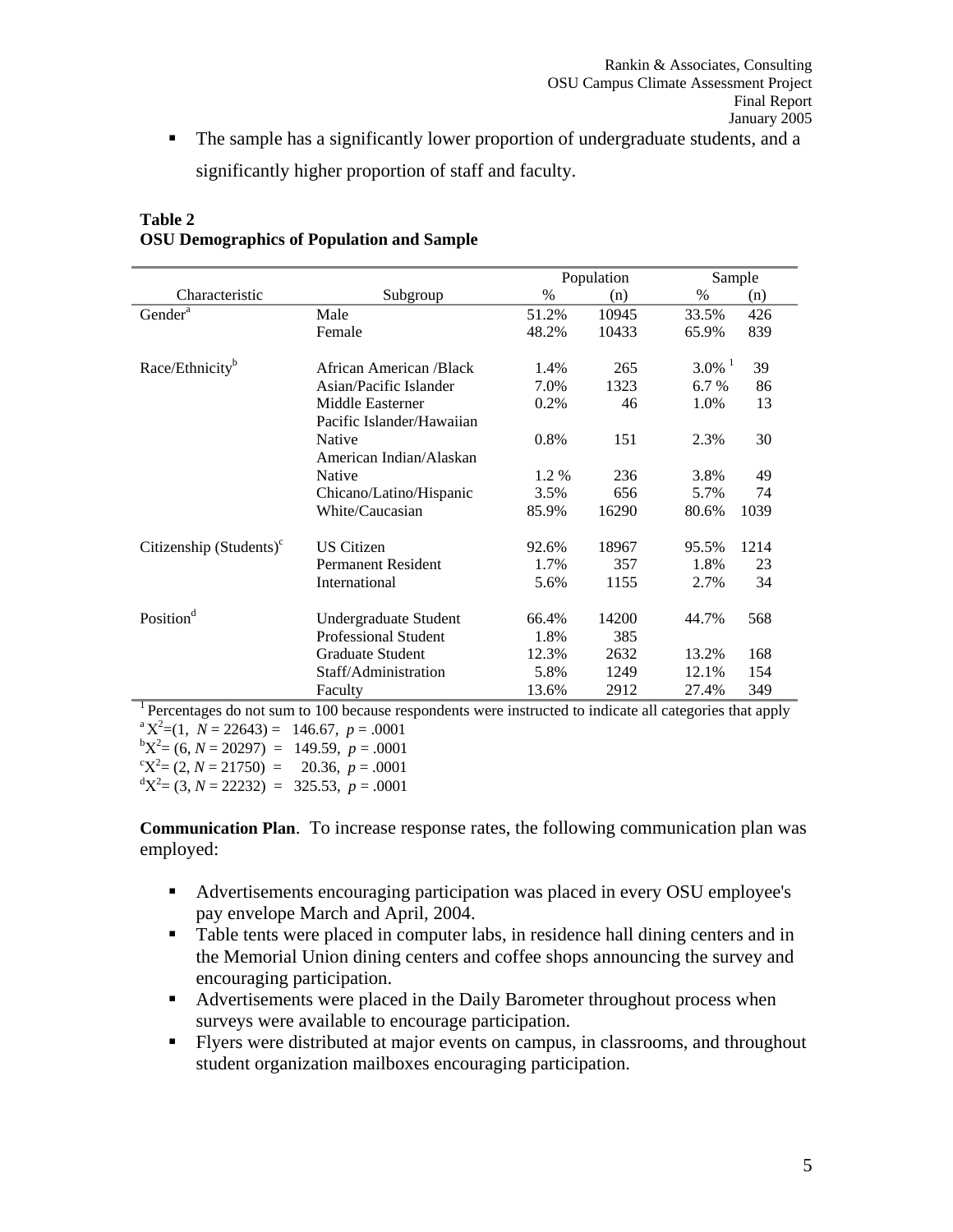- The sample has a significantly lower proportion of undergraduate students, and a significantly higher proportion of staff and faculty.

**Table 2**
**OSU Demographics of Population and Sample**

| Characteristic | Subgroup | Population | | Sample | |
|---|---|---|---|---|---|
| | | % | (n) | % | (n) |
| Gender[a] | Male | 51.2% | 10945 | 33.5% | 426 |
| | Female | 48.2% | 10433 | 65.9% | 839 |
| Race/Ethnicity[b] | African American /Black | 1.4% | 265 | 3.0% [1] | 39 |
| | Asian/Pacific Islander | 7.0% | 1323 | 6.7 % | 86 |
| | Middle Easterner | 0.2% | 46 | 1.0% | 13 |
| | Pacific Islander/Hawaiian Native | 0.8% | 151 | 2.3% | 30 |
| | American Indian/Alaskan Native | 1.2 % | 236 | 3.8% | 49 |
| | Chicano/Latino/Hispanic | 3.5% | 656 | 5.7% | 74 |
| | White/Caucasian | 85.9% | 16290 | 80.6% | 1039 |
| Citizenship (Students)[c] | US Citizen | 92.6% | 18967 | 95.5% | 1214 |
| | Permanent Resident | 1.7% | 357 | 1.8% | 23 |
| | International | 5.6% | 1155 | 2.7% | 34 |
| Position[d] | Undergraduate Student | 66.4% | 14200 | 44.7% | 568 |
| | Professional Student | 1.8% | 385 | | |
| | Graduate Student | 12.3% | 2632 | 13.2% | 168 |
| | Staff/Administration | 5.8% | 1249 | 12.1% | 154 |
| | Faculty | 13.6% | 2912 | 27.4% | 349 |

[1] Percentages do not sum to 100 because respondents were instructed to indicate all categories that apply

[a] $X^2$=(1, $N$ = 22643) = 146.67, $p$ = .0001

[b] $X^2$= (6, $N$ = 20297) = 149.59, $p$ = .0001

[c] $X^2$= (2, $N$ = 21750) = 20.36, $p$ = .0001

[d] $X^2$= (3, $N$ = 22232) = 325.53, $p$ = .0001

**Communication Plan**. To increase response rates, the following communication plan was employed:

- Advertisements encouraging participation was placed in every OSU employee's pay envelope March and April, 2004.
- Table tents were placed in computer labs, in residence hall dining centers and in the Memorial Union dining centers and coffee shops announcing the survey and encouraging participation.
- Advertisements were placed in the Daily Barometer throughout process when surveys were available to encourage participation.
- Flyers were distributed at major events on campus, in classrooms, and throughout student organization mailboxes encouraging participation.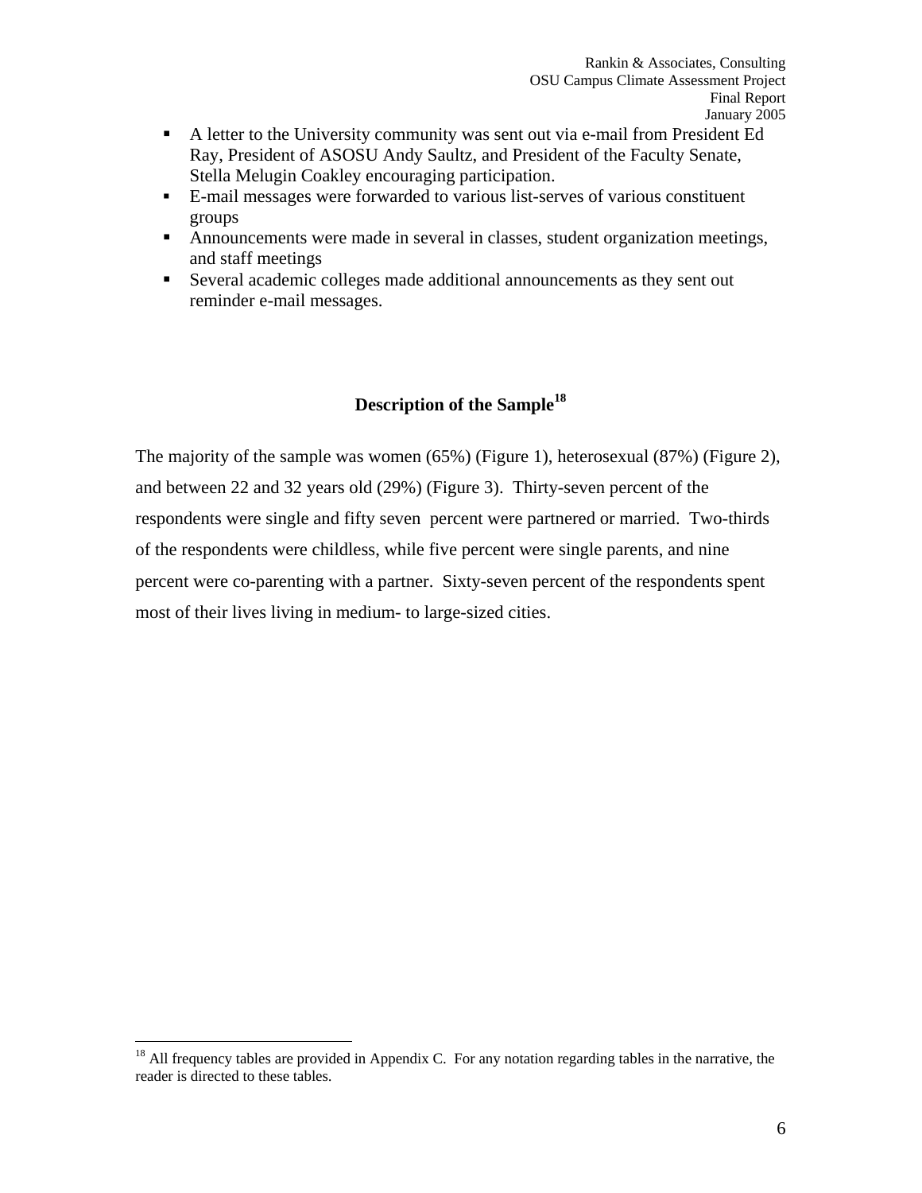- A letter to the University community was sent out via e-mail from President Ed Ray, President of ASOSU Andy Saultz, and President of the Faculty Senate, Stella Melugin Coakley encouraging participation.
- E-mail messages were forwarded to various list-serves of various constituent groups
- Announcements were made in several in classes, student organization meetings, and staff meetings
- Several academic colleges made additional announcements as they sent out reminder e-mail messages.

## Description of the Sample[18]

The majority of the sample was women (65%) (Figure 1), heterosexual (87%) (Figure 2), and between 22 and 32 years old (29%) (Figure 3). Thirty-seven percent of the respondents were single and fifty seven percent were partnered or married. Two-thirds of the respondents were childless, while five percent were single parents, and nine percent were co-parenting with a partner. Sixty-seven percent of the respondents spent most of their lives living in medium- to large-sized cities.

[18] All frequency tables are provided in Appendix C. For any notation regarding tables in the narrative, the reader is directed to these tables.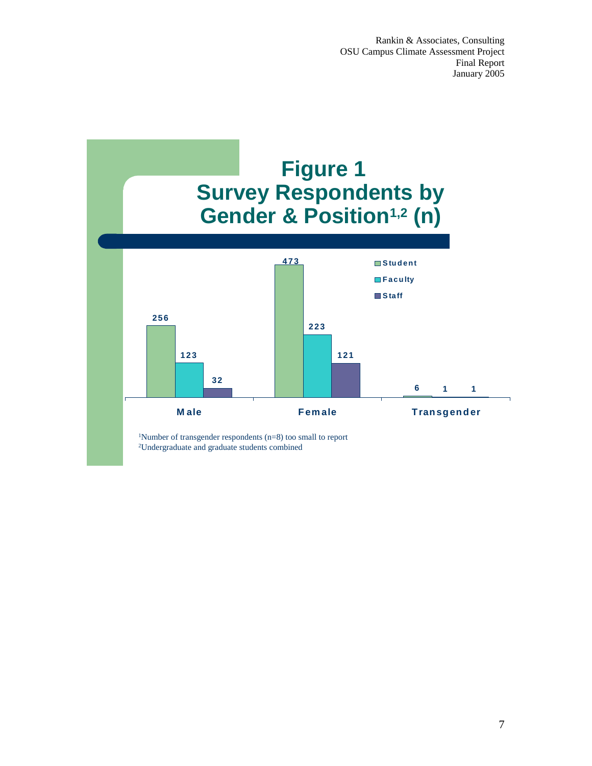# Figure 1
# Survey Respondents by Gender & Position[1,2] (n)

| | Student | Faculty | Staff |
|---|---|---|---|
| Male | 256 | 123 | 32 |
| Female | 473 | 223 | 121 |
| Transgender | 6 | 1 | 1 |

[1]Number of transgender respondents (n=8) too small to report
[2]Undergraduate and graduate students combined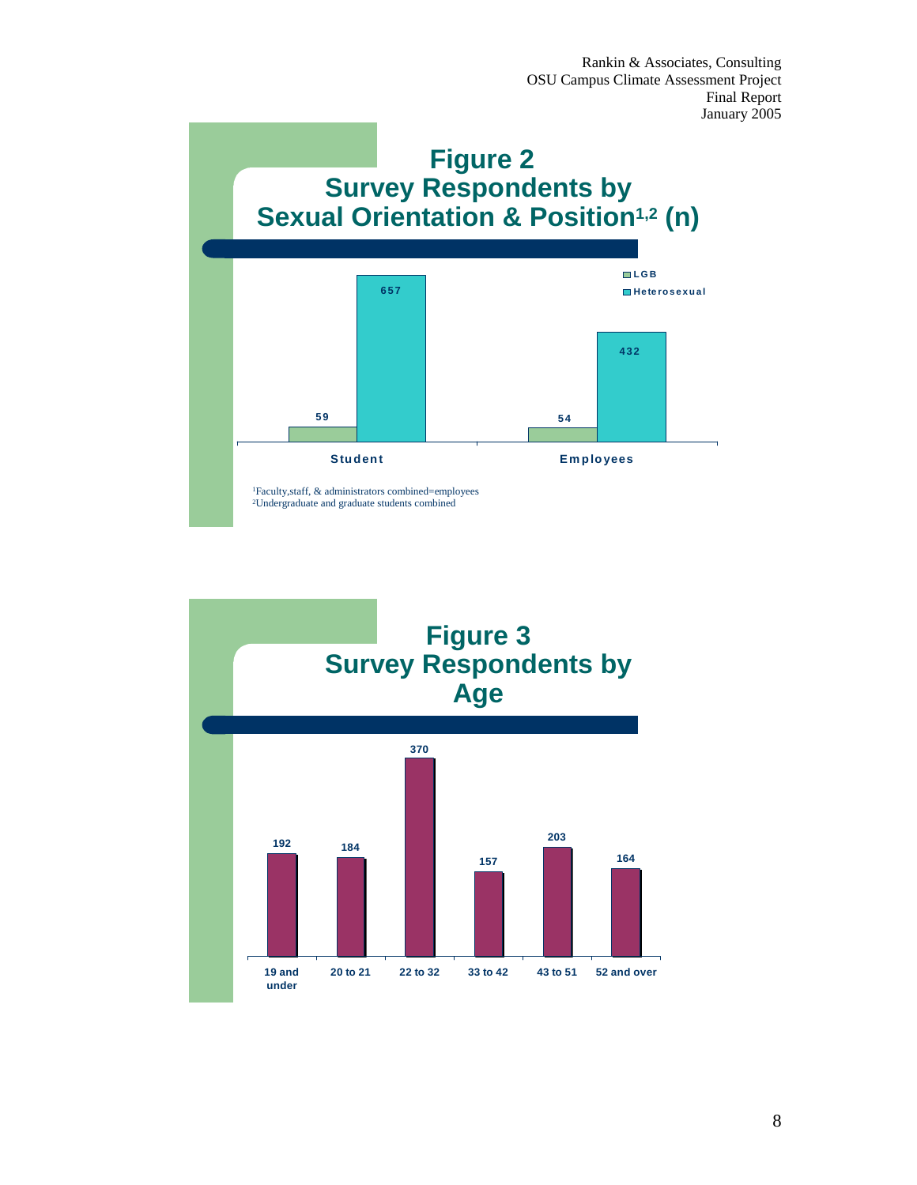## Figure 2
## Survey Respondents by Sexual Orientation & Position[1,2] (n)

| | LGB | Heterosexual |
|---|---|---|
| Student | 59 | 657 |
| Employees | 54 | 432 |

[1]Faculty,staff, & administrators combined=employees
[2]Undergraduate and graduate students combined

## Figure 3
## Survey Respondents by Age

| Age | n |
|---|---|
| 19 and under | 192 |
| 20 to 21 | 184 |
| 22 to 32 | 370 |
| 33 to 42 | 157 |
| 43 to 51 | 203 |
| 52 and over | 164 |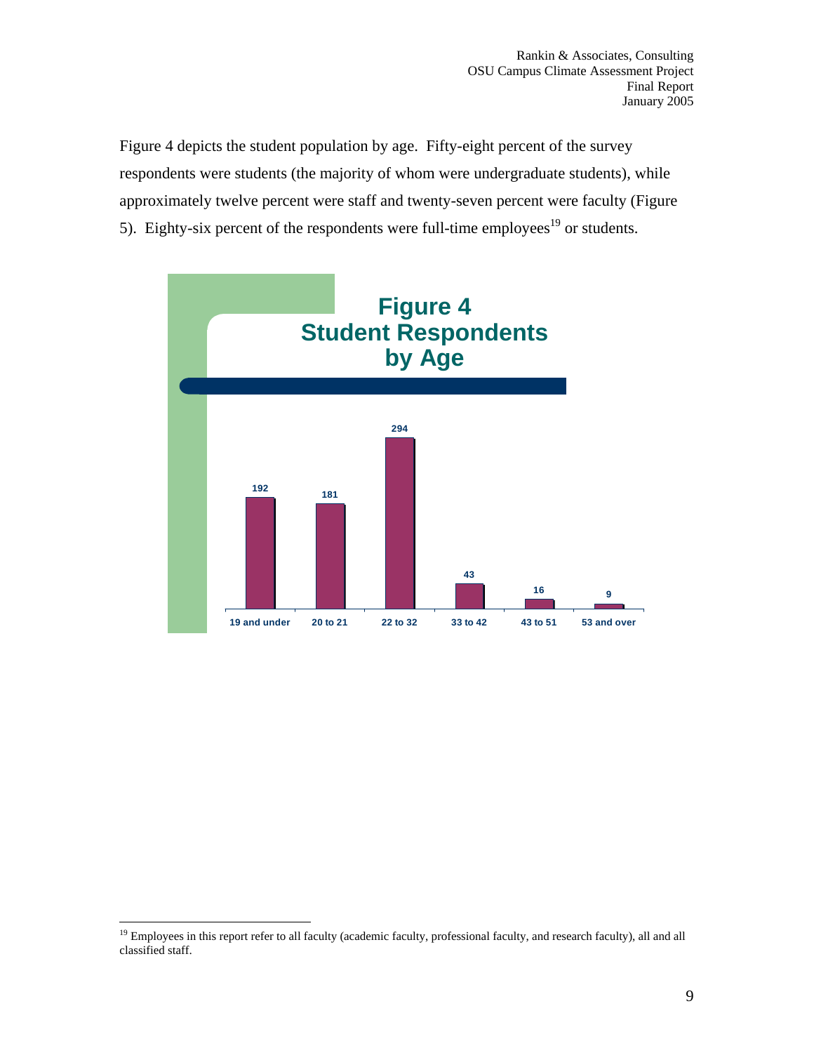Figure 4 depicts the student population by age. Fifty-eight percent of the survey respondents were students (the majority of whom were undergraduate students), while approximately twelve percent were staff and twenty-seven percent were faculty (Figure 5). Eighty-six percent of the respondents were full-time employees[19] or students.

**Figure 4**
**Student Respondents by Age**

| Age | Number |
|---|---|
| 19 and under | 192 |
| 20 to 21 | 181 |
| 22 to 32 | 294 |
| 33 to 42 | 43 |
| 43 to 51 | 16 |
| 53 and over | 9 |

---

[19] Employees in this report refer to all faculty (academic faculty, professional faculty, and research faculty), all and all classified staff.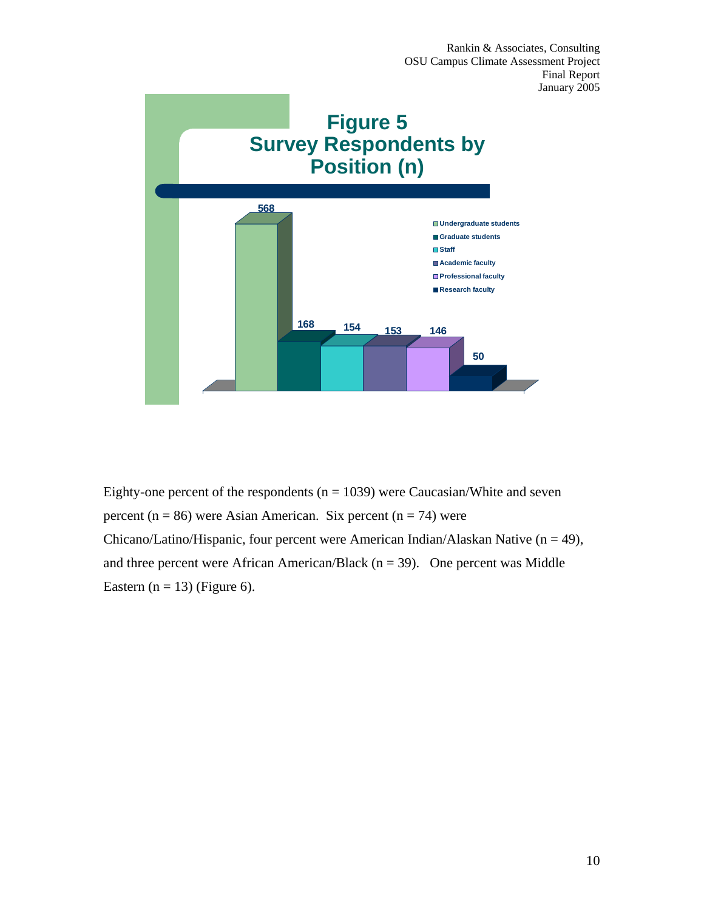**Figure 5**
**Survey Respondents by Position (n)**

| Position | n |
|---|---|
| Undergraduate students | 568 |
| Graduate students | 168 |
| Staff | 154 |
| Academic faculty | 153 |
| Professional faculty | 146 |
| Research faculty | 50 |

Eighty-one percent of the respondents (n = 1039) were Caucasian/White and seven percent (n = 86) were Asian American. Six percent (n = 74) were Chicano/Latino/Hispanic, four percent were American Indian/Alaskan Native (n = 49), and three percent were African American/Black (n = 39). One percent was Middle Eastern (n = 13) (Figure 6).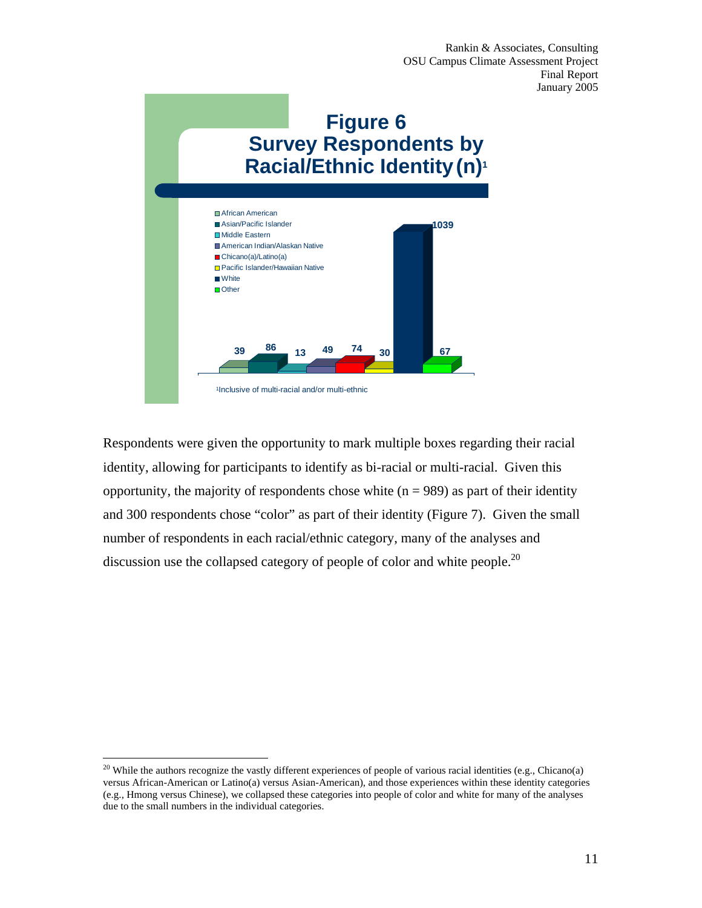## Figure 6
## Survey Respondents by Racial/Ethnic Identity (n)[1]

| Racial/Ethnic Identity | n |
| --- | --- |
| African American | 39 |
| Asian/Pacific Islander | 86 |
| Middle Eastern | 13 |
| American Indian/Alaskan Native | 49 |
| Chicano(a)/Latino(a) | 74 |
| Pacific Islander/Hawaiian Native | 30 |
| White | 1039 |
| Other | 67 |

[1]Inclusive of multi-racial and/or multi-ethnic

Respondents were given the opportunity to mark multiple boxes regarding their racial identity, allowing for participants to identify as bi-racial or multi-racial. Given this opportunity, the majority of respondents chose white (n = 989) as part of their identity and 300 respondents chose "color" as part of their identity (Figure 7). Given the small number of respondents in each racial/ethnic category, many of the analyses and discussion use the collapsed category of people of color and white people.[20]

---

[20] While the authors recognize the vastly different experiences of people of various racial identities (e.g., Chicano(a) versus African-American or Latino(a) versus Asian-American), and those experiences within these identity categories (e.g., Hmong versus Chinese), we collapsed these categories into people of color and white for many of the analyses due to the small numbers in the individual categories.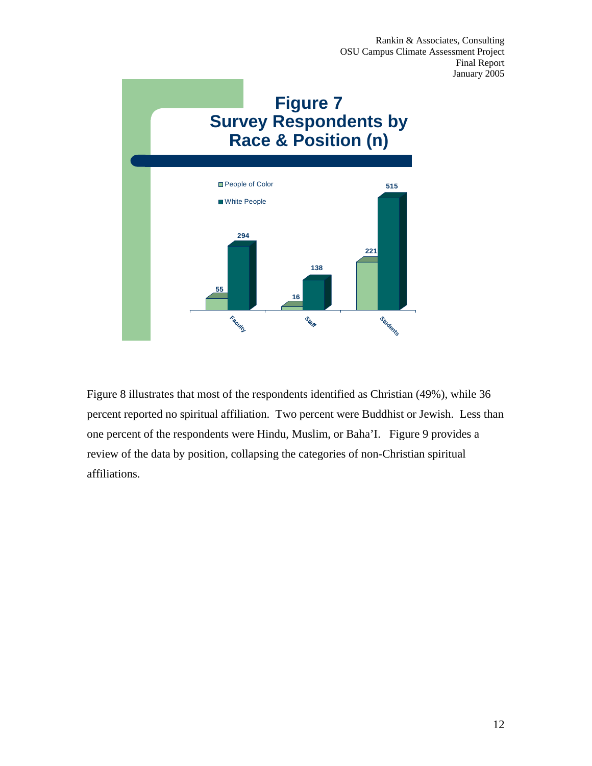**Figure 7**
**Survey Respondents by Race & Position (n)**

| | People of Color | White People |
|---|---|---|
| Faculty | 55 | 294 |
| Staff | 16 | 138 |
| Students | 221 | 515 |

Figure 8 illustrates that most of the respondents identified as Christian (49%), while 36 percent reported no spiritual affiliation. Two percent were Buddhist or Jewish. Less than one percent of the respondents were Hindu, Muslim, or Baha'I. Figure 9 provides a review of the data by position, collapsing the categories of non-Christian spiritual affiliations.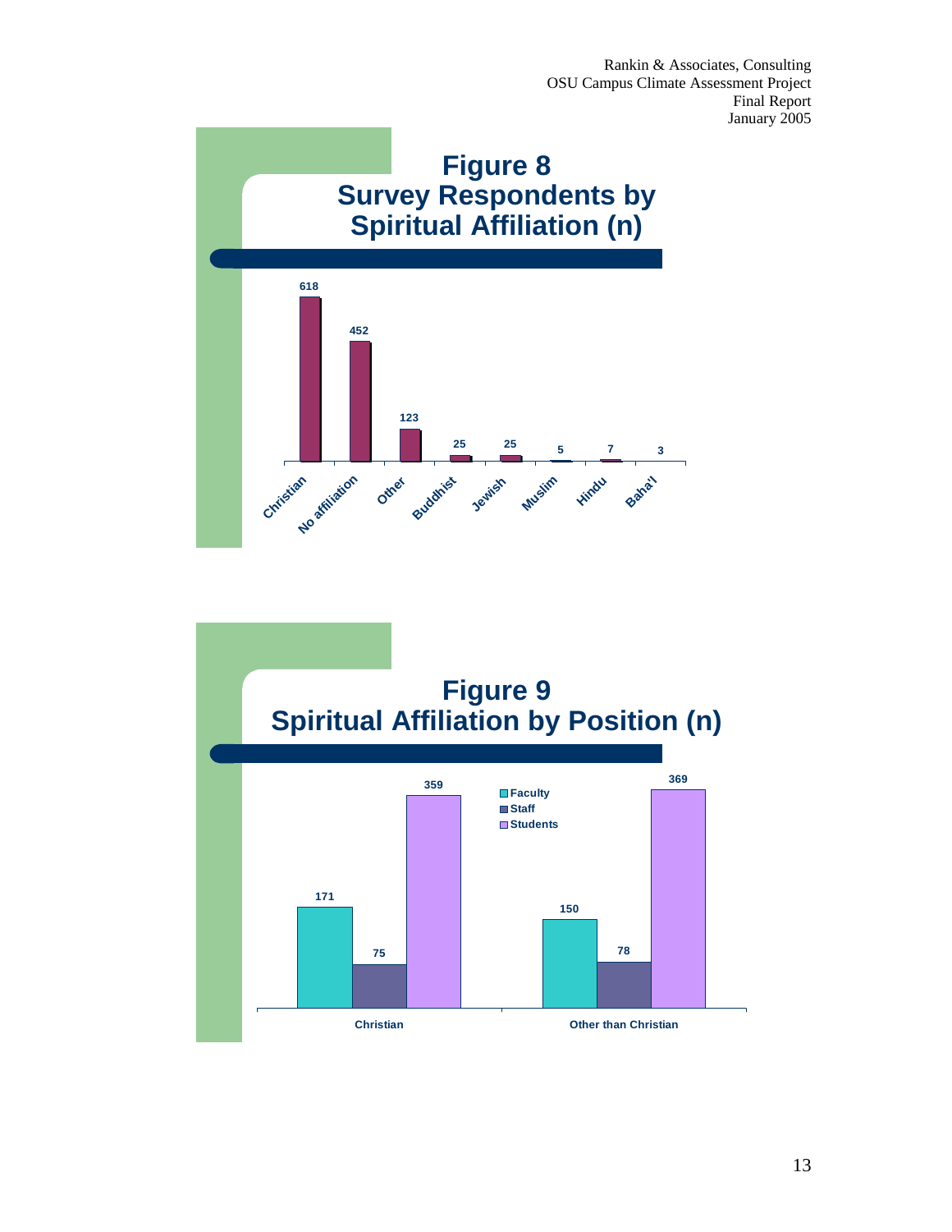## Figure 8
## Survey Respondents by Spiritual Affiliation (n)

| Spiritual Affiliation | n |
|---|---|
| Christian | 618 |
| No affiliation | 452 |
| Other | 123 |
| Buddhist | 25 |
| Jewish | 25 |
| Muslim | 5 |
| Hindu | 7 |
| Baha'I | 3 |

## Figure 9
## Spiritual Affiliation by Position (n)

| | Faculty | Staff | Students |
|---|---|---|---|
| Christian | 171 | 75 | 359 |
| Other than Christian | 150 | 78 | 369 |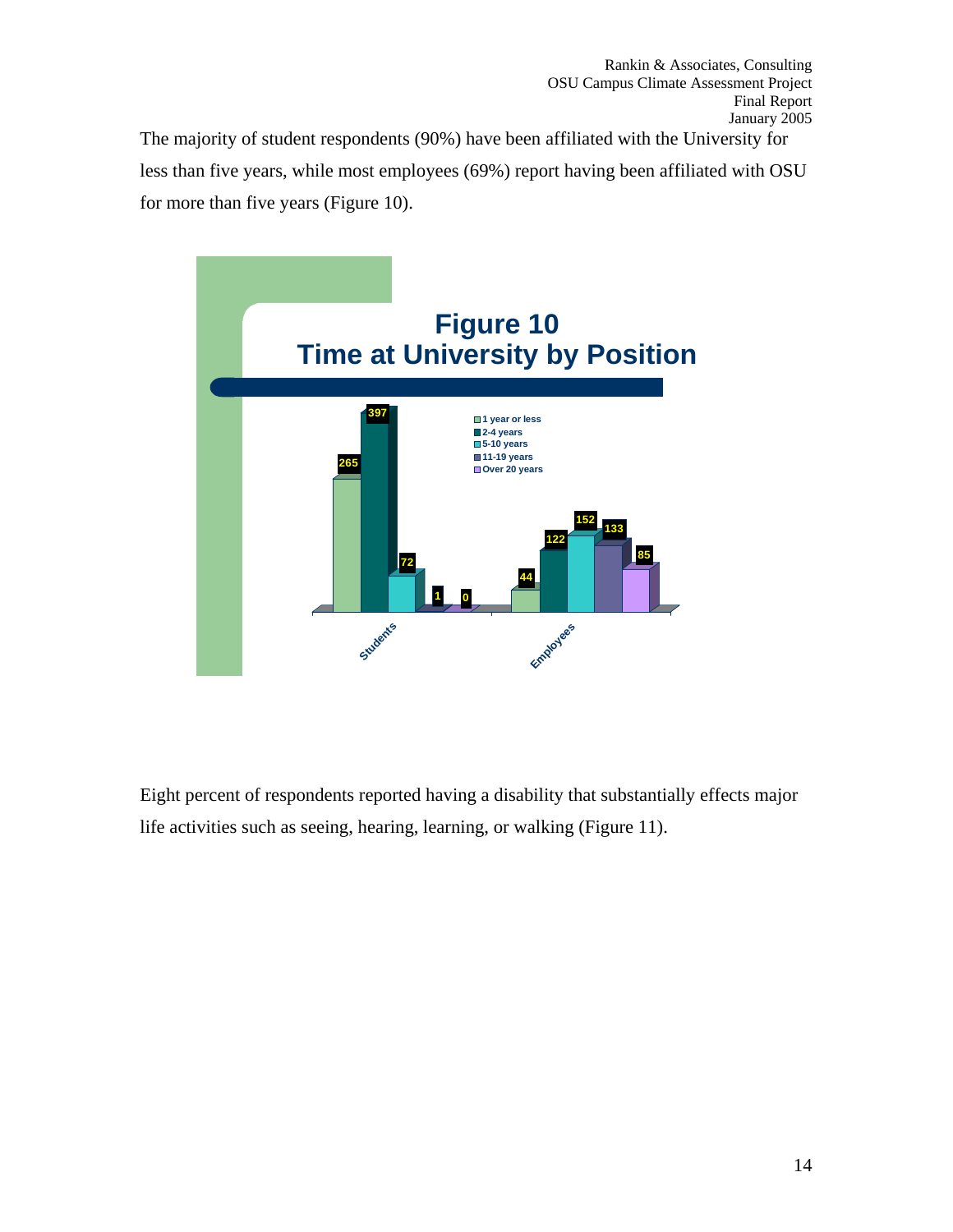The majority of student respondents (90%) have been affiliated with the University for less than five years, while most employees (69%) report having been affiliated with OSU for more than five years (Figure 10).

**Figure 10**
**Time at University by Position**

| | 1 year or less | 2-4 years | 5-10 years | 11-19 years | Over 20 years |
|---|---|---|---|---|---|
| Students | 265 | 397 | 72 | 1 | 0 |
| Employees | 44 | 122 | 152 | 133 | 85 |

Eight percent of respondents reported having a disability that substantially effects major life activities such as seeing, hearing, learning, or walking (Figure 11).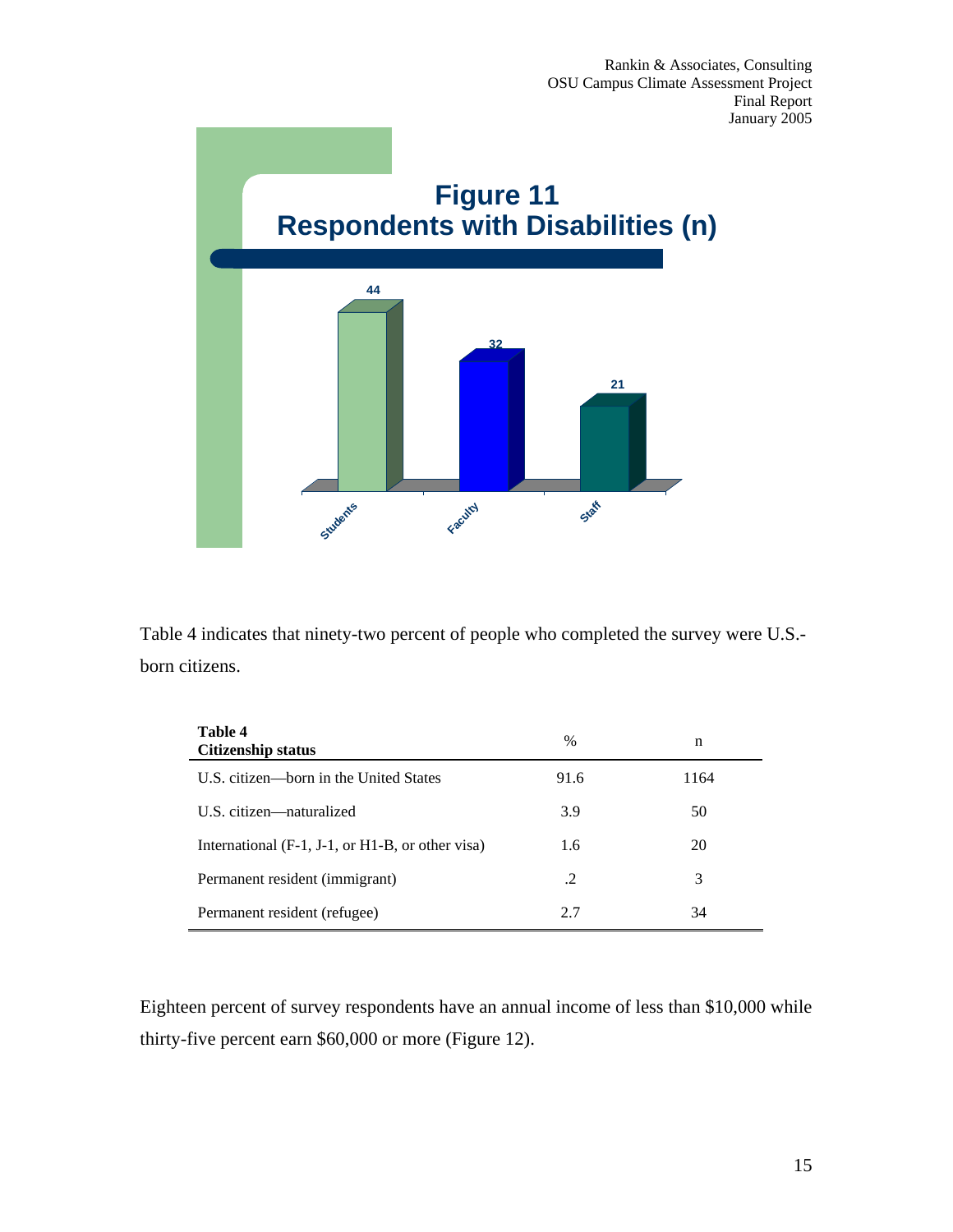**Figure 11**
**Respondents with Disabilities (n)**

| | n |
|---|---|
| Students | 44 |
| Faculty | 32 |
| Staff | 21 |

Table 4 indicates that ninety-two percent of people who completed the survey were U.S.-born citizens.

| **Table 4** **Citizenship status** | % | n |
|---|---|---|
| U.S. citizen—born in the United States | 91.6 | 1164 |
| U.S. citizen—naturalized | 3.9 | 50 |
| International (F-1, J-1, or H1-B, or other visa) | 1.6 | 20 |
| Permanent resident (immigrant) | .2 | 3 |
| Permanent resident (refugee) | 2.7 | 34 |

Eighteen percent of survey respondents have an annual income of less than $10,000 while thirty-five percent earn $60,000 or more (Figure 12).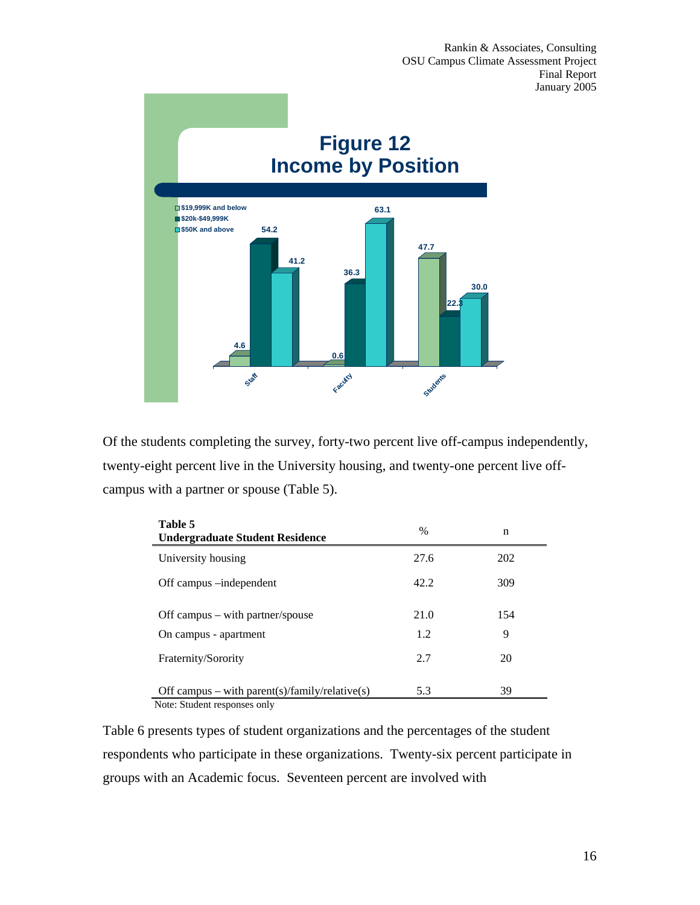## Figure 12
## Income by Position

| | $19,999K and below | $20k-$49,999K | $50K and above |
|---|---|---|---|
| Staff | 4.6 | 54.2 | 41.2 |
| Faculty | 0.6 | 36.3 | 63.1 |
| Students | 47.7 | 22.3 | 30.0 |

Of the students completing the survey, forty-two percent live off-campus independently, twenty-eight percent live in the University housing, and twenty-one percent live off-campus with a partner or spouse (Table 5).

| **Table 5** **Undergraduate Student Residence** | % | n |
|---|---|---|
| University housing | 27.6 | 202 |
| Off campus –independent | 42.2 | 309 |
| Off campus – with partner/spouse | 21.0 | 154 |
| On campus - apartment | 1.2 | 9 |
| Fraternity/Sorority | 2.7 | 20 |
| Off campus – with parent(s)/family/relative(s) | 5.3 | 39 |

Note: Student responses only

Table 6 presents types of student organizations and the percentages of the student respondents who participate in these organizations. Twenty-six percent participate in groups with an Academic focus. Seventeen percent are involved with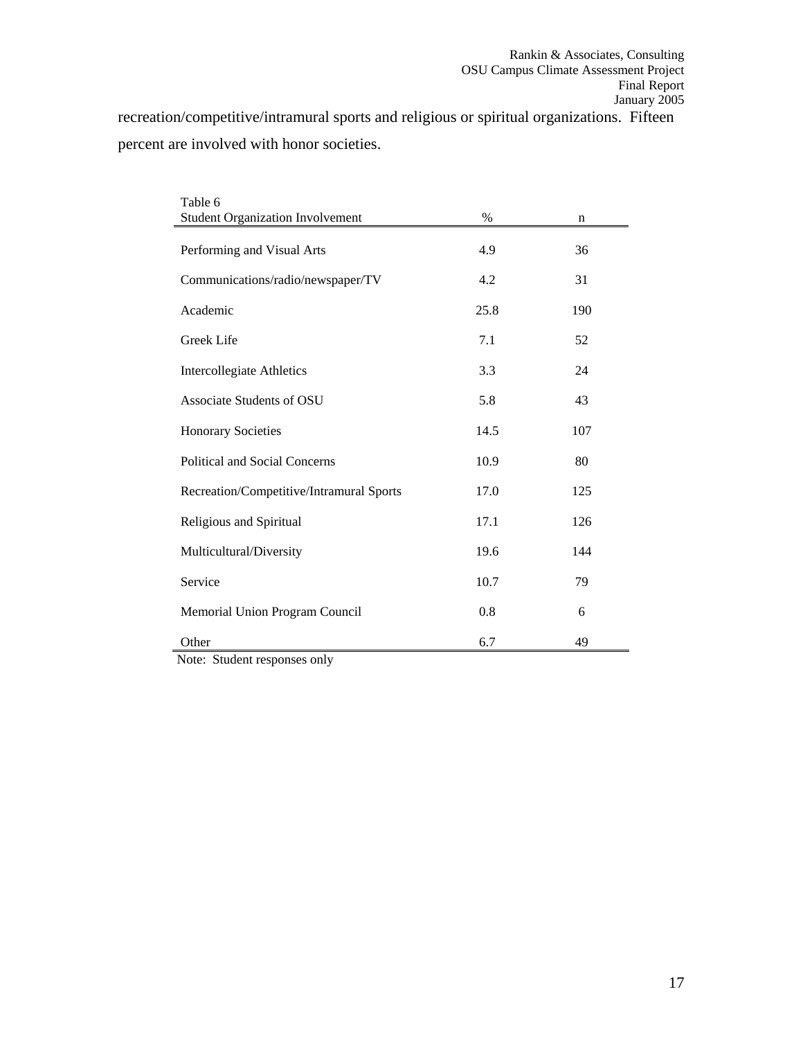recreation/competitive/intramural sports and religious or spiritual organizations. Fifteen percent are involved with honor societies.

Table 6

| Student Organization Involvement | % | n |
|---|---|---|
| Performing and Visual Arts | 4.9 | 36 |
| Communications/radio/newspaper/TV | 4.2 | 31 |
| Academic | 25.8 | 190 |
| Greek Life | 7.1 | 52 |
| Intercollegiate Athletics | 3.3 | 24 |
| Associate Students of OSU | 5.8 | 43 |
| Honorary Societies | 14.5 | 107 |
| Political and Social Concerns | 10.9 | 80 |
| Recreation/Competitive/Intramural Sports | 17.0 | 125 |
| Religious and Spiritual | 17.1 | 126 |
| Multicultural/Diversity | 19.6 | 144 |
| Service | 10.7 | 79 |
| Memorial Union Program Council | 0.8 | 6 |
| Other | 6.7 | 49 |

Note: Student responses only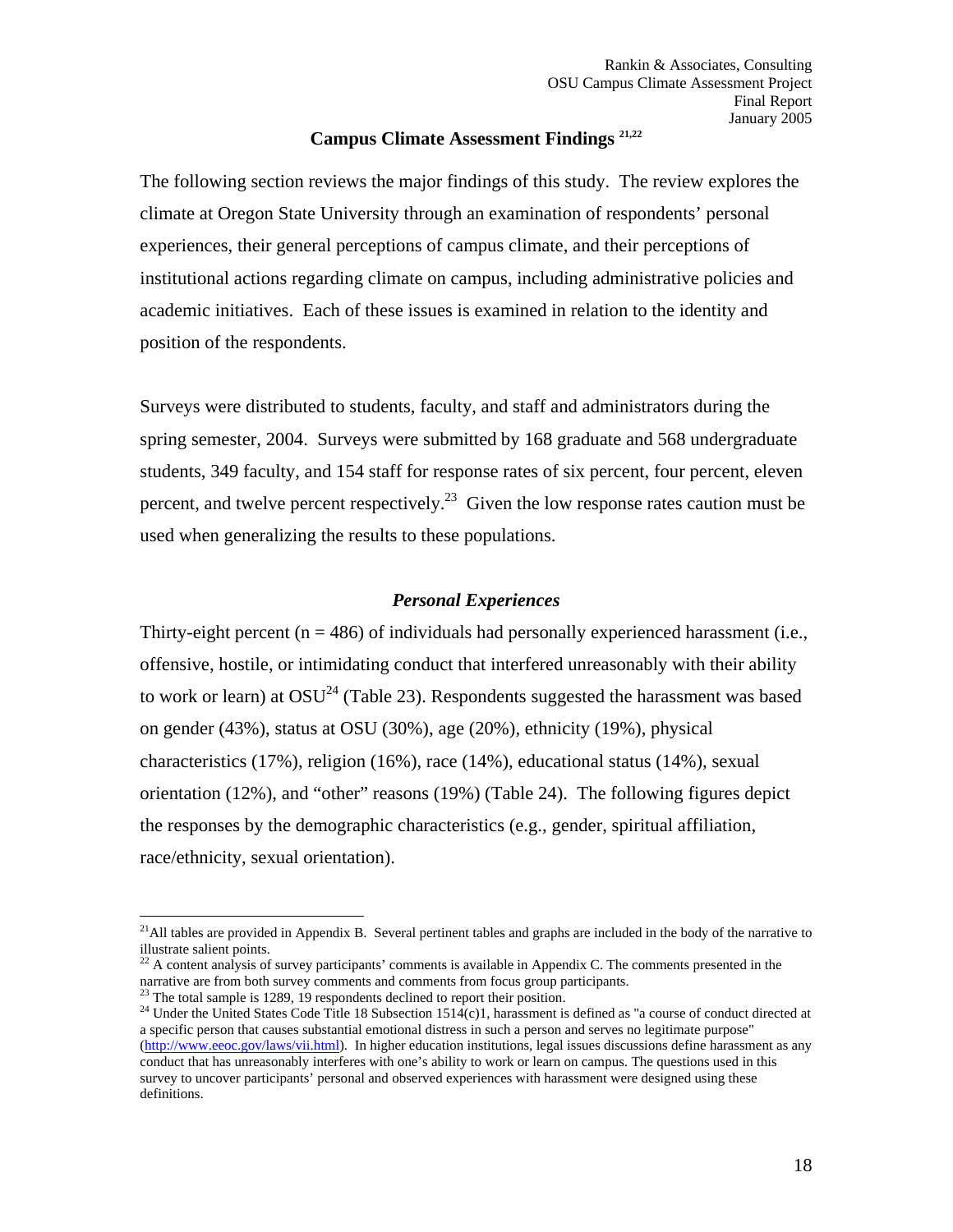## Campus Climate Assessment Findings [21,22]

The following section reviews the major findings of this study. The review explores the climate at Oregon State University through an examination of respondents' personal experiences, their general perceptions of campus climate, and their perceptions of institutional actions regarding climate on campus, including administrative policies and academic initiatives. Each of these issues is examined in relation to the identity and position of the respondents.

Surveys were distributed to students, faculty, and staff and administrators during the spring semester, 2004. Surveys were submitted by 168 graduate and 568 undergraduate students, 349 faculty, and 154 staff for response rates of six percent, four percent, eleven percent, and twelve percent respectively.[23] Given the low response rates caution must be used when generalizing the results to these populations.

### *Personal Experiences*

Thirty-eight percent (n = 486) of individuals had personally experienced harassment (i.e., offensive, hostile, or intimidating conduct that interfered unreasonably with their ability to work or learn) at OSU[24] (Table 23). Respondents suggested the harassment was based on gender (43%), status at OSU (30%), age (20%), ethnicity (19%), physical characteristics (17%), religion (16%), race (14%), educational status (14%), sexual orientation (12%), and "other" reasons (19%) (Table 24). The following figures depict the responses by the demographic characteristics (e.g., gender, spiritual affiliation, race/ethnicity, sexual orientation).

---

[21] All tables are provided in Appendix B. Several pertinent tables and graphs are included in the body of the narrative to illustrate salient points.

[22] A content analysis of survey participants' comments is available in Appendix C. The comments presented in the narrative are from both survey comments and comments from focus group participants.

[23] The total sample is 1289, 19 respondents declined to report their position.

[24] Under the United States Code Title 18 Subsection 1514(c)1, harassment is defined as "a course of conduct directed at a specific person that causes substantial emotional distress in such a person and serves no legitimate purpose" (http://www.eeoc.gov/laws/vii.html). In higher education institutions, legal issues discussions define harassment as any conduct that has unreasonably interferes with one's ability to work or learn on campus. The questions used in this survey to uncover participants' personal and observed experiences with harassment were designed using these definitions.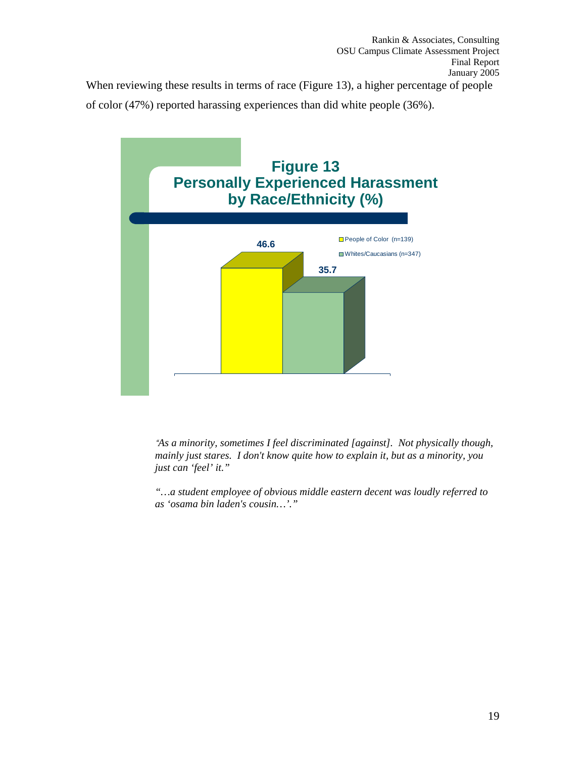When reviewing these results in terms of race (Figure 13), a higher percentage of people of color (47%) reported harassing experiences than did white people (36%).

**Figure 13**
**Personally Experienced Harassment by Race/Ethnicity (%)**

| Group | % |
|---|---|
| People of Color (n=139) | 46.6 |
| Whites/Caucasians (n=347) | 35.7 |

*"As a minority, sometimes I feel discriminated [against]. Not physically though, mainly just stares. I don't know quite how to explain it, but as a minority, you just can 'feel' it."*

*"…a student employee of obvious middle eastern decent was loudly referred to as 'osama bin laden's cousin…'."*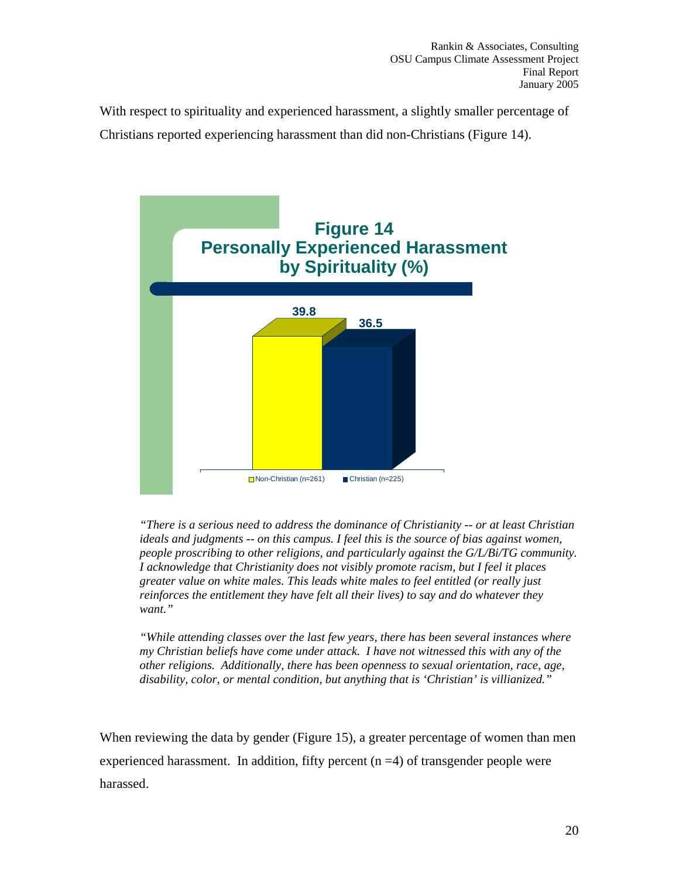With respect to spirituality and experienced harassment, a slightly smaller percentage of Christians reported experiencing harassment than did non-Christians (Figure 14).

**Figure 14**
**Personally Experienced Harassment by Spirituality (%)**

| Non-Christian (n=261) | Christian (n=225) |
|---|---|
| 39.8 | 36.5 |

*"There is a serious need to address the dominance of Christianity -- or at least Christian ideals and judgments -- on this campus. I feel this is the source of bias against women, people proscribing to other religions, and particularly against the G/L/Bi/TG community. I acknowledge that Christianity does not visibly promote racism, but I feel it places greater value on white males. This leads white males to feel entitled (or really just reinforces the entitlement they have felt all their lives) to say and do whatever they want."*

*"While attending classes over the last few years, there has been several instances where my Christian beliefs have come under attack. I have not witnessed this with any of the other religions. Additionally, there has been openness to sexual orientation, race, age, disability, color, or mental condition, but anything that is 'Christian' is villianized."*

When reviewing the data by gender (Figure 15), a greater percentage of women than men experienced harassment. In addition, fifty percent (n =4) of transgender people were harassed.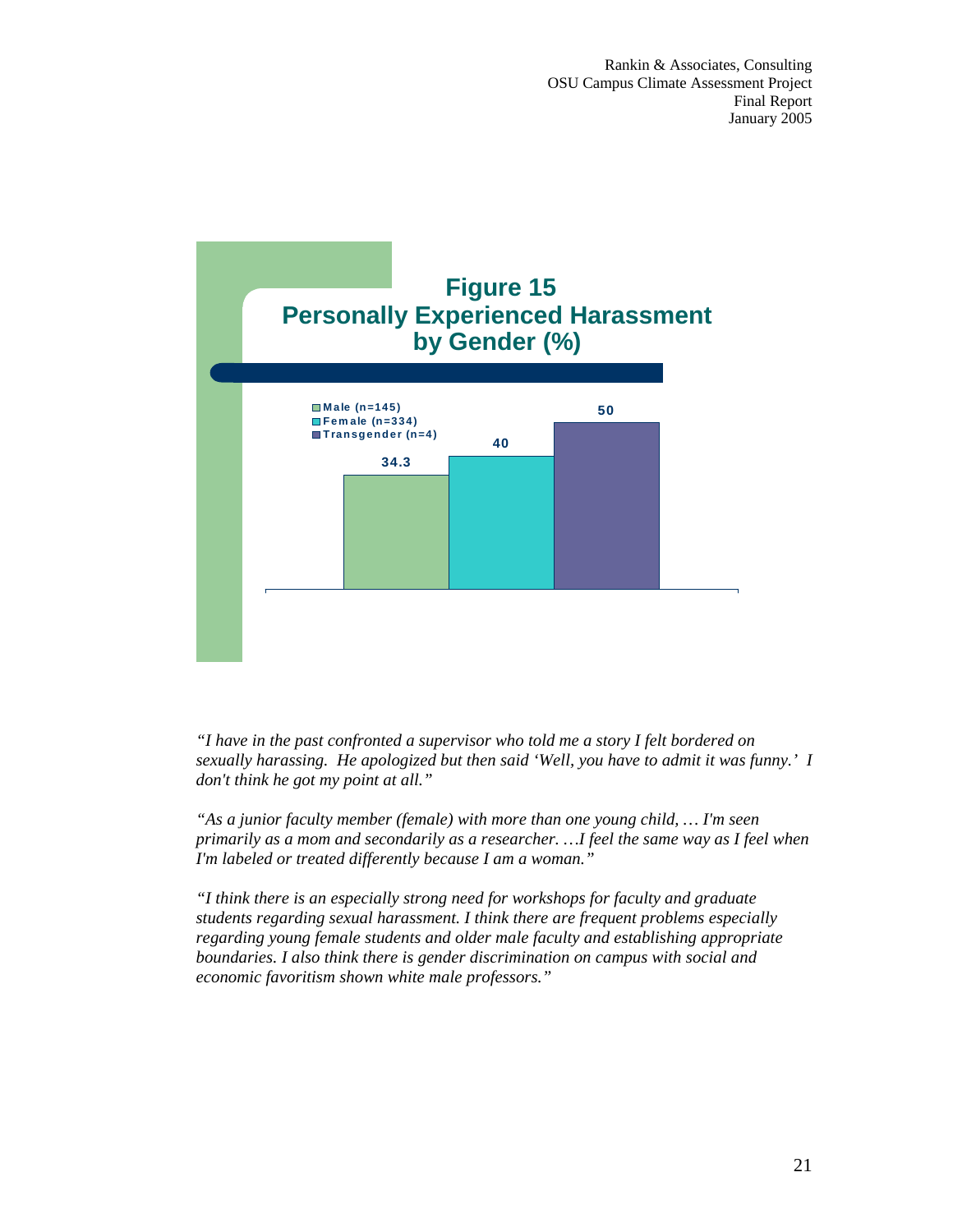**Figure 15**
**Personally Experienced Harassment by Gender (%)**

| Gender | % |
|---|---|
| Male (n=145) | 34.3 |
| Female (n=334) | 40 |
| Transgender (n=4) | 50 |

*"I have in the past confronted a supervisor who told me a story I felt bordered on sexually harassing. He apologized but then said 'Well, you have to admit it was funny.' I don't think he got my point at all."*

*"As a junior faculty member (female) with more than one young child, … I'm seen primarily as a mom and secondarily as a researcher. …I feel the same way as I feel when I'm labeled or treated differently because I am a woman."*

*"I think there is an especially strong need for workshops for faculty and graduate students regarding sexual harassment. I think there are frequent problems especially regarding young female students and older male faculty and establishing appropriate boundaries. I also think there is gender discrimination on campus with social and economic favoritism shown white male professors."*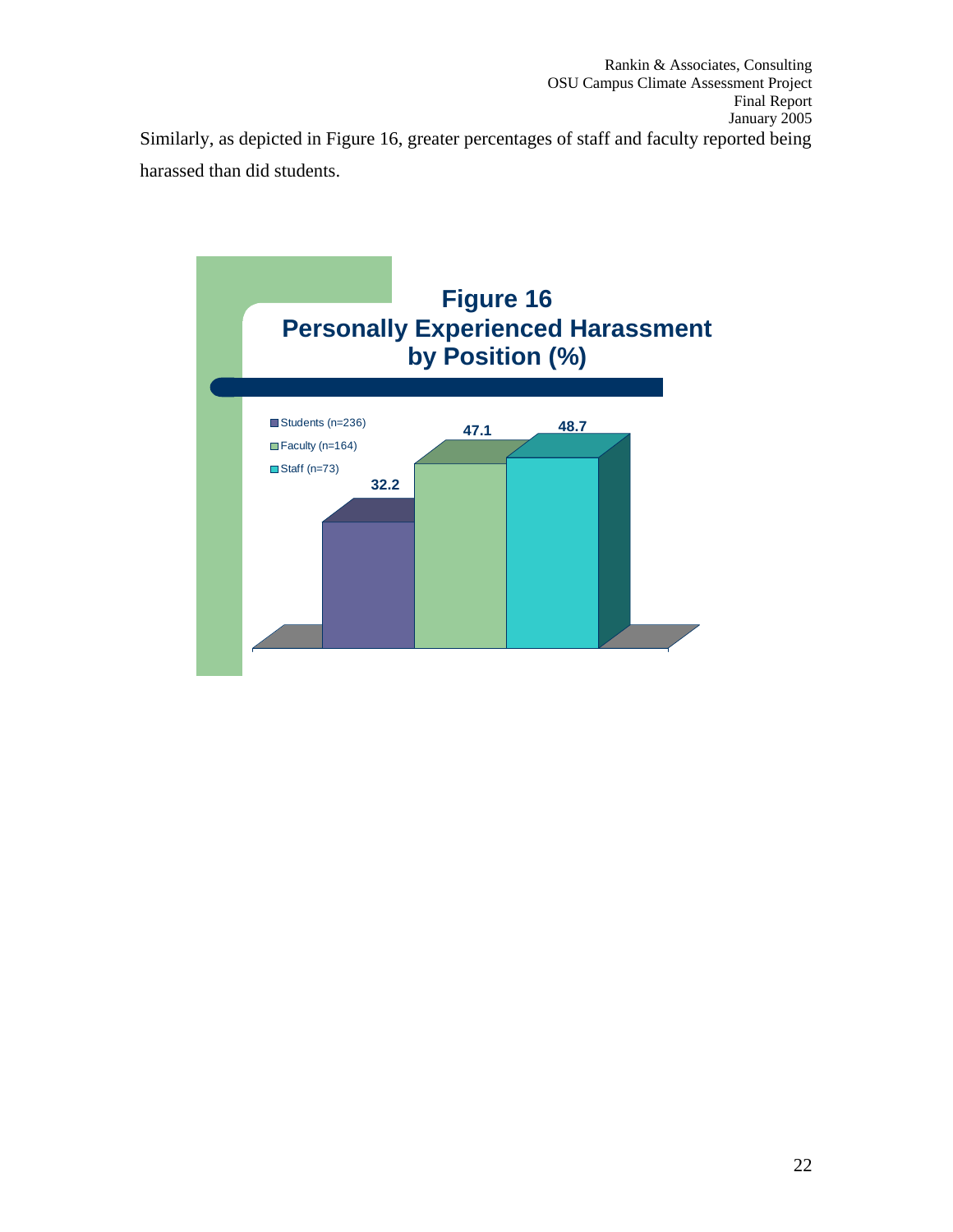Similarly, as depicted in Figure 16, greater percentages of staff and faculty reported being harassed than did students.

**Figure 16**
**Personally Experienced Harassment by Position (%)**

| Position | % |
|---|---|
| Students (n=236) | 32.2 |
| Faculty (n=164) | 47.1 |
| Staff (n=73) | 48.7 |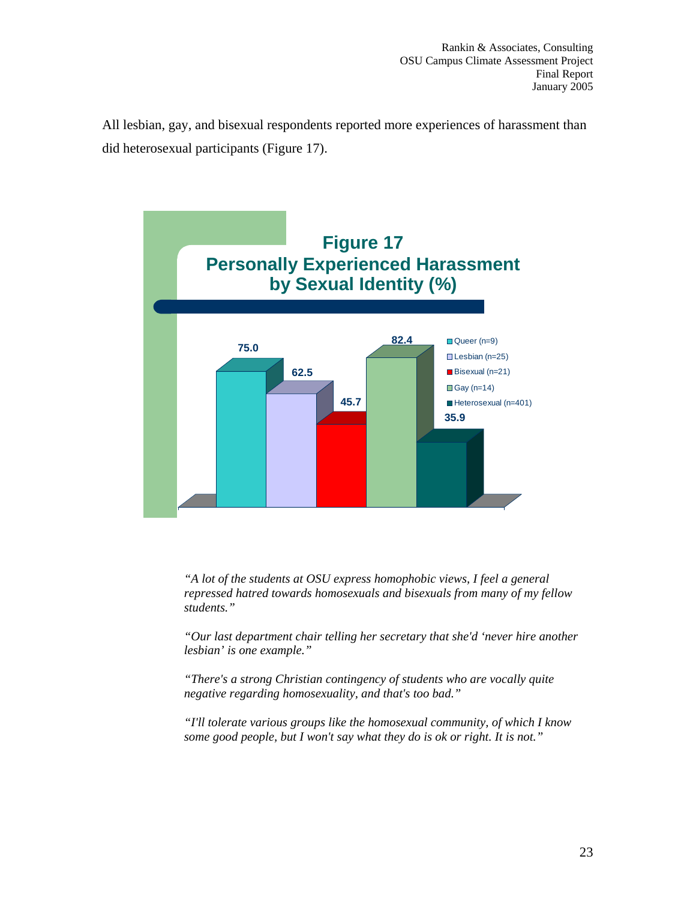All lesbian, gay, and bisexual respondents reported more experiences of harassment than did heterosexual participants (Figure 17).

**Figure 17**
**Personally Experienced Harassment by Sexual Identity (%)**

| Sexual Identity | % |
|---|---|
| Queer (n=9) | 75.0 |
| Lesbian (n=25) | 62.5 |
| Bisexual (n=21) | 45.7 |
| Gay (n=14) | 82.4 |
| Heterosexual (n=401) | 35.9 |

*"A lot of the students at OSU express homophobic views, I feel a general repressed hatred towards homosexuals and bisexuals from many of my fellow students."*

*"Our last department chair telling her secretary that she'd 'never hire another lesbian' is one example."*

*"There's a strong Christian contingency of students who are vocally quite negative regarding homosexuality, and that's too bad."*

*"I'll tolerate various groups like the homosexual community, of which I know some good people, but I won't say what they do is ok or right. It is not."*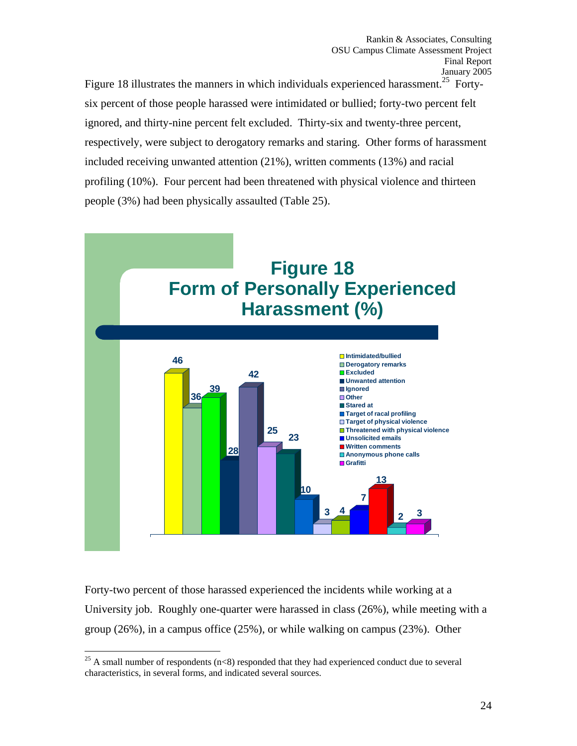Figure 18 illustrates the manners in which individuals experienced harassment.[25] Forty-six percent of those people harassed were intimidated or bullied; forty-two percent felt ignored, and thirty-nine percent felt excluded. Thirty-six and twenty-three percent, respectively, were subject to derogatory remarks and staring. Other forms of harassment included receiving unwanted attention (21%), written comments (13%) and racial profiling (10%). Four percent had been threatened with physical violence and thirteen people (3%) had been physically assaulted (Table 25).

**Figure 18**
**Form of Personally Experienced Harassment (%)**

| Form | % |
|---|---|
| Intimidated/bullied | 46 |
| Derogatory remarks | 36 |
| Excluded | 39 |
| Unwanted attention | 28 |
| Ignored | 42 |
| Other | 25 |
| Stared at | 23 |
| Target of racal profiling | 10 |
| Target of physical violence | 3 |
| Threatened with physical violence | 4 |
| Unsolicited emails | 7 |
| Written comments | 13 |
| Anonymous phone calls | 2 |
| Grafitti | 3 |

Forty-two percent of those harassed experienced the incidents while working at a University job. Roughly one-quarter were harassed in class (26%), while meeting with a group (26%), in a campus office (25%), or while walking on campus (23%). Other

[25] A small number of respondents (n<8) responded that they had experienced conduct due to several characteristics, in several forms, and indicated several sources.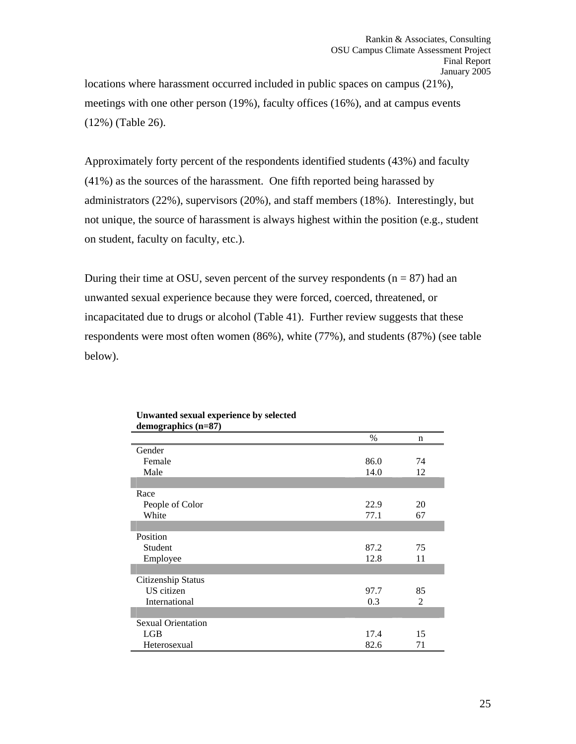locations where harassment occurred included in public spaces on campus (21%), meetings with one other person (19%), faculty offices (16%), and at campus events (12%) (Table 26).

Approximately forty percent of the respondents identified students (43%) and faculty (41%) as the sources of the harassment. One fifth reported being harassed by administrators (22%), supervisors (20%), and staff members (18%). Interestingly, but not unique, the source of harassment is always highest within the position (e.g., student on student, faculty on faculty, etc.).

During their time at OSU, seven percent of the survey respondents (n = 87) had an unwanted sexual experience because they were forced, coerced, threatened, or incapacitated due to drugs or alcohol (Table 41). Further review suggests that these respondents were most often women (86%), white (77%), and students (87%) (see table below).

**Unwanted sexual experience by selected demographics (n=87)**

| | % | n |
|---|---|---|
| Gender | | |
| Female | 86.0 | 74 |
| Male | 14.0 | 12 |
| Race | | |
| People of Color | 22.9 | 20 |
| White | 77.1 | 67 |
| Position | | |
| Student | 87.2 | 75 |
| Employee | 12.8 | 11 |
| Citizenship Status | | |
| US citizen | 97.7 | 85 |
| International | 0.3 | 2 |
| Sexual Orientation | | |
| LGB | 17.4 | 15 |
| Heterosexual | 82.6 | 71 |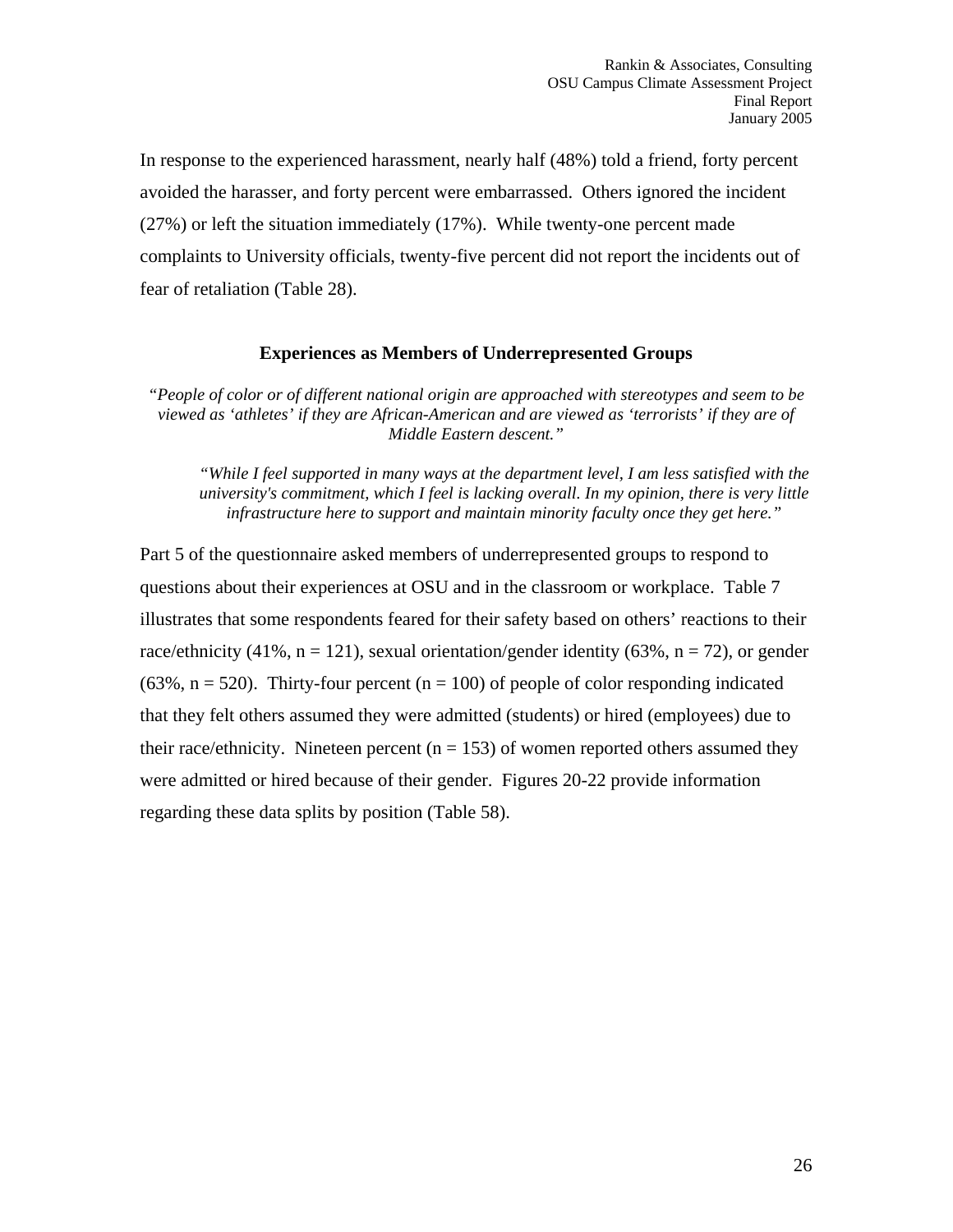In response to the experienced harassment, nearly half (48%) told a friend, forty percent avoided the harasser, and forty percent were embarrassed. Others ignored the incident (27%) or left the situation immediately (17%). While twenty-one percent made complaints to University officials, twenty-five percent did not report the incidents out of fear of retaliation (Table 28).

### Experiences as Members of Underrepresented Groups

*"People of color or of different national origin are approached with stereotypes and seem to be viewed as 'athletes' if they are African-American and are viewed as 'terrorists' if they are of Middle Eastern descent."*

*"While I feel supported in many ways at the department level, I am less satisfied with the university's commitment, which I feel is lacking overall. In my opinion, there is very little infrastructure here to support and maintain minority faculty once they get here."*

Part 5 of the questionnaire asked members of underrepresented groups to respond to questions about their experiences at OSU and in the classroom or workplace. Table 7 illustrates that some respondents feared for their safety based on others' reactions to their race/ethnicity (41%, n = 121), sexual orientation/gender identity (63%, n = 72), or gender (63%, n = 520). Thirty-four percent (n = 100) of people of color responding indicated that they felt others assumed they were admitted (students) or hired (employees) due to their race/ethnicity. Nineteen percent (n = 153) of women reported others assumed they were admitted or hired because of their gender. Figures 20-22 provide information regarding these data splits by position (Table 58).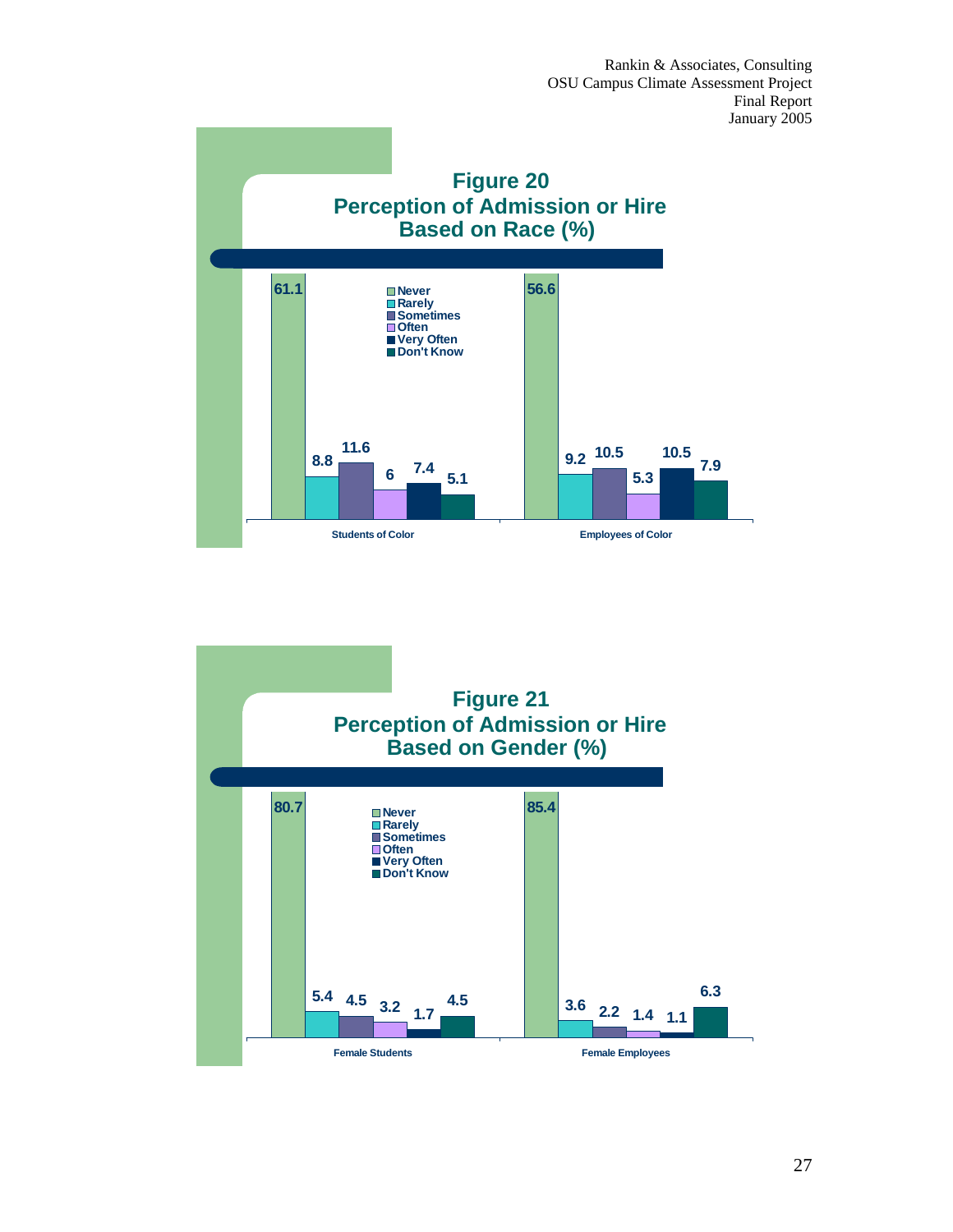**Figure 20**
**Perception of Admission or Hire Based on Race (%)**

| | Never | Rarely | Sometimes | Often | Very Often | Don't Know |
|---|---|---|---|---|---|---|
| Students of Color | 61.1 | 8.8 | 11.6 | 6 | 7.4 | 5.1 |
| Employees of Color | 56.6 | 9.2 | 10.5 | 5.3 | 10.5 | 7.9 |

**Figure 21**
**Perception of Admission or Hire Based on Gender (%)**

| | Never | Rarely | Sometimes | Often | Very Often | Don't Know |
|---|---|---|---|---|---|---|
| Female Students | 80.7 | 5.4 | 4.5 | 3.2 | 1.7 | 4.5 |
| Female Employees | 85.4 | 3.6 | 2.2 | 1.4 | 1.1 | 6.3 |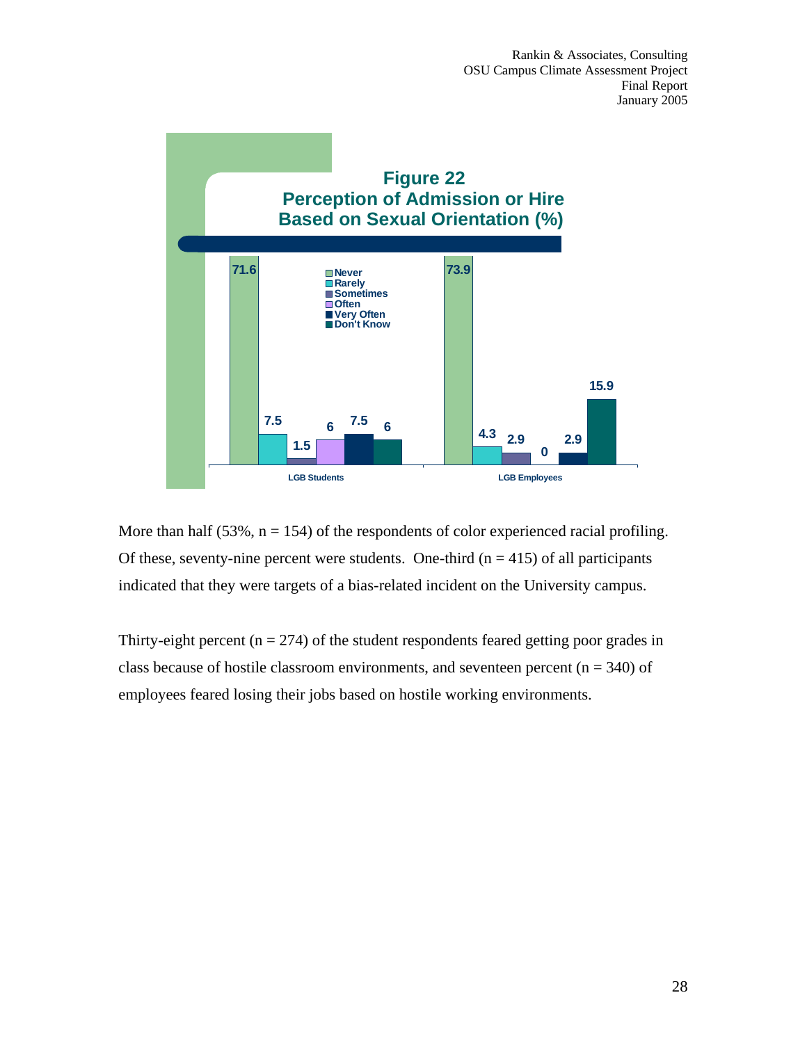**Figure 22**
**Perception of Admission or Hire Based on Sexual Orientation (%)**

| | Never | Rarely | Sometimes | Often | Very Often | Don't Know |
|---|---|---|---|---|---|---|
| LGB Students | 71.6 | 7.5 | 1.5 | 6 | 7.5 | 6 |
| LGB Employees | 73.9 | 4.3 | 2.9 | 0 | 2.9 | 15.9 |

More than half (53%, n = 154) of the respondents of color experienced racial profiling. Of these, seventy-nine percent were students. One-third (n = 415) of all participants indicated that they were targets of a bias-related incident on the University campus.

Thirty-eight percent (n = 274) of the student respondents feared getting poor grades in class because of hostile classroom environments, and seventeen percent (n = 340) of employees feared losing their jobs based on hostile working environments.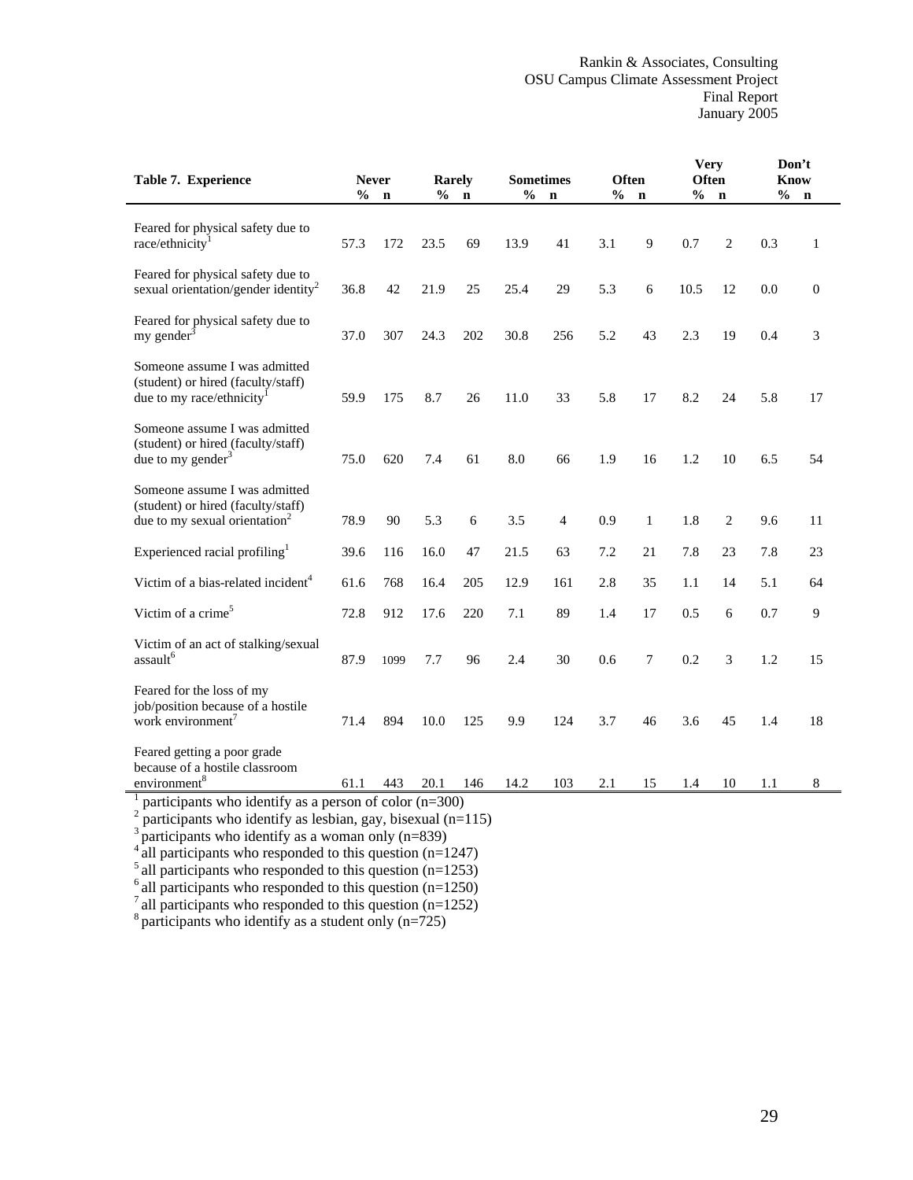| Table 7. Experience | Never | | Rarely | | Sometimes | | Often | | Very Often | | Don't Know | |
|---|---|---|---|---|---|---|---|---|---|---|---|---|
| | % | n | % | n | % | n | % | n | % | n | % | n |
| Feared for physical safety due to race/ethnicity[1] | 57.3 | 172 | 23.5 | 69 | 13.9 | 41 | 3.1 | 9 | 0.7 | 2 | 0.3 | 1 |
| Feared for physical safety due to sexual orientation/gender identity[2] | 36.8 | 42 | 21.9 | 25 | 25.4 | 29 | 5.3 | 6 | 10.5 | 12 | 0.0 | 0 |
| Feared for physical safety due to my gender[3] | 37.0 | 307 | 24.3 | 202 | 30.8 | 256 | 5.2 | 43 | 2.3 | 19 | 0.4 | 3 |
| Someone assume I was admitted (student) or hired (faculty/staff) due to my race/ethnicity[1] | 59.9 | 175 | 8.7 | 26 | 11.0 | 33 | 5.8 | 17 | 8.2 | 24 | 5.8 | 17 |
| Someone assume I was admitted (student) or hired (faculty/staff) due to my gender[3] | 75.0 | 620 | 7.4 | 61 | 8.0 | 66 | 1.9 | 16 | 1.2 | 10 | 6.5 | 54 |
| Someone assume I was admitted (student) or hired (faculty/staff) due to my sexual orientation[2] | 78.9 | 90 | 5.3 | 6 | 3.5 | 4 | 0.9 | 1 | 1.8 | 2 | 9.6 | 11 |
| Experienced racial profiling[1] | 39.6 | 116 | 16.0 | 47 | 21.5 | 63 | 7.2 | 21 | 7.8 | 23 | 7.8 | 23 |
| Victim of a bias-related incident[4] | 61.6 | 768 | 16.4 | 205 | 12.9 | 161 | 2.8 | 35 | 1.1 | 14 | 5.1 | 64 |
| Victim of a crime[5] | 72.8 | 912 | 17.6 | 220 | 7.1 | 89 | 1.4 | 17 | 0.5 | 6 | 0.7 | 9 |
| Victim of an act of stalking/sexual assault[6] | 87.9 | 1099 | 7.7 | 96 | 2.4 | 30 | 0.6 | 7 | 0.2 | 3 | 1.2 | 15 |
| Feared for the loss of my job/position because of a hostile work environment[7] | 71.4 | 894 | 10.0 | 125 | 9.9 | 124 | 3.7 | 46 | 3.6 | 45 | 1.4 | 18 |
| Feared getting a poor grade because of a hostile classroom environment[8] | 61.1 | 443 | 20.1 | 146 | 14.2 | 103 | 2.1 | 15 | 1.4 | 10 | 1.1 | 8 |

[1] participants who identify as a person of color (n=300)
[2] participants who identify as lesbian, gay, bisexual (n=115)
[3] participants who identify as a woman only (n=839)
[4] all participants who responded to this question (n=1247)
[5] all participants who responded to this question (n=1253)
[6] all participants who responded to this question (n=1250)
[7] all participants who responded to this question (n=1252)
[8] participants who identify as a student only (n=725)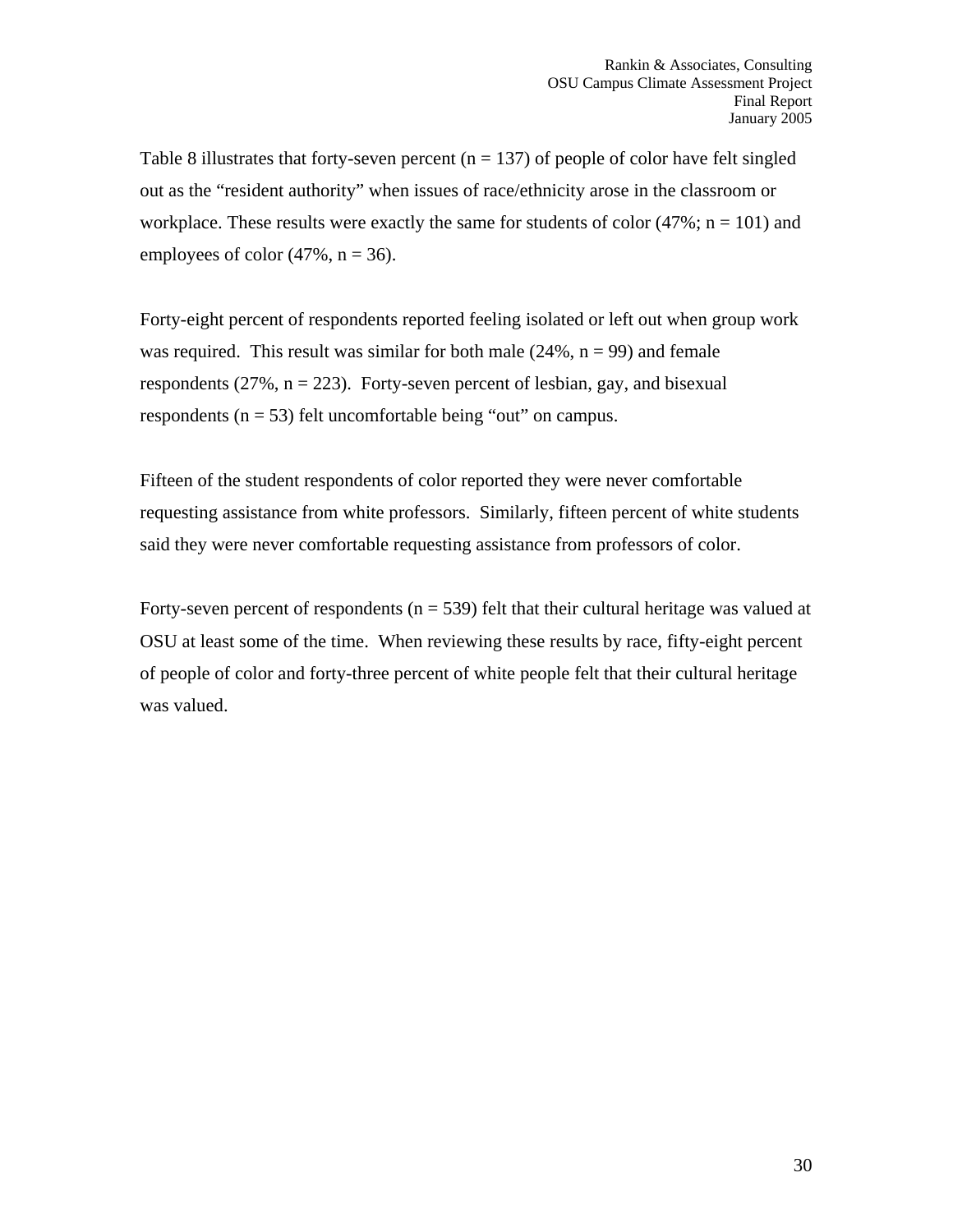Table 8 illustrates that forty-seven percent (n = 137) of people of color have felt singled out as the "resident authority" when issues of race/ethnicity arose in the classroom or workplace. These results were exactly the same for students of color (47%; n = 101) and employees of color (47%, n = 36).

Forty-eight percent of respondents reported feeling isolated or left out when group work was required. This result was similar for both male (24%, n = 99) and female respondents (27%, n = 223). Forty-seven percent of lesbian, gay, and bisexual respondents (n = 53) felt uncomfortable being "out" on campus.

Fifteen of the student respondents of color reported they were never comfortable requesting assistance from white professors. Similarly, fifteen percent of white students said they were never comfortable requesting assistance from professors of color.

Forty-seven percent of respondents (n = 539) felt that their cultural heritage was valued at OSU at least some of the time. When reviewing these results by race, fifty-eight percent of people of color and forty-three percent of white people felt that their cultural heritage was valued.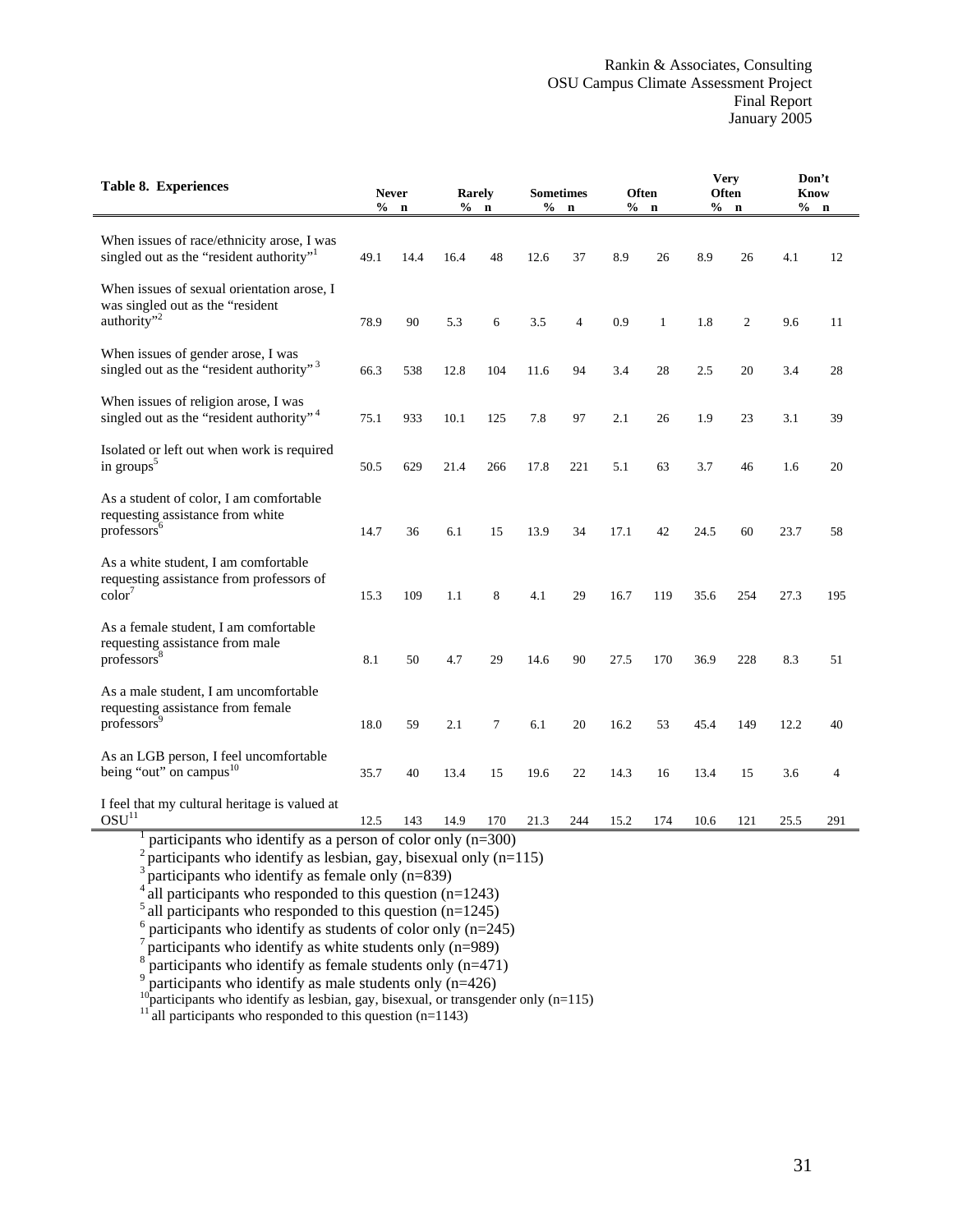| Table 8. Experiences | Never | | Rarely | | Sometimes | | Often | | Very Often | | Don't Know | |
|---|---|---|---|---|---|---|---|---|---|---|---|---|
| | % | n | % | n | % | n | % | n | % | n | % | n |
| When issues of race/ethnicity arose, I was singled out as the "resident authority"[1] | 49.1 | 14.4 | 16.4 | 48 | 12.6 | 37 | 8.9 | 26 | 8.9 | 26 | 4.1 | 12 |
| When issues of sexual orientation arose, I was singled out as the "resident authority"[2] | 78.9 | 90 | 5.3 | 6 | 3.5 | 4 | 0.9 | 1 | 1.8 | 2 | 9.6 | 11 |
| When issues of gender arose, I was singled out as the "resident authority"[3] | 66.3 | 538 | 12.8 | 104 | 11.6 | 94 | 3.4 | 28 | 2.5 | 20 | 3.4 | 28 |
| When issues of religion arose, I was singled out as the "resident authority"[4] | 75.1 | 933 | 10.1 | 125 | 7.8 | 97 | 2.1 | 26 | 1.9 | 23 | 3.1 | 39 |
| Isolated or left out when work is required in groups[5] | 50.5 | 629 | 21.4 | 266 | 17.8 | 221 | 5.1 | 63 | 3.7 | 46 | 1.6 | 20 |
| As a student of color, I am comfortable requesting assistance from white professors[6] | 14.7 | 36 | 6.1 | 15 | 13.9 | 34 | 17.1 | 42 | 24.5 | 60 | 23.7 | 58 |
| As a white student, I am comfortable requesting assistance from professors of color[7] | 15.3 | 109 | 1.1 | 8 | 4.1 | 29 | 16.7 | 119 | 35.6 | 254 | 27.3 | 195 |
| As a female student, I am comfortable requesting assistance from male professors[8] | 8.1 | 50 | 4.7 | 29 | 14.6 | 90 | 27.5 | 170 | 36.9 | 228 | 8.3 | 51 |
| As a male student, I am uncomfortable requesting assistance from female professors[9] | 18.0 | 59 | 2.1 | 7 | 6.1 | 20 | 16.2 | 53 | 45.4 | 149 | 12.2 | 40 |
| As an LGB person, I feel uncomfortable being "out" on campus[10] | 35.7 | 40 | 13.4 | 15 | 19.6 | 22 | 14.3 | 16 | 13.4 | 15 | 3.6 | 4 |
| I feel that my cultural heritage is valued at OSU[11] | 12.5 | 143 | 14.9 | 170 | 21.3 | 244 | 15.2 | 174 | 10.6 | 121 | 25.5 | 291 |

[1] participants who identify as a person of color only (n=300)
[2] participants who identify as lesbian, gay, bisexual only (n=115)
[3] participants who identify as female only (n=839)
[4] all participants who responded to this question (n=1243)
[5] all participants who responded to this question (n=1245)
[6] participants who identify as students of color only (n=245)
[7] participants who identify as white students only (n=989)
[8] participants who identify as female students only (n=471)
[9] participants who identify as male students only (n=426)
[10] participants who identify as lesbian, gay, bisexual, or transgender only (n=115)
[11] all participants who responded to this question (n=1143)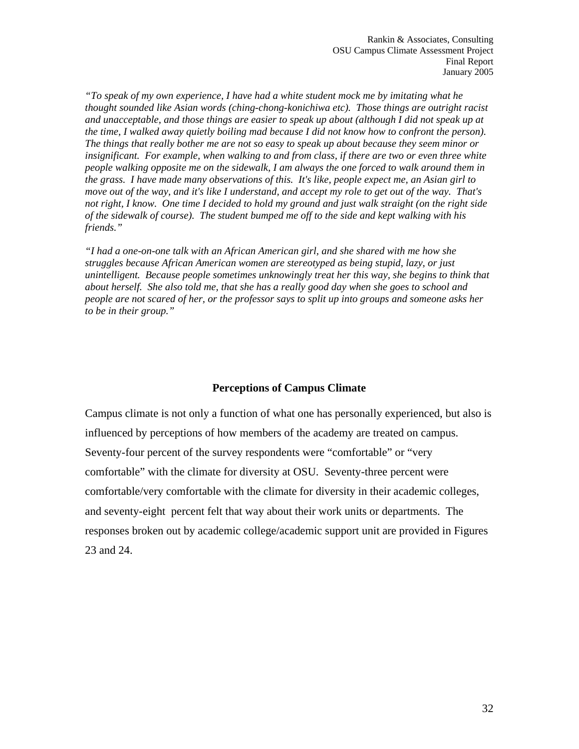*"To speak of my own experience, I have had a white student mock me by imitating what he thought sounded like Asian words (ching-chong-konichiwa etc). Those things are outright racist and unacceptable, and those things are easier to speak up about (although I did not speak up at the time, I walked away quietly boiling mad because I did not know how to confront the person). The things that really bother me are not so easy to speak up about because they seem minor or insignificant. For example, when walking to and from class, if there are two or even three white people walking opposite me on the sidewalk, I am always the one forced to walk around them in the grass. I have made many observations of this. It's like, people expect me, an Asian girl to move out of the way, and it's like I understand, and accept my role to get out of the way. That's not right, I know. One time I decided to hold my ground and just walk straight (on the right side of the sidewalk of course). The student bumped me off to the side and kept walking with his friends."*

*"I had a one-on-one talk with an African American girl, and she shared with me how she struggles because African American women are stereotyped as being stupid, lazy, or just unintelligent. Because people sometimes unknowingly treat her this way, she begins to think that about herself. She also told me, that she has a really good day when she goes to school and people are not scared of her, or the professor says to split up into groups and someone asks her to be in their group."*

## Perceptions of Campus Climate

Campus climate is not only a function of what one has personally experienced, but also is influenced by perceptions of how members of the academy are treated on campus. Seventy-four percent of the survey respondents were "comfortable" or "very comfortable" with the climate for diversity at OSU. Seventy-three percent were comfortable/very comfortable with the climate for diversity in their academic colleges, and seventy-eight percent felt that way about their work units or departments. The responses broken out by academic college/academic support unit are provided in Figures 23 and 24.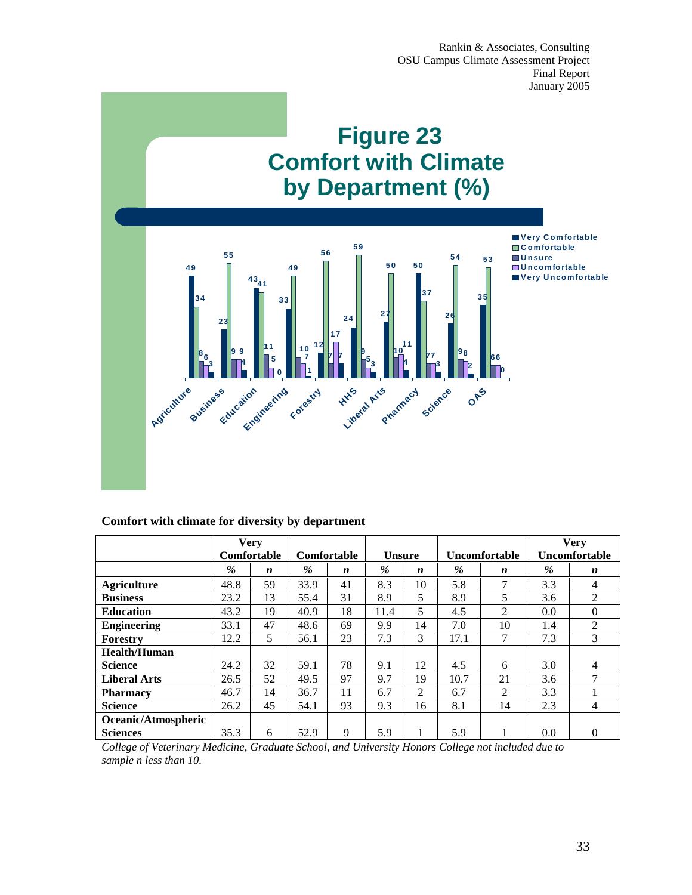# Figure 23
# Comfort with Climate by Department (%)

**Comfort with climate for diversity by department**

| | Very Comfortable | | Comfortable | | Unsure | | Uncomfortable | | Very Uncomfortable | |
|---|---|---|---|---|---|---|---|---|---|---|
| | *%* | *n* | *%* | *n* | *%* | *n* | *%* | *n* | *%* | *n* |
| **Agriculture** | 48.8 | 59 | 33.9 | 41 | 8.3 | 10 | 5.8 | 7 | 3.3 | 4 |
| **Business** | 23.2 | 13 | 55.4 | 31 | 8.9 | 5 | 8.9 | 5 | 3.6 | 2 |
| **Education** | 43.2 | 19 | 40.9 | 18 | 11.4 | 5 | 4.5 | 2 | 0.0 | 0 |
| **Engineering** | 33.1 | 47 | 48.6 | 69 | 9.9 | 14 | 7.0 | 10 | 1.4 | 2 |
| **Forestry** | 12.2 | 5 | 56.1 | 23 | 7.3 | 3 | 17.1 | 7 | 7.3 | 3 |
| **Health/Human Science** | 24.2 | 32 | 59.1 | 78 | 9.1 | 12 | 4.5 | 6 | 3.0 | 4 |
| **Liberal Arts** | 26.5 | 52 | 49.5 | 97 | 9.7 | 19 | 10.7 | 21 | 3.6 | 7 |
| **Pharmacy** | 46.7 | 14 | 36.7 | 11 | 6.7 | 2 | 6.7 | 2 | 3.3 | 1 |
| **Science** | 26.2 | 45 | 54.1 | 93 | 9.3 | 16 | 8.1 | 14 | 2.3 | 4 |
| **Oceanic/Atmospheric Sciences** | 35.3 | 6 | 52.9 | 9 | 5.9 | 1 | 5.9 | 1 | 0.0 | 0 |

*College of Veterinary Medicine, Graduate School, and University Honors College not included due to sample n less than 10.*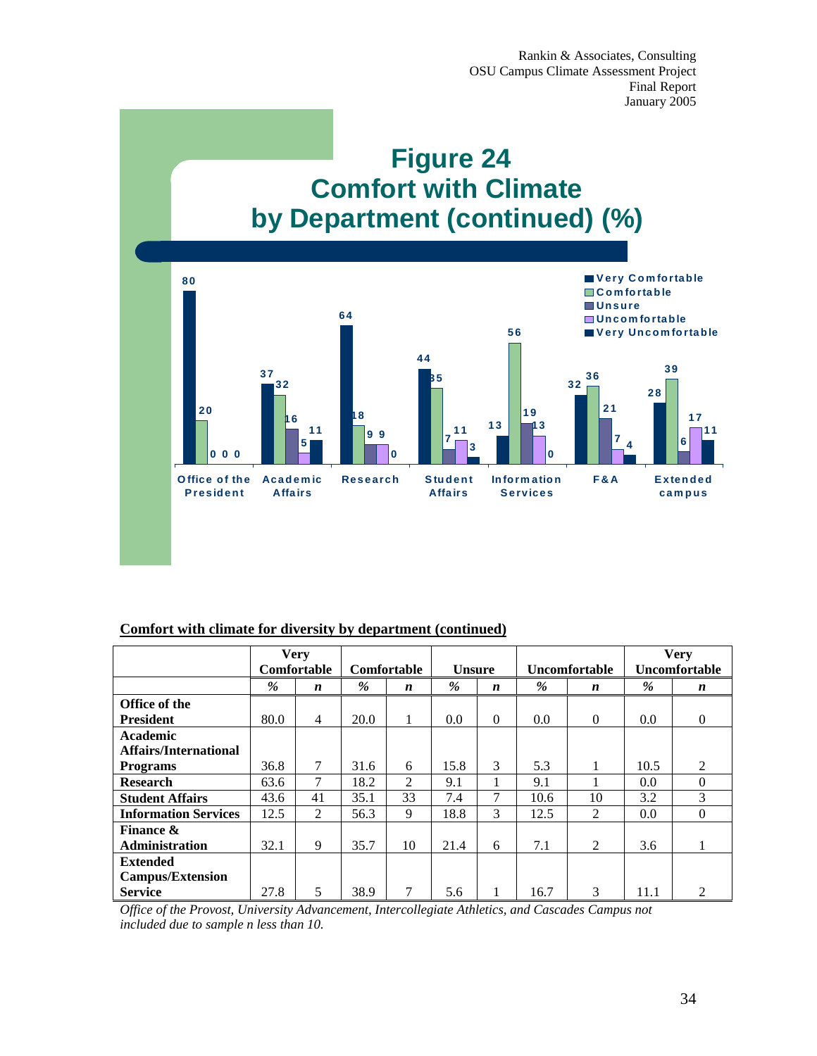# Figure 24
# Comfort with Climate by Department (continued) (%)

**Comfort with climate for diversity by department (continued)**

| | Very Comfortable | | Comfortable | | Unsure | | Uncomfortable | | Very Uncomfortable | |
|---|---|---|---|---|---|---|---|---|---|---|
| | *%* | *n* | *%* | *n* | *%* | *n* | *%* | *n* | *%* | *n* |
| **Office of the President** | 80.0 | 4 | 20.0 | 1 | 0.0 | 0 | 0.0 | 0 | 0.0 | 0 |
| **Academic Affairs/International Programs** | 36.8 | 7 | 31.6 | 6 | 15.8 | 3 | 5.3 | 1 | 10.5 | 2 |
| **Research** | 63.6 | 7 | 18.2 | 2 | 9.1 | 1 | 9.1 | 1 | 0.0 | 0 |
| **Student Affairs** | 43.6 | 41 | 35.1 | 33 | 7.4 | 7 | 10.6 | 10 | 3.2 | 3 |
| **Information Services** | 12.5 | 2 | 56.3 | 9 | 18.8 | 3 | 12.5 | 2 | 0.0 | 0 |
| **Finance & Administration** | 32.1 | 9 | 35.7 | 10 | 21.4 | 6 | 7.1 | 2 | 3.6 | 1 |
| **Extended Campus/Extension Service** | 27.8 | 5 | 38.9 | 7 | 5.6 | 1 | 16.7 | 3 | 11.1 | 2 |

*Office of the Provost, University Advancement, Intercollegiate Athletics, and Cascades Campus not included due to sample n less than 10.*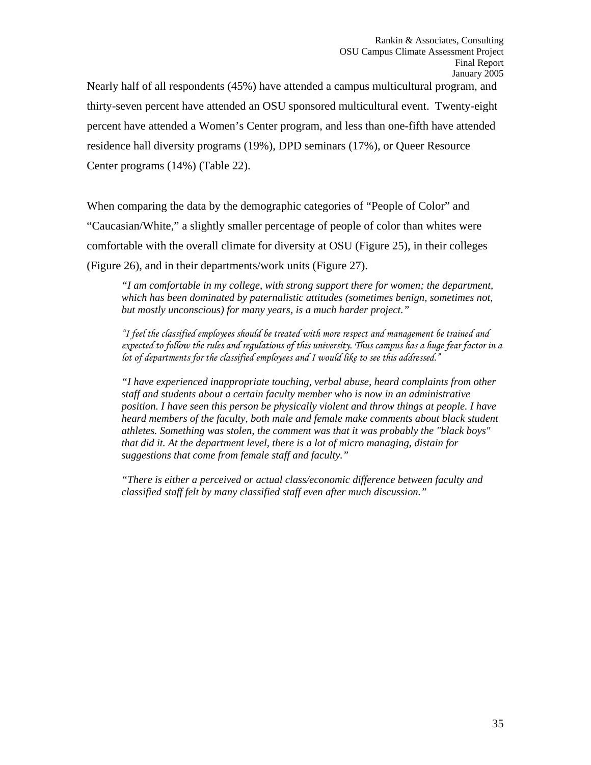Nearly half of all respondents (45%) have attended a campus multicultural program, and thirty-seven percent have attended an OSU sponsored multicultural event. Twenty-eight percent have attended a Women's Center program, and less than one-fifth have attended residence hall diversity programs (19%), DPD seminars (17%), or Queer Resource Center programs (14%) (Table 22).

When comparing the data by the demographic categories of "People of Color" and "Caucasian/White," a slightly smaller percentage of people of color than whites were comfortable with the overall climate for diversity at OSU (Figure 25), in their colleges (Figure 26), and in their departments/work units (Figure 27).

> *"I am comfortable in my college, with strong support there for women; the department, which has been dominated by paternalistic attitudes (sometimes benign, sometimes not, but mostly unconscious) for many years, is a much harder project."*

> *"I feel the classified employees should be treated with more respect and management be trained and expected to follow the rules and regulations of this university. Thus campus has a huge fear factor in a lot of departments for the classified employees and I would like to see this addressed."*

> *"I have experienced inappropriate touching, verbal abuse, heard complaints from other staff and students about a certain faculty member who is now in an administrative position. I have seen this person be physically violent and throw things at people. I have heard members of the faculty, both male and female make comments about black student athletes. Something was stolen, the comment was that it was probably the "black boys" that did it. At the department level, there is a lot of micro managing, distain for suggestions that come from female staff and faculty."*

> *"There is either a perceived or actual class/economic difference between faculty and classified staff felt by many classified staff even after much discussion."*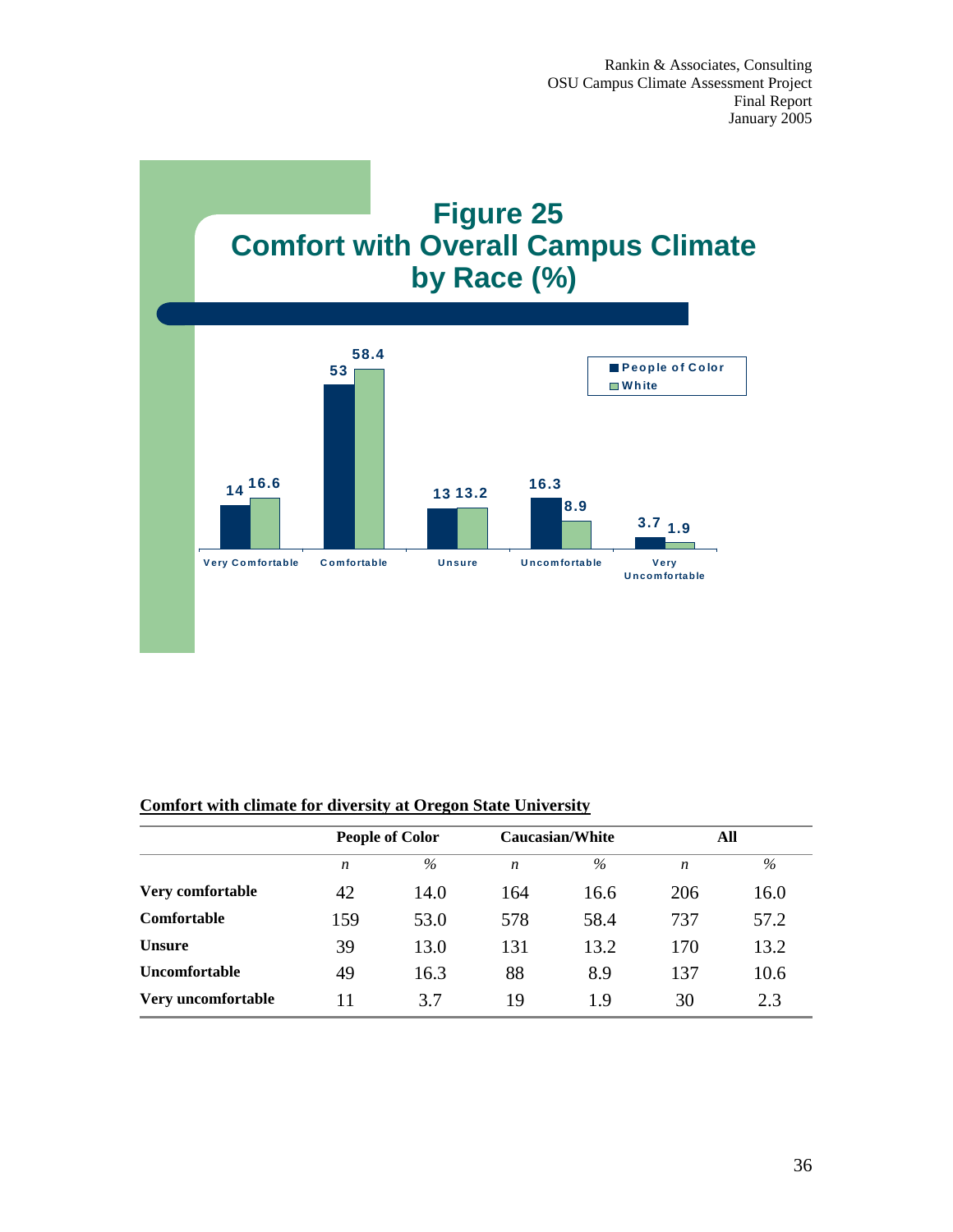## Figure 25
## Comfort with Overall Campus Climate by Race (%)

| | People of Color | White |
|---|---|---|
| Very Comfortable | 14 | 16.6 |
| Comfortable | 53 | 58.4 |
| Unsure | 13 | 13.2 |
| Uncomfortable | 16.3 | 8.9 |
| Very Uncomfortable | 3.7 | 1.9 |

**Comfort with climate for diversity at Oregon State University**

| | People of Color | | Caucasian/White | | All | |
|---|---|---|---|---|---|---|
| | *n* | % | *n* | % | *n* | % |
| **Very comfortable** | 42 | 14.0 | 164 | 16.6 | 206 | 16.0 |
| **Comfortable** | 159 | 53.0 | 578 | 58.4 | 737 | 57.2 |
| **Unsure** | 39 | 13.0 | 131 | 13.2 | 170 | 13.2 |
| **Uncomfortable** | 49 | 16.3 | 88 | 8.9 | 137 | 10.6 |
| **Very uncomfortable** | 11 | 3.7 | 19 | 1.9 | 30 | 2.3 |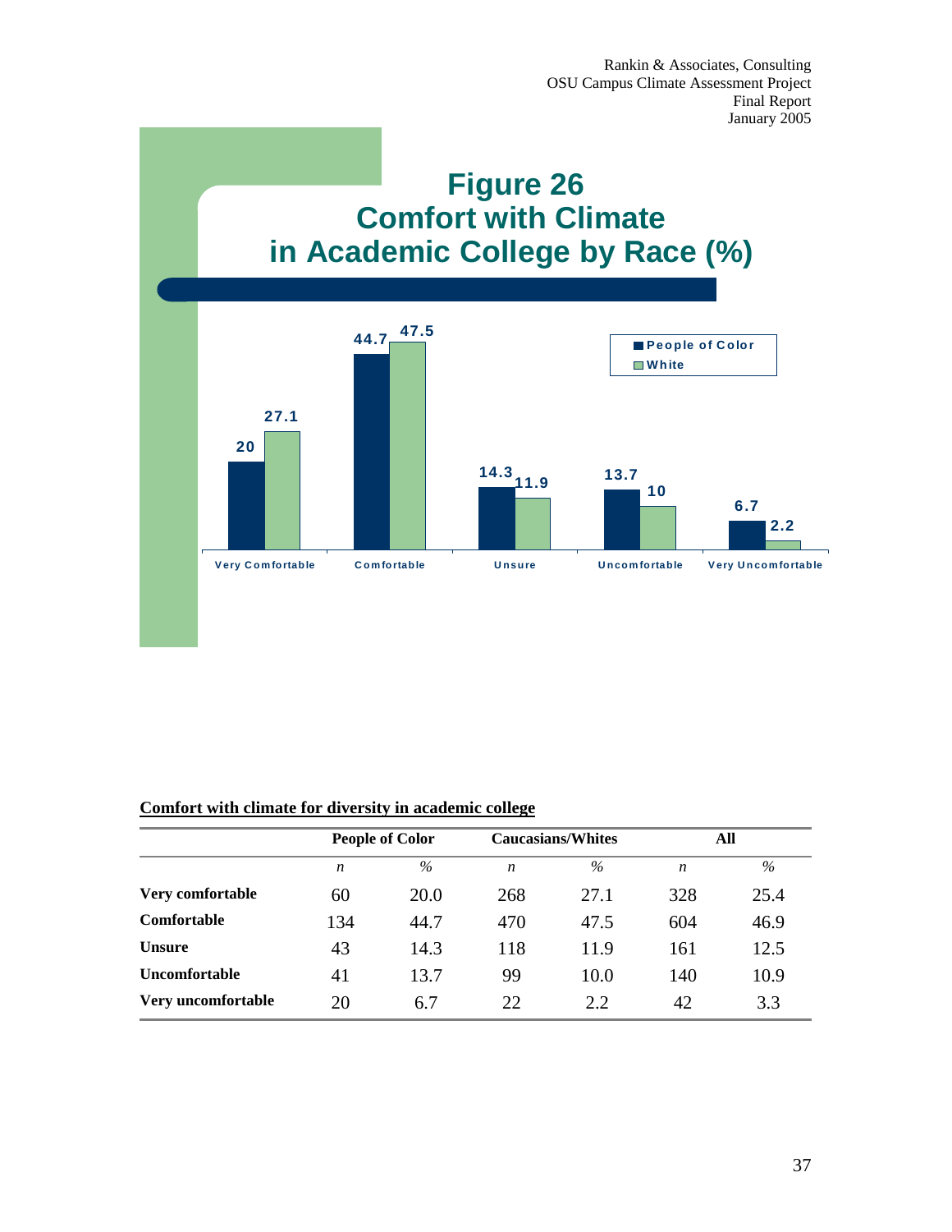# Figure 26
# Comfort with Climate in Academic College by Race (%)

| | People of Color | White |
|---|---|---|
| Very Comfortable | 20 | 27.1 |
| Comfortable | 44.7 | 47.5 |
| Unsure | 14.3 | 11.9 |
| Uncomfortable | 13.7 | 10 |
| Very Uncomfortable | 6.7 | 2.2 |

**<u>Comfort with climate for diversity in academic college</u>**

| | People of Color | | Caucasians/Whites | | All | |
|---|---|---|---|---|---|---|
| | *n* | *%* | *n* | *%* | *n* | *%* |
| **Very comfortable** | 60 | 20.0 | 268 | 27.1 | 328 | 25.4 |
| **Comfortable** | 134 | 44.7 | 470 | 47.5 | 604 | 46.9 |
| **Unsure** | 43 | 14.3 | 118 | 11.9 | 161 | 12.5 |
| **Uncomfortable** | 41 | 13.7 | 99 | 10.0 | 140 | 10.9 |
| **Very uncomfortable** | 20 | 6.7 | 22 | 2.2 | 42 | 3.3 |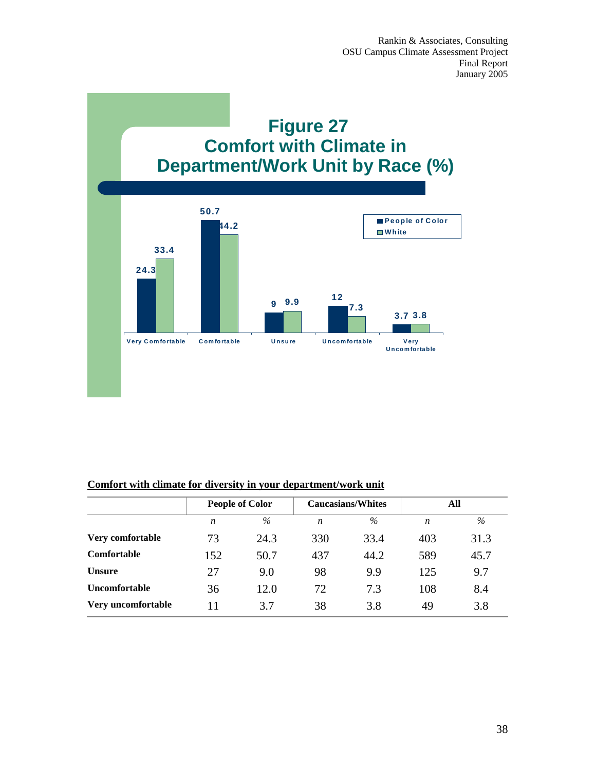**Figure 27**
**Comfort with Climate in Department/Work Unit by Race (%)**

| | People of Color | White |
|---|---|---|
| Very Comfortable | 24.3 | 33.4 |
| Comfortable | 50.7 | 44.2 |
| Unsure | 9 | 9.9 |
| Uncomfortable | 12 | 7.3 |
| Very Uncomfortable | 3.7 | 3.8 |

**Comfort with climate for diversity in your department/work unit**

| | People of Color | | Caucasians/Whites | | All | |
|---|---|---|---|---|---|---|
| | *n* | *%* | *n* | *%* | *n* | *%* |
| **Very comfortable** | 73 | 24.3 | 330 | 33.4 | 403 | 31.3 |
| **Comfortable** | 152 | 50.7 | 437 | 44.2 | 589 | 45.7 |
| **Unsure** | 27 | 9.0 | 98 | 9.9 | 125 | 9.7 |
| **Uncomfortable** | 36 | 12.0 | 72 | 7.3 | 108 | 8.4 |
| **Very uncomfortable** | 11 | 3.7 | 38 | 3.8 | 49 | 3.8 |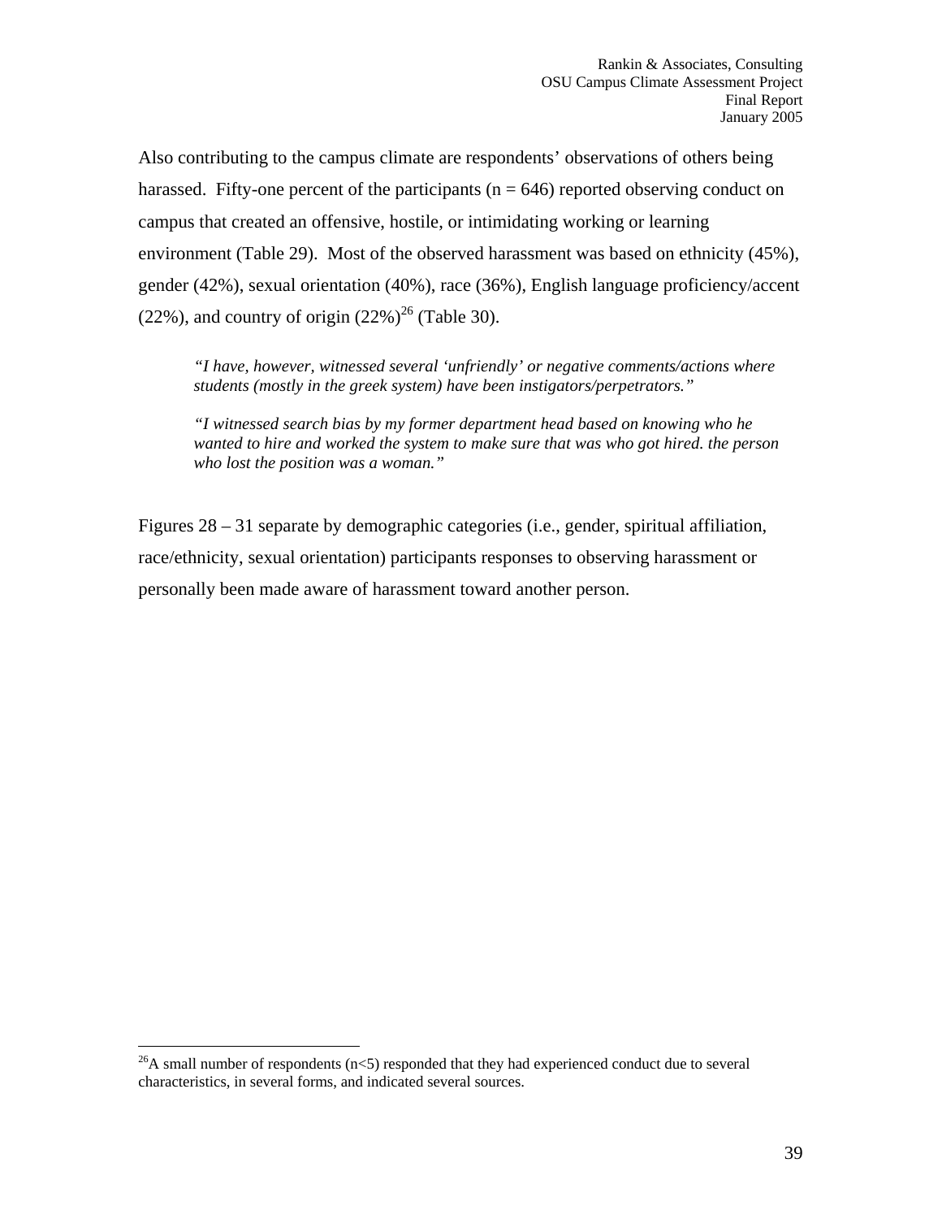Also contributing to the campus climate are respondents' observations of others being harassed. Fifty-one percent of the participants (n = 646) reported observing conduct on campus that created an offensive, hostile, or intimidating working or learning environment (Table 29). Most of the observed harassment was based on ethnicity (45%), gender (42%), sexual orientation (40%), race (36%), English language proficiency/accent (22%), and country of origin (22%)[26] (Table 30).

> *"I have, however, witnessed several 'unfriendly' or negative comments/actions where students (mostly in the greek system) have been instigators/perpetrators."*

> *"I witnessed search bias by my former department head based on knowing who he wanted to hire and worked the system to make sure that was who got hired. the person who lost the position was a woman."*

Figures 28 – 31 separate by demographic categories (i.e., gender, spiritual affiliation, race/ethnicity, sexual orientation) participants responses to observing harassment or personally been made aware of harassment toward another person.

[26]A small number of respondents (n<5) responded that they had experienced conduct due to several characteristics, in several forms, and indicated several sources.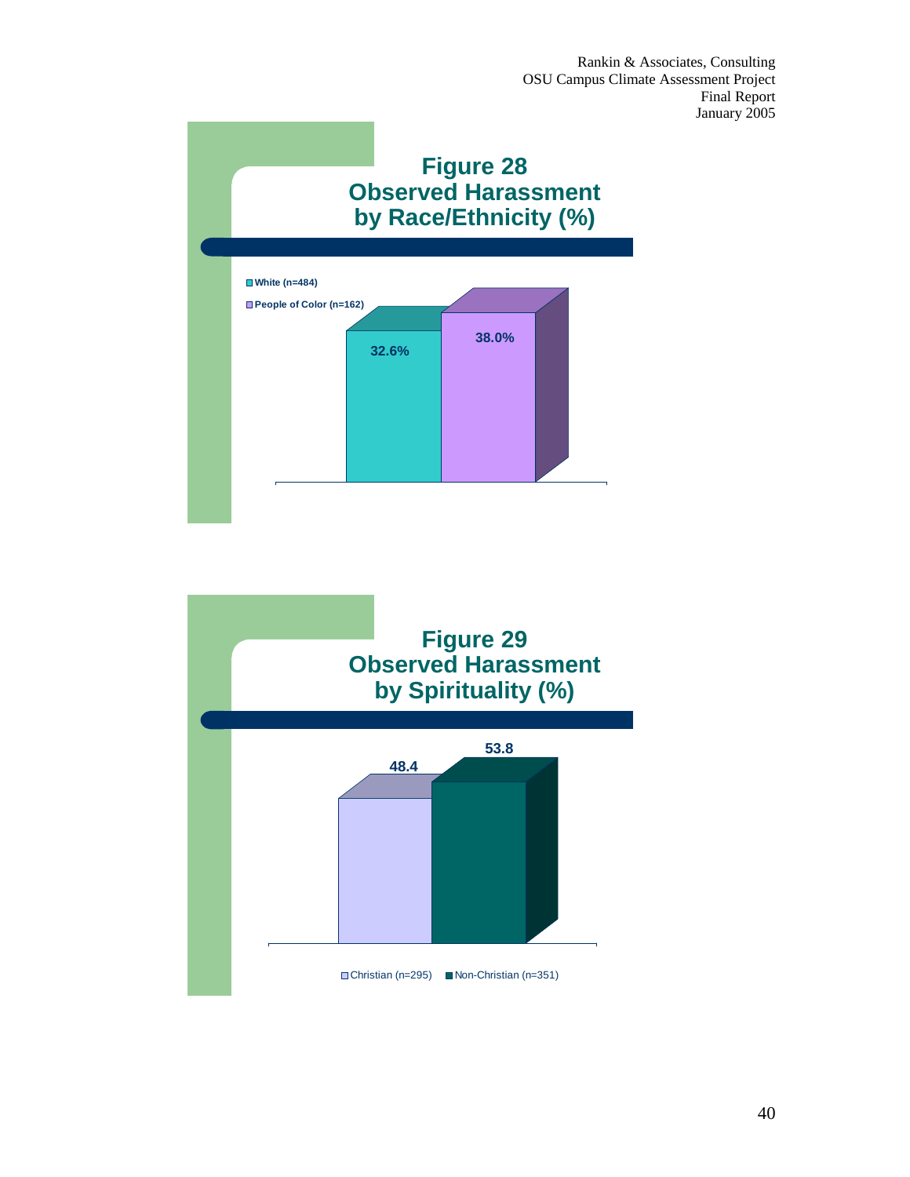**Figure 28**
**Observed Harassment by Race/Ethnicity (%)**

| Group | % |
|---|---|
| White (n=484) | 32.6% |
| People of Color (n=162) | 38.0% |

**Figure 29**
**Observed Harassment by Spirituality (%)**

| Group | % |
|---|---|
| Christian (n=295) | 48.4 |
| Non-Christian (n=351) | 53.8 |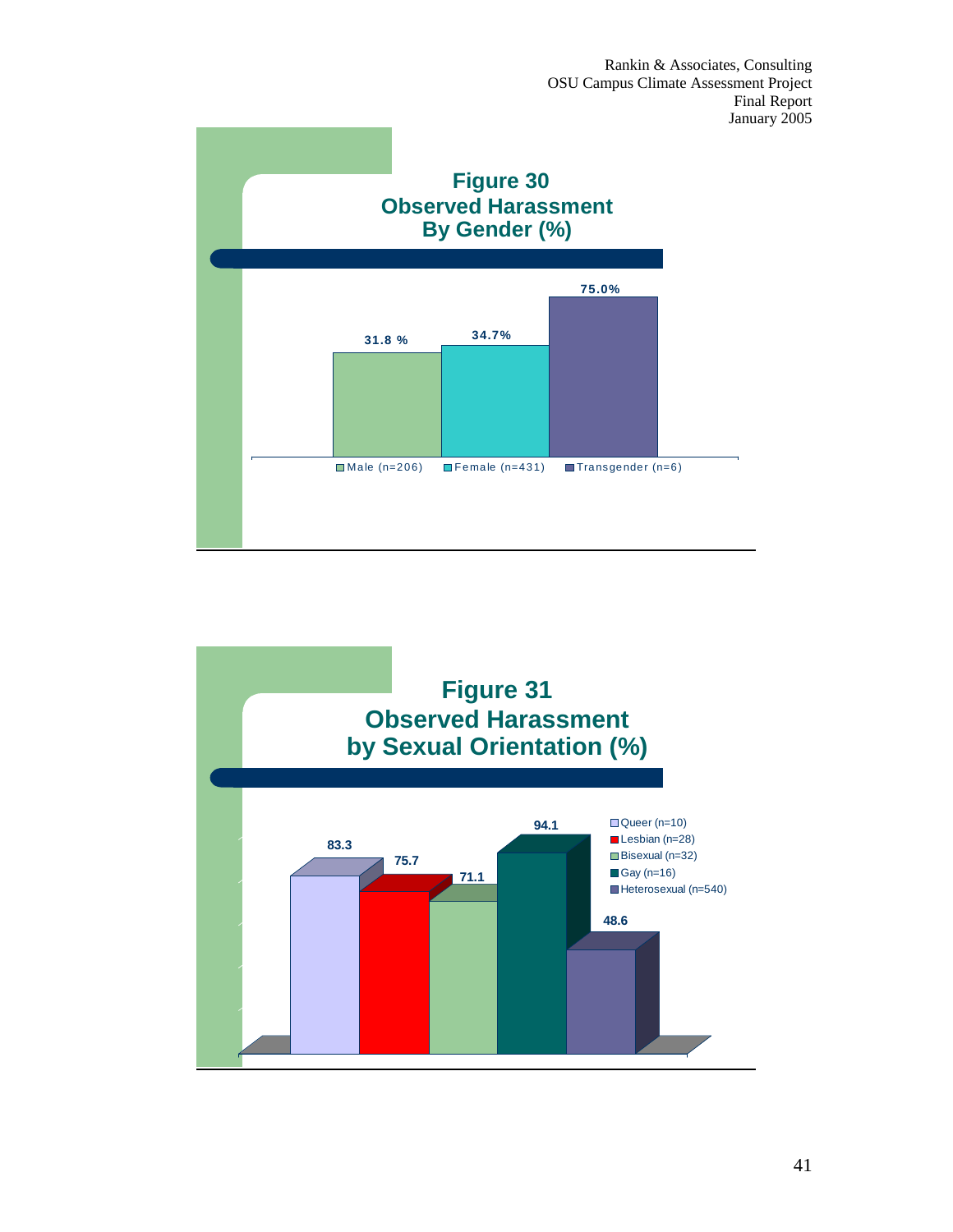**Figure 30**
**Observed Harassment**
**By Gender (%)**

| Gender | % |
|---|---|
| Male (n=206) | 31.8 % |
| Female (n=431) | 34.7% |
| Transgender (n=6) | 75.0% |

**Figure 31**
**Observed Harassment**
**by Sexual Orientation (%)**

| Sexual Orientation | % |
|---|---|
| Queer (n=10) | 83.3 |
| Lesbian (n=28) | 75.7 |
| Bisexual (n=32) | 71.1 |
| Gay (n=16) | 94.1 |
| Heterosexual (n=540) | 48.6 |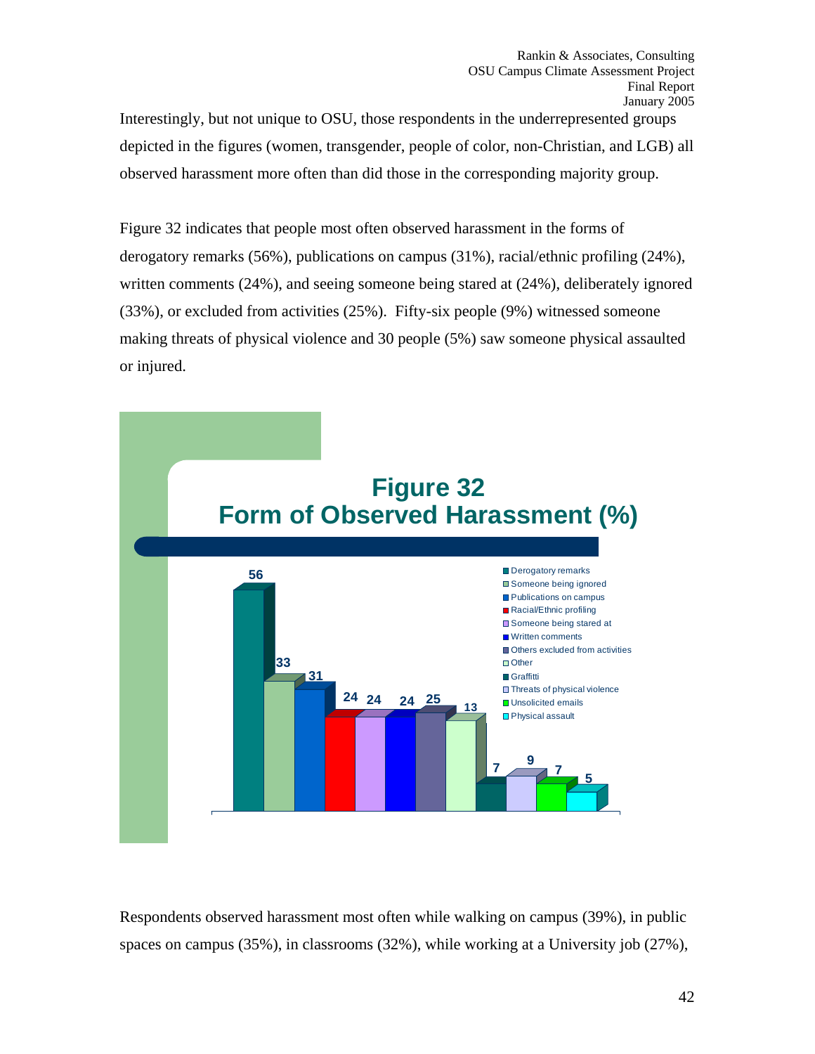Interestingly, but not unique to OSU, those respondents in the underrepresented groups depicted in the figures (women, transgender, people of color, non-Christian, and LGB) all observed harassment more often than did those in the corresponding majority group.

Figure 32 indicates that people most often observed harassment in the forms of derogatory remarks (56%), publications on campus (31%), racial/ethnic profiling (24%), written comments (24%), and seeing someone being stared at (24%), deliberately ignored (33%), or excluded from activities (25%). Fifty-six people (9%) witnessed someone making threats of physical violence and 30 people (5%) saw someone physical assaulted or injured.

**Figure 32**
**Form of Observed Harassment (%)**

| Form | % |
| --- | --- |
| Derogatory remarks | 56 |
| Someone being ignored | 33 |
| Publications on campus | 31 |
| Racial/Ethnic profiling | 24 |
| Someone being stared at | 24 |
| Written comments | 24 |
| Others excluded from activities | 25 |
| Other | 13 |
| Graffitti | 7 |
| Threats of physical violence | 9 |
| Unsolicited emails | 7 |
| Physical assault | 5 |

Respondents observed harassment most often while walking on campus (39%), in public spaces on campus (35%), in classrooms (32%), while working at a University job (27%),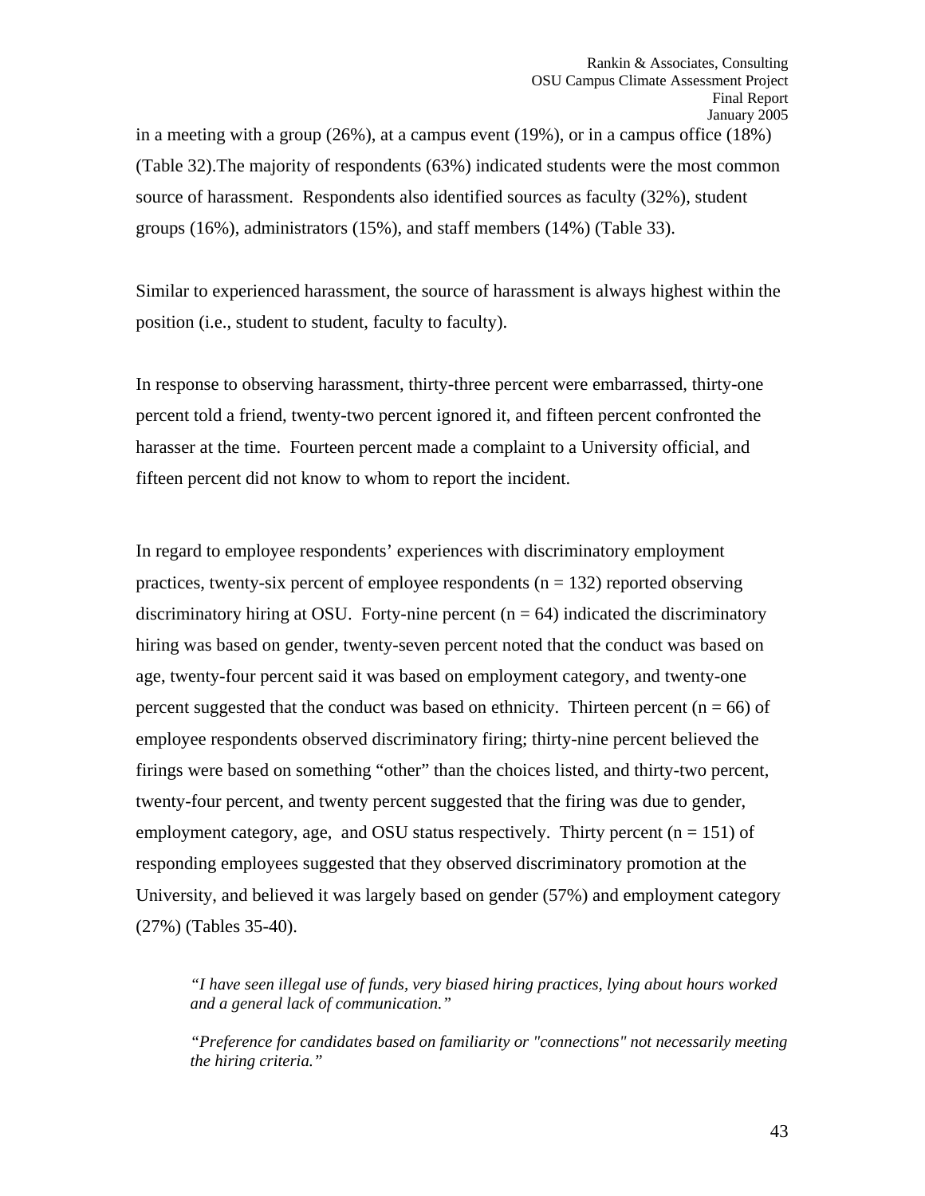in a meeting with a group (26%), at a campus event (19%), or in a campus office (18%) (Table 32).The majority of respondents (63%) indicated students were the most common source of harassment. Respondents also identified sources as faculty (32%), student groups (16%), administrators (15%), and staff members (14%) (Table 33).

Similar to experienced harassment, the source of harassment is always highest within the position (i.e., student to student, faculty to faculty).

In response to observing harassment, thirty-three percent were embarrassed, thirty-one percent told a friend, twenty-two percent ignored it, and fifteen percent confronted the harasser at the time. Fourteen percent made a complaint to a University official, and fifteen percent did not know to whom to report the incident.

In regard to employee respondents' experiences with discriminatory employment practices, twenty-six percent of employee respondents (n = 132) reported observing discriminatory hiring at OSU. Forty-nine percent (n = 64) indicated the discriminatory hiring was based on gender, twenty-seven percent noted that the conduct was based on age, twenty-four percent said it was based on employment category, and twenty-one percent suggested that the conduct was based on ethnicity. Thirteen percent (n = 66) of employee respondents observed discriminatory firing; thirty-nine percent believed the firings were based on something "other" than the choices listed, and thirty-two percent, twenty-four percent, and twenty percent suggested that the firing was due to gender, employment category, age, and OSU status respectively. Thirty percent (n = 151) of responding employees suggested that they observed discriminatory promotion at the University, and believed it was largely based on gender (57%) and employment category (27%) (Tables 35-40).

> *"I have seen illegal use of funds, very biased hiring practices, lying about hours worked and a general lack of communication."*

> *"Preference for candidates based on familiarity or "connections" not necessarily meeting the hiring criteria."*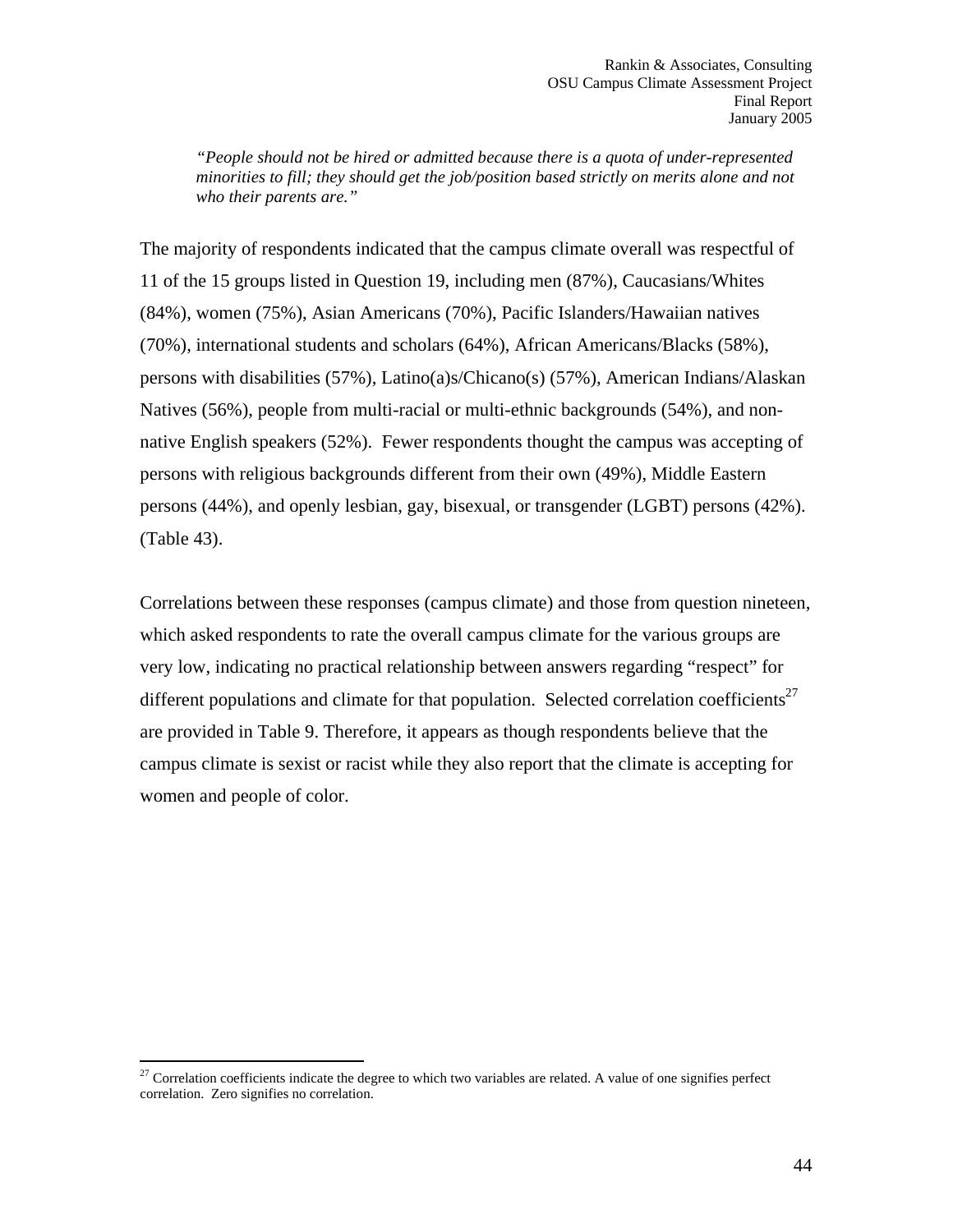> *"People should not be hired or admitted because there is a quota of under-represented minorities to fill; they should get the job/position based strictly on merits alone and not who their parents are."*

The majority of respondents indicated that the campus climate overall was respectful of 11 of the 15 groups listed in Question 19, including men (87%), Caucasians/Whites (84%), women (75%), Asian Americans (70%), Pacific Islanders/Hawaiian natives (70%), international students and scholars (64%), African Americans/Blacks (58%), persons with disabilities (57%), Latino(a)s/Chicano(s) (57%), American Indians/Alaskan Natives (56%), people from multi-racial or multi-ethnic backgrounds (54%), and non-native English speakers (52%). Fewer respondents thought the campus was accepting of persons with religious backgrounds different from their own (49%), Middle Eastern persons (44%), and openly lesbian, gay, bisexual, or transgender (LGBT) persons (42%). (Table 43).

Correlations between these responses (campus climate) and those from question nineteen, which asked respondents to rate the overall campus climate for the various groups are very low, indicating no practical relationship between answers regarding "respect" for different populations and climate for that population. Selected correlation coefficients[27] are provided in Table 9. Therefore, it appears as though respondents believe that the campus climate is sexist or racist while they also report that the climate is accepting for women and people of color.

---

[27] Correlation coefficients indicate the degree to which two variables are related. A value of one signifies perfect correlation. Zero signifies no correlation.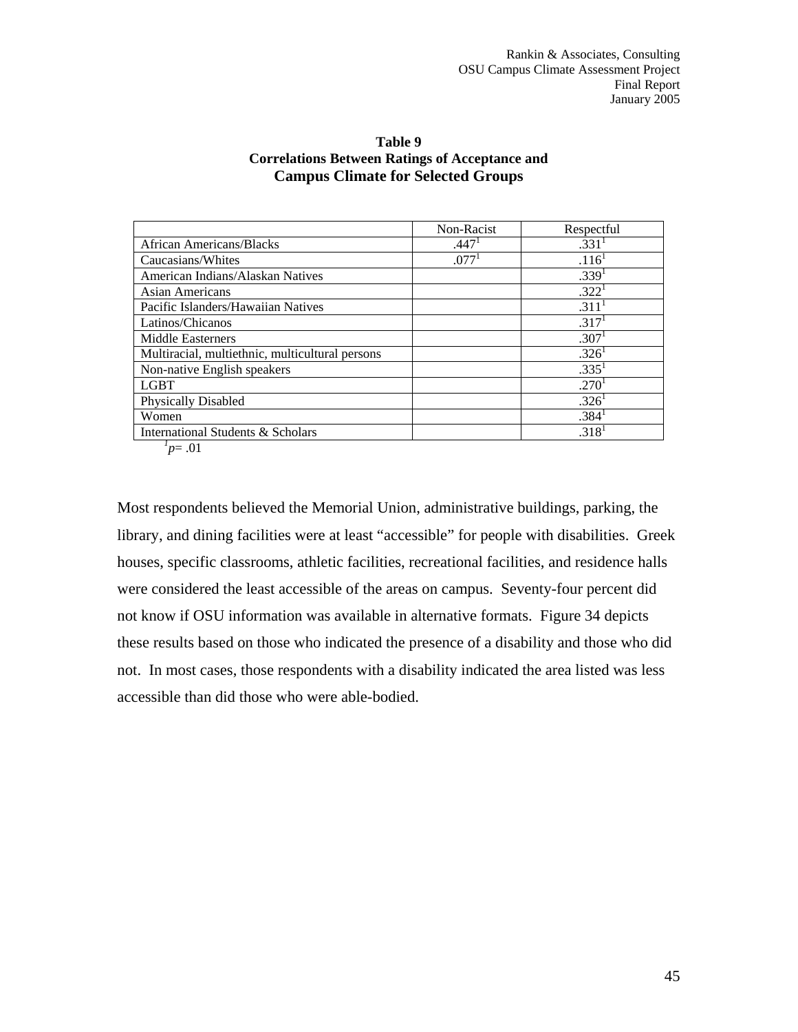**Table 9**
**Correlations Between Ratings of Acceptance and Campus Climate for Selected Groups**

| | Non-Racist | Respectful |
|---|---|---|
| African Americans/Blacks | .447[1] | .331[1] |
| Caucasians/Whites | .077[1] | .116[1] |
| American Indians/Alaskan Natives | | .339[1] |
| Asian Americans | | .322[1] |
| Pacific Islanders/Hawaiian Natives | | .311[1] |
| Latinos/Chicanos | | .317[1] |
| Middle Easterners | | .307[1] |
| Multiracial, multiethnic, multicultural persons | | .326[1] |
| Non-native English speakers | | .335[1] |
| LGBT | | .270[1] |
| Physically Disabled | | .326[1] |
| Women | | .384[1] |
| International Students & Scholars | | .318[1] |

[1] $p = .01$

Most respondents believed the Memorial Union, administrative buildings, parking, the library, and dining facilities were at least "accessible" for people with disabilities. Greek houses, specific classrooms, athletic facilities, recreational facilities, and residence halls were considered the least accessible of the areas on campus. Seventy-four percent did not know if OSU information was available in alternative formats. Figure 34 depicts these results based on those who indicated the presence of a disability and those who did not. In most cases, those respondents with a disability indicated the area listed was less accessible than did those who were able-bodied.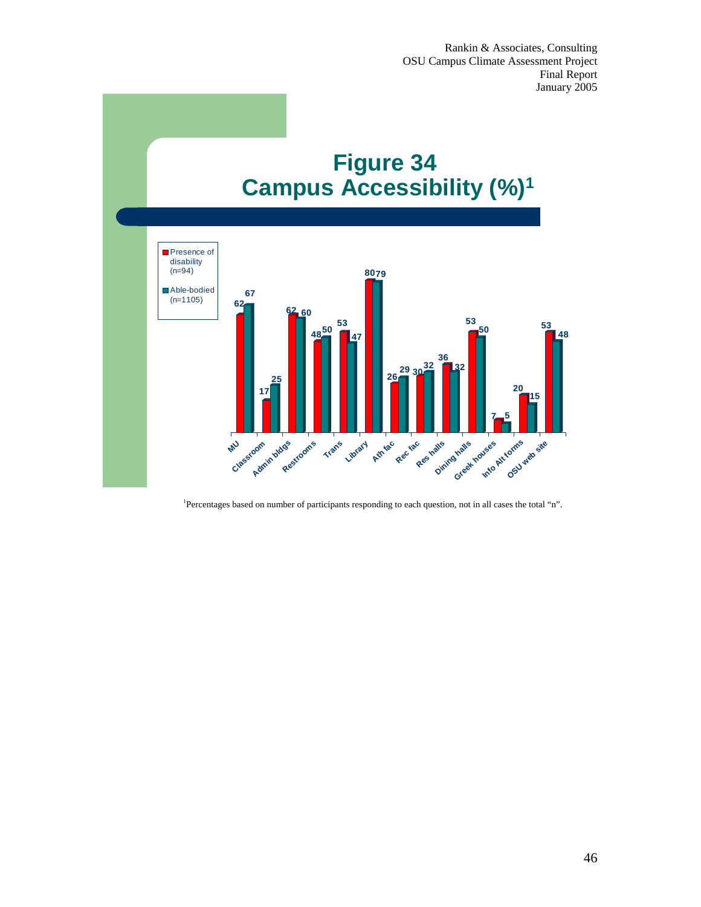# Figure 34
# Campus Accessibility (%)[1]

| | Presence of disability (n=94) | Able-bodied (n=1105) |
|---|---|---|
| MU | 62 | 67 |
| Classroom | 17 | 25 |
| Admin bldgs | 62 | 60 |
| Restrooms | 48 | 50 |
| Trans | 53 | 47 |
| Library | 80 | 79 |
| Ath fac | 26 | 29 |
| Rec fac | 30 | 32 |
| Res halls | 36 | 32 |
| Dining halls | 53 | 50 |
| Greek houses | 7 | 5 |
| Info Alt forms | 20 | 15 |
| OSU web site | 53 | 48 |

[1]Percentages based on number of participants responding to each question, not in all cases the total "n".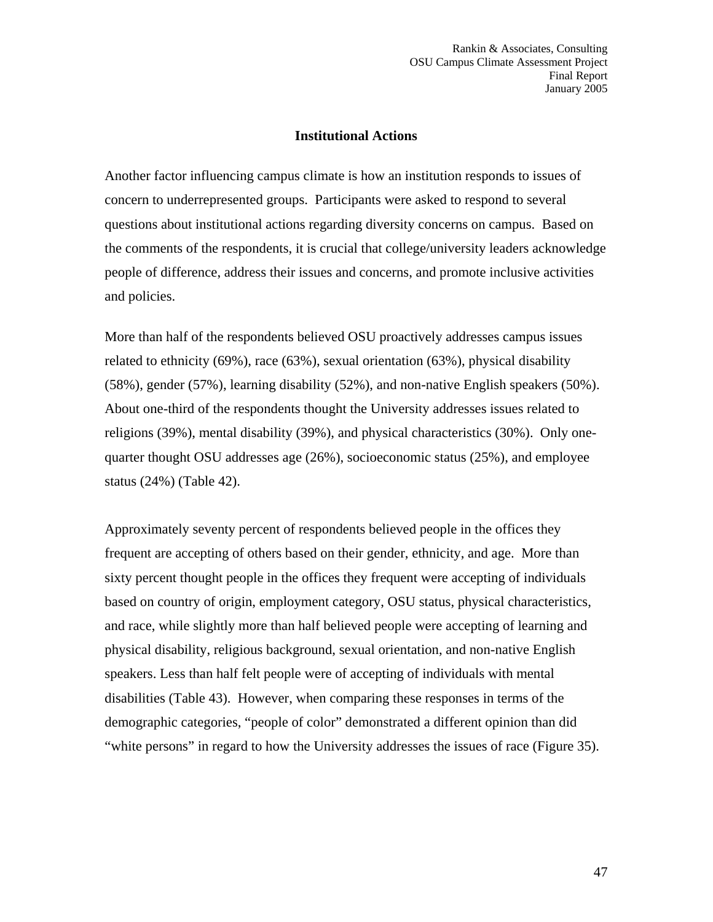## Institutional Actions

Another factor influencing campus climate is how an institution responds to issues of concern to underrepresented groups. Participants were asked to respond to several questions about institutional actions regarding diversity concerns on campus. Based on the comments of the respondents, it is crucial that college/university leaders acknowledge people of difference, address their issues and concerns, and promote inclusive activities and policies.

More than half of the respondents believed OSU proactively addresses campus issues related to ethnicity (69%), race (63%), sexual orientation (63%), physical disability (58%), gender (57%), learning disability (52%), and non-native English speakers (50%). About one-third of the respondents thought the University addresses issues related to religions (39%), mental disability (39%), and physical characteristics (30%). Only one-quarter thought OSU addresses age (26%), socioeconomic status (25%), and employee status (24%) (Table 42).

Approximately seventy percent of respondents believed people in the offices they frequent are accepting of others based on their gender, ethnicity, and age. More than sixty percent thought people in the offices they frequent were accepting of individuals based on country of origin, employment category, OSU status, physical characteristics, and race, while slightly more than half believed people were accepting of learning and physical disability, religious background, sexual orientation, and non-native English speakers. Less than half felt people were of accepting of individuals with mental disabilities (Table 43). However, when comparing these responses in terms of the demographic categories, "people of color" demonstrated a different opinion than did "white persons" in regard to how the University addresses the issues of race (Figure 35).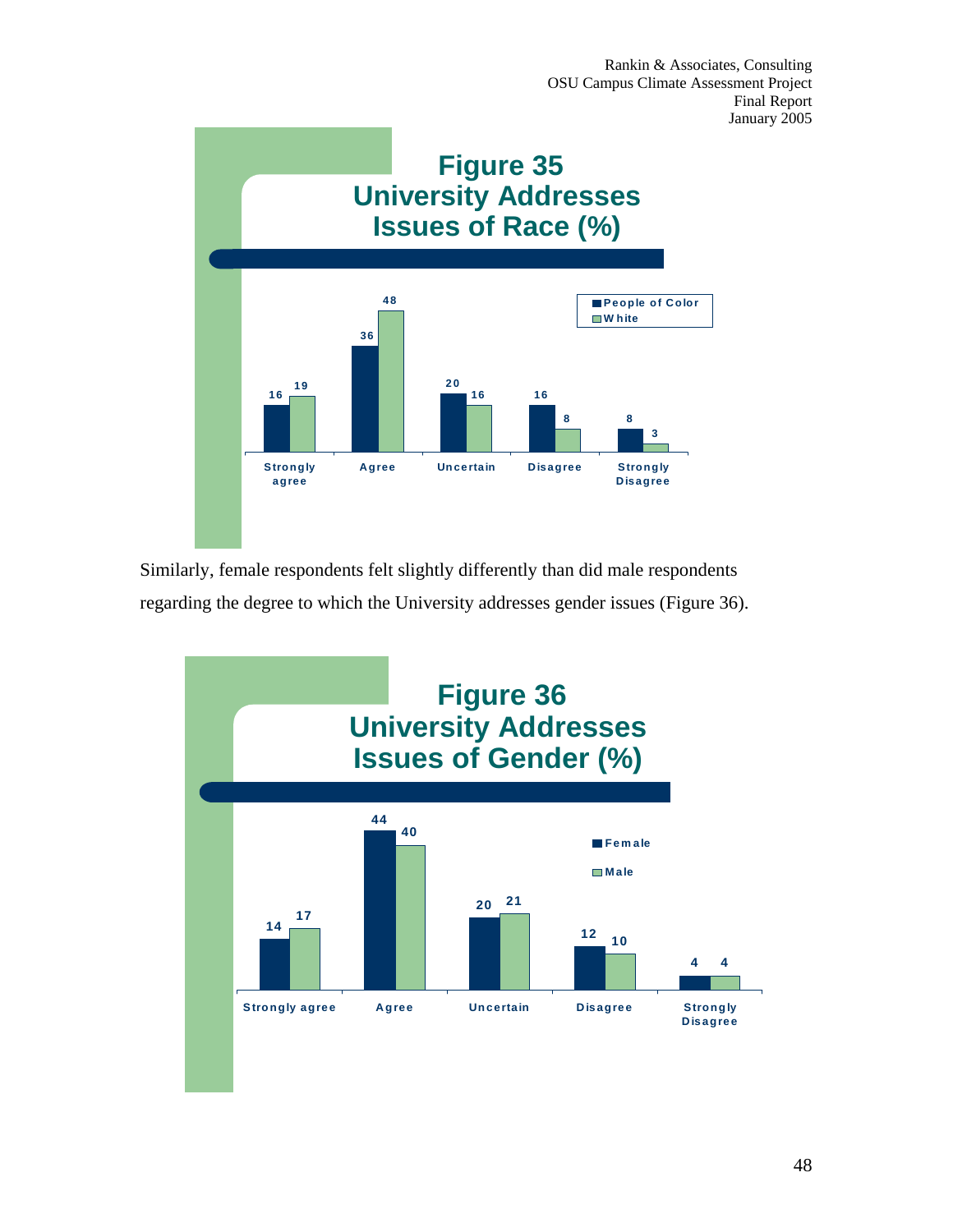**Figure 35**
**University Addresses Issues of Race (%)**

| | People of Color | White |
|---|---|---|
| Strongly agree | 16 | 19 |
| Agree | 36 | 48 |
| Uncertain | 20 | 16 |
| Disagree | 16 | 8 |
| Strongly Disagree | 8 | 3 |

Similarly, female respondents felt slightly differently than did male respondents regarding the degree to which the University addresses gender issues (Figure 36).

**Figure 36**
**University Addresses Issues of Gender (%)**

| | Female | Male |
|---|---|---|
| Strongly agree | 14 | 17 |
| Agree | 44 | 40 |
| Uncertain | 20 | 21 |
| Disagree | 12 | 10 |
| Strongly Disagree | 4 | 4 |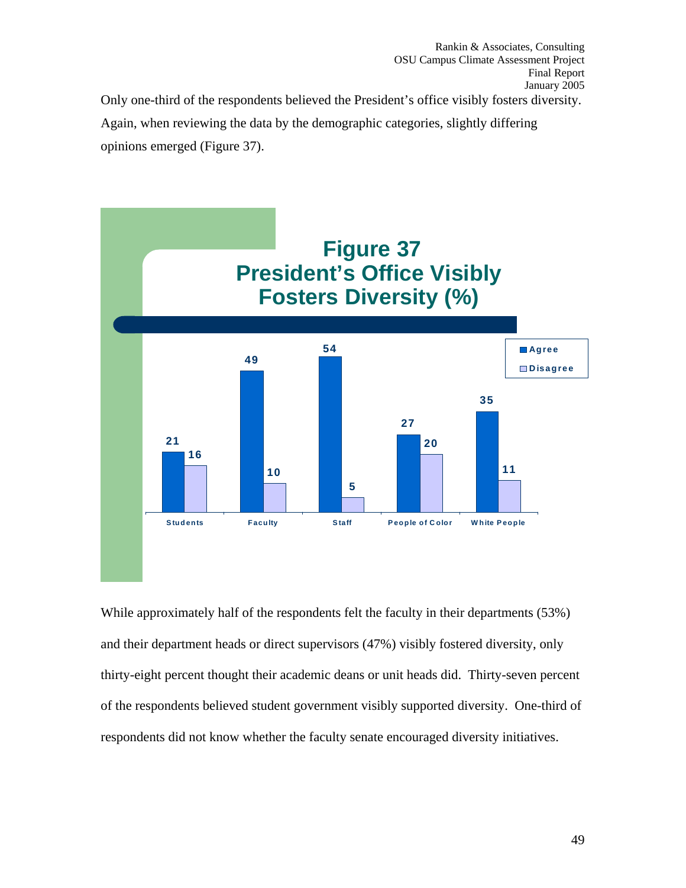Only one-third of the respondents believed the President's office visibly fosters diversity. Again, when reviewing the data by the demographic categories, slightly differing opinions emerged (Figure 37).

**Figure 37**
**President's Office Visibly Fosters Diversity (%)**

| | Students | Faculty | Staff | People of Color | White People |
|---|---|---|---|---|---|
| Agree | 21 | 49 | 54 | 27 | 35 |
| Disagree | 16 | 10 | 5 | 20 | 11 |

While approximately half of the respondents felt the faculty in their departments (53%) and their department heads or direct supervisors (47%) visibly fostered diversity, only thirty-eight percent thought their academic deans or unit heads did. Thirty-seven percent of the respondents believed student government visibly supported diversity. One-third of respondents did not know whether the faculty senate encouraged diversity initiatives.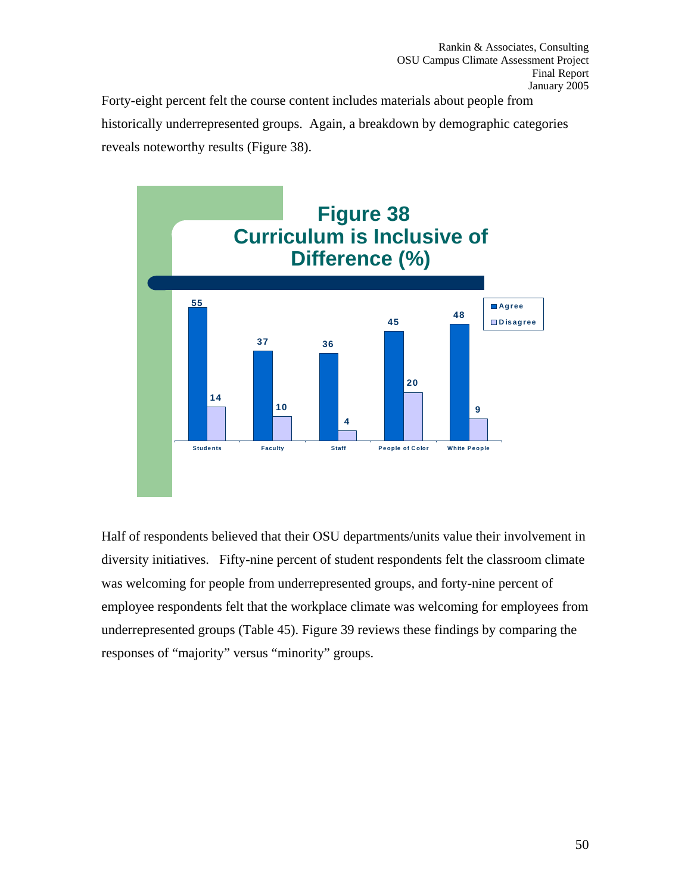Forty-eight percent felt the course content includes materials about people from historically underrepresented groups. Again, a breakdown by demographic categories reveals noteworthy results (Figure 38).

**Figure 38**
**Curriculum is Inclusive of Difference (%)**

| | Students | Faculty | Staff | People of Color | White People |
|---|---|---|---|---|---|
| Agree | 55 | 37 | 36 | 45 | 48 |
| Disagree | 14 | 10 | 4 | 20 | 9 |

Half of respondents believed that their OSU departments/units value their involvement in diversity initiatives. Fifty-nine percent of student respondents felt the classroom climate was welcoming for people from underrepresented groups, and forty-nine percent of employee respondents felt that the workplace climate was welcoming for employees from underrepresented groups (Table 45). Figure 39 reviews these findings by comparing the responses of "majority" versus "minority" groups.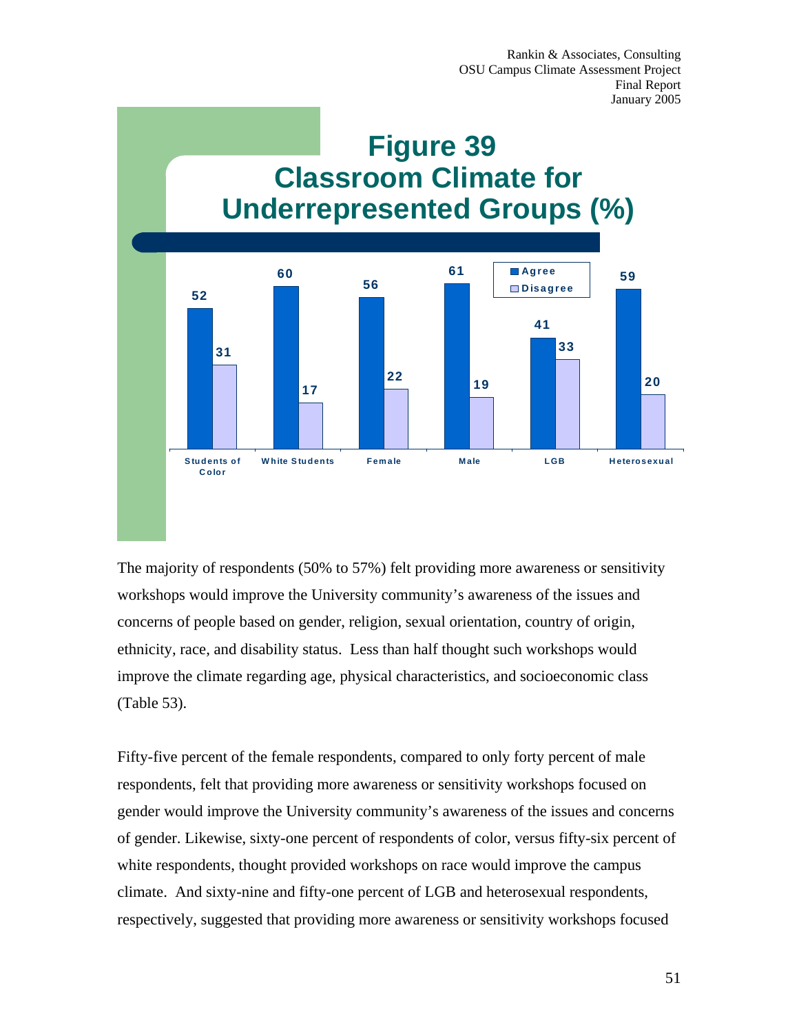## Figure 39
## Classroom Climate for Underrepresented Groups (%)

| | Agree | Disagree |
|---|---|---|
| Students of Color | 52 | 31 |
| White Students | 60 | 17 |
| Female | 56 | 22 |
| Male | 61 | 19 |
| LGB | 41 | 33 |
| Heterosexual | 59 | 20 |

The majority of respondents (50% to 57%) felt providing more awareness or sensitivity workshops would improve the University community's awareness of the issues and concerns of people based on gender, religion, sexual orientation, country of origin, ethnicity, race, and disability status. Less than half thought such workshops would improve the climate regarding age, physical characteristics, and socioeconomic class (Table 53).

Fifty-five percent of the female respondents, compared to only forty percent of male respondents, felt that providing more awareness or sensitivity workshops focused on gender would improve the University community's awareness of the issues and concerns of gender. Likewise, sixty-one percent of respondents of color, versus fifty-six percent of white respondents, thought provided workshops on race would improve the campus climate. And sixty-nine and fifty-one percent of LGB and heterosexual respondents, respectively, suggested that providing more awareness or sensitivity workshops focused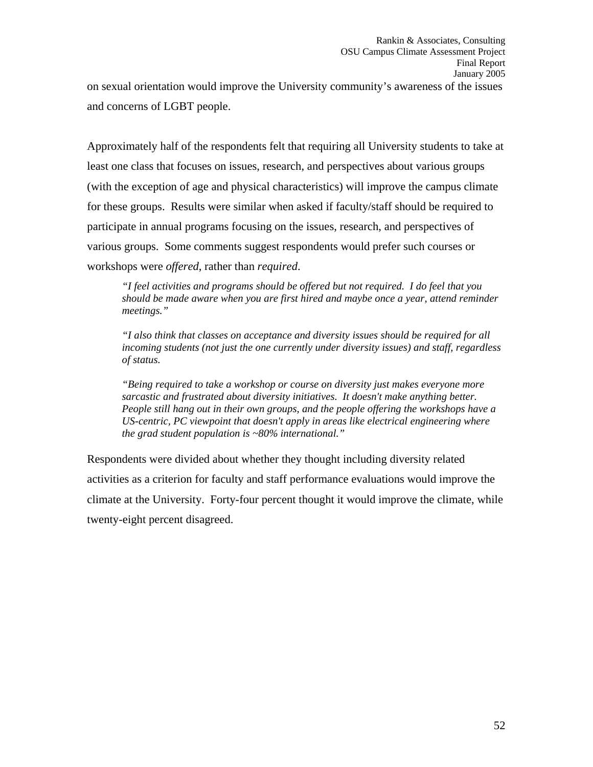on sexual orientation would improve the University community's awareness of the issues and concerns of LGBT people.

Approximately half of the respondents felt that requiring all University students to take at least one class that focuses on issues, research, and perspectives about various groups (with the exception of age and physical characteristics) will improve the campus climate for these groups. Results were similar when asked if faculty/staff should be required to participate in annual programs focusing on the issues, research, and perspectives of various groups. Some comments suggest respondents would prefer such courses or workshops were *offered*, rather than *required*.

> *"I feel activities and programs should be offered but not required. I do feel that you should be made aware when you are first hired and maybe once a year, attend reminder meetings."*
>
> *"I also think that classes on acceptance and diversity issues should be required for all incoming students (not just the one currently under diversity issues) and staff, regardless of status.*
>
> *"Being required to take a workshop or course on diversity just makes everyone more sarcastic and frustrated about diversity initiatives. It doesn't make anything better. People still hang out in their own groups, and the people offering the workshops have a US-centric, PC viewpoint that doesn't apply in areas like electrical engineering where the grad student population is ~80% international."*

Respondents were divided about whether they thought including diversity related activities as a criterion for faculty and staff performance evaluations would improve the climate at the University. Forty-four percent thought it would improve the climate, while twenty-eight percent disagreed.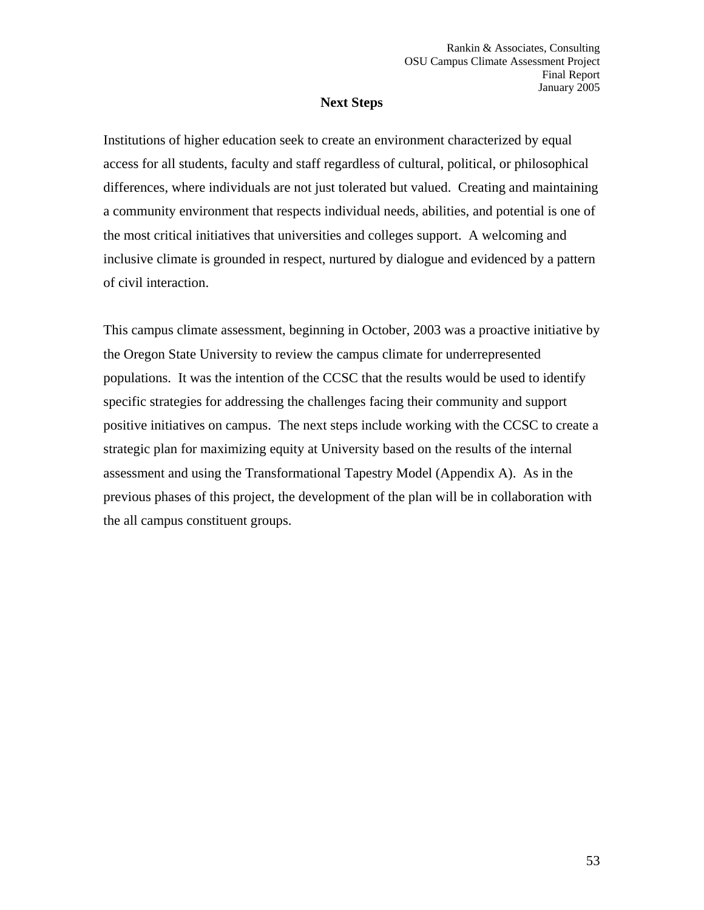## Next Steps

Institutions of higher education seek to create an environment characterized by equal access for all students, faculty and staff regardless of cultural, political, or philosophical differences, where individuals are not just tolerated but valued. Creating and maintaining a community environment that respects individual needs, abilities, and potential is one of the most critical initiatives that universities and colleges support. A welcoming and inclusive climate is grounded in respect, nurtured by dialogue and evidenced by a pattern of civil interaction.

This campus climate assessment, beginning in October, 2003 was a proactive initiative by the Oregon State University to review the campus climate for underrepresented populations. It was the intention of the CCSC that the results would be used to identify specific strategies for addressing the challenges facing their community and support positive initiatives on campus. The next steps include working with the CCSC to create a strategic plan for maximizing equity at University based on the results of the internal assessment and using the Transformational Tapestry Model (Appendix A). As in the previous phases of this project, the development of the plan will be in collaboration with the all campus constituent groups.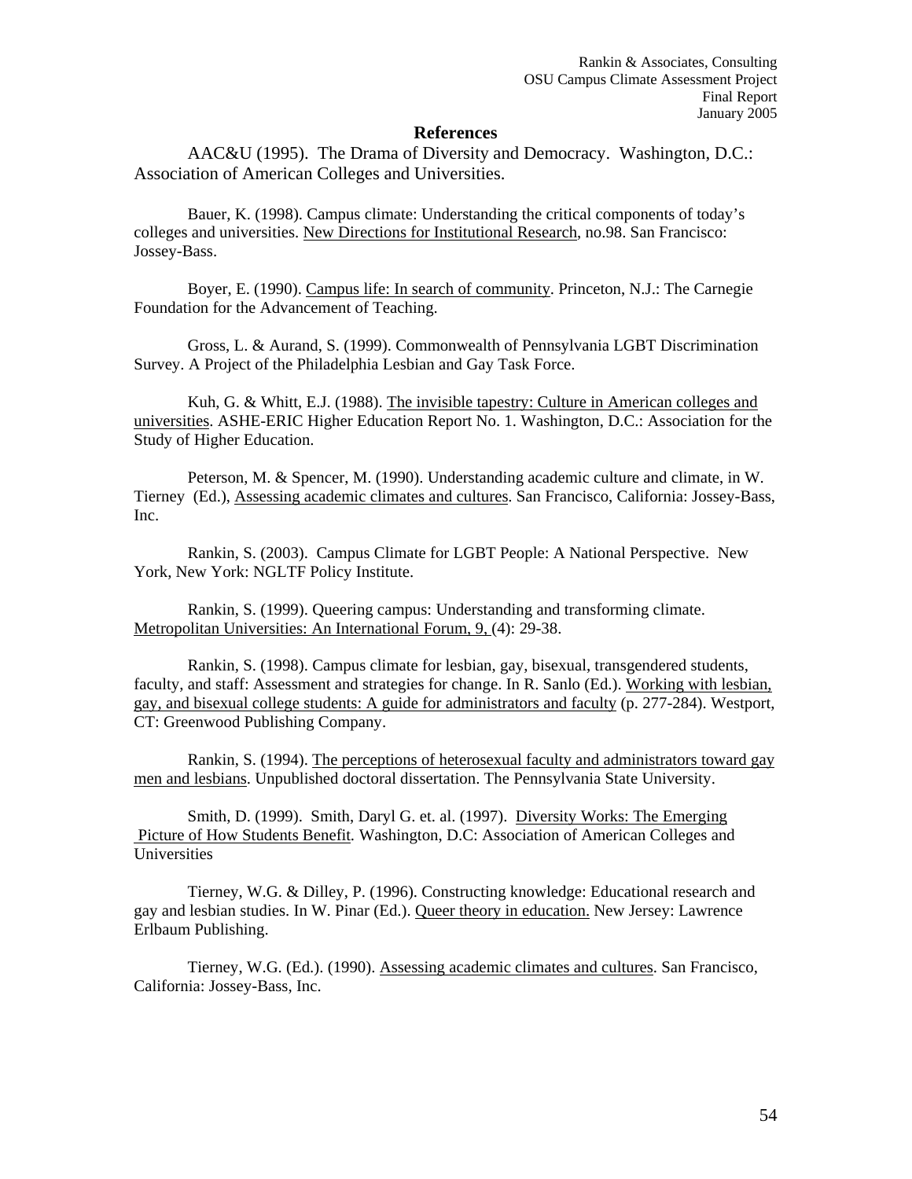## References

AAC&U (1995). The Drama of Diversity and Democracy. Washington, D.C.: Association of American Colleges and Universities.

Bauer, K. (1998). Campus climate: Understanding the critical components of today's colleges and universities. New Directions for Institutional Research, no.98. San Francisco: Jossey-Bass.

Boyer, E. (1990). Campus life: In search of community. Princeton, N.J.: The Carnegie Foundation for the Advancement of Teaching.

Gross, L. & Aurand, S. (1999). Commonwealth of Pennsylvania LGBT Discrimination Survey. A Project of the Philadelphia Lesbian and Gay Task Force.

Kuh, G. & Whitt, E.J. (1988). The invisible tapestry: Culture in American colleges and universities. ASHE-ERIC Higher Education Report No. 1. Washington, D.C.: Association for the Study of Higher Education.

Peterson, M. & Spencer, M. (1990). Understanding academic culture and climate, in W. Tierney (Ed.), Assessing academic climates and cultures. San Francisco, California: Jossey-Bass, Inc.

Rankin, S. (2003). Campus Climate for LGBT People: A National Perspective. New York, New York: NGLTF Policy Institute.

Rankin, S. (1999). Queering campus: Understanding and transforming climate. Metropolitan Universities: An International Forum, 9, (4): 29-38.

Rankin, S. (1998). Campus climate for lesbian, gay, bisexual, transgendered students, faculty, and staff: Assessment and strategies for change. In R. Sanlo (Ed.). Working with lesbian, gay, and bisexual college students: A guide for administrators and faculty (p. 277-284). Westport, CT: Greenwood Publishing Company.

Rankin, S. (1994). The perceptions of heterosexual faculty and administrators toward gay men and lesbians. Unpublished doctoral dissertation. The Pennsylvania State University.

Smith, D. (1999). Smith, Daryl G. et. al. (1997). Diversity Works: The Emerging Picture of How Students Benefit. Washington, D.C: Association of American Colleges and Universities

Tierney, W.G. & Dilley, P. (1996). Constructing knowledge: Educational research and gay and lesbian studies. In W. Pinar (Ed.). Queer theory in education. New Jersey: Lawrence Erlbaum Publishing.

Tierney, W.G. (Ed.). (1990). Assessing academic climates and cultures. San Francisco, California: Jossey-Bass, Inc.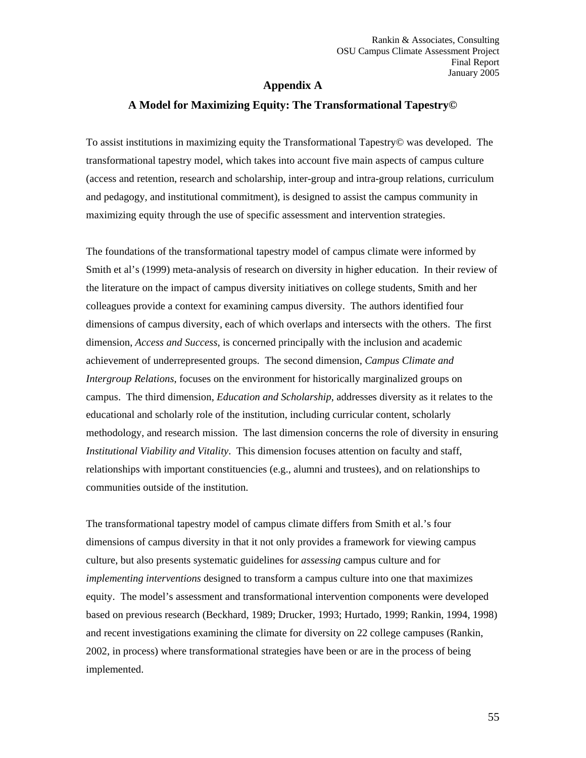# Appendix A

## A Model for Maximizing Equity: The Transformational Tapestry©

To assist institutions in maximizing equity the Transformational Tapestry© was developed. The transformational tapestry model, which takes into account five main aspects of campus culture (access and retention, research and scholarship, inter-group and intra-group relations, curriculum and pedagogy, and institutional commitment), is designed to assist the campus community in maximizing equity through the use of specific assessment and intervention strategies.

The foundations of the transformational tapestry model of campus climate were informed by Smith et al's (1999) meta-analysis of research on diversity in higher education. In their review of the literature on the impact of campus diversity initiatives on college students, Smith and her colleagues provide a context for examining campus diversity. The authors identified four dimensions of campus diversity, each of which overlaps and intersects with the others. The first dimension, *Access and Success*, is concerned principally with the inclusion and academic achievement of underrepresented groups. The second dimension, *Campus Climate and Intergroup Relations*, focuses on the environment for historically marginalized groups on campus. The third dimension, *Education and Scholarship*, addresses diversity as it relates to the educational and scholarly role of the institution, including curricular content, scholarly methodology, and research mission. The last dimension concerns the role of diversity in ensuring *Institutional Viability and Vitality*. This dimension focuses attention on faculty and staff, relationships with important constituencies (e.g., alumni and trustees), and on relationships to communities outside of the institution.

The transformational tapestry model of campus climate differs from Smith et al.'s four dimensions of campus diversity in that it not only provides a framework for viewing campus culture, but also presents systematic guidelines for *assessing* campus culture and for *implementing interventions* designed to transform a campus culture into one that maximizes equity. The model's assessment and transformational intervention components were developed based on previous research (Beckhard, 1989; Drucker, 1993; Hurtado, 1999; Rankin, 1994, 1998) and recent investigations examining the climate for diversity on 22 college campuses (Rankin, 2002, in process) where transformational strategies have been or are in the process of being implemented.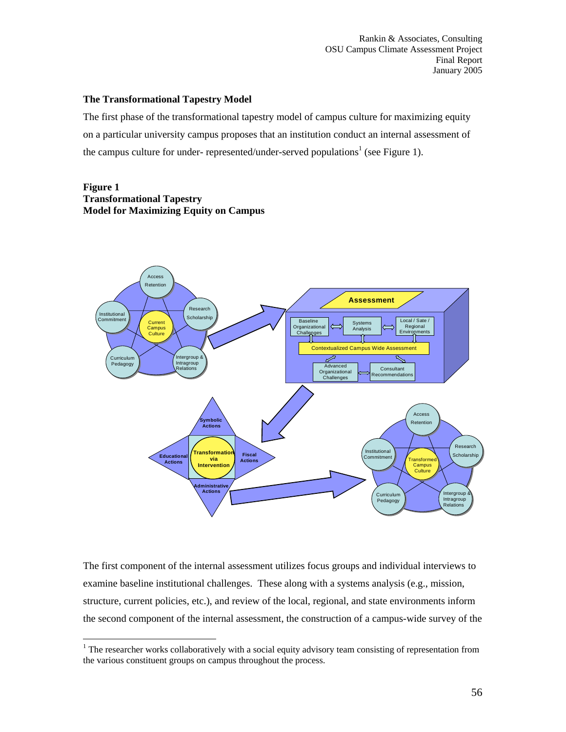### The Transformational Tapestry Model

The first phase of the transformational tapestry model of campus culture for maximizing equity on a particular university campus proposes that an institution conduct an internal assessment of the campus culture for under- represented/under-served populations[1] (see Figure 1).

**Figure 1**
**Transformational Tapestry**
**Model for Maximizing Equity on Campus**

The first component of the internal assessment utilizes focus groups and individual interviews to examine baseline institutional challenges. These along with a systems analysis (e.g., mission, structure, current policies, etc.), and review of the local, regional, and state environments inform the second component of the internal assessment, the construction of a campus-wide survey of the

[1] The researcher works collaboratively with a social equity advisory team consisting of representation from the various constituent groups on campus throughout the process.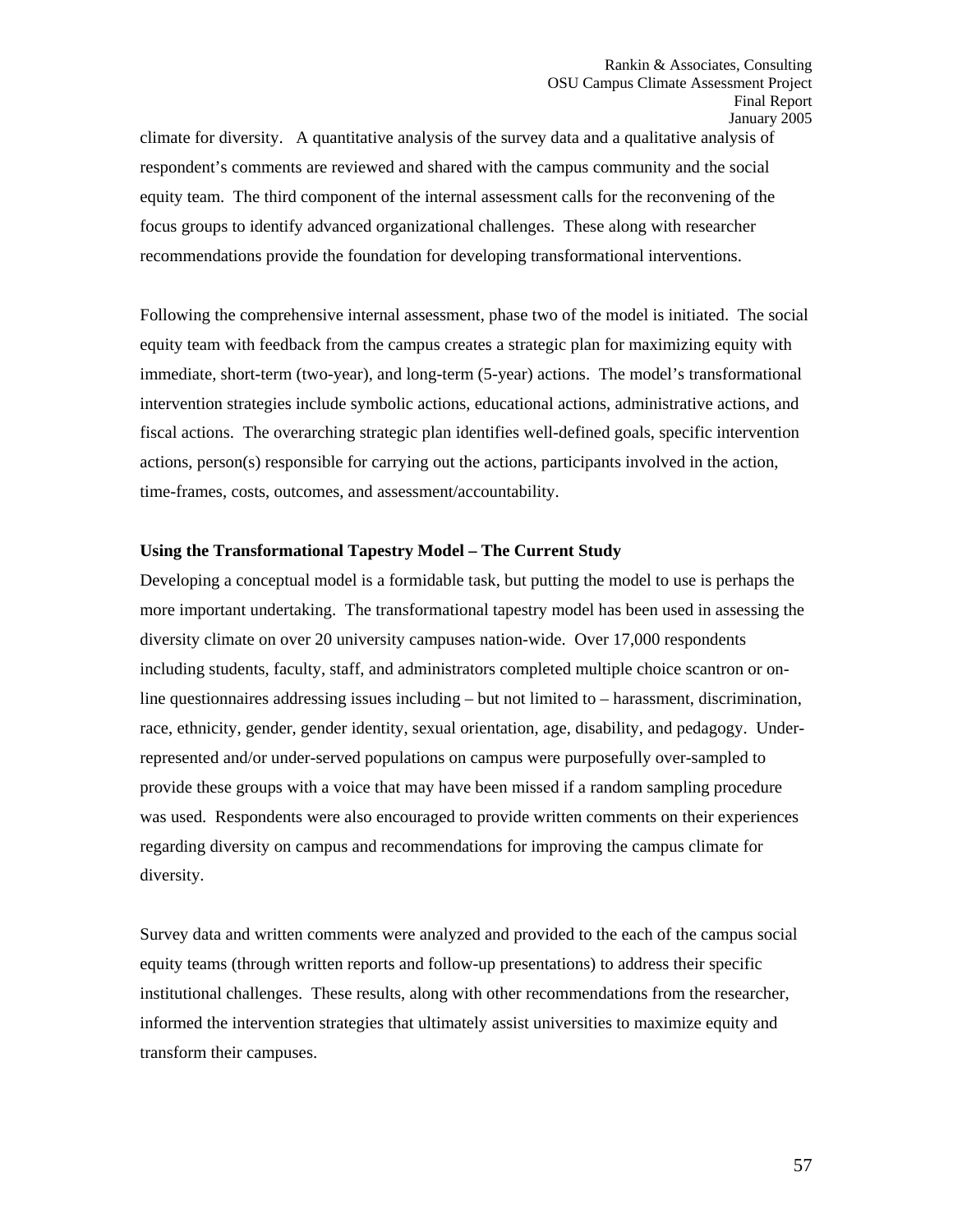climate for diversity. A quantitative analysis of the survey data and a qualitative analysis of respondent's comments are reviewed and shared with the campus community and the social equity team. The third component of the internal assessment calls for the reconvening of the focus groups to identify advanced organizational challenges. These along with researcher recommendations provide the foundation for developing transformational interventions.

Following the comprehensive internal assessment, phase two of the model is initiated. The social equity team with feedback from the campus creates a strategic plan for maximizing equity with immediate, short-term (two-year), and long-term (5-year) actions. The model's transformational intervention strategies include symbolic actions, educational actions, administrative actions, and fiscal actions. The overarching strategic plan identifies well-defined goals, specific intervention actions, person(s) responsible for carrying out the actions, participants involved in the action, time-frames, costs, outcomes, and assessment/accountability.

**Using the Transformational Tapestry Model – The Current Study**

Developing a conceptual model is a formidable task, but putting the model to use is perhaps the more important undertaking. The transformational tapestry model has been used in assessing the diversity climate on over 20 university campuses nation-wide. Over 17,000 respondents including students, faculty, staff, and administrators completed multiple choice scantron or on-line questionnaires addressing issues including – but not limited to – harassment, discrimination, race, ethnicity, gender, gender identity, sexual orientation, age, disability, and pedagogy. Under-represented and/or under-served populations on campus were purposefully over-sampled to provide these groups with a voice that may have been missed if a random sampling procedure was used. Respondents were also encouraged to provide written comments on their experiences regarding diversity on campus and recommendations for improving the campus climate for diversity.

Survey data and written comments were analyzed and provided to the each of the campus social equity teams (through written reports and follow-up presentations) to address their specific institutional challenges. These results, along with other recommendations from the researcher, informed the intervention strategies that ultimately assist universities to maximize equity and transform their campuses.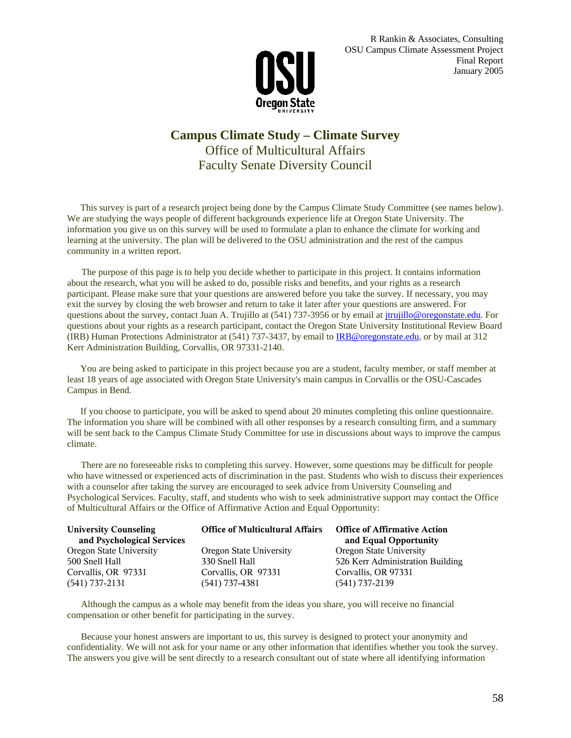# Campus Climate Study – Climate Survey

## Office of Multicultural Affairs
## Faculty Senate Diversity Council

This survey is part of a research project being done by the Campus Climate Study Committee (see names below). We are studying the ways people of different backgrounds experience life at Oregon State University. The information you give us on this survey will be used to formulate a plan to enhance the climate for working and learning at the university. The plan will be delivered to the OSU administration and the rest of the campus community in a written report.

The purpose of this page is to help you decide whether to participate in this project. It contains information about the research, what you will be asked to do, possible risks and benefits, and your rights as a research participant. Please make sure that your questions are answered before you take the survey. If necessary, you may exit the survey by closing the web browser and return to take it later after your questions are answered. For questions about the survey, contact Juan A. Trujillo at (541) 737-3956 or by email at jtrujillo@oregonstate.edu. For questions about your rights as a research participant, contact the Oregon State University Institutional Review Board (IRB) Human Protections Administrator at (541) 737-3437, by email to IRB@oregonstate.edu, or by mail at 312 Kerr Administration Building, Corvallis, OR 97331-2140.

You are being asked to participate in this project because you are a student, faculty member, or staff member at least 18 years of age associated with Oregon State University's main campus in Corvallis or the OSU-Cascades Campus in Bend.

If you choose to participate, you will be asked to spend about 20 minutes completing this online questionnaire. The information you share will be combined with all other responses by a research consulting firm, and a summary will be sent back to the Campus Climate Study Committee for use in discussions about ways to improve the campus climate.

There are no foreseeable risks to completing this survey. However, some questions may be difficult for people who have witnessed or experienced acts of discrimination in the past. Students who wish to discuss their experiences with a counselor after taking the survey are encouraged to seek advice from University Counseling and Psychological Services. Faculty, staff, and students who wish to seek administrative support may contact the Office of Multicultural Affairs or the Office of Affirmative Action and Equal Opportunity:

**University Counseling and Psychological Services**
Oregon State University
500 Snell Hall
Corvallis, OR 97331
(541) 737-2131

**Office of Multicultural Affairs**
Oregon State University
330 Snell Hall
Corvallis, OR 97331
(541) 737-4381

**Office of Affirmative Action and Equal Opportunity**
Oregon State University
526 Kerr Administration Building
Corvallis, OR 97331
(541) 737-2139

Although the campus as a whole may benefit from the ideas you share, you will receive no financial compensation or other benefit for participating in the survey.

Because your honest answers are important to us, this survey is designed to protect your anonymity and confidentiality. We will not ask for your name or any other information that identifies whether you took the survey. The answers you give will be sent directly to a research consultant out of state where all identifying information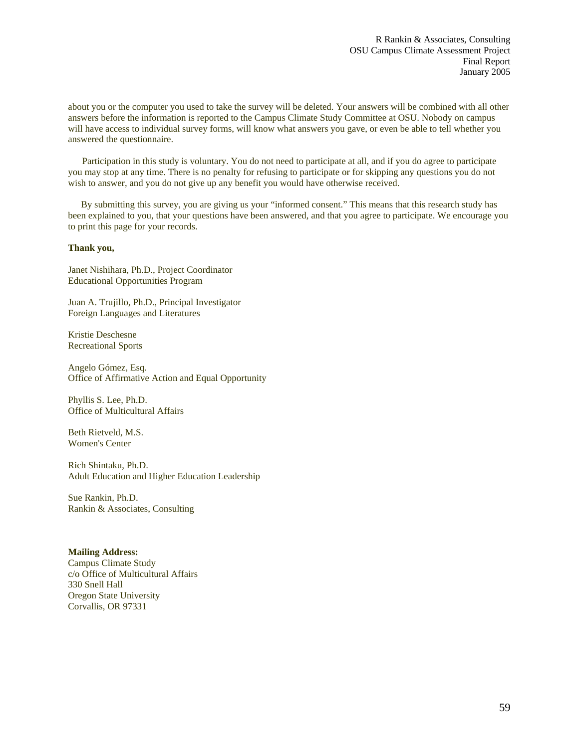about you or the computer you used to take the survey will be deleted. Your answers will be combined with all other answers before the information is reported to the Campus Climate Study Committee at OSU. Nobody on campus will have access to individual survey forms, will know what answers you gave, or even be able to tell whether you answered the questionnaire.

Participation in this study is voluntary. You do not need to participate at all, and if you do agree to participate you may stop at any time. There is no penalty for refusing to participate or for skipping any questions you do not wish to answer, and you do not give up any benefit you would have otherwise received.

By submitting this survey, you are giving us your "informed consent." This means that this research study has been explained to you, that your questions have been answered, and that you agree to participate. We encourage you to print this page for your records.

**Thank you,**

Janet Nishihara, Ph.D., Project Coordinator
Educational Opportunities Program

Juan A. Trujillo, Ph.D., Principal Investigator
Foreign Languages and Literatures

Kristie Deschesne
Recreational Sports

Angelo Gómez, Esq.
Office of Affirmative Action and Equal Opportunity

Phyllis S. Lee, Ph.D.
Office of Multicultural Affairs

Beth Rietveld, M.S.
Women's Center

Rich Shintaku, Ph.D.
Adult Education and Higher Education Leadership

Sue Rankin, Ph.D.
Rankin & Associates, Consulting

**Mailing Address:**
Campus Climate Study
c/o Office of Multicultural Affairs
330 Snell Hall
Oregon State University
Corvallis, OR 97331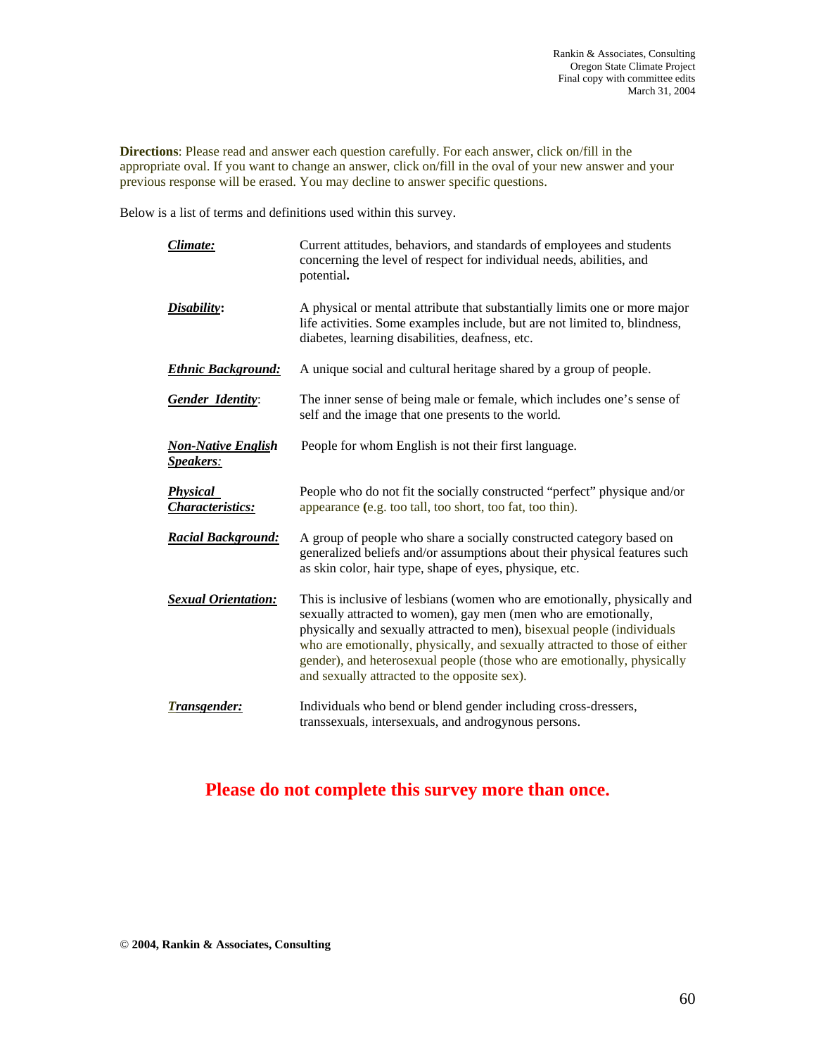Rankin & Associates, Consulting
Oregon State Climate Project
Final copy with committee edits
March 31, 2004

**Directions**: Please read and answer each question carefully. For each answer, click on/fill in the appropriate oval. If you want to change an answer, click on/fill in the oval of your new answer and your previous response will be erased. You may decline to answer specific questions.

Below is a list of terms and definitions used within this survey.

| | |
|---|---|
| ***Climate:*** | Current attitudes, behaviors, and standards of employees and students concerning the level of respect for individual needs, abilities, and potential**.** |
| ***Disability*:** | A physical or mental attribute that substantially limits one or more major life activities. Some examples include, but are not limited to, blindness, diabetes, learning disabilities, deafness, etc. |
| ***Ethnic Background:*** | A unique social and cultural heritage shared by a group of people. |
| ***Gender Identity*:** | The inner sense of being male or female, which includes one's sense of self and the image that one presents to the world. |
| ***Non-Native English Speakers:*** | People for whom English is not their first language. |
| ***Physical Characteristics:*** | People who do not fit the socially constructed "perfect" physique and/or appearance (e.g. too tall, too short, too fat, too thin). |
| ***Racial Background:*** | A group of people who share a socially constructed category based on generalized beliefs and/or assumptions about their physical features such as skin color, hair type, shape of eyes, physique, etc. |
| ***Sexual Orientation:*** | This is inclusive of lesbians (women who are emotionally, physically and sexually attracted to women), gay men (men who are emotionally, physically and sexually attracted to men), bisexual people (individuals who are emotionally, physically, and sexually attracted to those of either gender), and heterosexual people (those who are emotionally, physically and sexually attracted to the opposite sex). |
| ***Transgender:*** | Individuals who bend or blend gender including cross-dressers, transsexuals, intersexuals, and androgynous persons. |

**Please do not complete this survey more than once.**

**© 2004, Rankin & Associates, Consulting**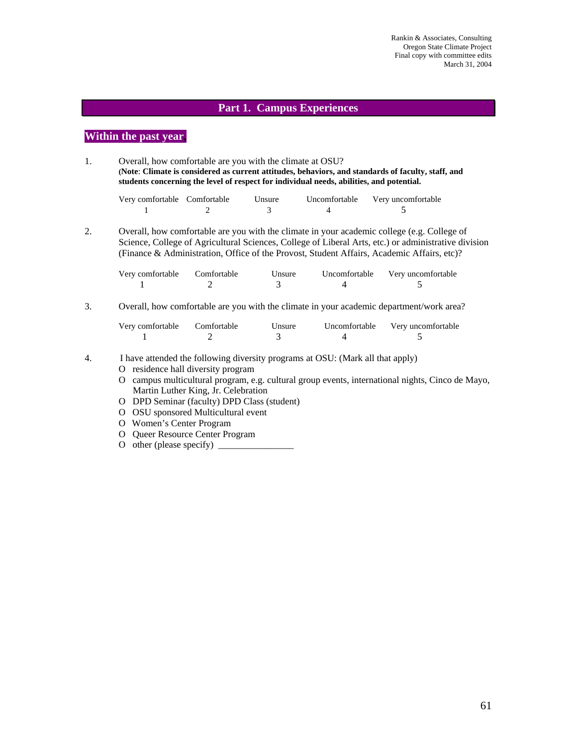## Part 1. Campus Experiences

### Within the past year

1. Overall, how comfortable are you with the climate at OSU?
   **(Note: Climate is considered as current attitudes, behaviors, and standards of faculty, staff, and students concerning the level of respect for individual needs, abilities, and potential.**

| Very comfortable | Comfortable | Unsure | Uncomfortable | Very uncomfortable |
|---|---|---|---|---|
| 1 | 2 | 3 | 4 | 5 |

2. Overall, how comfortable are you with the climate in your academic college (e.g. College of Science, College of Agricultural Sciences, College of Liberal Arts, etc.) or administrative division (Finance & Administration, Office of the Provost, Student Affairs, Academic Affairs, etc)?

| Very comfortable | Comfortable | Unsure | Uncomfortable | Very uncomfortable |
|---|---|---|---|---|
| 1 | 2 | 3 | 4 | 5 |

3. Overall, how comfortable are you with the climate in your academic department/work area?

| Very comfortable | Comfortable | Unsure | Uncomfortable | Very uncomfortable |
|---|---|---|---|---|
| 1 | 2 | 3 | 4 | 5 |

4. I have attended the following diversity programs at OSU: (Mark all that apply)
   - O residence hall diversity program
   - O campus multicultural program, e.g. cultural group events, international nights, Cinco de Mayo, Martin Luther King, Jr. Celebration
   - O DPD Seminar (faculty) DPD Class (student)
   - O OSU sponsored Multicultural event
   - O Women's Center Program
   - O Queer Resource Center Program
   - O other (please specify) _______________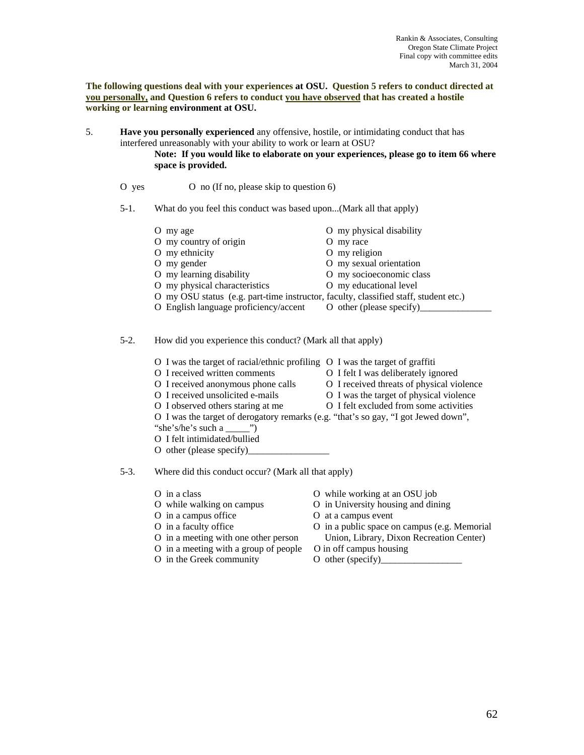Rankin & Associates, Consulting
Oregon State Climate Project
Final copy with committee edits
March 31, 2004

**The following questions deal with your experiences at OSU. Question 5 refers to conduct directed at <u>you personally,</u> and Question 6 refers to conduct <u>you have observed</u> that has created a hostile working or learning environment at OSU.**

5. **Have you personally experienced** any offensive, hostile, or intimidating conduct that has interfered unreasonably with your ability to work or learn at OSU?

   **Note: If you would like to elaborate on your experiences, please go to item 66 where space is provided.**

   O yes O no (If no, please skip to question 6)

   5-1. What do you feel this conduct was based upon...(Mark all that apply)

   - O my age
   - O my country of origin
   - O my ethnicity
   - O my gender
   - O my learning disability
   - O my physical characteristics
   - O my physical disability
   - O my race
   - O my religion
   - O my sexual orientation
   - O my socioeconomic class
   - O my educational level
   - O my OSU status (e.g. part-time instructor, faculty, classified staff, student etc.)
   - O English language proficiency/accent
   - O other (please specify)_______________

   5-2. How did you experience this conduct? (Mark all that apply)

   - O I was the target of racial/ethnic profiling
   - O I received written comments
   - O I received anonymous phone calls
   - O I received unsolicited e-mails
   - O I observed others staring at me
   - O I was the target of graffiti
   - O I felt I was deliberately ignored
   - O I received threats of physical violence
   - O I was the target of physical violence
   - O I felt excluded from some activities
   - O I was the target of derogatory remarks (e.g. "that's so gay, "I got Jewed down", "she's/he's such a _____")
   - O I felt intimidated/bullied
   - O other (please specify)_________________

   5-3. Where did this conduct occur? (Mark all that apply)

   - O in a class
   - O while walking on campus
   - O in a campus office
   - O in a faculty office
   - O in a meeting with one other person
   - O in a meeting with a group of people
   - O in the Greek community
   - O while working at an OSU job
   - O in University housing and dining
   - O at a campus event
   - O in a public space on campus (e.g. Memorial Union, Library, Dixon Recreation Center)
   - O in off campus housing
   - O other (specify)_________________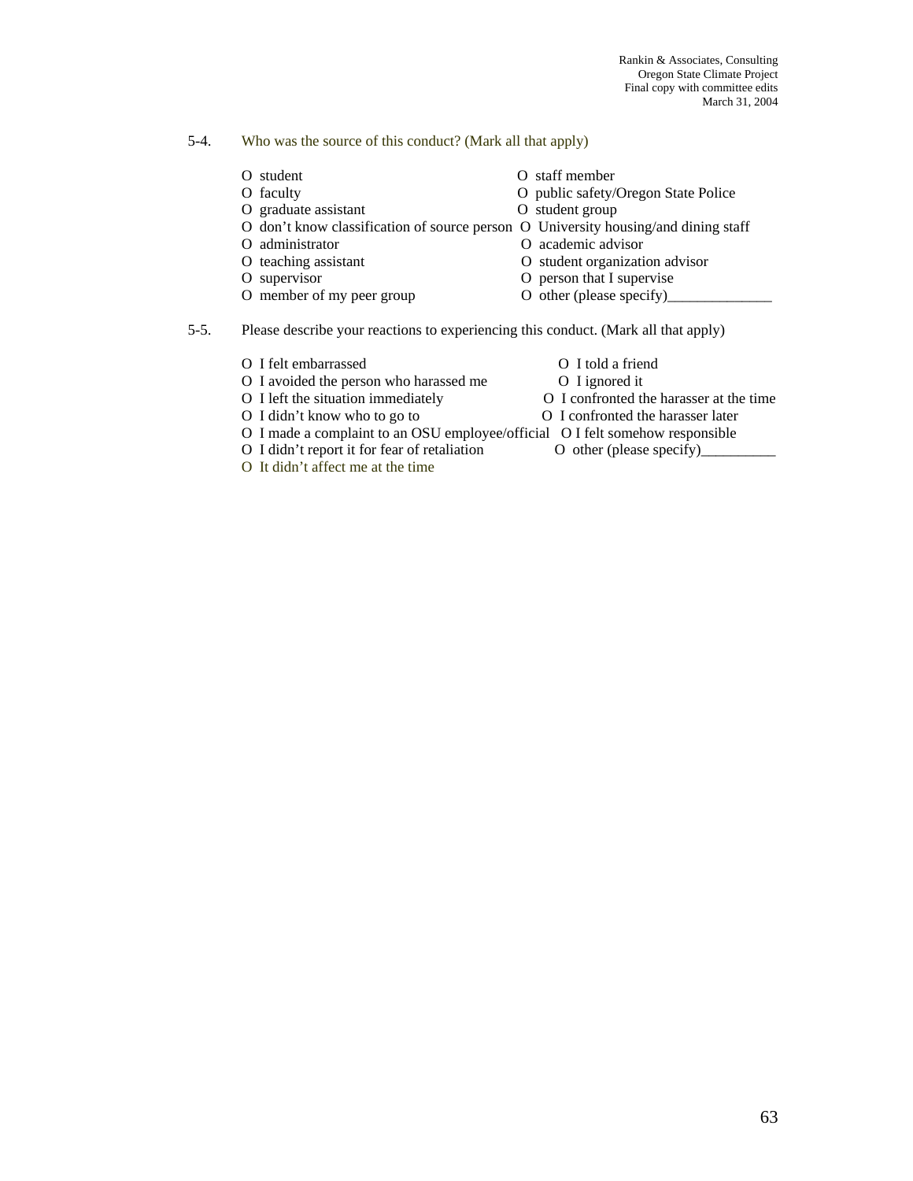5-4. Who was the source of this conduct? (Mark all that apply)

- O student
- O faculty
- O graduate assistant
- O don't know classification of source person
- O administrator
- O teaching assistant
- O supervisor
- O member of my peer group
- O staff member
- O public safety/Oregon State Police
- O student group
- O University housing/and dining staff
- O academic advisor
- O student organization advisor
- O person that I supervise
- O other (please specify)______________

5-5. Please describe your reactions to experiencing this conduct. (Mark all that apply)

- O I felt embarrassed
- O I avoided the person who harassed me
- O I left the situation immediately
- O I didn't know who to go to
- O I made a complaint to an OSU employee/official
- O I didn't report it for fear of retaliation
- O It didn't affect me at the time
- O I told a friend
- O I ignored it
- O I confronted the harasser at the time
- O I confronted the harasser later
- O I felt somehow responsible
- O other (please specify)__________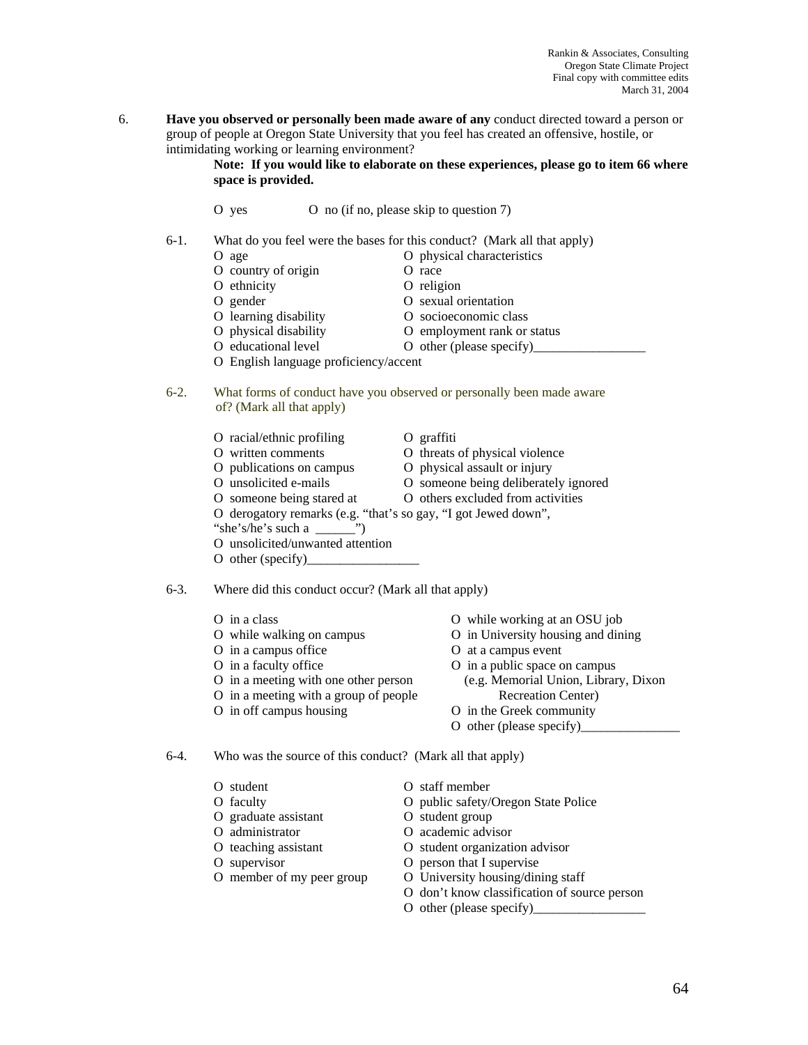6. **Have you observed or personally been made aware of any** conduct directed toward a person or group of people at Oregon State University that you feel has created an offensive, hostile, or intimidating working or learning environment?

**Note: If you would like to elaborate on these experiences, please go to item 66 where space is provided.**

O yes O no (if no, please skip to question 7)

6-1. What do you feel were the bases for this conduct? (Mark all that apply)

- O age
- O country of origin
- O ethnicity
- O gender
- O learning disability
- O physical disability
- O educational level
- O English language proficiency/accent
- O physical characteristics
- O race
- O religion
- O sexual orientation
- O socioeconomic class
- O employment rank or status
- O other (please specify)_________________

6-2. What forms of conduct have you observed or personally been made aware of? (Mark all that apply)

- O racial/ethnic profiling
- O written comments
- O publications on campus
- O unsolicited e-mails
- O someone being stared at
- O graffiti
- O threats of physical violence
- O physical assault or injury
- O someone being deliberately ignored
- O others excluded from activities
- O derogatory remarks (e.g. "that's so gay, "I got Jewed down", "she's/he's such a ______")
- O unsolicited/unwanted attention
- O other (specify)_________________

6-3. Where did this conduct occur? (Mark all that apply)

- O in a class
- O while walking on campus
- O in a campus office
- O in a faculty office
- O in a meeting with one other person
- O in a meeting with a group of people
- O in off campus housing
- O while working at an OSU job
- O in University housing and dining
- O at a campus event
- O in a public space on campus (e.g. Memorial Union, Library, Dixon Recreation Center)
- O in the Greek community
- O other (please specify)_______________

6-4. Who was the source of this conduct? (Mark all that apply)

- O student
- O faculty
- O graduate assistant
- O administrator
- O teaching assistant
- O supervisor
- O member of my peer group
- O staff member
- O public safety/Oregon State Police
- O student group
- O academic advisor
- O student organization advisor
- O person that I supervise
- O University housing/dining staff
- O don't know classification of source person
- O other (please specify)_________________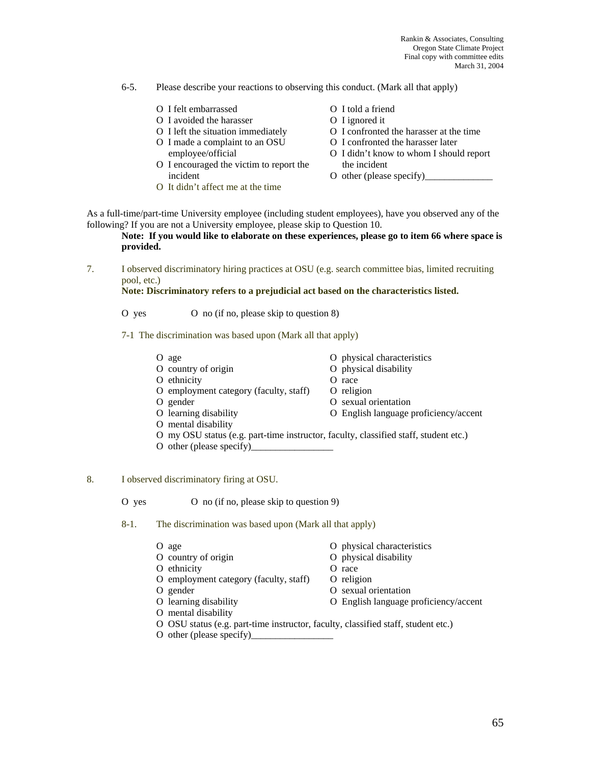6-5. Please describe your reactions to observing this conduct. (Mark all that apply)

- O I felt embarrassed
- O I avoided the harasser
- O I left the situation immediately
- O I made a complaint to an OSU employee/official
- O I encouraged the victim to report the incident
- O It didn't affect me at the time
- O I told a friend
- O I ignored it
- O I confronted the harasser at the time
- O I confronted the harasser later
- O I didn't know to whom I should report the incident
- O other (please specify)______________

As a full-time/part-time University employee (including student employees), have you observed any of the following? If you are not a University employee, please skip to Question 10.

**Note: If you would like to elaborate on these experiences, please go to item 66 where space is provided.**

7. I observed discriminatory hiring practices at OSU (e.g. search committee bias, limited recruiting pool, etc.)

**Note: Discriminatory refers to a prejudicial act based on the characteristics listed.**

O yes O no (if no, please skip to question 8)

7-1 The discrimination was based upon (Mark all that apply)

- O age
- O country of origin
- O ethnicity
- O employment category (faculty, staff)
- O gender
- O learning disability
- O mental disability
- O physical characteristics
- O physical disability
- O race
- O religion
- O sexual orientation
- O English language proficiency/accent
- O my OSU status (e.g. part-time instructor, faculty, classified staff, student etc.)
- O other (please specify)_________________

8. I observed discriminatory firing at OSU.

O yes O no (if no, please skip to question 9)

8-1. The discrimination was based upon (Mark all that apply)

- O age
- O country of origin
- O ethnicity
- O employment category (faculty, staff)
- O gender
- O learning disability
- O mental disability
- O physical characteristics
- O physical disability
- O race
- O religion
- O sexual orientation
- O English language proficiency/accent
- O OSU status (e.g. part-time instructor, faculty, classified staff, student etc.)
- O other (please specify)_________________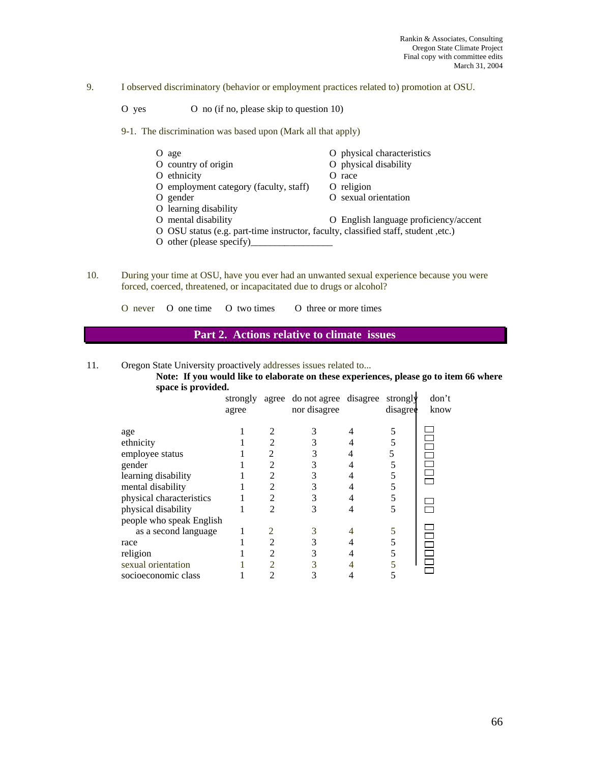9. I observed discriminatory (behavior or employment practices related to) promotion at OSU.

O yes     O no (if no, please skip to question 10)

9-1. The discrimination was based upon (Mark all that apply)

- O age
- O country of origin
- O ethnicity
- O employment category (faculty, staff)
- O gender
- O learning disability
- O mental disability
- O physical characteristics
- O physical disability
- O race
- O religion
- O sexual orientation
- O English language proficiency/accent
- O OSU status (e.g. part-time instructor, faculty, classified staff, student ,etc.)
- O other (please specify)_________________

10. During your time at OSU, have you ever had an unwanted sexual experience because you were forced, coerced, threatened, or incapacitated due to drugs or alcohol?

O never   O one time   O two times   O three or more times

## Part 2. Actions relative to climate issues

11. Oregon State University proactively addresses issues related to...

**Note: If you would like to elaborate on these experiences, please go to item 66 where space is provided.**

| | strongly agree | agree | do not agree nor disagree | disagree | strongly disagree | don't know |
|---|---|---|---|---|---|---|
| age | 1 | 2 | 3 | 4 | 5 | ☐ |
| ethnicity | 1 | 2 | 3 | 4 | 5 | ☐ |
| employee status | 1 | 2 | 3 | 4 | 5 | ☐ |
| gender | 1 | 2 | 3 | 4 | 5 | ☐ |
| learning disability | 1 | 2 | 3 | 4 | 5 | ☐ |
| mental disability | 1 | 2 | 3 | 4 | 5 | ☐ |
| physical characteristics | 1 | 2 | 3 | 4 | 5 | ☐ |
| physical disability | 1 | 2 | 3 | 4 | 5 | ☐ |
| people who speak English as a second language | 1 | 2 | 3 | 4 | 5 | ☐ |
| race | 1 | 2 | 3 | 4 | 5 | ☐ |
| religion | 1 | 2 | 3 | 4 | 5 | ☐ |
| sexual orientation | 1 | 2 | 3 | 4 | 5 | ☐ |
| socioeconomic class | 1 | 2 | 3 | 4 | 5 | ☐ |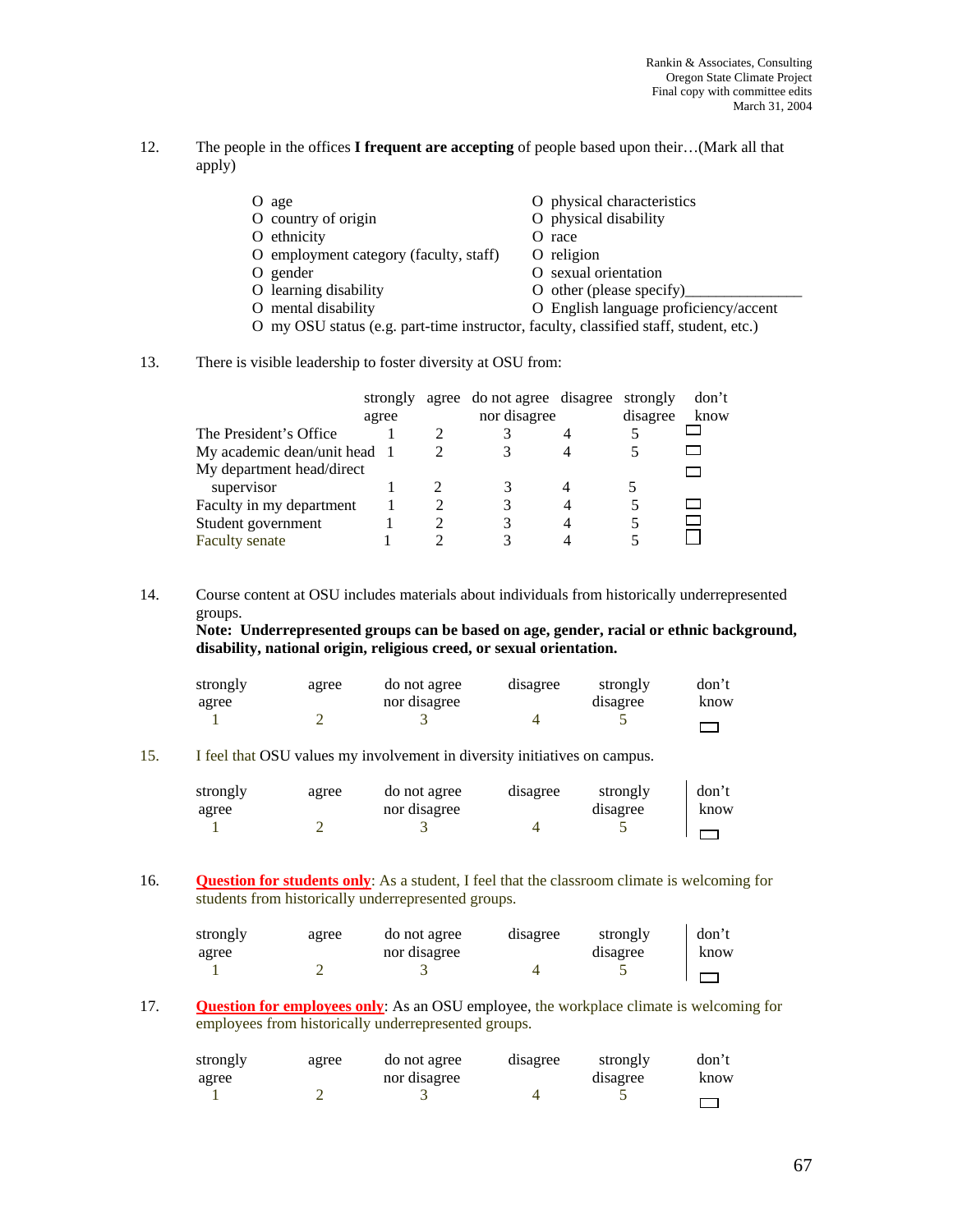12. The people in the offices **I frequent are accepting** of people based upon their…(Mark all that apply)

- O age
- O country of origin
- O ethnicity
- O employment category (faculty, staff)
- O gender
- O learning disability
- O mental disability
- O physical characteristics
- O physical disability
- O race
- O religion
- O sexual orientation
- O other (please specify)_______________
- O English language proficiency/accent
- O my OSU status (e.g. part-time instructor, faculty, classified staff, student, etc.)

13. There is visible leadership to foster diversity at OSU from:

| | strongly agree | agree | do not agree nor disagree | disagree | strongly disagree | don't know |
|---|---|---|---|---|---|---|
| The President's Office | 1 | 2 | 3 | 4 | 5 | ☐ |
| My academic dean/unit head | 1 | 2 | 3 | 4 | 5 | ☐ |
| My department head/direct supervisor | 1 | 2 | 3 | 4 | 5 | ☐ |
| Faculty in my department | 1 | 2 | 3 | 4 | 5 | ☐ |
| Student government | 1 | 2 | 3 | 4 | 5 | ☐ |
| Faculty senate | 1 | 2 | 3 | 4 | 5 | ☐ |

14. Course content at OSU includes materials about individuals from historically underrepresented groups.
**Note: Underrepresented groups can be based on age, gender, racial or ethnic background, disability, national origin, religious creed, or sexual orientation.**

| strongly agree | agree | do not agree nor disagree | disagree | strongly disagree | don't know |
|---|---|---|---|---|---|
| 1 | 2 | 3 | 4 | 5 | ☐ |

15. I feel that OSU values my involvement in diversity initiatives on campus.

| strongly agree | agree | do not agree nor disagree | disagree | strongly disagree | don't know |
|---|---|---|---|---|---|
| 1 | 2 | 3 | 4 | 5 | ☐ |

16. **Question for students only**: As a student, I feel that the classroom climate is welcoming for students from historically underrepresented groups.

| strongly agree | agree | do not agree nor disagree | disagree | strongly disagree | don't know |
|---|---|---|---|---|---|
| 1 | 2 | 3 | 4 | 5 | ☐ |

17. **Question for employees only**: As an OSU employee, the workplace climate is welcoming for employees from historically underrepresented groups.

| strongly agree | agree | do not agree nor disagree | disagree | strongly disagree | don't know |
|---|---|---|---|---|---|
| 1 | 2 | 3 | 4 | 5 | ☐ |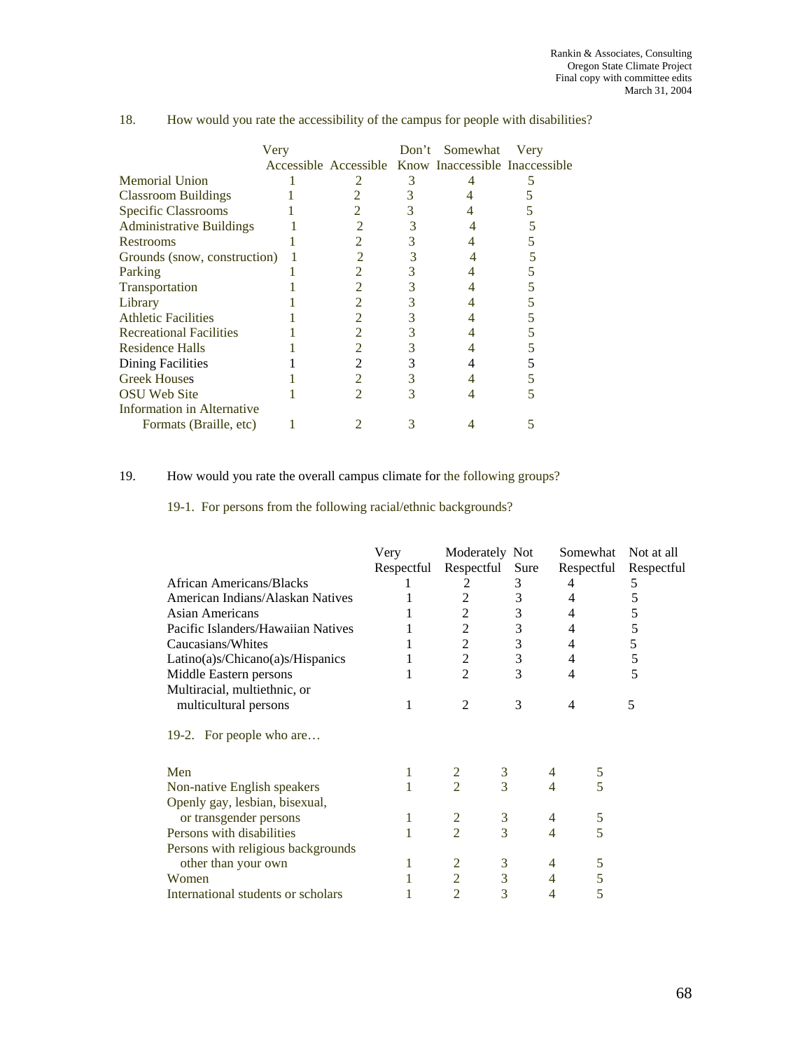18. How would you rate the accessibility of the campus for people with disabilities?

| | Very Accessible | Accessible | Don't Know | Somewhat Inaccessible | Very Inaccessible |
|---|---|---|---|---|---|
| Memorial Union | 1 | 2 | 3 | 4 | 5 |
| Classroom Buildings | 1 | 2 | 3 | 4 | 5 |
| Specific Classrooms | 1 | 2 | 3 | 4 | 5 |
| Administrative Buildings | 1 | 2 | 3 | 4 | 5 |
| Restrooms | 1 | 2 | 3 | 4 | 5 |
| Grounds (snow, construction) | 1 | 2 | 3 | 4 | 5 |
| Parking | 1 | 2 | 3 | 4 | 5 |
| Transportation | 1 | 2 | 3 | 4 | 5 |
| Library | 1 | 2 | 3 | 4 | 5 |
| Athletic Facilities | 1 | 2 | 3 | 4 | 5 |
| Recreational Facilities | 1 | 2 | 3 | 4 | 5 |
| Residence Halls | 1 | 2 | 3 | 4 | 5 |
| Dining Facilities | 1 | 2 | 3 | 4 | 5 |
| Greek Houses | 1 | 2 | 3 | 4 | 5 |
| OSU Web Site | 1 | 2 | 3 | 4 | 5 |
| Information in Alternative Formats (Braille, etc) | 1 | 2 | 3 | 4 | 5 |

19. How would you rate the overall campus climate for the following groups?

19-1. For persons from the following racial/ethnic backgrounds?

| | Very Respectful | Moderately Respectful | Not Sure | Somewhat Respectful | Not at all Respectful |
|---|---|---|---|---|---|
| African Americans/Blacks | 1 | 2 | 3 | 4 | 5 |
| American Indians/Alaskan Natives | 1 | 2 | 3 | 4 | 5 |
| Asian Americans | 1 | 2 | 3 | 4 | 5 |
| Pacific Islanders/Hawaiian Natives | 1 | 2 | 3 | 4 | 5 |
| Caucasians/Whites | 1 | 2 | 3 | 4 | 5 |
| Latino(a)s/Chicano(a)s/Hispanics | 1 | 2 | 3 | 4 | 5 |
| Middle Eastern persons | 1 | 2 | 3 | 4 | 5 |
| Multiracial, multiethnic, or multicultural persons | 1 | 2 | 3 | 4 | 5 |

19-2. For people who are…

| | | | | | |
|---|---|---|---|---|---|
| Men | 1 | 2 | 3 | 4 | 5 |
| Non-native English speakers | 1 | 2 | 3 | 4 | 5 |
| Openly gay, lesbian, bisexual, or transgender persons | 1 | 2 | 3 | 4 | 5 |
| Persons with disabilities | 1 | 2 | 3 | 4 | 5 |
| Persons with religious backgrounds other than your own | 1 | 2 | 3 | 4 | 5 |
| Women | 1 | 2 | 3 | 4 | 5 |
| International students or scholars | 1 | 2 | 3 | 4 | 5 |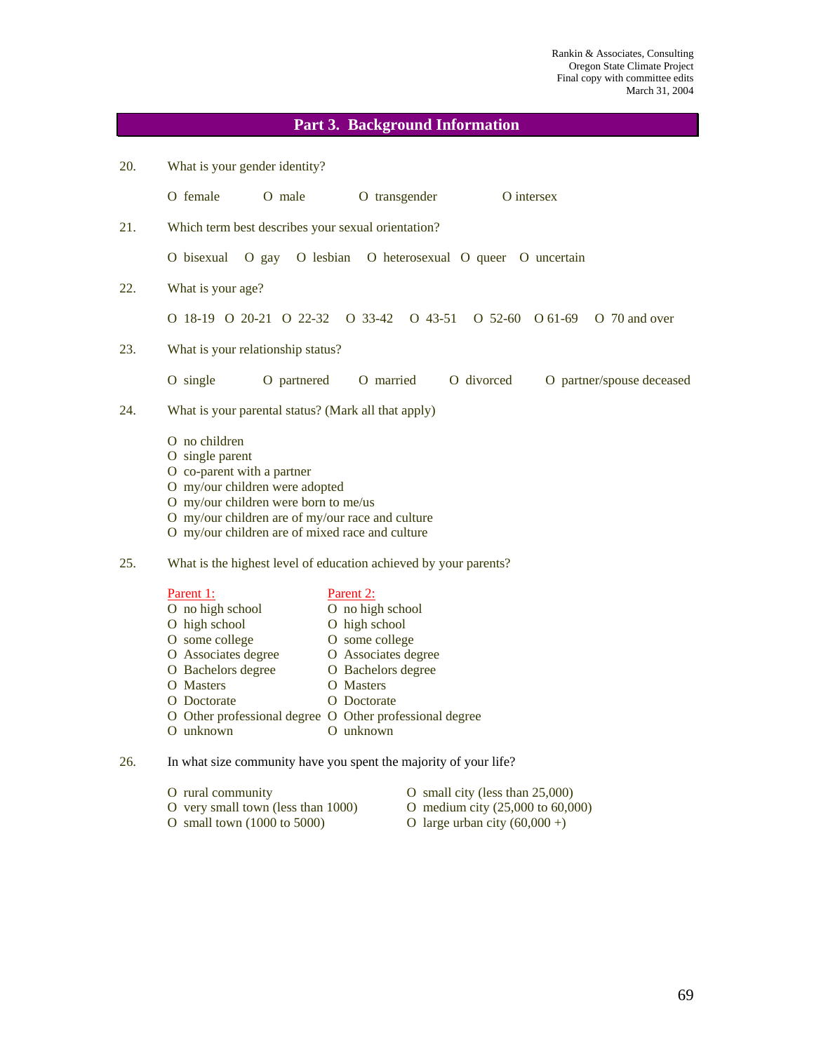## Part 3. Background Information

20. What is your gender identity?

    O female O male O transgender O intersex

21. Which term best describes your sexual orientation?

    O bisexual O gay O lesbian O heterosexual O queer O uncertain

22. What is your age?

    O 18-19 O 20-21 O 22-32 O 33-42 O 43-51 O 52-60 O 61-69 O 70 and over

23. What is your relationship status?

    O single O partnered O married O divorced O partner/spouse deceased

24. What is your parental status? (Mark all that apply)

    O no children
    O single parent
    O co-parent with a partner
    O my/our children were adopted
    O my/our children were born to me/us
    O my/our children are of my/our race and culture
    O my/our children are of mixed race and culture

25. What is the highest level of education achieved by your parents?

| Parent 1: | Parent 2: |
|---|---|
| O no high school | O no high school |
| O high school | O high school |
| O some college | O some college |
| O Associates degree | O Associates degree |
| O Bachelors degree | O Bachelors degree |
| O Masters | O Masters |
| O Doctorate | O Doctorate |
| O Other professional degree | O Other professional degree |
| O unknown | O unknown |

26. In what size community have you spent the majority of your life?

    O rural community
    O very small town (less than 1000)
    O small town (1000 to 5000)
    O small city (less than 25,000)
    O medium city (25,000 to 60,000)
    O large urban city (60,000 +)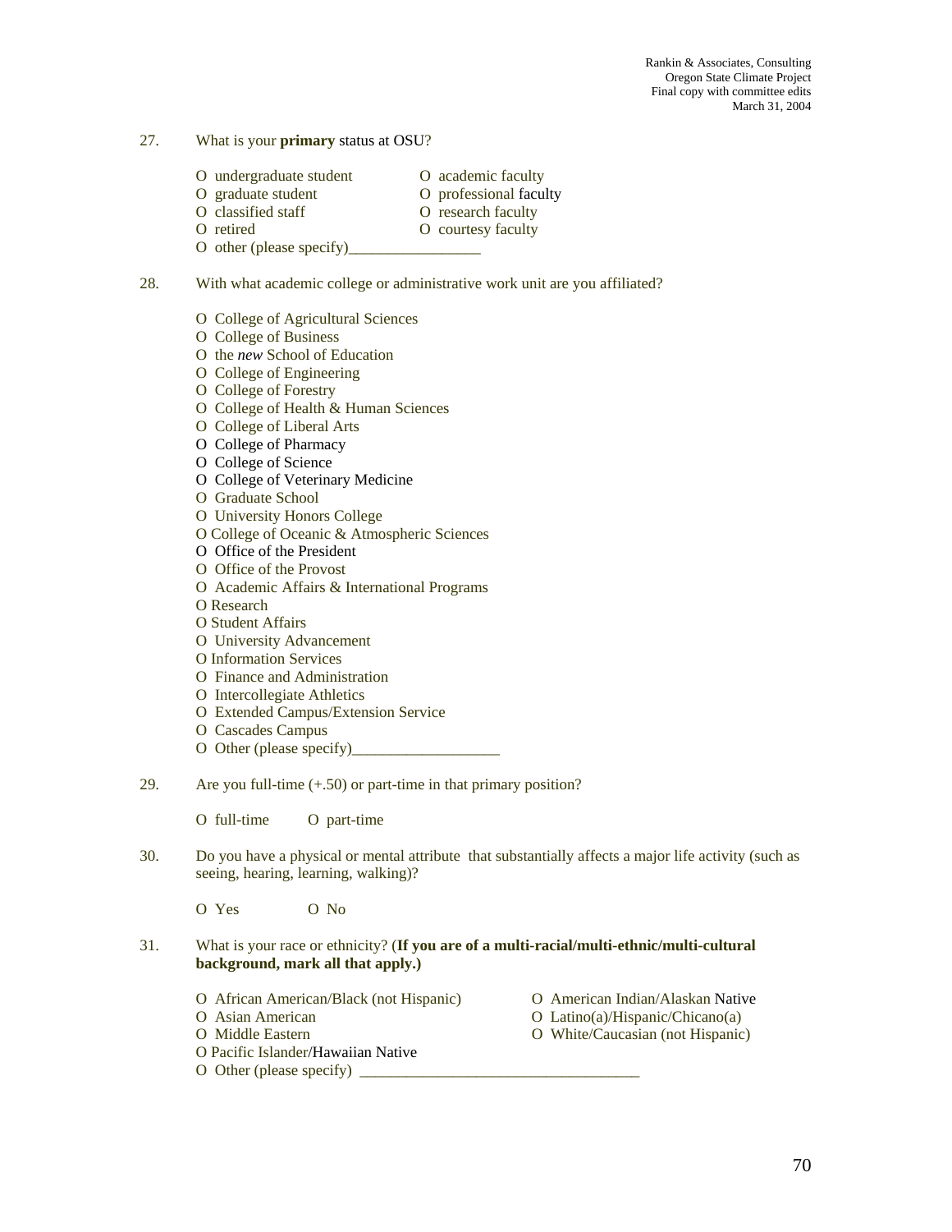27. What is your **primary** status at OSU?

- O undergraduate student
- O graduate student
- O classified staff
- O retired
- O academic faculty
- O professional faculty
- O research faculty
- O courtesy faculty
- O other (please specify)_________________

28. With what academic college or administrative work unit are you affiliated?

- O College of Agricultural Sciences
- O College of Business
- O the *new* School of Education
- O College of Engineering
- O College of Forestry
- O College of Health & Human Sciences
- O College of Liberal Arts
- O College of Pharmacy
- O College of Science
- O College of Veterinary Medicine
- O Graduate School
- O University Honors College
- O College of Oceanic & Atmospheric Sciences
- O Office of the President
- O Office of the Provost
- O Academic Affairs & International Programs
- O Research
- O Student Affairs
- O University Advancement
- O Information Services
- O Finance and Administration
- O Intercollegiate Athletics
- O Extended Campus/Extension Service
- O Cascades Campus
- O Other (please specify)___________________

29. Are you full-time (+.50) or part-time in that primary position?

O full-time O part-time

30. Do you have a physical or mental attribute that substantially affects a major life activity (such as seeing, hearing, learning, walking)?

O Yes O No

31. What is your race or ethnicity? (**If you are of a multi-racial/multi-ethnic/multi-cultural background, mark all that apply.)**

- O African American/Black (not Hispanic)
- O Asian American
- O Middle Eastern
- O Pacific Islander/Hawaiian Native
- O American Indian/Alaskan Native
- O Latino(a)/Hispanic/Chicano(a)
- O White/Caucasian (not Hispanic)
- O Other (please specify) ___________________________________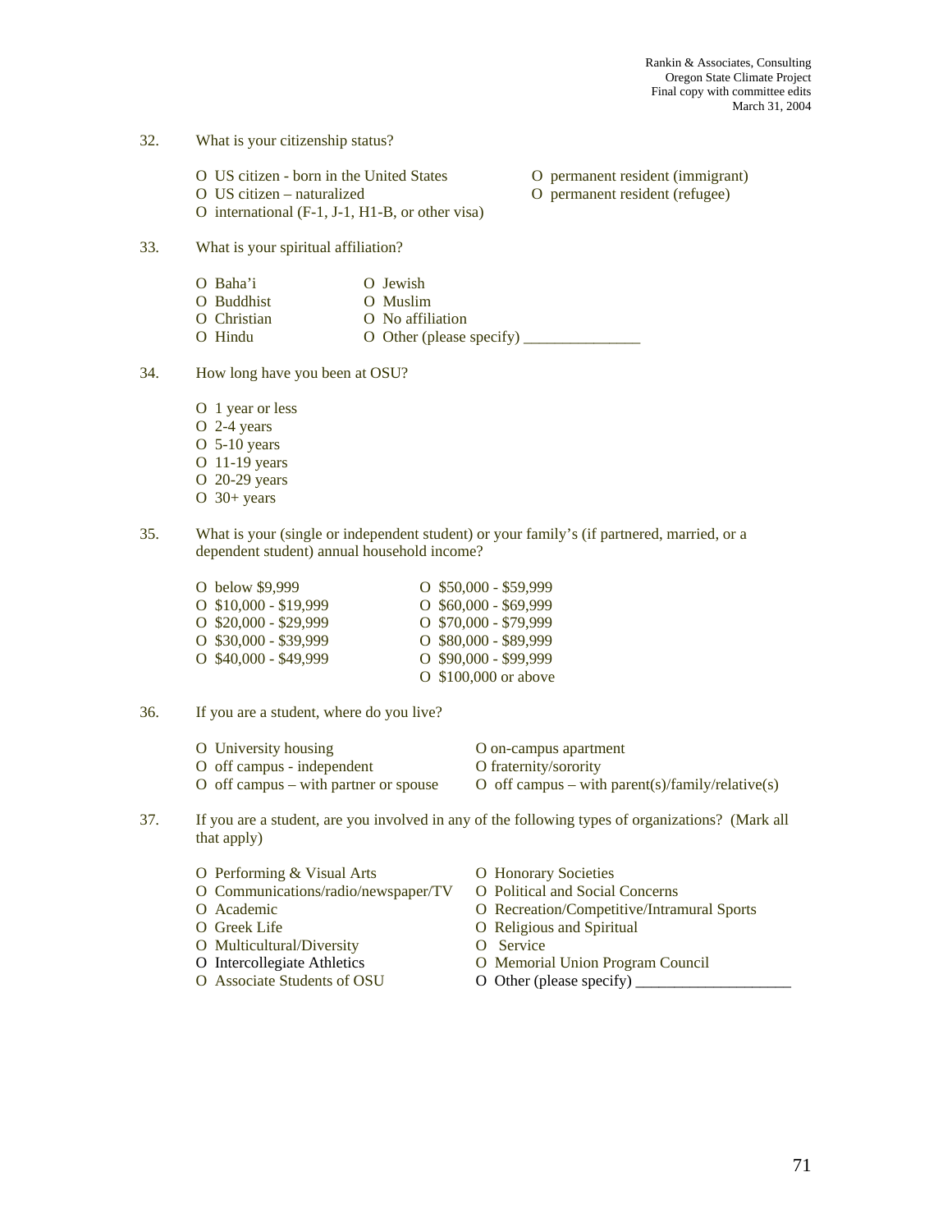32. What is your citizenship status?

O US citizen - born in the United States
O US citizen – naturalized
O international (F-1, J-1, H1-B, or other visa)
O permanent resident (immigrant)
O permanent resident (refugee)

33. What is your spiritual affiliation?

O Baha'i
O Buddhist
O Christian
O Hindu
O Jewish
O Muslim
O No affiliation
O Other (please specify) _______________

34. How long have you been at OSU?

O 1 year or less
O 2-4 years
O 5-10 years
O 11-19 years
O 20-29 years
O 30+ years

35. What is your (single or independent student) or your family's (if partnered, married, or a dependent student) annual household income?

O below $9,999
O $10,000 - $19,999
O $20,000 - $29,999
O $30,000 - $39,999
O $40,000 - $49,999
O $50,000 - $59,999
O $60,000 - $69,999
O $70,000 - $79,999
O $80,000 - $89,999
O $90,000 - $99,999
O $100,000 or above

36. If you are a student, where do you live?

O University housing
O off campus - independent
O off campus – with partner or spouse
O on-campus apartment
O fraternity/sorority
O off campus – with parent(s)/family/relative(s)

37. If you are a student, are you involved in any of the following types of organizations? (Mark all that apply)

O Performing & Visual Arts
O Communications/radio/newspaper/TV
O Academic
O Greek Life
O Multicultural/Diversity
O Intercollegiate Athletics
O Associate Students of OSU
O Honorary Societies
O Political and Social Concerns
O Recreation/Competitive/Intramural Sports
O Religious and Spiritual
O Service
O Memorial Union Program Council
O Other (please specify) ____________________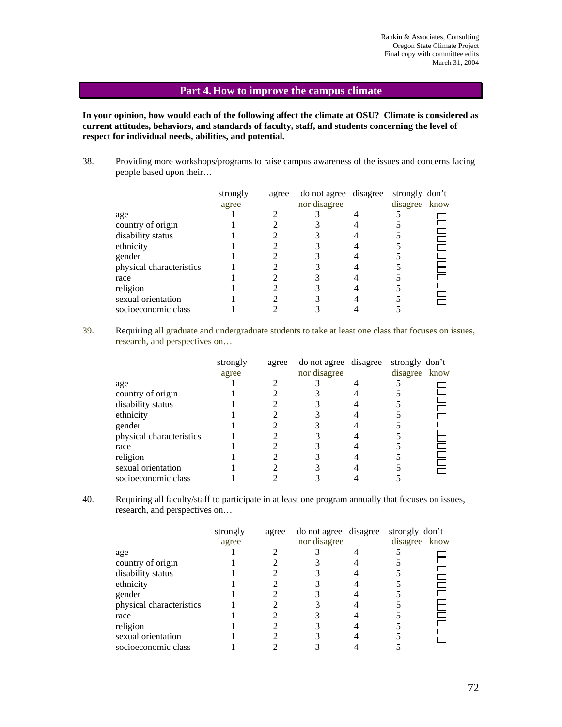## Part 4. How to improve the campus climate

**In your opinion, how would each of the following affect the climate at OSU? Climate is considered as current attitudes, behaviors, and standards of faculty, staff, and students concerning the level of respect for individual needs, abilities, and potential.**

38. Providing more workshops/programs to raise campus awareness of the issues and concerns facing people based upon their…

| | strongly agree | agree | do not agree nor disagree | disagree | strongly disagree | don't know |
|---|---|---|---|---|---|---|
| age | 1 | 2 | 3 | 4 | 5 | ☐ |
| country of origin | 1 | 2 | 3 | 4 | 5 | ☐ |
| disability status | 1 | 2 | 3 | 4 | 5 | ☐ |
| ethnicity | 1 | 2 | 3 | 4 | 5 | ☐ |
| gender | 1 | 2 | 3 | 4 | 5 | ☐ |
| physical characteristics | 1 | 2 | 3 | 4 | 5 | ☐ |
| race | 1 | 2 | 3 | 4 | 5 | ☐ |
| religion | 1 | 2 | 3 | 4 | 5 | ☐ |
| sexual orientation | 1 | 2 | 3 | 4 | 5 | ☐ |
| socioeconomic class | 1 | 2 | 3 | 4 | 5 | ☐ |

39. Requiring all graduate and undergraduate students to take at least one class that focuses on issues, research, and perspectives on…

| | strongly agree | agree | do not agree nor disagree | disagree | strongly disagree | don't know |
|---|---|---|---|---|---|---|
| age | 1 | 2 | 3 | 4 | 5 | ☐ |
| country of origin | 1 | 2 | 3 | 4 | 5 | ☐ |
| disability status | 1 | 2 | 3 | 4 | 5 | ☐ |
| ethnicity | 1 | 2 | 3 | 4 | 5 | ☐ |
| gender | 1 | 2 | 3 | 4 | 5 | ☐ |
| physical characteristics | 1 | 2 | 3 | 4 | 5 | ☐ |
| race | 1 | 2 | 3 | 4 | 5 | ☐ |
| religion | 1 | 2 | 3 | 4 | 5 | ☐ |
| sexual orientation | 1 | 2 | 3 | 4 | 5 | ☐ |
| socioeconomic class | 1 | 2 | 3 | 4 | 5 | ☐ |

40. Requiring all faculty/staff to participate in at least one program annually that focuses on issues, research, and perspectives on…

| | strongly agree | agree | do not agree nor disagree | disagree | strongly disagree | don't know |
|---|---|---|---|---|---|---|
| age | 1 | 2 | 3 | 4 | 5 | ☐ |
| country of origin | 1 | 2 | 3 | 4 | 5 | ☐ |
| disability status | 1 | 2 | 3 | 4 | 5 | ☐ |
| ethnicity | 1 | 2 | 3 | 4 | 5 | ☐ |
| gender | 1 | 2 | 3 | 4 | 5 | ☐ |
| physical characteristics | 1 | 2 | 3 | 4 | 5 | ☐ |
| race | 1 | 2 | 3 | 4 | 5 | ☐ |
| religion | 1 | 2 | 3 | 4 | 5 | ☐ |
| sexual orientation | 1 | 2 | 3 | 4 | 5 | ☐ |
| socioeconomic class | 1 | 2 | 3 | 4 | 5 | ☐ |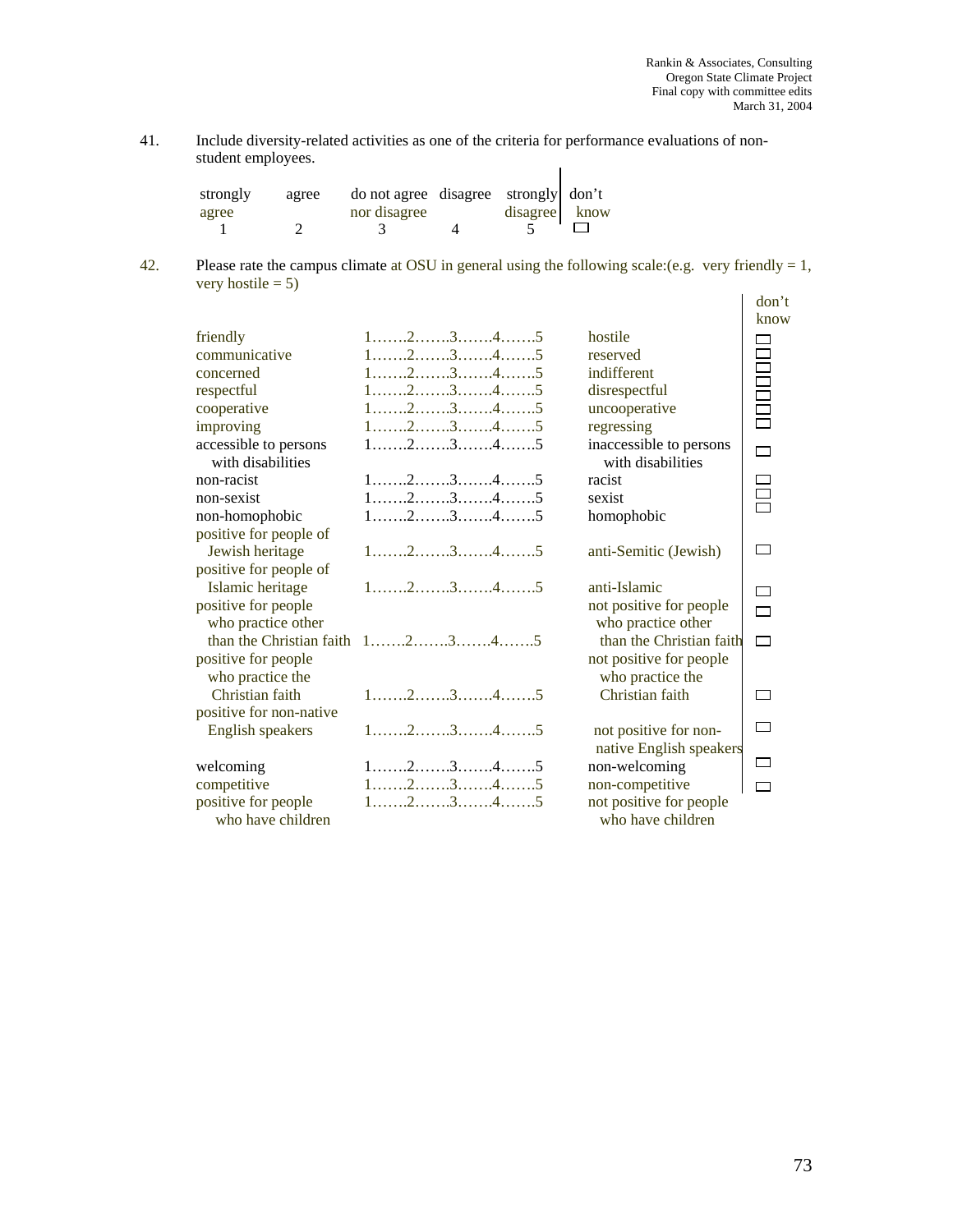41. Include diversity-related activities as one of the criteria for performance evaluations of non-student employees.

| strongly agree | agree | do not agree nor disagree | disagree | strongly disagree | don't know |
|---|---|---|---|---|---|
| 1 | 2 | 3 | 4 | 5 | ☐ |

42. Please rate the campus climate at OSU in general using the following scale:(e.g. very friendly = 1, very hostile = 5)

| | | | don't know |
|---|---|---|---|
| friendly | 1…….2…….3…….4…….5 | hostile | ☐ |
| communicative | 1…….2…….3…….4…….5 | reserved | ☐ |
| concerned | 1…….2…….3…….4…….5 | indifferent | ☐ |
| respectful | 1…….2…….3…….4…….5 | disrespectful | ☐ |
| cooperative | 1…….2…….3…….4…….5 | uncooperative | ☐ |
| improving | 1…….2…….3…….4…….5 | regressing | ☐ |
| accessible to persons with disabilities | 1…….2…….3…….4…….5 | inaccessible to persons with disabilities | ☐ |
| non-racist | 1…….2…….3…….4…….5 | racist | ☐ |
| non-sexist | 1…….2…….3…….4…….5 | sexist | ☐ |
| non-homophobic | 1…….2…….3…….4…….5 | homophobic | ☐ |
| positive for people of Jewish heritage | 1…….2…….3…….4…….5 | anti-Semitic (Jewish) | ☐ |
| positive for people of Islamic heritage | 1…….2…….3…….4…….5 | anti-Islamic | ☐ |
| positive for people who practice other than the Christian faith | 1…….2…….3…….4…….5 | not positive for people who practice other than the Christian faith | ☐ |
| positive for people who practice the Christian faith | 1…….2…….3…….4…….5 | not positive for people who practice the Christian faith | ☐ |
| positive for non-native English speakers | 1…….2…….3…….4…….5 | not positive for non-native English speakers | ☐ |
| welcoming | 1…….2…….3…….4…….5 | non-welcoming | ☐ |
| competitive | 1…….2…….3…….4…….5 | non-competitive | ☐ |
| positive for people who have children | 1…….2…….3…….4…….5 | not positive for people who have children | ☐ |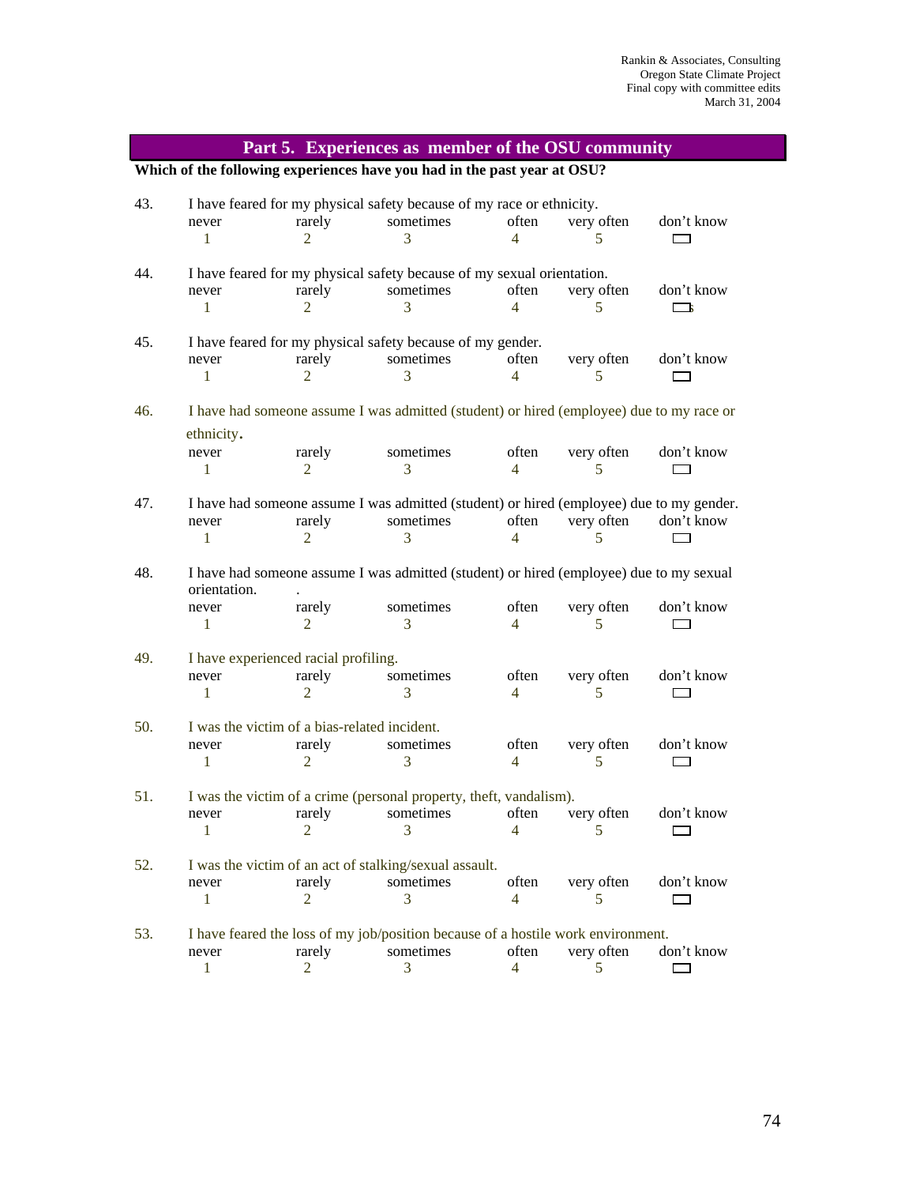## Part 5. Experiences as member of the OSU community

**Which of the following experiences have you had in the past year at OSU?**

43. I have feared for my physical safety because of my race or ethnicity.

| never | rarely | sometimes | often | very often | don't know |
|---|---|---|---|---|---|
| 1 | 2 | 3 | 4 | 5 | ☐ |

44. I have feared for my physical safety because of my sexual orientation.

| never | rarely | sometimes | often | very often | don't know |
|---|---|---|---|---|---|
| 1 | 2 | 3 | 4 | 5 | ☐ |

45. I have feared for my physical safety because of my gender.

| never | rarely | sometimes | often | very often | don't know |
|---|---|---|---|---|---|
| 1 | 2 | 3 | 4 | 5 | ☐ |

46. I have had someone assume I was admitted (student) or hired (employee) due to my race or ethnicity.

| never | rarely | sometimes | often | very often | don't know |
|---|---|---|---|---|---|
| 1 | 2 | 3 | 4 | 5 | ☐ |

47. I have had someone assume I was admitted (student) or hired (employee) due to my gender.

| never | rarely | sometimes | often | very often | don't know |
|---|---|---|---|---|---|
| 1 | 2 | 3 | 4 | 5 | ☐ |

48. I have had someone assume I was admitted (student) or hired (employee) due to my sexual orientation.

| never | rarely | sometimes | often | very often | don't know |
|---|---|---|---|---|---|
| 1 | 2 | 3 | 4 | 5 | ☐ |

49. I have experienced racial profiling.

| never | rarely | sometimes | often | very often | don't know |
|---|---|---|---|---|---|
| 1 | 2 | 3 | 4 | 5 | ☐ |

50. I was the victim of a bias-related incident.

| never | rarely | sometimes | often | very often | don't know |
|---|---|---|---|---|---|
| 1 | 2 | 3 | 4 | 5 | ☐ |

51. I was the victim of a crime (personal property, theft, vandalism).

| never | rarely | sometimes | often | very often | don't know |
|---|---|---|---|---|---|
| 1 | 2 | 3 | 4 | 5 | ☐ |

52. I was the victim of an act of stalking/sexual assault.

| never | rarely | sometimes | often | very often | don't know |
|---|---|---|---|---|---|
| 1 | 2 | 3 | 4 | 5 | ☐ |

53. I have feared the loss of my job/position because of a hostile work environment.

| never | rarely | sometimes | often | very often | don't know |
|---|---|---|---|---|---|
| 1 | 2 | 3 | 4 | 5 | ☐ |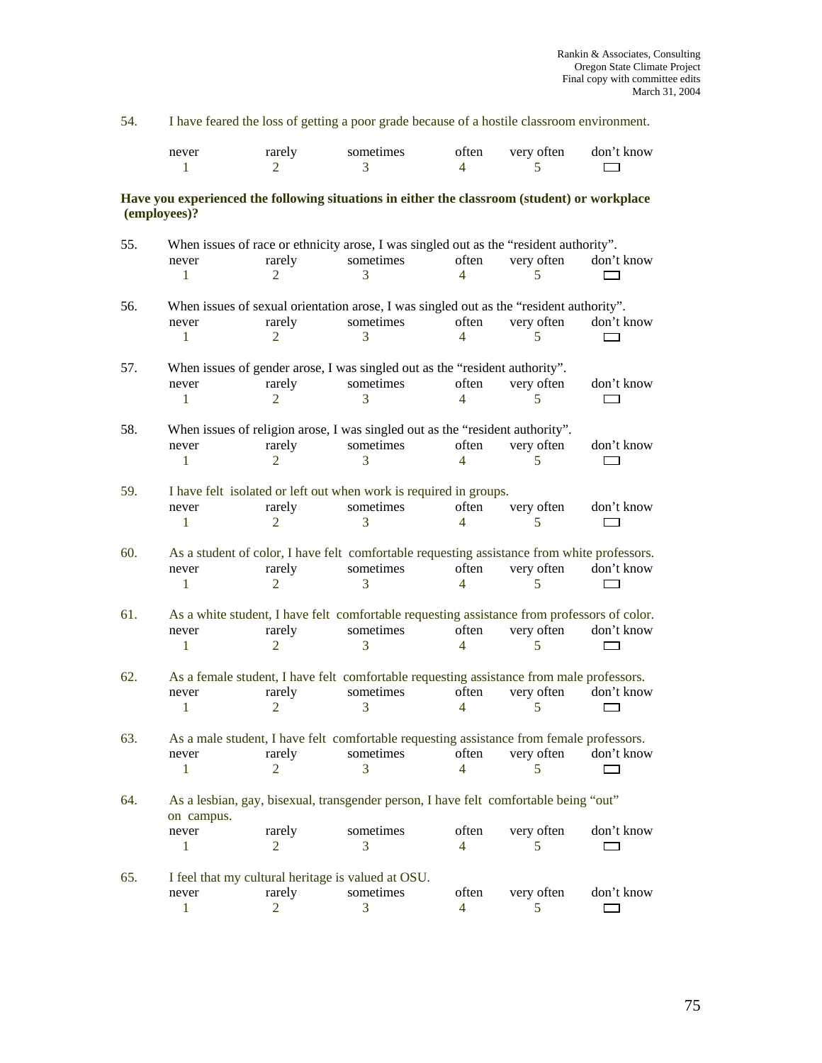54. I have feared the loss of getting a poor grade because of a hostile classroom environment.

| never | rarely | sometimes | often | very often | don't know |
|---|---|---|---|---|---|
| 1 | 2 | 3 | 4 | 5 | ☐ |

**Have you experienced the following situations in either the classroom (student) or workplace (employees)?**

55. When issues of race or ethnicity arose, I was singled out as the "resident authority".

| never | rarely | sometimes | often | very often | don't know |
|---|---|---|---|---|---|
| 1 | 2 | 3 | 4 | 5 | ☐ |

56. When issues of sexual orientation arose, I was singled out as the "resident authority".

| never | rarely | sometimes | often | very often | don't know |
|---|---|---|---|---|---|
| 1 | 2 | 3 | 4 | 5 | ☐ |

57. When issues of gender arose, I was singled out as the "resident authority".

| never | rarely | sometimes | often | very often | don't know |
|---|---|---|---|---|---|
| 1 | 2 | 3 | 4 | 5 | ☐ |

58. When issues of religion arose, I was singled out as the "resident authority".

| never | rarely | sometimes | often | very often | don't know |
|---|---|---|---|---|---|
| 1 | 2 | 3 | 4 | 5 | ☐ |

59. I have felt isolated or left out when work is required in groups.

| never | rarely | sometimes | often | very often | don't know |
|---|---|---|---|---|---|
| 1 | 2 | 3 | 4 | 5 | ☐ |

60. As a student of color, I have felt comfortable requesting assistance from white professors.

| never | rarely | sometimes | often | very often | don't know |
|---|---|---|---|---|---|
| 1 | 2 | 3 | 4 | 5 | ☐ |

61. As a white student, I have felt comfortable requesting assistance from professors of color.

| never | rarely | sometimes | often | very often | don't know |
|---|---|---|---|---|---|
| 1 | 2 | 3 | 4 | 5 | ☐ |

62. As a female student, I have felt comfortable requesting assistance from male professors.

| never | rarely | sometimes | often | very often | don't know |
|---|---|---|---|---|---|
| 1 | 2 | 3 | 4 | 5 | ☐ |

63. As a male student, I have felt comfortable requesting assistance from female professors.

| never | rarely | sometimes | often | very often | don't know |
|---|---|---|---|---|---|
| 1 | 2 | 3 | 4 | 5 | ☐ |

64. As a lesbian, gay, bisexual, transgender person, I have felt comfortable being "out" on campus.

| never | rarely | sometimes | often | very often | don't know |
|---|---|---|---|---|---|
| 1 | 2 | 3 | 4 | 5 | ☐ |

65. I feel that my cultural heritage is valued at OSU.

| never | rarely | sometimes | often | very often | don't know |
|---|---|---|---|---|---|
| 1 | 2 | 3 | 4 | 5 | ☐ |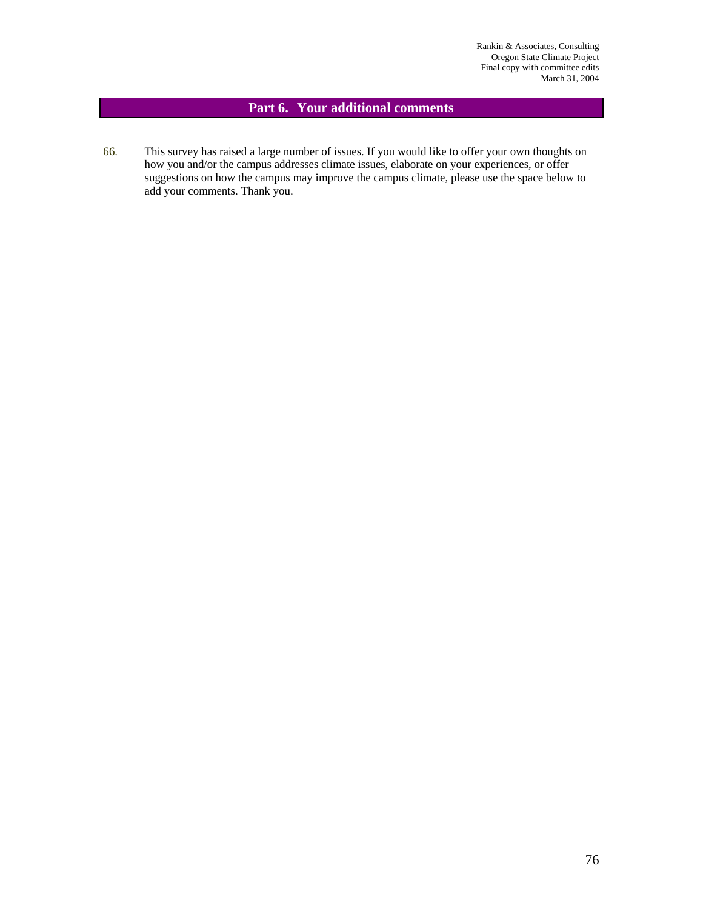## Part 6. Your additional comments

66. This survey has raised a large number of issues. If you would like to offer your own thoughts on how you and/or the campus addresses climate issues, elaborate on your experiences, or offer suggestions on how the campus may improve the campus climate, please use the space below to add your comments. Thank you.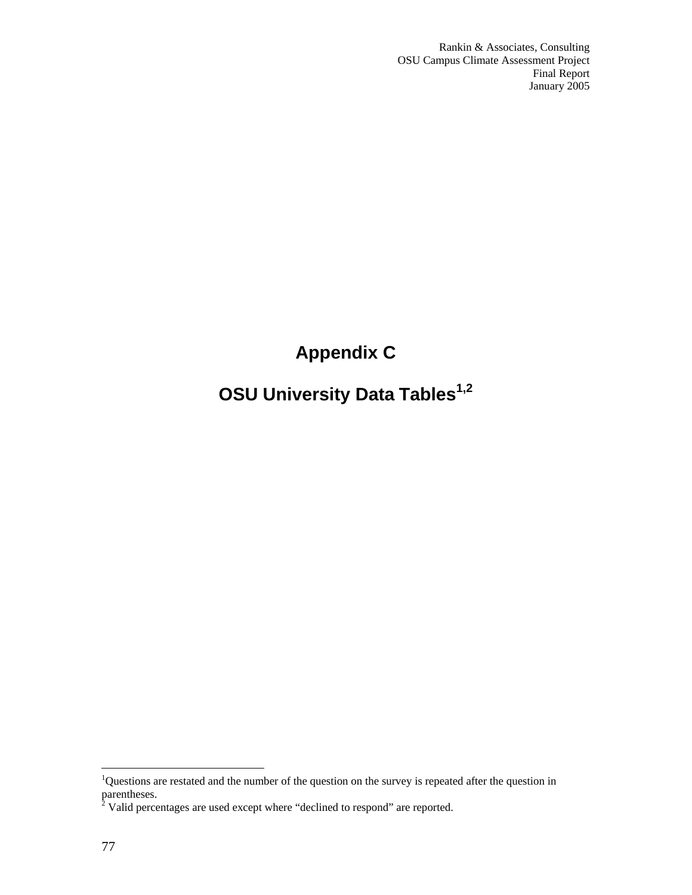# Appendix C

## OSU University Data Tables[1,2]

[1]Questions are restated and the number of the question on the survey is repeated after the question in parentheses.

[2] Valid percentages are used except where "declined to respond" are reported.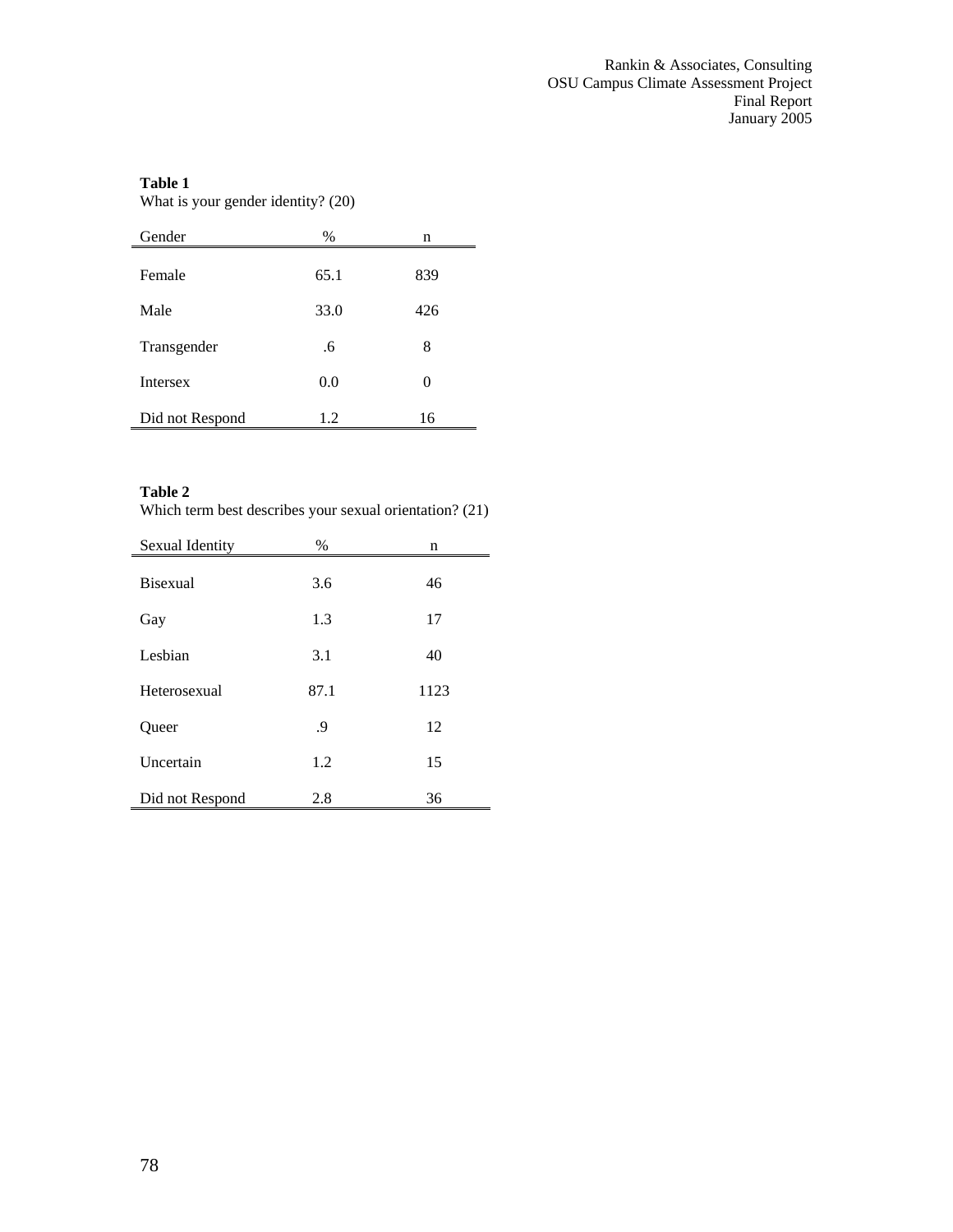**Table 1**
What is your gender identity? (20)

| Gender | % | n |
|---|---|---|
| Female | 65.1 | 839 |
| Male | 33.0 | 426 |
| Transgender | .6 | 8 |
| Intersex | 0.0 | 0 |
| Did not Respond | 1.2 | 16 |

**Table 2**
Which term best describes your sexual orientation? (21)

| Sexual Identity | % | n |
|---|---|---|
| Bisexual | 3.6 | 46 |
| Gay | 1.3 | 17 |
| Lesbian | 3.1 | 40 |
| Heterosexual | 87.1 | 1123 |
| Queer | .9 | 12 |
| Uncertain | 1.2 | 15 |
| Did not Respond | 2.8 | 36 |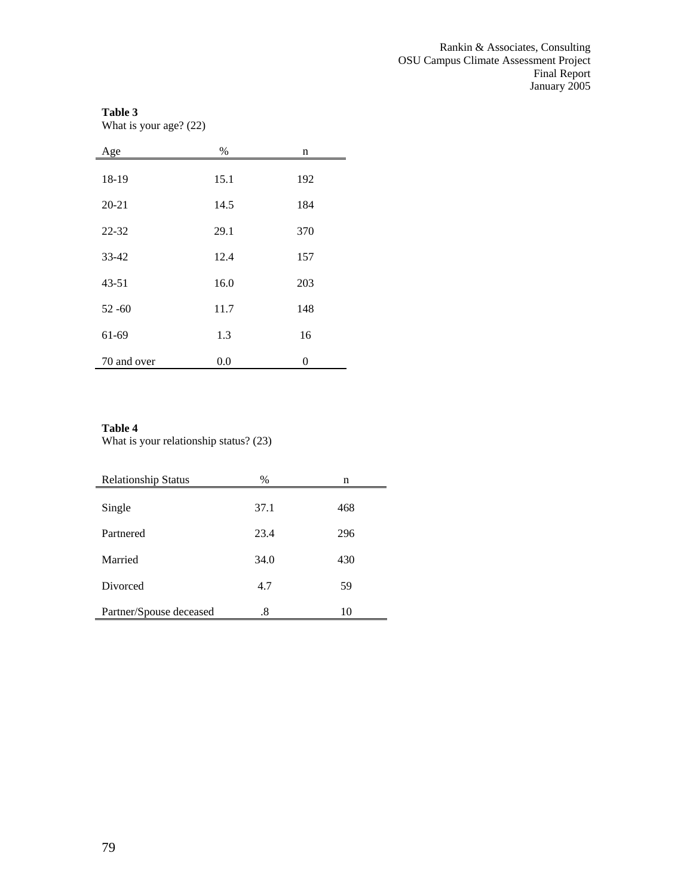**Table 3**
What is your age? (22)

| Age | % | n |
|---|---|---|
| 18-19 | 15.1 | 192 |
| 20-21 | 14.5 | 184 |
| 22-32 | 29.1 | 370 |
| 33-42 | 12.4 | 157 |
| 43-51 | 16.0 | 203 |
| 52 -60 | 11.7 | 148 |
| 61-69 | 1.3 | 16 |
| 70 and over | 0.0 | 0 |

**Table 4**
What is your relationship status? (23)

| Relationship Status | % | n |
|---|---|---|
| Single | 37.1 | 468 |
| Partnered | 23.4 | 296 |
| Married | 34.0 | 430 |
| Divorced | 4.7 | 59 |
| Partner/Spouse deceased | .8 | 10 |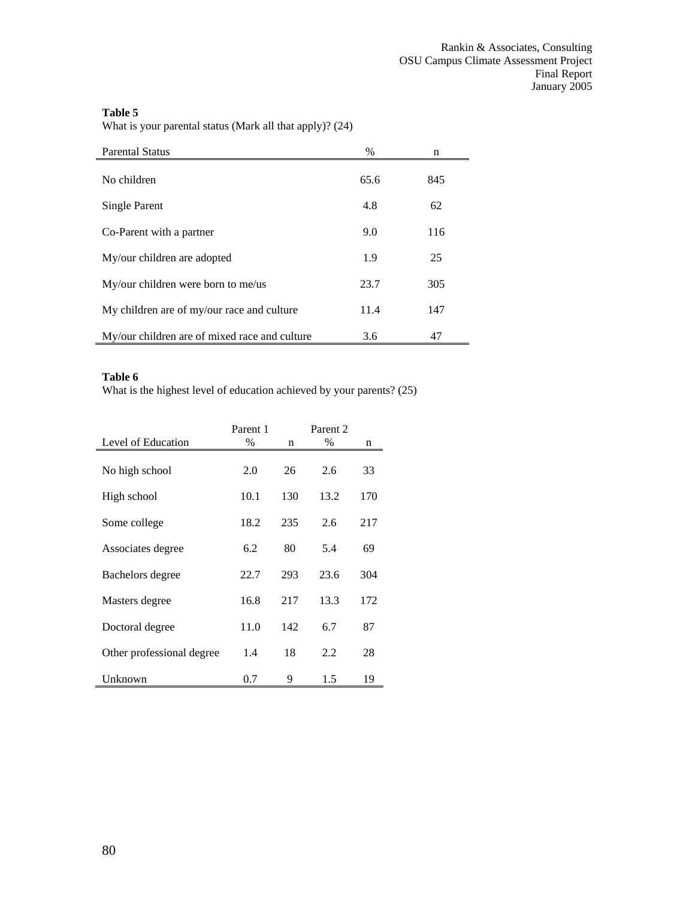**Table 5**
What is your parental status (Mark all that apply)? (24)

| Parental Status | % | n |
|---|---|---|
| No children | 65.6 | 845 |
| Single Parent | 4.8 | 62 |
| Co-Parent with a partner | 9.0 | 116 |
| My/our children are adopted | 1.9 | 25 |
| My/our children were born to me/us | 23.7 | 305 |
| My children are of my/our race and culture | 11.4 | 147 |
| My/our children are of mixed race and culture | 3.6 | 47 |

**Table 6**
What is the highest level of education achieved by your parents? (25)

| | Parent 1 | | Parent 2 | |
|---|---|---|---|---|
| Level of Education | % | n | % | n |
| No high school | 2.0 | 26 | 2.6 | 33 |
| High school | 10.1 | 130 | 13.2 | 170 |
| Some college | 18.2 | 235 | 2.6 | 217 |
| Associates degree | 6.2 | 80 | 5.4 | 69 |
| Bachelors degree | 22.7 | 293 | 23.6 | 304 |
| Masters degree | 16.8 | 217 | 13.3 | 172 |
| Doctoral degree | 11.0 | 142 | 6.7 | 87 |
| Other professional degree | 1.4 | 18 | 2.2 | 28 |
| Unknown | 0.7 | 9 | 1.5 | 19 |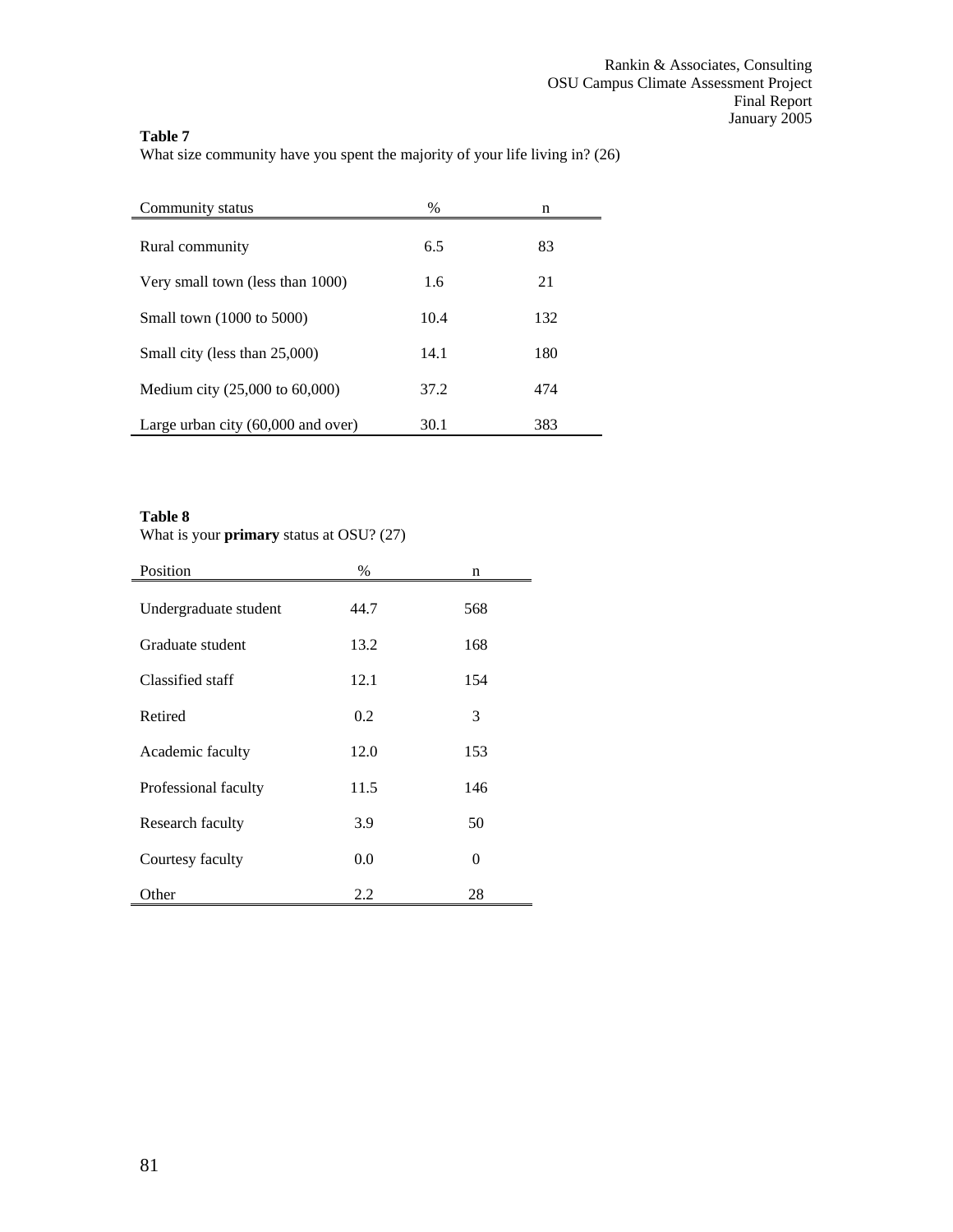**Table 7**
What size community have you spent the majority of your life living in? (26)

| Community status | % | n |
|---|---|---|
| Rural community | 6.5 | 83 |
| Very small town (less than 1000) | 1.6 | 21 |
| Small town (1000 to 5000) | 10.4 | 132 |
| Small city (less than 25,000) | 14.1 | 180 |
| Medium city (25,000 to 60,000) | 37.2 | 474 |
| Large urban city (60,000 and over) | 30.1 | 383 |

**Table 8**
What is your **primary** status at OSU? (27)

| Position | % | n |
|---|---|---|
| Undergraduate student | 44.7 | 568 |
| Graduate student | 13.2 | 168 |
| Classified staff | 12.1 | 154 |
| Retired | 0.2 | 3 |
| Academic faculty | 12.0 | 153 |
| Professional faculty | 11.5 | 146 |
| Research faculty | 3.9 | 50 |
| Courtesy faculty | 0.0 | 0 |
| Other | 2.2 | 28 |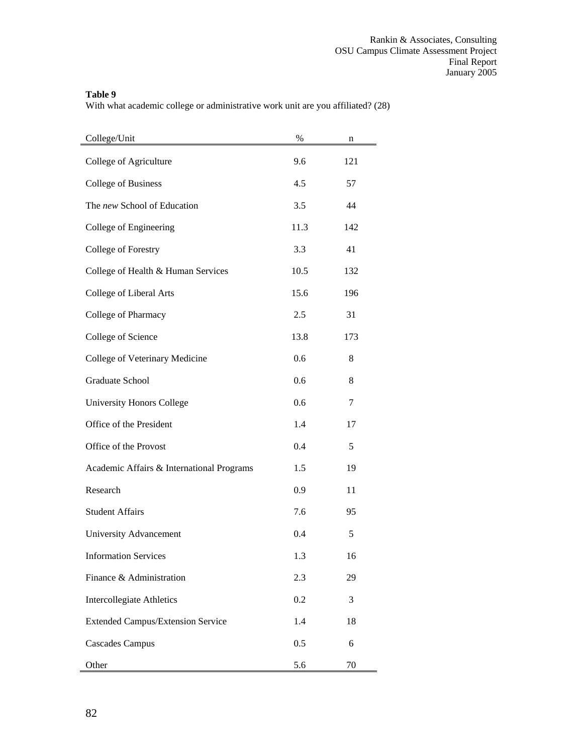**Table 9**
With what academic college or administrative work unit are you affiliated? (28)

| College/Unit | % | n |
|---|---|---|
| College of Agriculture | 9.6 | 121 |
| College of Business | 4.5 | 57 |
| The *new* School of Education | 3.5 | 44 |
| College of Engineering | 11.3 | 142 |
| College of Forestry | 3.3 | 41 |
| College of Health & Human Services | 10.5 | 132 |
| College of Liberal Arts | 15.6 | 196 |
| College of Pharmacy | 2.5 | 31 |
| College of Science | 13.8 | 173 |
| College of Veterinary Medicine | 0.6 | 8 |
| Graduate School | 0.6 | 8 |
| University Honors College | 0.6 | 7 |
| Office of the President | 1.4 | 17 |
| Office of the Provost | 0.4 | 5 |
| Academic Affairs & International Programs | 1.5 | 19 |
| Research | 0.9 | 11 |
| Student Affairs | 7.6 | 95 |
| University Advancement | 0.4 | 5 |
| Information Services | 1.3 | 16 |
| Finance & Administration | 2.3 | 29 |
| Intercollegiate Athletics | 0.2 | 3 |
| Extended Campus/Extension Service | 1.4 | 18 |
| Cascades Campus | 0.5 | 6 |
| Other | 5.6 | 70 |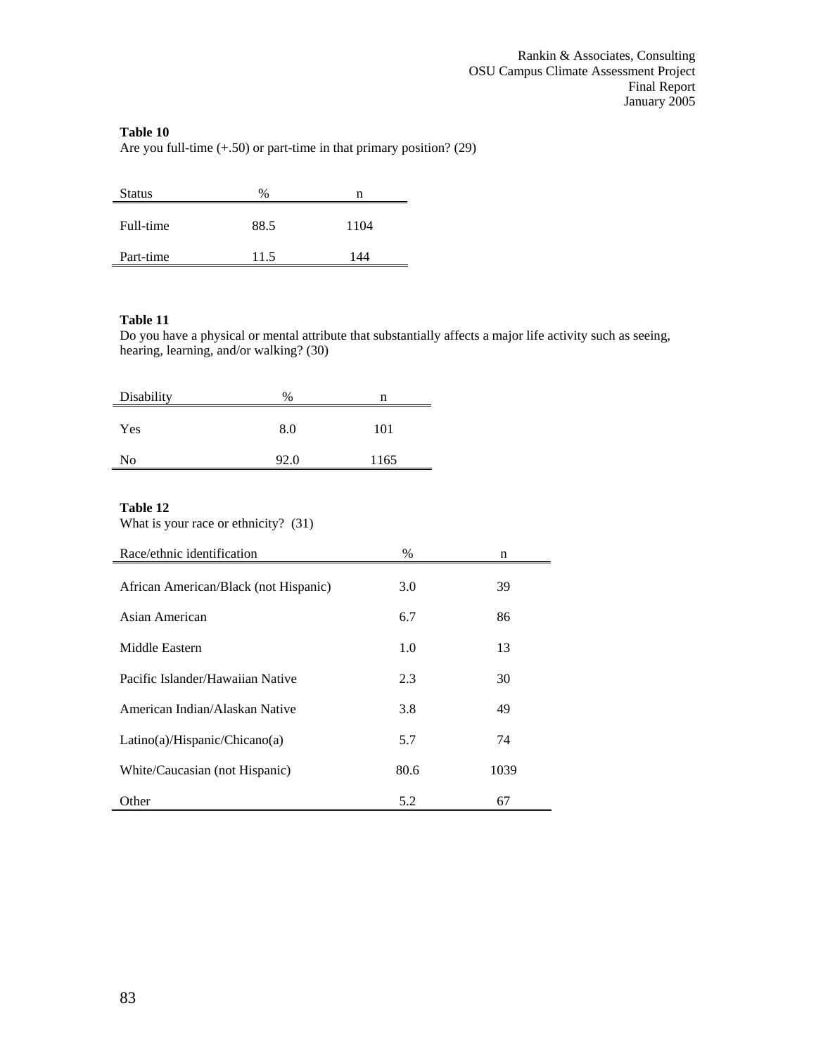**Table 10**

Are you full-time (+.50) or part-time in that primary position? (29)

| Status | % | n |
|---|---|---|
| Full-time | 88.5 | 1104 |
| Part-time | 11.5 | 144 |

**Table 11**

Do you have a physical or mental attribute that substantially affects a major life activity such as seeing, hearing, learning, and/or walking? (30)

| Disability | % | n |
|---|---|---|
| Yes | 8.0 | 101 |
| No | 92.0 | 1165 |

**Table 12**

What is your race or ethnicity? (31)

| Race/ethnic identification | % | n |
|---|---|---|
| African American/Black (not Hispanic) | 3.0 | 39 |
| Asian American | 6.7 | 86 |
| Middle Eastern | 1.0 | 13 |
| Pacific Islander/Hawaiian Native | 2.3 | 30 |
| American Indian/Alaskan Native | 3.8 | 49 |
| Latino(a)/Hispanic/Chicano(a) | 5.7 | 74 |
| White/Caucasian (not Hispanic) | 80.6 | 1039 |
| Other | 5.2 | 67 |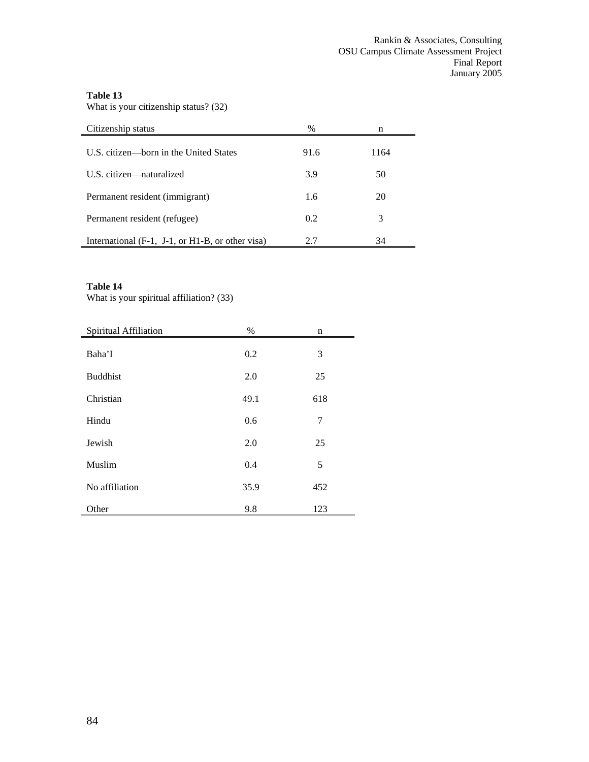**Table 13**
What is your citizenship status? (32)

| Citizenship status | % | n |
|---|---|---|
| U.S. citizen—born in the United States | 91.6 | 1164 |
| U.S. citizen—naturalized | 3.9 | 50 |
| Permanent resident (immigrant) | 1.6 | 20 |
| Permanent resident (refugee) | 0.2 | 3 |
| International (F-1, J-1, or H1-B, or other visa) | 2.7 | 34 |

**Table 14**
What is your spiritual affiliation? (33)

| Spiritual Affiliation | % | n |
|---|---|---|
| Baha'I | 0.2 | 3 |
| Buddhist | 2.0 | 25 |
| Christian | 49.1 | 618 |
| Hindu | 0.6 | 7 |
| Jewish | 2.0 | 25 |
| Muslim | 0.4 | 5 |
| No affiliation | 35.9 | 452 |
| Other | 9.8 | 123 |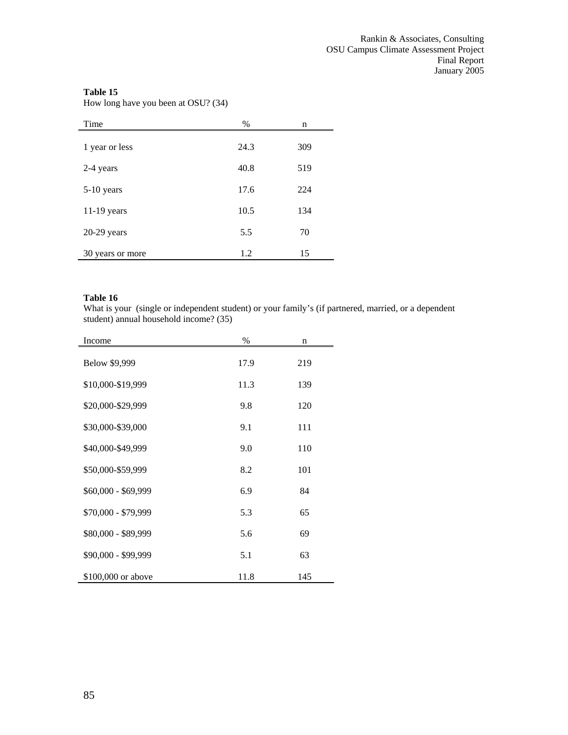**Table 15**
How long have you been at OSU? (34)

| Time | % | n |
|---|---|---|
| 1 year or less | 24.3 | 309 |
| 2-4 years | 40.8 | 519 |
| 5-10 years | 17.6 | 224 |
| 11-19 years | 10.5 | 134 |
| 20-29 years | 5.5 | 70 |
| 30 years or more | 1.2 | 15 |

**Table 16**
What is your (single or independent student) or your family's (if partnered, married, or a dependent student) annual household income? (35)

| Income | % | n |
|---|---|---|
| Below $9,999 | 17.9 | 219 |
| $10,000-$19,999 | 11.3 | 139 |
| $20,000-$29,999 | 9.8 | 120 |
| $30,000-$39,000 | 9.1 | 111 |
| $40,000-$49,999 | 9.0 | 110 |
| $50,000-$59,999 | 8.2 | 101 |
| $60,000 - $69,999 | 6.9 | 84 |
| $70,000 - $79,999 | 5.3 | 65 |
| $80,000 - $89,999 | 5.6 | 69 |
| $90,000 - $99,999 | 5.1 | 63 |
| $100,000 or above | 11.8 | 145 |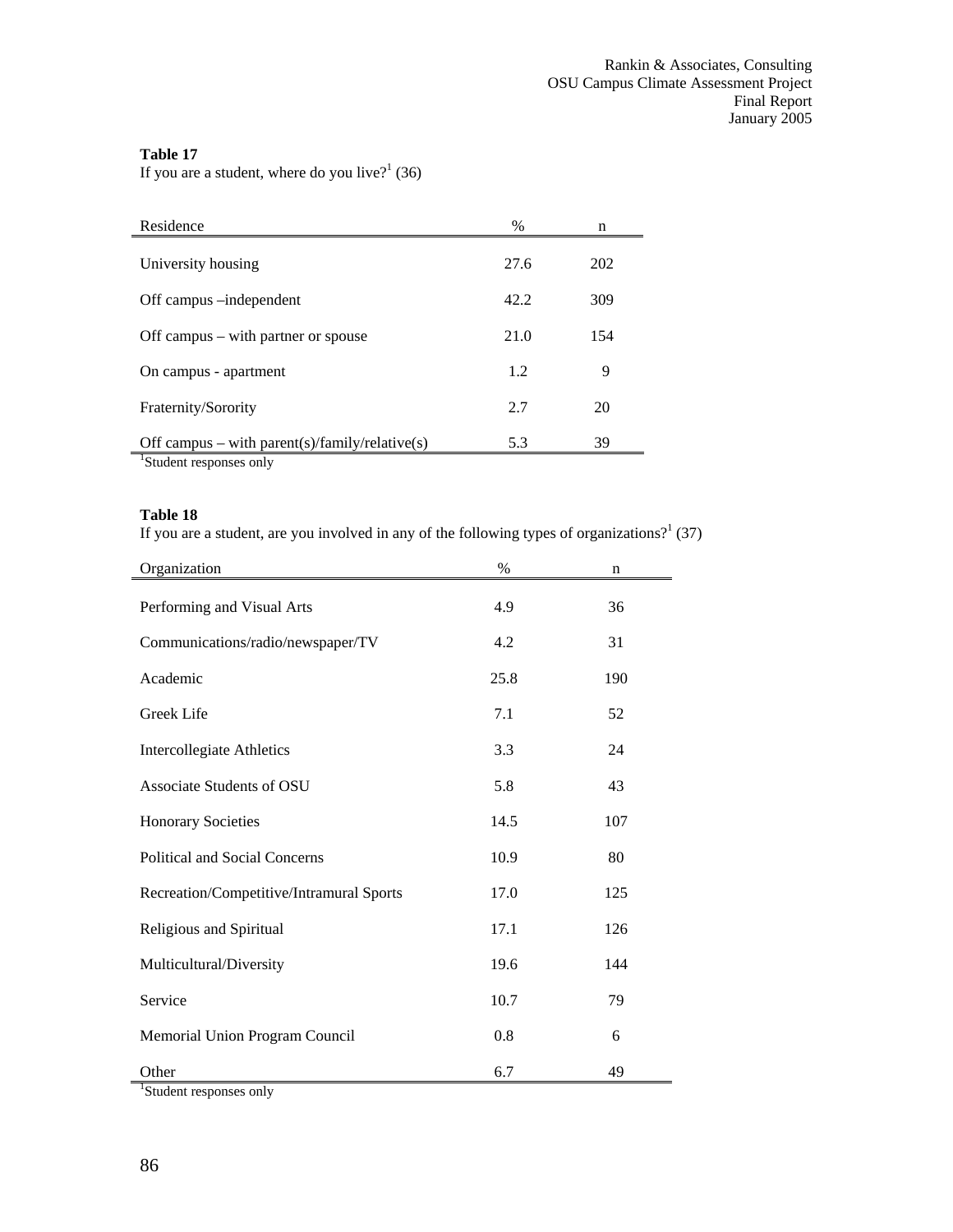**Table 17**
If you are a student, where do you live?[1] (36)

| Residence | % | n |
|---|---|---|
| University housing | 27.6 | 202 |
| Off campus –independent | 42.2 | 309 |
| Off campus – with partner or spouse | 21.0 | 154 |
| On campus - apartment | 1.2 | 9 |
| Fraternity/Sorority | 2.7 | 20 |
| Off campus – with parent(s)/family/relative(s) | 5.3 | 39 |

[1]Student responses only

**Table 18**
If you are a student, are you involved in any of the following types of organizations?[1] (37)

| Organization | % | n |
|---|---|---|
| Performing and Visual Arts | 4.9 | 36 |
| Communications/radio/newspaper/TV | 4.2 | 31 |
| Academic | 25.8 | 190 |
| Greek Life | 7.1 | 52 |
| Intercollegiate Athletics | 3.3 | 24 |
| Associate Students of OSU | 5.8 | 43 |
| Honorary Societies | 14.5 | 107 |
| Political and Social Concerns | 10.9 | 80 |
| Recreation/Competitive/Intramural Sports | 17.0 | 125 |
| Religious and Spiritual | 17.1 | 126 |
| Multicultural/Diversity | 19.6 | 144 |
| Service | 10.7 | 79 |
| Memorial Union Program Council | 0.8 | 6 |
| Other | 6.7 | 49 |

[1]Student responses only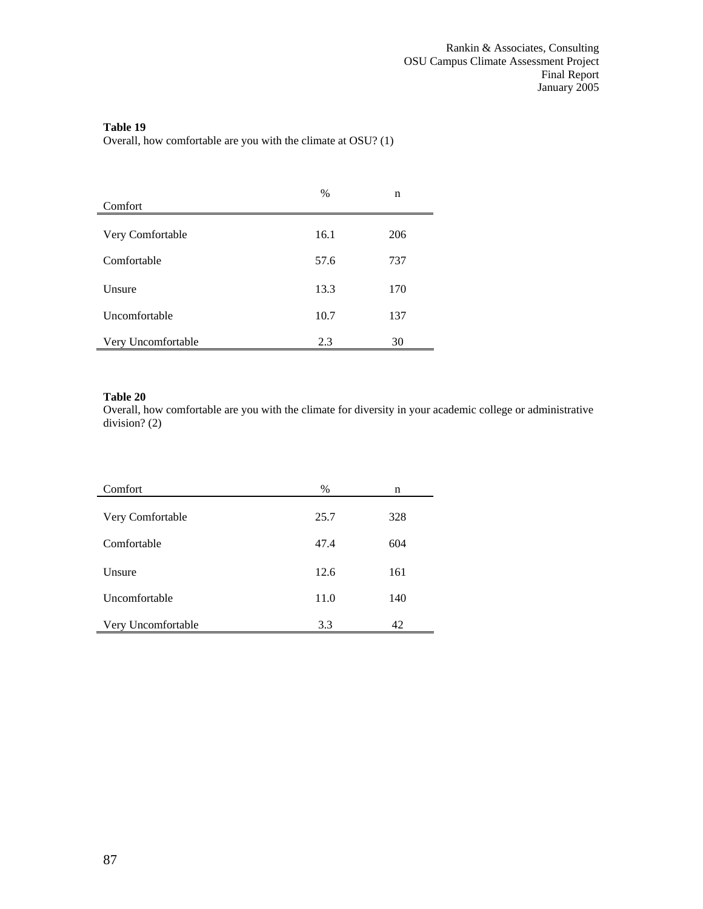**Table 19**
Overall, how comfortable are you with the climate at OSU? (1)

| Comfort | % | n |
|---|---|---|
| Very Comfortable | 16.1 | 206 |
| Comfortable | 57.6 | 737 |
| Unsure | 13.3 | 170 |
| Uncomfortable | 10.7 | 137 |
| Very Uncomfortable | 2.3 | 30 |

**Table 20**
Overall, how comfortable are you with the climate for diversity in your academic college or administrative division? (2)

| Comfort | % | n |
|---|---|---|
| Very Comfortable | 25.7 | 328 |
| Comfortable | 47.4 | 604 |
| Unsure | 12.6 | 161 |
| Uncomfortable | 11.0 | 140 |
| Very Uncomfortable | 3.3 | 42 |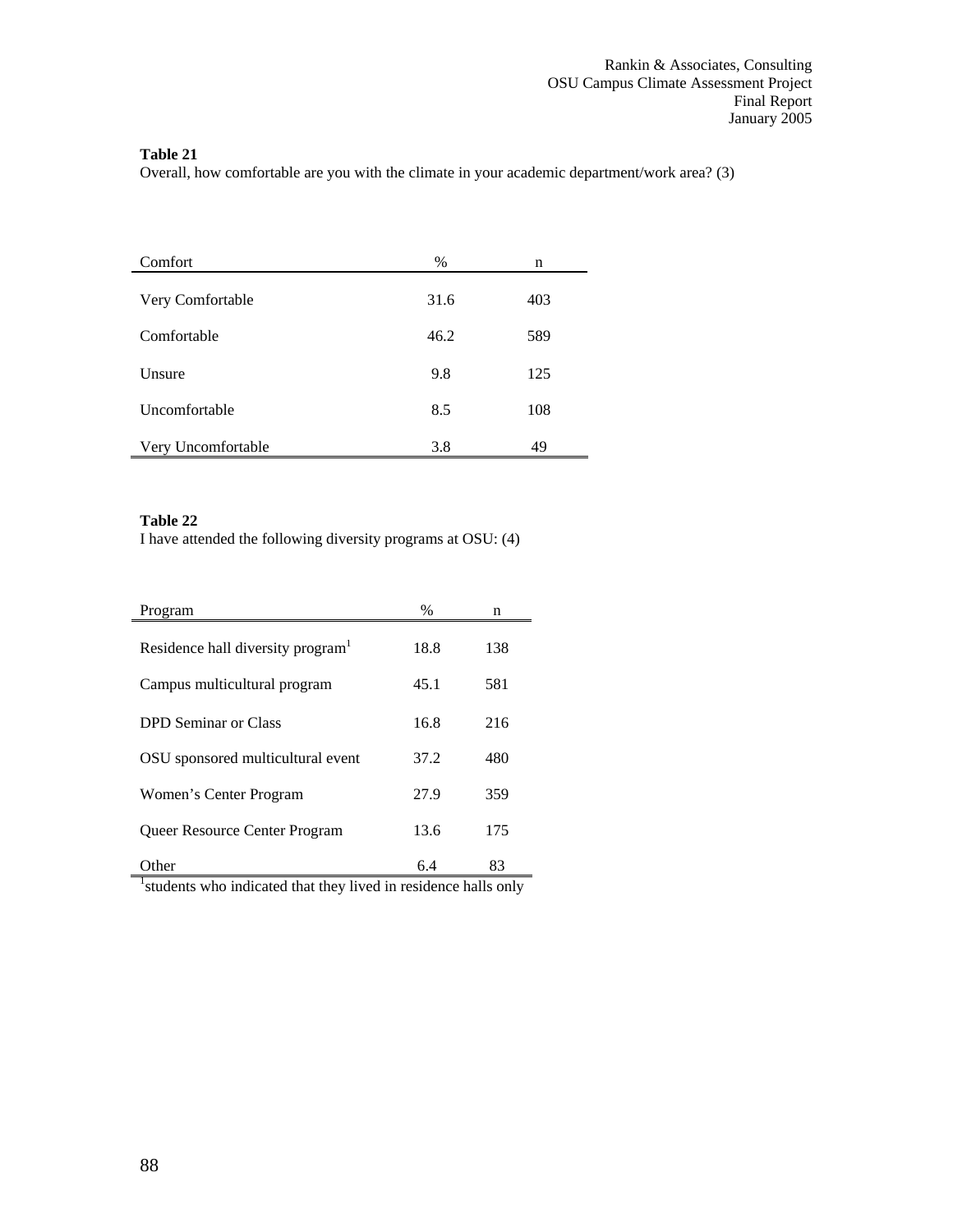**Table 21**
Overall, how comfortable are you with the climate in your academic department/work area? (3)

| Comfort | % | n |
|---|---|---|
| Very Comfortable | 31.6 | 403 |
| Comfortable | 46.2 | 589 |
| Unsure | 9.8 | 125 |
| Uncomfortable | 8.5 | 108 |
| Very Uncomfortable | 3.8 | 49 |

**Table 22**
I have attended the following diversity programs at OSU: (4)

| Program | % | n |
|---|---|---|
| Residence hall diversity program[1] | 18.8 | 138 |
| Campus multicultural program | 45.1 | 581 |
| DPD Seminar or Class | 16.8 | 216 |
| OSU sponsored multicultural event | 37.2 | 480 |
| Women's Center Program | 27.9 | 359 |
| Queer Resource Center Program | 13.6 | 175 |
| Other | 6.4 | 83 |

[1]students who indicated that they lived in residence halls only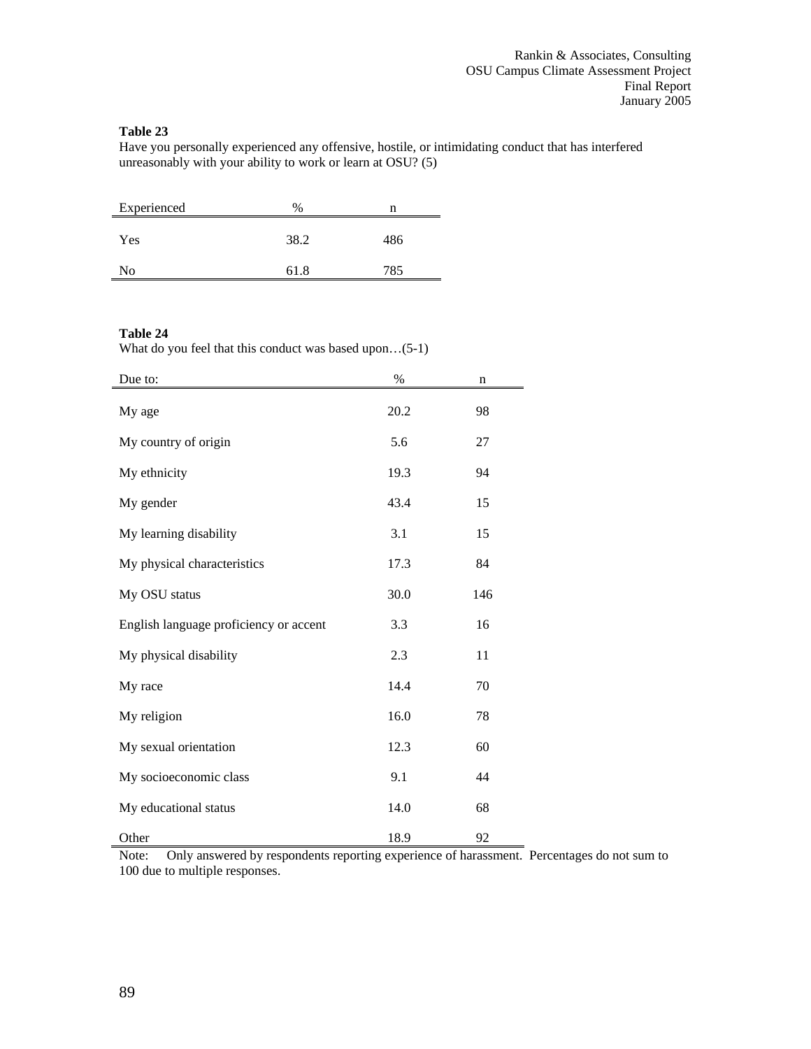**Table 23**
Have you personally experienced any offensive, hostile, or intimidating conduct that has interfered unreasonably with your ability to work or learn at OSU? (5)

| Experienced | % | n |
|---|---|---|
| Yes | 38.2 | 486 |
| No | 61.8 | 785 |

**Table 24**
What do you feel that this conduct was based upon…(5-1)

| Due to: | % | n |
|---|---|---|
| My age | 20.2 | 98 |
| My country of origin | 5.6 | 27 |
| My ethnicity | 19.3 | 94 |
| My gender | 43.4 | 15 |
| My learning disability | 3.1 | 15 |
| My physical characteristics | 17.3 | 84 |
| My OSU status | 30.0 | 146 |
| English language proficiency or accent | 3.3 | 16 |
| My physical disability | 2.3 | 11 |
| My race | 14.4 | 70 |
| My religion | 16.0 | 78 |
| My sexual orientation | 12.3 | 60 |
| My socioeconomic class | 9.1 | 44 |
| My educational status | 14.0 | 68 |
| Other | 18.9 | 92 |

Note: Only answered by respondents reporting experience of harassment. Percentages do not sum to 100 due to multiple responses.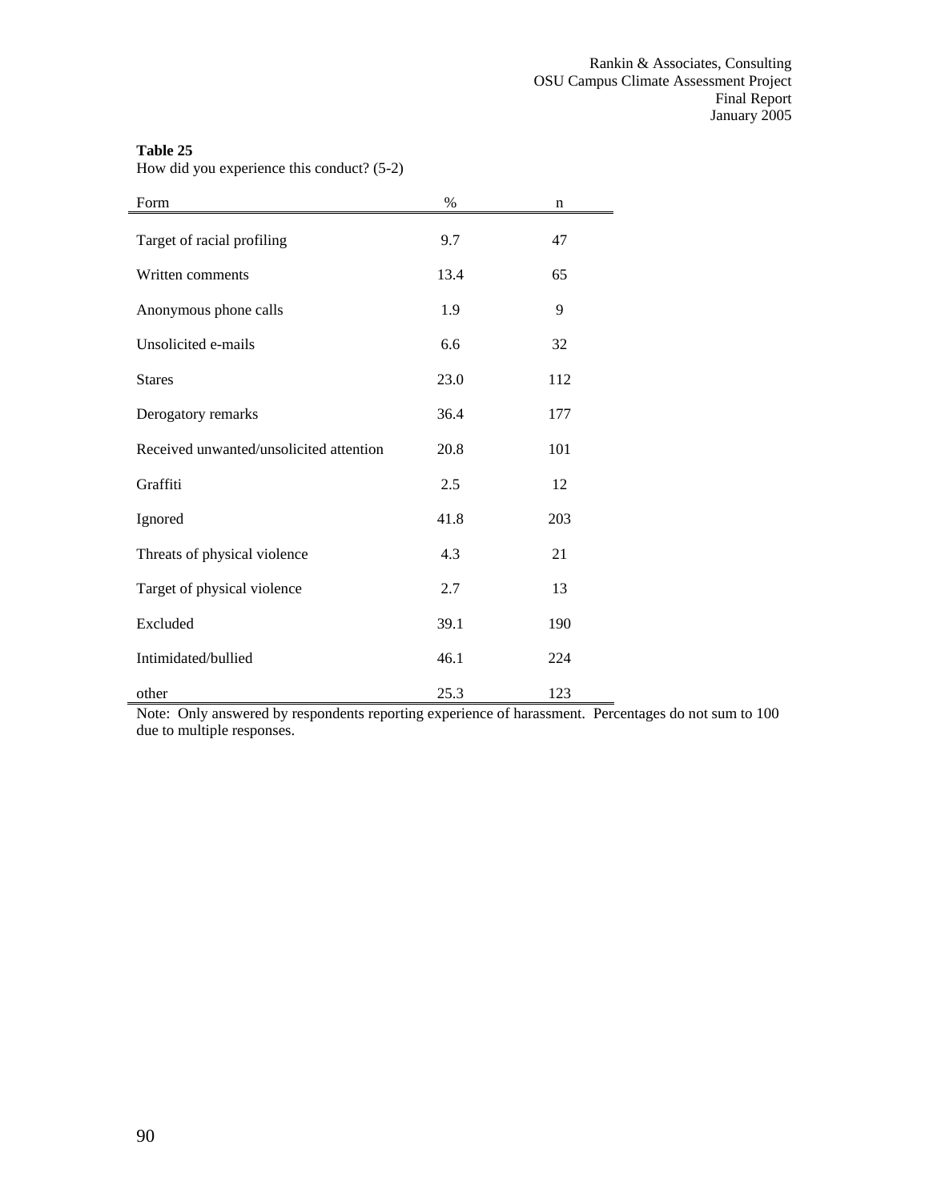**Table 25**
How did you experience this conduct? (5-2)

| Form | % | n |
|---|---|---|
| Target of racial profiling | 9.7 | 47 |
| Written comments | 13.4 | 65 |
| Anonymous phone calls | 1.9 | 9 |
| Unsolicited e-mails | 6.6 | 32 |
| Stares | 23.0 | 112 |
| Derogatory remarks | 36.4 | 177 |
| Received unwanted/unsolicited attention | 20.8 | 101 |
| Graffiti | 2.5 | 12 |
| Ignored | 41.8 | 203 |
| Threats of physical violence | 4.3 | 21 |
| Target of physical violence | 2.7 | 13 |
| Excluded | 39.1 | 190 |
| Intimidated/bullied | 46.1 | 224 |
| other | 25.3 | 123 |

Note: Only answered by respondents reporting experience of harassment. Percentages do not sum to 100 due to multiple responses.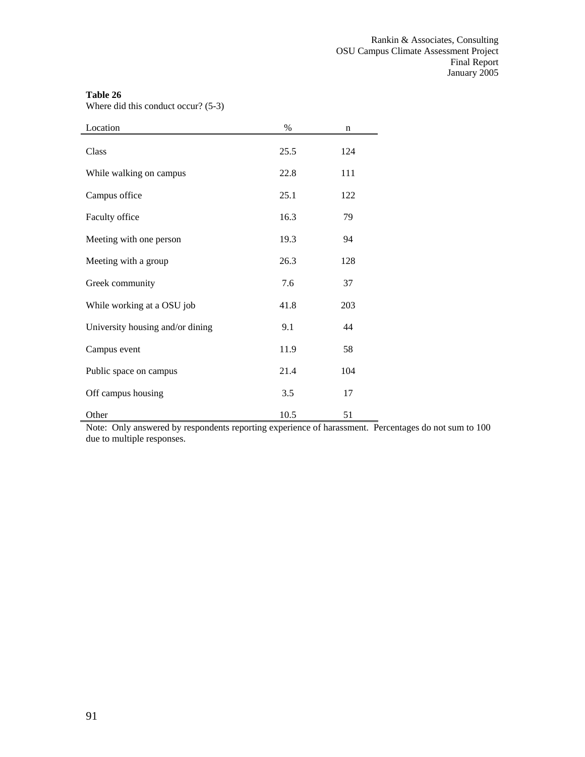**Table 26**
Where did this conduct occur? (5-3)

| Location | % | n |
|---|---|---|
| Class | 25.5 | 124 |
| While walking on campus | 22.8 | 111 |
| Campus office | 25.1 | 122 |
| Faculty office | 16.3 | 79 |
| Meeting with one person | 19.3 | 94 |
| Meeting with a group | 26.3 | 128 |
| Greek community | 7.6 | 37 |
| While working at a OSU job | 41.8 | 203 |
| University housing and/or dining | 9.1 | 44 |
| Campus event | 11.9 | 58 |
| Public space on campus | 21.4 | 104 |
| Off campus housing | 3.5 | 17 |
| Other | 10.5 | 51 |

Note: Only answered by respondents reporting experience of harassment. Percentages do not sum to 100 due to multiple responses.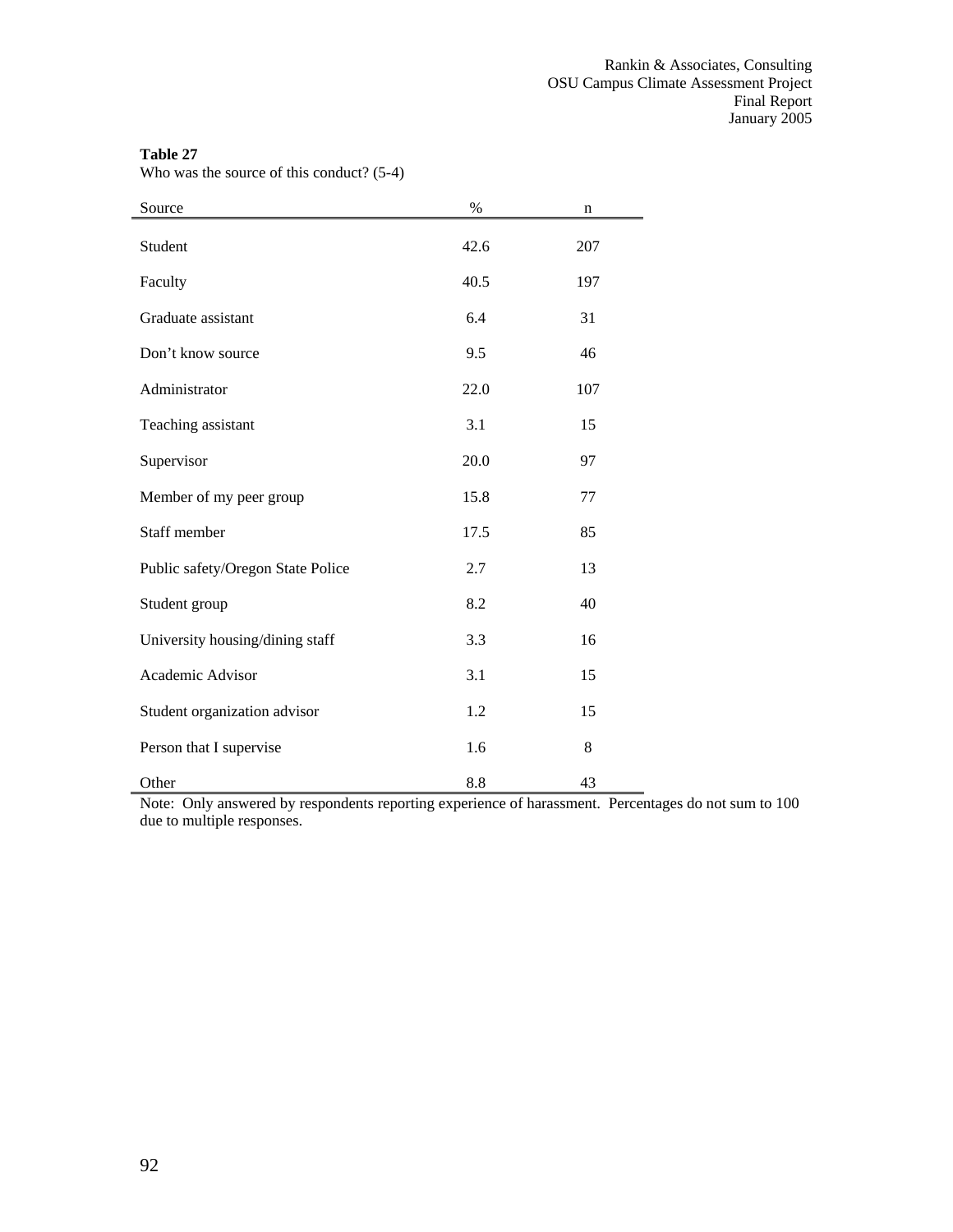**Table 27**

Who was the source of this conduct? (5-4)

| Source | % | n |
|---|---|---|
| Student | 42.6 | 207 |
| Faculty | 40.5 | 197 |
| Graduate assistant | 6.4 | 31 |
| Don't know source | 9.5 | 46 |
| Administrator | 22.0 | 107 |
| Teaching assistant | 3.1 | 15 |
| Supervisor | 20.0 | 97 |
| Member of my peer group | 15.8 | 77 |
| Staff member | 17.5 | 85 |
| Public safety/Oregon State Police | 2.7 | 13 |
| Student group | 8.2 | 40 |
| University housing/dining staff | 3.3 | 16 |
| Academic Advisor | 3.1 | 15 |
| Student organization advisor | 1.2 | 15 |
| Person that I supervise | 1.6 | 8 |
| Other | 8.8 | 43 |

Note: Only answered by respondents reporting experience of harassment. Percentages do not sum to 100 due to multiple responses.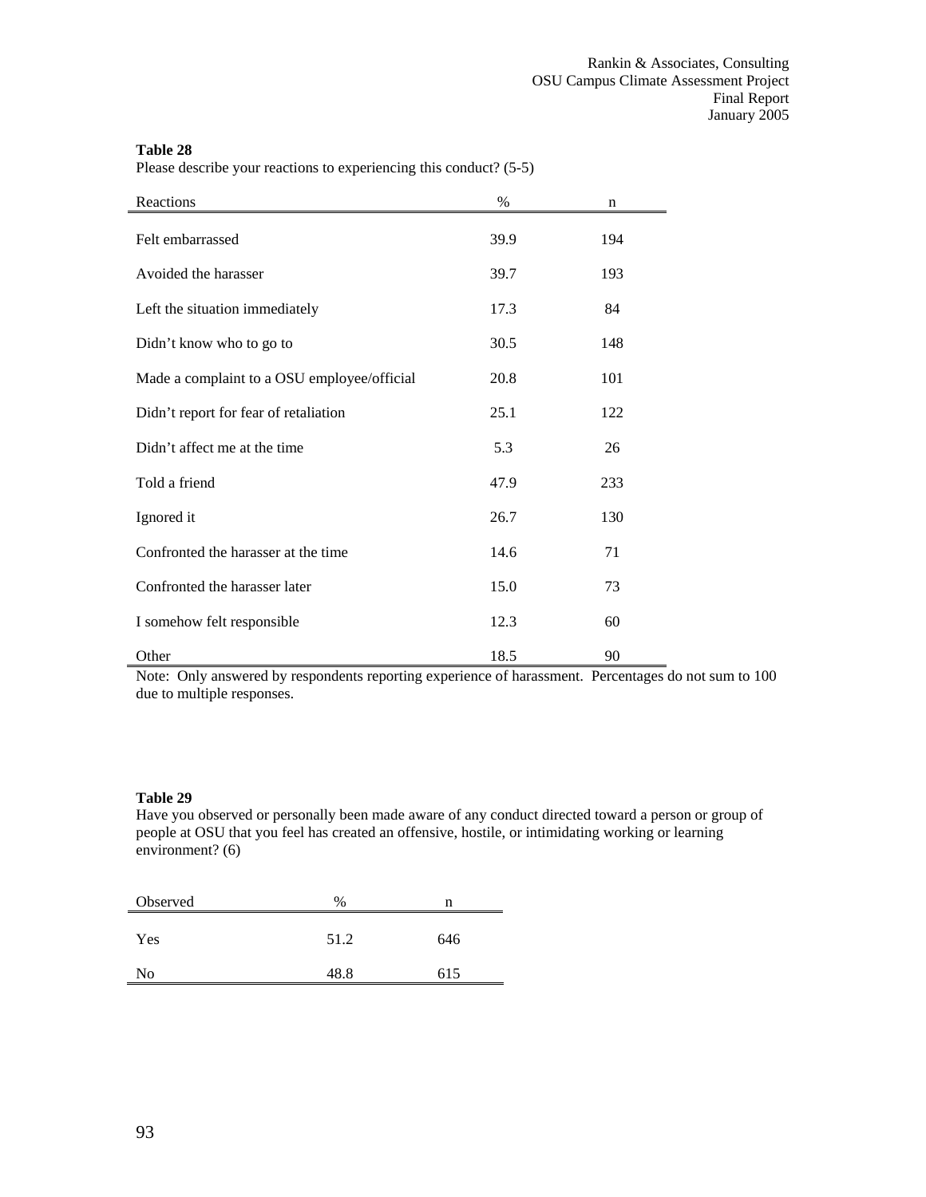**Table 28**

Please describe your reactions to experiencing this conduct? (5-5)

| Reactions | % | n |
|---|---|---|
| Felt embarrassed | 39.9 | 194 |
| Avoided the harasser | 39.7 | 193 |
| Left the situation immediately | 17.3 | 84 |
| Didn’t know who to go to | 30.5 | 148 |
| Made a complaint to a OSU employee/official | 20.8 | 101 |
| Didn’t report for fear of retaliation | 25.1 | 122 |
| Didn’t affect me at the time | 5.3 | 26 |
| Told a friend | 47.9 | 233 |
| Ignored it | 26.7 | 130 |
| Confronted the harasser at the time | 14.6 | 71 |
| Confronted the harasser later | 15.0 | 73 |
| I somehow felt responsible | 12.3 | 60 |
| Other | 18.5 | 90 |

Note: Only answered by respondents reporting experience of harassment. Percentages do not sum to 100 due to multiple responses.

**Table 29**

Have you observed or personally been made aware of any conduct directed toward a person or group of people at OSU that you feel has created an offensive, hostile, or intimidating working or learning environment? (6)

| Observed | % | n |
|---|---|---|
| Yes | 51.2 | 646 |
| No | 48.8 | 615 |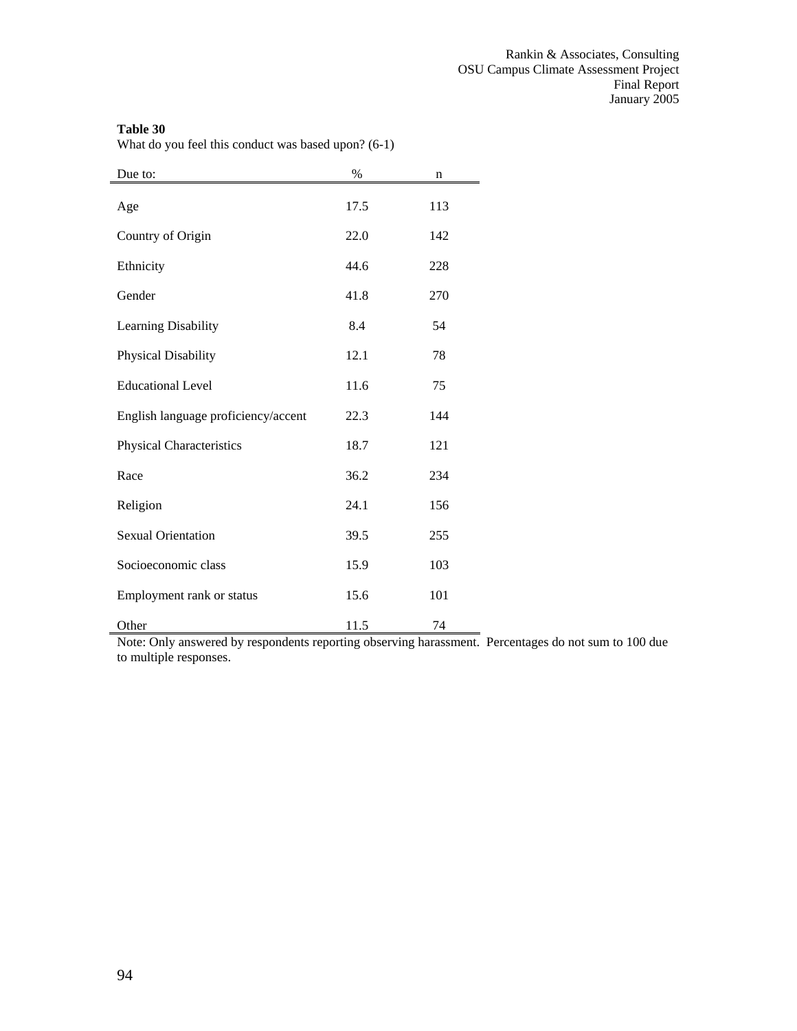**Table 30**
What do you feel this conduct was based upon? (6-1)

| Due to: | % | n |
|---|---|---|
| Age | 17.5 | 113 |
| Country of Origin | 22.0 | 142 |
| Ethnicity | 44.6 | 228 |
| Gender | 41.8 | 270 |
| Learning Disability | 8.4 | 54 |
| Physical Disability | 12.1 | 78 |
| Educational Level | 11.6 | 75 |
| English language proficiency/accent | 22.3 | 144 |
| Physical Characteristics | 18.7 | 121 |
| Race | 36.2 | 234 |
| Religion | 24.1 | 156 |
| Sexual Orientation | 39.5 | 255 |
| Socioeconomic class | 15.9 | 103 |
| Employment rank or status | 15.6 | 101 |
| Other | 11.5 | 74 |

Note: Only answered by respondents reporting observing harassment. Percentages do not sum to 100 due to multiple responses.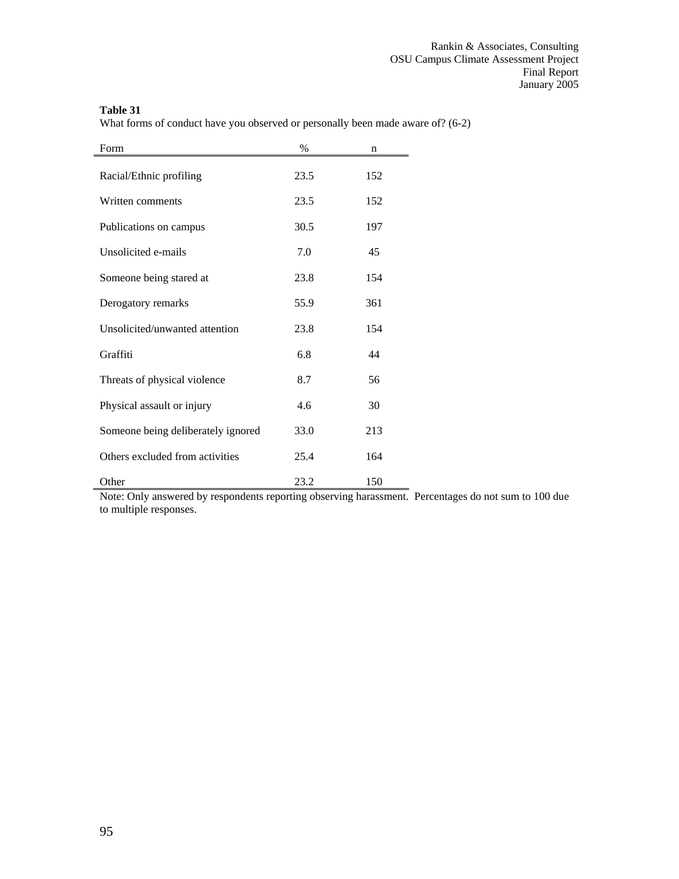**Table 31**
What forms of conduct have you observed or personally been made aware of? (6-2)

| Form | % | n |
|---|---|---|
| Racial/Ethnic profiling | 23.5 | 152 |
| Written comments | 23.5 | 152 |
| Publications on campus | 30.5 | 197 |
| Unsolicited e-mails | 7.0 | 45 |
| Someone being stared at | 23.8 | 154 |
| Derogatory remarks | 55.9 | 361 |
| Unsolicited/unwanted attention | 23.8 | 154 |
| Graffiti | 6.8 | 44 |
| Threats of physical violence | 8.7 | 56 |
| Physical assault or injury | 4.6 | 30 |
| Someone being deliberately ignored | 33.0 | 213 |
| Others excluded from activities | 25.4 | 164 |
| Other | 23.2 | 150 |

Note: Only answered by respondents reporting observing harassment. Percentages do not sum to 100 due to multiple responses.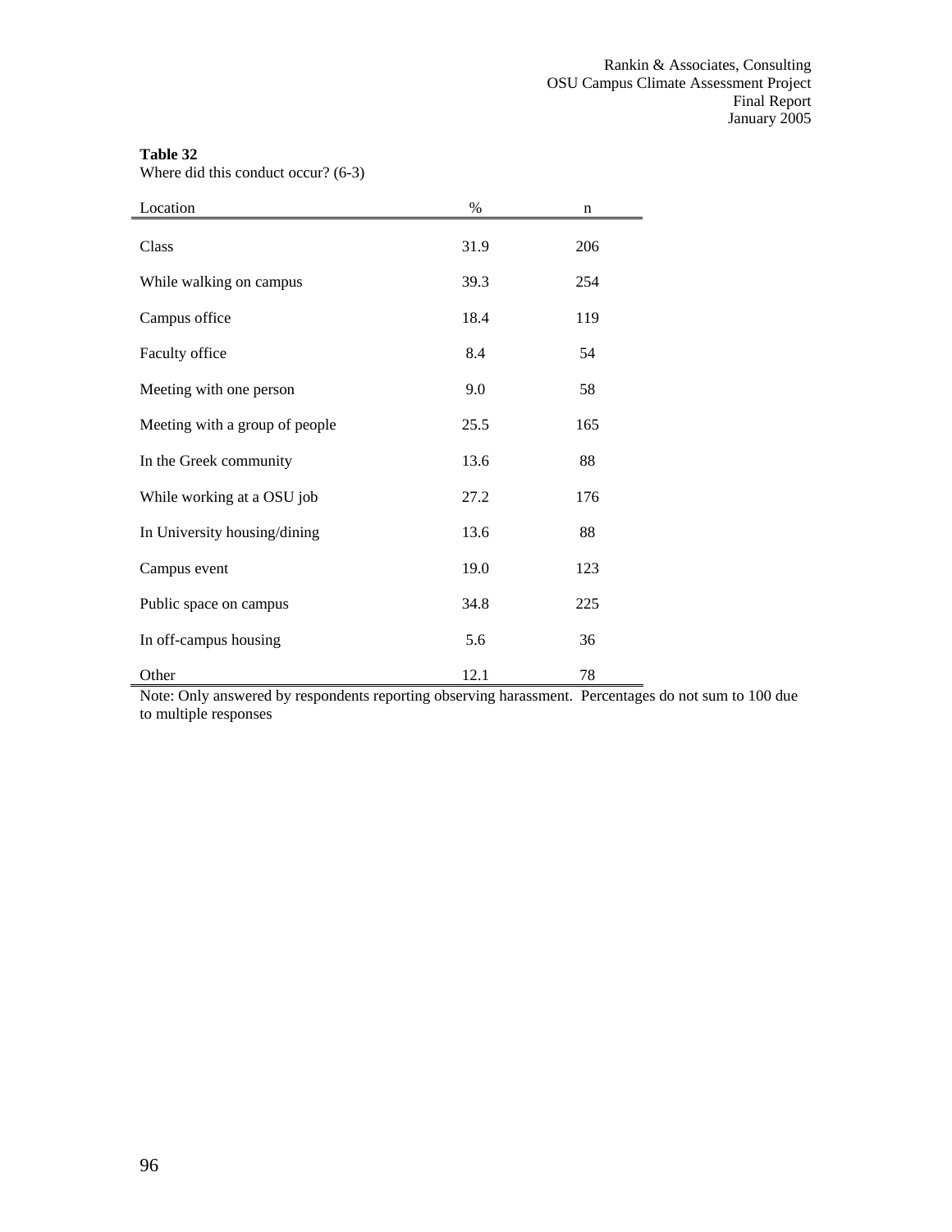**Table 32**
Where did this conduct occur? (6-3)

| Location | % | n |
|---|---|---|
| Class | 31.9 | 206 |
| While walking on campus | 39.3 | 254 |
| Campus office | 18.4 | 119 |
| Faculty office | 8.4 | 54 |
| Meeting with one person | 9.0 | 58 |
| Meeting with a group of people | 25.5 | 165 |
| In the Greek community | 13.6 | 88 |
| While working at a OSU job | 27.2 | 176 |
| In University housing/dining | 13.6 | 88 |
| Campus event | 19.0 | 123 |
| Public space on campus | 34.8 | 225 |
| In off-campus housing | 5.6 | 36 |
| Other | 12.1 | 78 |

Note: Only answered by respondents reporting observing harassment. Percentages do not sum to 100 due to multiple responses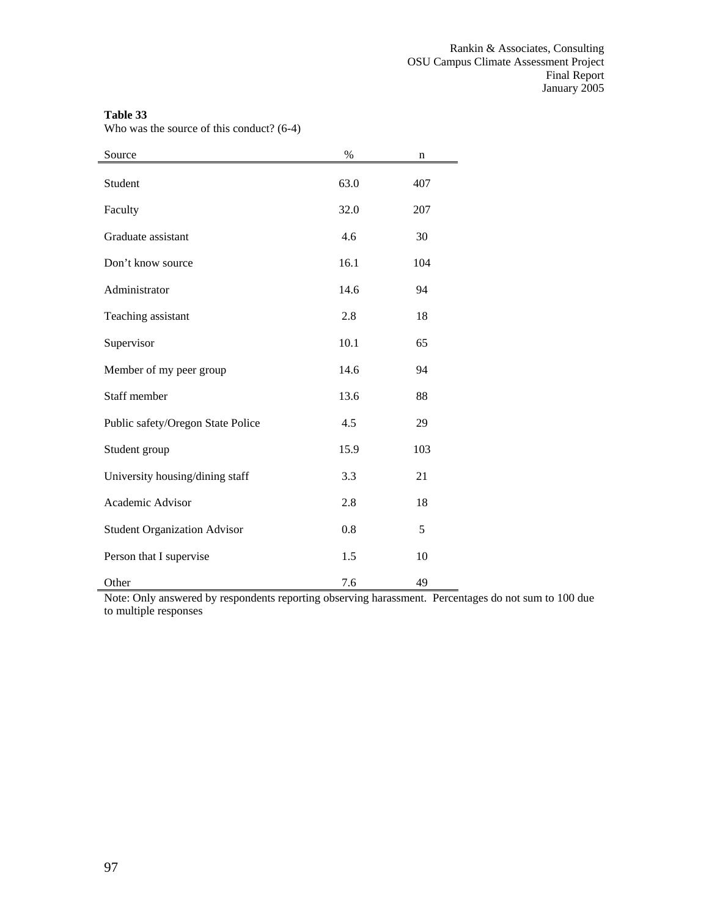**Table 33**

Who was the source of this conduct? (6-4)

| Source | % | n |
|---|---|---|
| Student | 63.0 | 407 |
| Faculty | 32.0 | 207 |
| Graduate assistant | 4.6 | 30 |
| Don't know source | 16.1 | 104 |
| Administrator | 14.6 | 94 |
| Teaching assistant | 2.8 | 18 |
| Supervisor | 10.1 | 65 |
| Member of my peer group | 14.6 | 94 |
| Staff member | 13.6 | 88 |
| Public safety/Oregon State Police | 4.5 | 29 |
| Student group | 15.9 | 103 |
| University housing/dining staff | 3.3 | 21 |
| Academic Advisor | 2.8 | 18 |
| Student Organization Advisor | 0.8 | 5 |
| Person that I supervise | 1.5 | 10 |
| Other | 7.6 | 49 |

Note: Only answered by respondents reporting observing harassment. Percentages do not sum to 100 due to multiple responses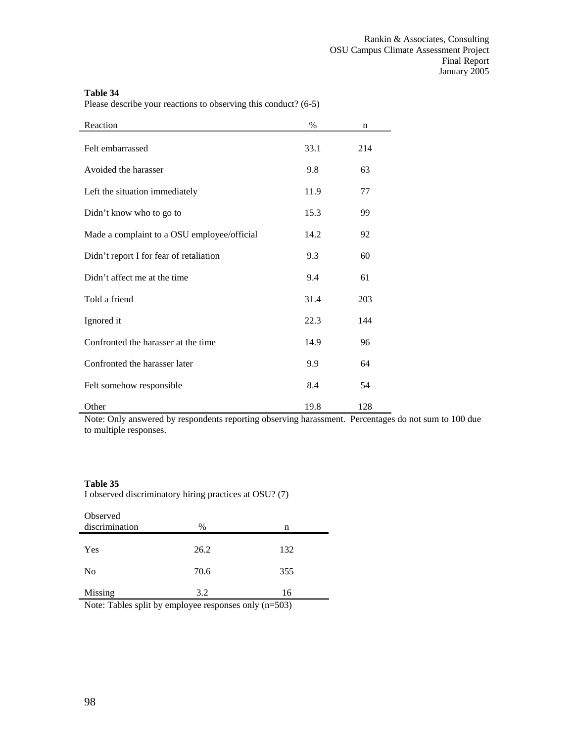**Table 34**

Please describe your reactions to observing this conduct? (6-5)

| Reaction | % | n |
|---|---|---|
| Felt embarrassed | 33.1 | 214 |
| Avoided the harasser | 9.8 | 63 |
| Left the situation immediately | 11.9 | 77 |
| Didn't know who to go to | 15.3 | 99 |
| Made a complaint to a OSU employee/official | 14.2 | 92 |
| Didn't report I for fear of retaliation | 9.3 | 60 |
| Didn't affect me at the time | 9.4 | 61 |
| Told a friend | 31.4 | 203 |
| Ignored it | 22.3 | 144 |
| Confronted the harasser at the time | 14.9 | 96 |
| Confronted the harasser later | 9.9 | 64 |
| Felt somehow responsible | 8.4 | 54 |
| Other | 19.8 | 128 |

Note: Only answered by respondents reporting observing harassment. Percentages do not sum to 100 due to multiple responses.

**Table 35**

I observed discriminatory hiring practices at OSU? (7)

| Observed discrimination | % | n |
|---|---|---|
| Yes | 26.2 | 132 |
| No | 70.6 | 355 |
| Missing | 3.2 | 16 |

Note: Tables split by employee responses only (n=503)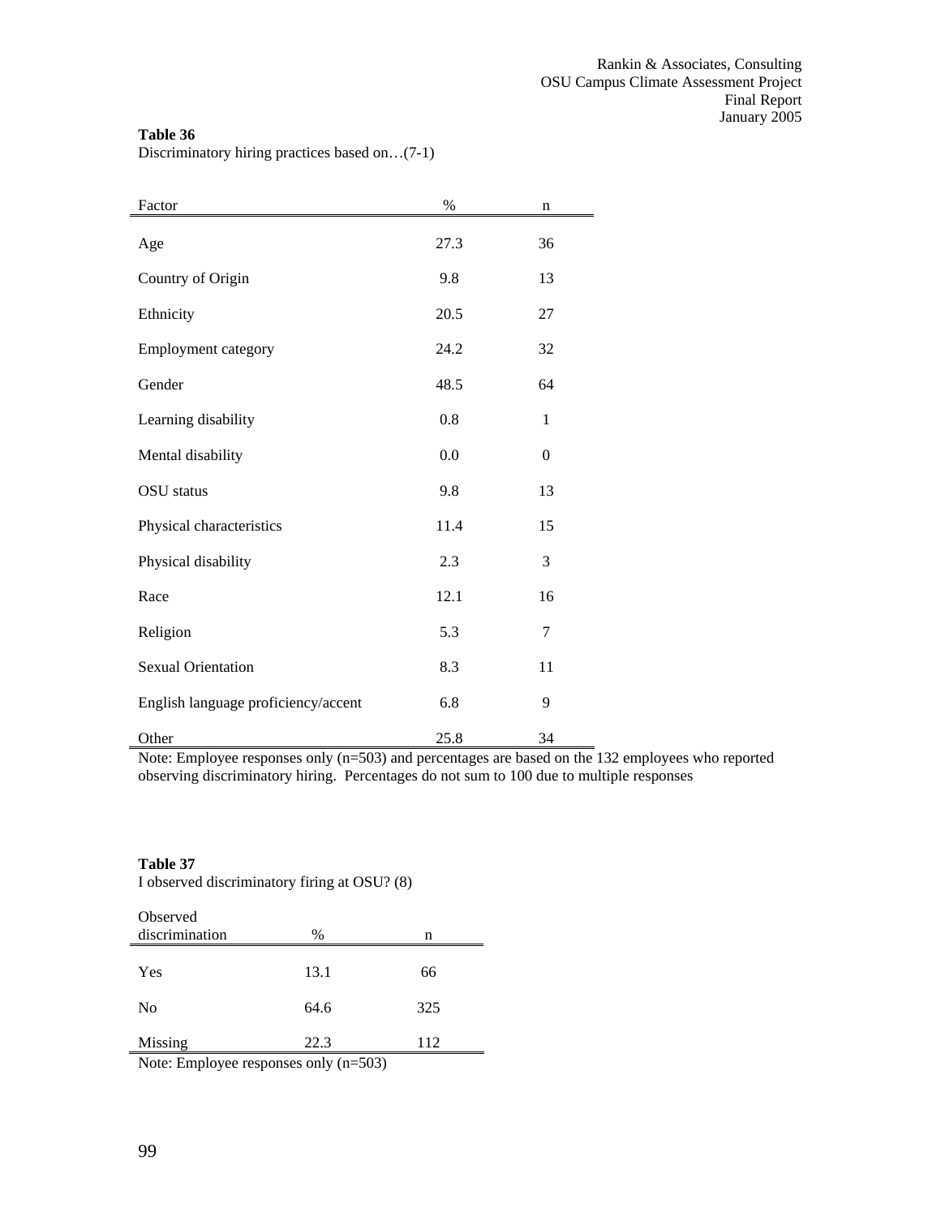**Table 36**
Discriminatory hiring practices based on…(7-1)

| Factor | % | n |
|---|---|---|
| Age | 27.3 | 36 |
| Country of Origin | 9.8 | 13 |
| Ethnicity | 20.5 | 27 |
| Employment category | 24.2 | 32 |
| Gender | 48.5 | 64 |
| Learning disability | 0.8 | 1 |
| Mental disability | 0.0 | 0 |
| OSU status | 9.8 | 13 |
| Physical characteristics | 11.4 | 15 |
| Physical disability | 2.3 | 3 |
| Race | 12.1 | 16 |
| Religion | 5.3 | 7 |
| Sexual Orientation | 8.3 | 11 |
| English language proficiency/accent | 6.8 | 9 |
| Other | 25.8 | 34 |

Note: Employee responses only (n=503) and percentages are based on the 132 employees who reported observing discriminatory hiring. Percentages do not sum to 100 due to multiple responses

**Table 37**
I observed discriminatory firing at OSU? (8)

| Observed discrimination | % | n |
|---|---|---|
| Yes | 13.1 | 66 |
| No | 64.6 | 325 |
| Missing | 22.3 | 112 |

Note: Employee responses only (n=503)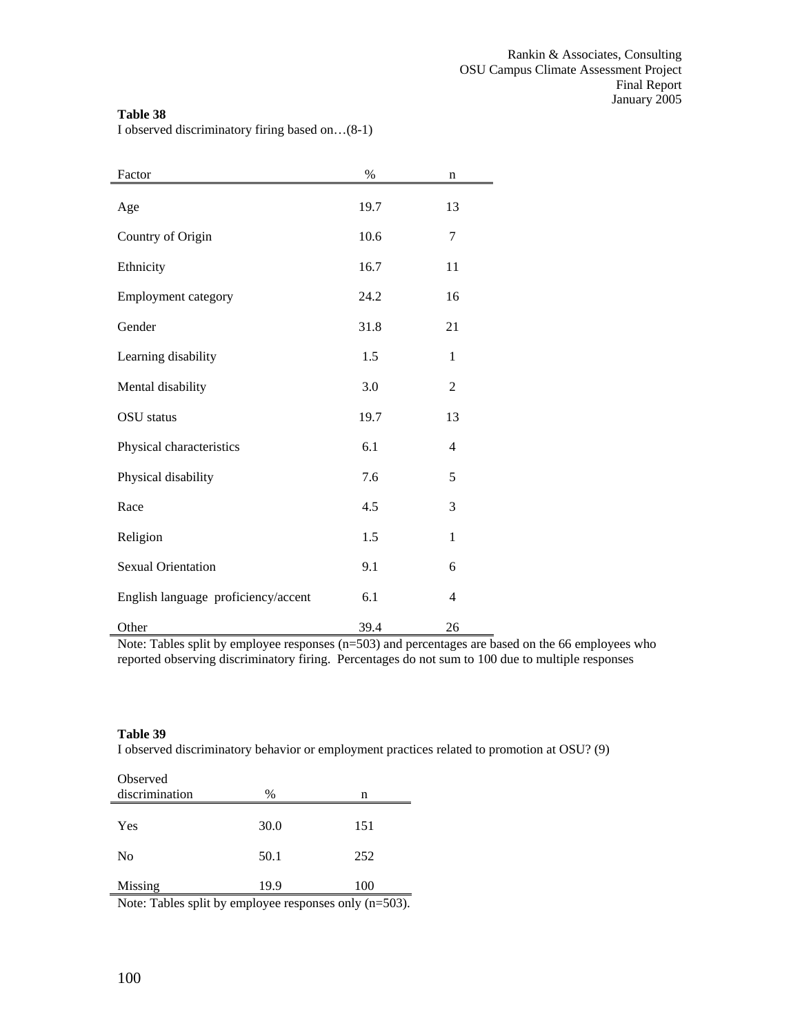**Table 38**

I observed discriminatory firing based on…(8-1)

| Factor | % | n |
|---|---|---|
| Age | 19.7 | 13 |
| Country of Origin | 10.6 | 7 |
| Ethnicity | 16.7 | 11 |
| Employment category | 24.2 | 16 |
| Gender | 31.8 | 21 |
| Learning disability | 1.5 | 1 |
| Mental disability | 3.0 | 2 |
| OSU status | 19.7 | 13 |
| Physical characteristics | 6.1 | 4 |
| Physical disability | 7.6 | 5 |
| Race | 4.5 | 3 |
| Religion | 1.5 | 1 |
| Sexual Orientation | 9.1 | 6 |
| English language proficiency/accent | 6.1 | 4 |
| Other | 39.4 | 26 |

Note: Tables split by employee responses (n=503) and percentages are based on the 66 employees who reported observing discriminatory firing. Percentages do not sum to 100 due to multiple responses

**Table 39**

I observed discriminatory behavior or employment practices related to promotion at OSU? (9)

| Observed discrimination | % | n |
|---|---|---|
| Yes | 30.0 | 151 |
| No | 50.1 | 252 |
| Missing | 19.9 | 100 |

Note: Tables split by employee responses only (n=503).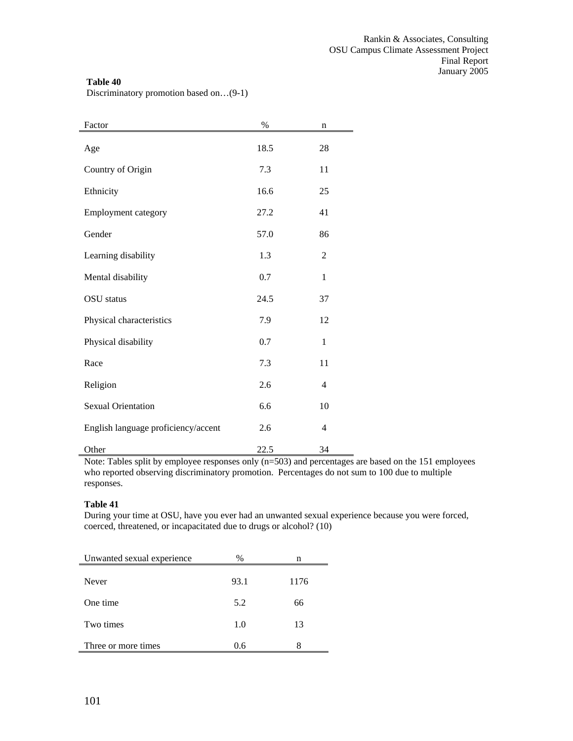**Table 40**
Discriminatory promotion based on…(9-1)

| Factor | % | n |
|---|---|---|
| Age | 18.5 | 28 |
| Country of Origin | 7.3 | 11 |
| Ethnicity | 16.6 | 25 |
| Employment category | 27.2 | 41 |
| Gender | 57.0 | 86 |
| Learning disability | 1.3 | 2 |
| Mental disability | 0.7 | 1 |
| OSU status | 24.5 | 37 |
| Physical characteristics | 7.9 | 12 |
| Physical disability | 0.7 | 1 |
| Race | 7.3 | 11 |
| Religion | 2.6 | 4 |
| Sexual Orientation | 6.6 | 10 |
| English language proficiency/accent | 2.6 | 4 |
| Other | 22.5 | 34 |

Note: Tables split by employee responses only (n=503) and percentages are based on the 151 employees who reported observing discriminatory promotion. Percentages do not sum to 100 due to multiple responses.

**Table 41**
During your time at OSU, have you ever had an unwanted sexual experience because you were forced, coerced, threatened, or incapacitated due to drugs or alcohol? (10)

| Unwanted sexual experience | % | n |
|---|---|---|
| Never | 93.1 | 1176 |
| One time | 5.2 | 66 |
| Two times | 1.0 | 13 |
| Three or more times | 0.6 | 8 |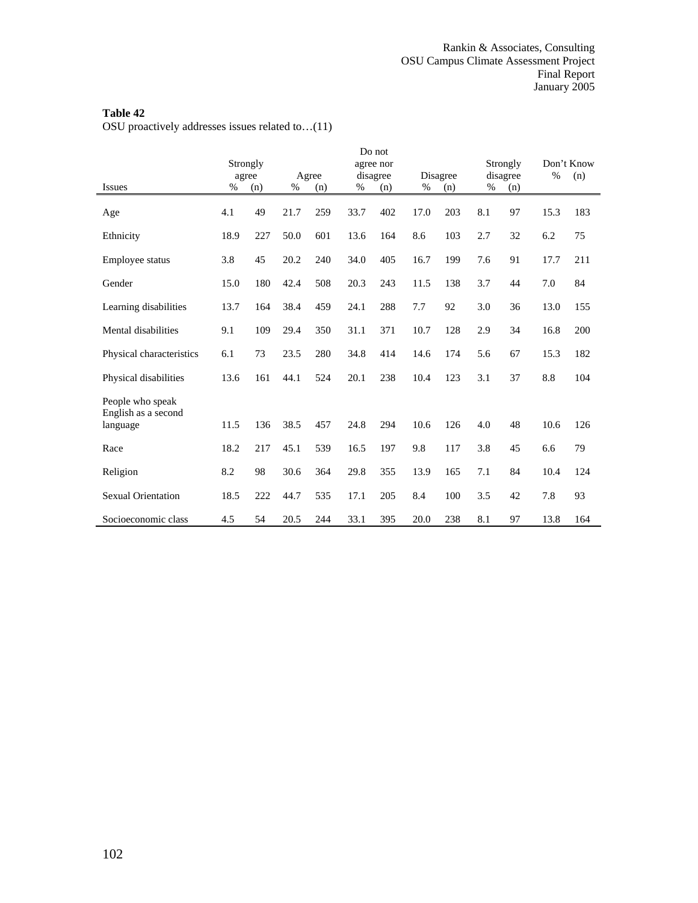**Table 42**
OSU proactively addresses issues related to…(11)

| Issues | Strongly agree | | Agree | | Do not agree nor disagree | | Disagree | | Strongly disagree | | Don't Know | |
|---|---|---|---|---|---|---|---|---|---|---|---|---|
| | % | (n) | % | (n) | % | (n) | % | (n) | % | (n) | % | (n) |
| Age | 4.1 | 49 | 21.7 | 259 | 33.7 | 402 | 17.0 | 203 | 8.1 | 97 | 15.3 | 183 |
| Ethnicity | 18.9 | 227 | 50.0 | 601 | 13.6 | 164 | 8.6 | 103 | 2.7 | 32 | 6.2 | 75 |
| Employee status | 3.8 | 45 | 20.2 | 240 | 34.0 | 405 | 16.7 | 199 | 7.6 | 91 | 17.7 | 211 |
| Gender | 15.0 | 180 | 42.4 | 508 | 20.3 | 243 | 11.5 | 138 | 3.7 | 44 | 7.0 | 84 |
| Learning disabilities | 13.7 | 164 | 38.4 | 459 | 24.1 | 288 | 7.7 | 92 | 3.0 | 36 | 13.0 | 155 |
| Mental disabilities | 9.1 | 109 | 29.4 | 350 | 31.1 | 371 | 10.7 | 128 | 2.9 | 34 | 16.8 | 200 |
| Physical characteristics | 6.1 | 73 | 23.5 | 280 | 34.8 | 414 | 14.6 | 174 | 5.6 | 67 | 15.3 | 182 |
| Physical disabilities | 13.6 | 161 | 44.1 | 524 | 20.1 | 238 | 10.4 | 123 | 3.1 | 37 | 8.8 | 104 |
| People who speak English as a second language | 11.5 | 136 | 38.5 | 457 | 24.8 | 294 | 10.6 | 126 | 4.0 | 48 | 10.6 | 126 |
| Race | 18.2 | 217 | 45.1 | 539 | 16.5 | 197 | 9.8 | 117 | 3.8 | 45 | 6.6 | 79 |
| Religion | 8.2 | 98 | 30.6 | 364 | 29.8 | 355 | 13.9 | 165 | 7.1 | 84 | 10.4 | 124 |
| Sexual Orientation | 18.5 | 222 | 44.7 | 535 | 17.1 | 205 | 8.4 | 100 | 3.5 | 42 | 7.8 | 93 |
| Socioeconomic class | 4.5 | 54 | 20.5 | 244 | 33.1 | 395 | 20.0 | 238 | 8.1 | 97 | 13.8 | 164 |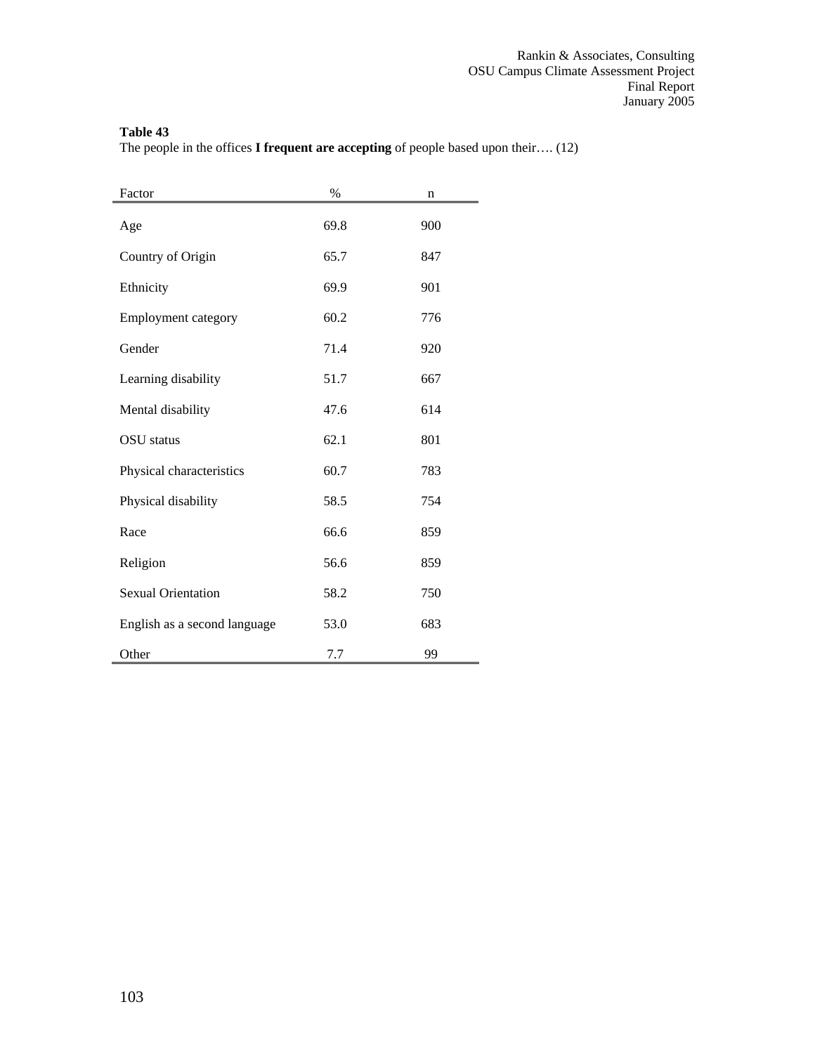**Table 43**

The people in the offices **I frequent are accepting** of people based upon their…. (12)

| Factor | % | n |
|---|---|---|
| Age | 69.8 | 900 |
| Country of Origin | 65.7 | 847 |
| Ethnicity | 69.9 | 901 |
| Employment category | 60.2 | 776 |
| Gender | 71.4 | 920 |
| Learning disability | 51.7 | 667 |
| Mental disability | 47.6 | 614 |
| OSU status | 62.1 | 801 |
| Physical characteristics | 60.7 | 783 |
| Physical disability | 58.5 | 754 |
| Race | 66.6 | 859 |
| Religion | 56.6 | 859 |
| Sexual Orientation | 58.2 | 750 |
| English as a second language | 53.0 | 683 |
| Other | 7.7 | 99 |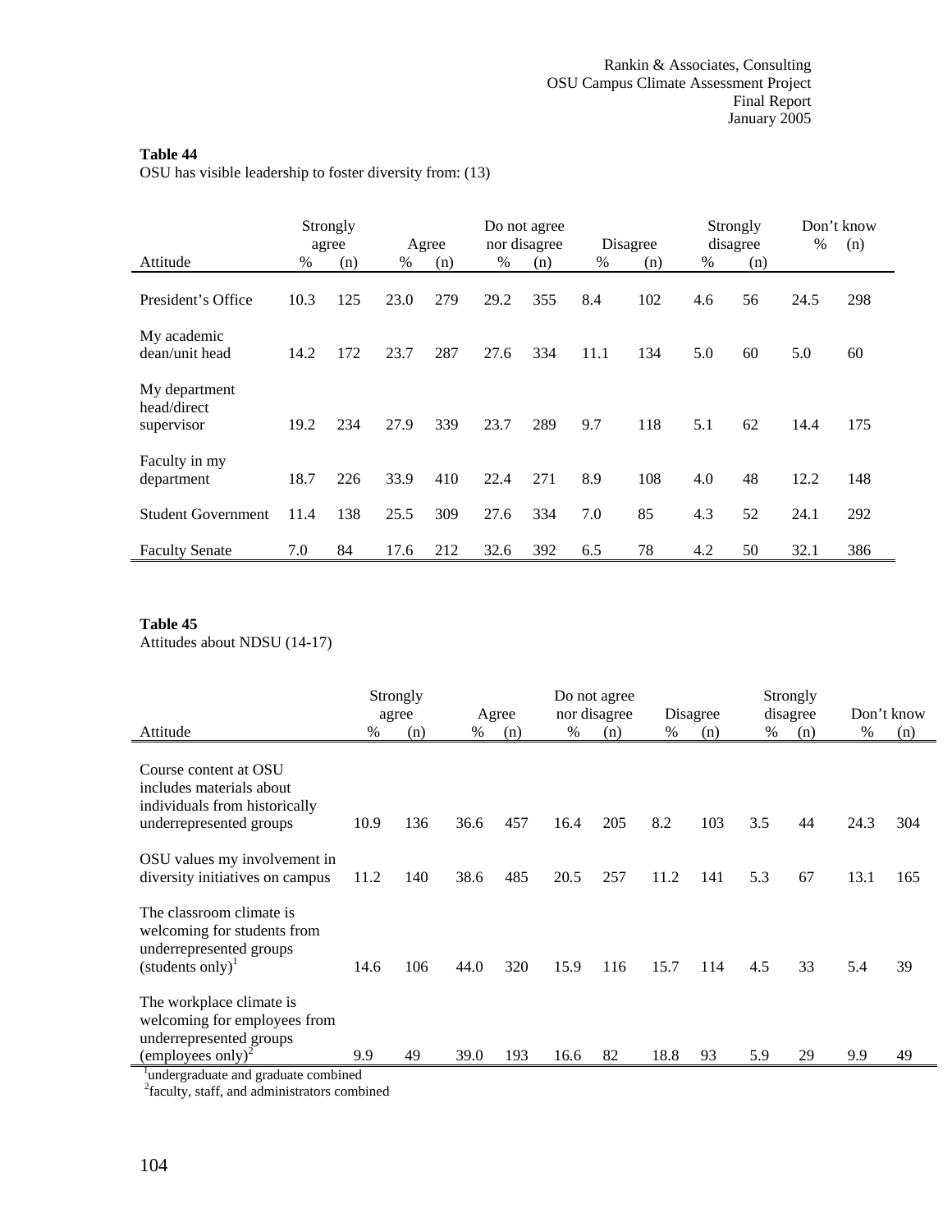**Table 44**

OSU has visible leadership to foster diversity from: (13)

| Attitude | Strongly agree % | (n) | Agree % | (n) | Do not agree nor disagree % | (n) | Disagree % | (n) | Strongly disagree % | (n) | Don't know % | (n) |
|---|---|---|---|---|---|---|---|---|---|---|---|---|
| President's Office | 10.3 | 125 | 23.0 | 279 | 29.2 | 355 | 8.4 | 102 | 4.6 | 56 | 24.5 | 298 |
| My academic dean/unit head | 14.2 | 172 | 23.7 | 287 | 27.6 | 334 | 11.1 | 134 | 5.0 | 60 | 5.0 | 60 |
| My department head/direct supervisor | 19.2 | 234 | 27.9 | 339 | 23.7 | 289 | 9.7 | 118 | 5.1 | 62 | 14.4 | 175 |
| Faculty in my department | 18.7 | 226 | 33.9 | 410 | 22.4 | 271 | 8.9 | 108 | 4.0 | 48 | 12.2 | 148 |
| Student Government | 11.4 | 138 | 25.5 | 309 | 27.6 | 334 | 7.0 | 85 | 4.3 | 52 | 24.1 | 292 |
| Faculty Senate | 7.0 | 84 | 17.6 | 212 | 32.6 | 392 | 6.5 | 78 | 4.2 | 50 | 32.1 | 386 |

**Table 45**

Attitudes about NDSU (14-17)

| Attitude | Strongly agree % | (n) | Agree % | (n) | Do not agree nor disagree % | (n) | Disagree % | (n) | Strongly disagree % | (n) | Don't know % | (n) |
|---|---|---|---|---|---|---|---|---|---|---|---|---|
| Course content at OSU includes materials about individuals from historically underrepresented groups | 10.9 | 136 | 36.6 | 457 | 16.4 | 205 | 8.2 | 103 | 3.5 | 44 | 24.3 | 304 |
| OSU values my involvement in diversity initiatives on campus | 11.2 | 140 | 38.6 | 485 | 20.5 | 257 | 11.2 | 141 | 5.3 | 67 | 13.1 | 165 |
| The classroom climate is welcoming for students from underrepresented groups (students only)[1] | 14.6 | 106 | 44.0 | 320 | 15.9 | 116 | 15.7 | 114 | 4.5 | 33 | 5.4 | 39 |
| The workplace climate is welcoming for employees from underrepresented groups (employees only)[2] | 9.9 | 49 | 39.0 | 193 | 16.6 | 82 | 18.8 | 93 | 5.9 | 29 | 9.9 | 49 |

[1]undergraduate and graduate combined

[2]faculty, staff, and administrators combined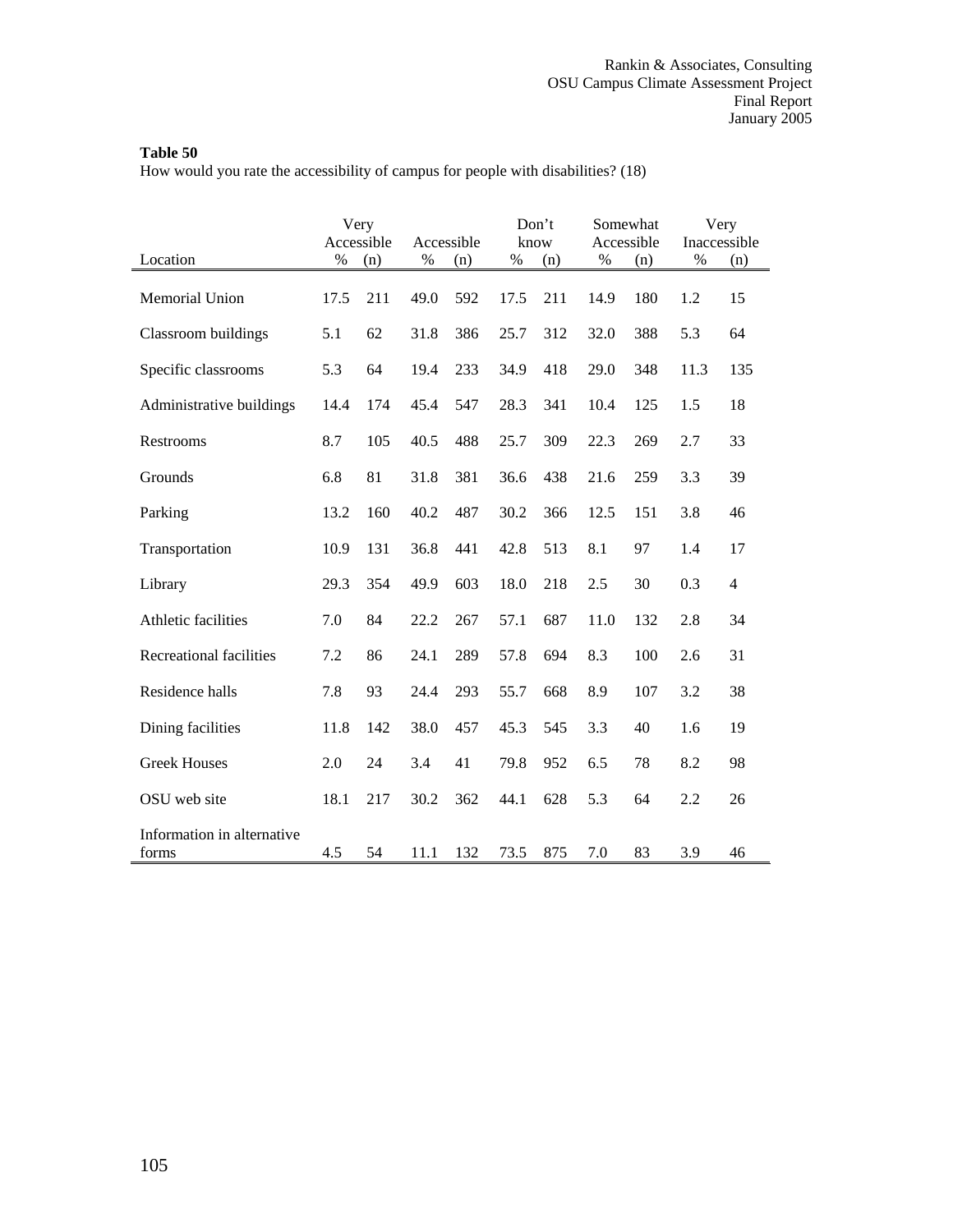**Table 50**
How would you rate the accessibility of campus for people with disabilities? (18)

| Location | Very Accessible | | Accessible | | Don't know | | Somewhat Accessible | | Very Inaccessible | |
|---|---|---|---|---|---|---|---|---|---|---|
| | % | (n) | % | (n) | % | (n) | % | (n) | % | (n) |
| Memorial Union | 17.5 | 211 | 49.0 | 592 | 17.5 | 211 | 14.9 | 180 | 1.2 | 15 |
| Classroom buildings | 5.1 | 62 | 31.8 | 386 | 25.7 | 312 | 32.0 | 388 | 5.3 | 64 |
| Specific classrooms | 5.3 | 64 | 19.4 | 233 | 34.9 | 418 | 29.0 | 348 | 11.3 | 135 |
| Administrative buildings | 14.4 | 174 | 45.4 | 547 | 28.3 | 341 | 10.4 | 125 | 1.5 | 18 |
| Restrooms | 8.7 | 105 | 40.5 | 488 | 25.7 | 309 | 22.3 | 269 | 2.7 | 33 |
| Grounds | 6.8 | 81 | 31.8 | 381 | 36.6 | 438 | 21.6 | 259 | 3.3 | 39 |
| Parking | 13.2 | 160 | 40.2 | 487 | 30.2 | 366 | 12.5 | 151 | 3.8 | 46 |
| Transportation | 10.9 | 131 | 36.8 | 441 | 42.8 | 513 | 8.1 | 97 | 1.4 | 17 |
| Library | 29.3 | 354 | 49.9 | 603 | 18.0 | 218 | 2.5 | 30 | 0.3 | 4 |
| Athletic facilities | 7.0 | 84 | 22.2 | 267 | 57.1 | 687 | 11.0 | 132 | 2.8 | 34 |
| Recreational facilities | 7.2 | 86 | 24.1 | 289 | 57.8 | 694 | 8.3 | 100 | 2.6 | 31 |
| Residence halls | 7.8 | 93 | 24.4 | 293 | 55.7 | 668 | 8.9 | 107 | 3.2 | 38 |
| Dining facilities | 11.8 | 142 | 38.0 | 457 | 45.3 | 545 | 3.3 | 40 | 1.6 | 19 |
| Greek Houses | 2.0 | 24 | 3.4 | 41 | 79.8 | 952 | 6.5 | 78 | 8.2 | 98 |
| OSU web site | 18.1 | 217 | 30.2 | 362 | 44.1 | 628 | 5.3 | 64 | 2.2 | 26 |
| Information in alternative forms | 4.5 | 54 | 11.1 | 132 | 73.5 | 875 | 7.0 | 83 | 3.9 | 46 |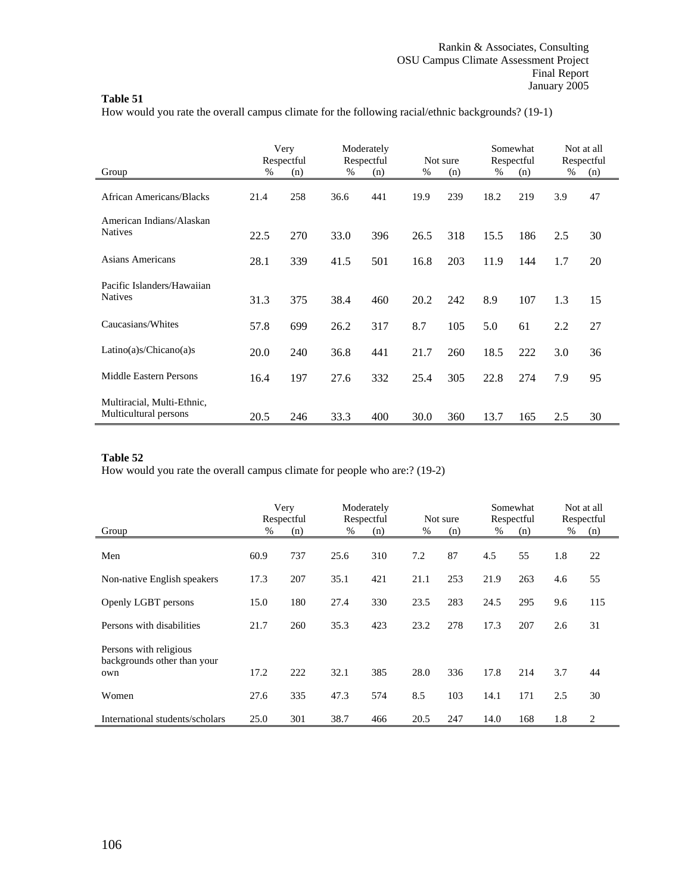**Table 51**

How would you rate the overall campus climate for the following racial/ethnic backgrounds? (19-1)

| Group | Very Respectful | | Moderately Respectful | | Not sure | | Somewhat Respectful | | Not at all Respectful | |
|---|---|---|---|---|---|---|---|---|---|---|
| | % | (n) | % | (n) | % | (n) | % | (n) | % | (n) |
| African Americans/Blacks | 21.4 | 258 | 36.6 | 441 | 19.9 | 239 | 18.2 | 219 | 3.9 | 47 |
| American Indians/Alaskan Natives | 22.5 | 270 | 33.0 | 396 | 26.5 | 318 | 15.5 | 186 | 2.5 | 30 |
| Asians Americans | 28.1 | 339 | 41.5 | 501 | 16.8 | 203 | 11.9 | 144 | 1.7 | 20 |
| Pacific Islanders/Hawaiian Natives | 31.3 | 375 | 38.4 | 460 | 20.2 | 242 | 8.9 | 107 | 1.3 | 15 |
| Caucasians/Whites | 57.8 | 699 | 26.2 | 317 | 8.7 | 105 | 5.0 | 61 | 2.2 | 27 |
| Latino(a)s/Chicano(a)s | 20.0 | 240 | 36.8 | 441 | 21.7 | 260 | 18.5 | 222 | 3.0 | 36 |
| Middle Eastern Persons | 16.4 | 197 | 27.6 | 332 | 25.4 | 305 | 22.8 | 274 | 7.9 | 95 |
| Multiracial, Multi-Ethnic, Multicultural persons | 20.5 | 246 | 33.3 | 400 | 30.0 | 360 | 13.7 | 165 | 2.5 | 30 |

**Table 52**

How would you rate the overall campus climate for people who are:? (19-2)

| Group | Very Respectful | | Moderately Respectful | | Not sure | | Somewhat Respectful | | Not at all Respectful | |
|---|---|---|---|---|---|---|---|---|---|---|
| | % | (n) | % | (n) | % | (n) | % | (n) | % | (n) |
| Men | 60.9 | 737 | 25.6 | 310 | 7.2 | 87 | 4.5 | 55 | 1.8 | 22 |
| Non-native English speakers | 17.3 | 207 | 35.1 | 421 | 21.1 | 253 | 21.9 | 263 | 4.6 | 55 |
| Openly LGBT persons | 15.0 | 180 | 27.4 | 330 | 23.5 | 283 | 24.5 | 295 | 9.6 | 115 |
| Persons with disabilities | 21.7 | 260 | 35.3 | 423 | 23.2 | 278 | 17.3 | 207 | 2.6 | 31 |
| Persons with religious backgrounds other than your own | 17.2 | 222 | 32.1 | 385 | 28.0 | 336 | 17.8 | 214 | 3.7 | 44 |
| Women | 27.6 | 335 | 47.3 | 574 | 8.5 | 103 | 14.1 | 171 | 2.5 | 30 |
| International students/scholars | 25.0 | 301 | 38.7 | 466 | 20.5 | 247 | 14.0 | 168 | 1.8 | 2 |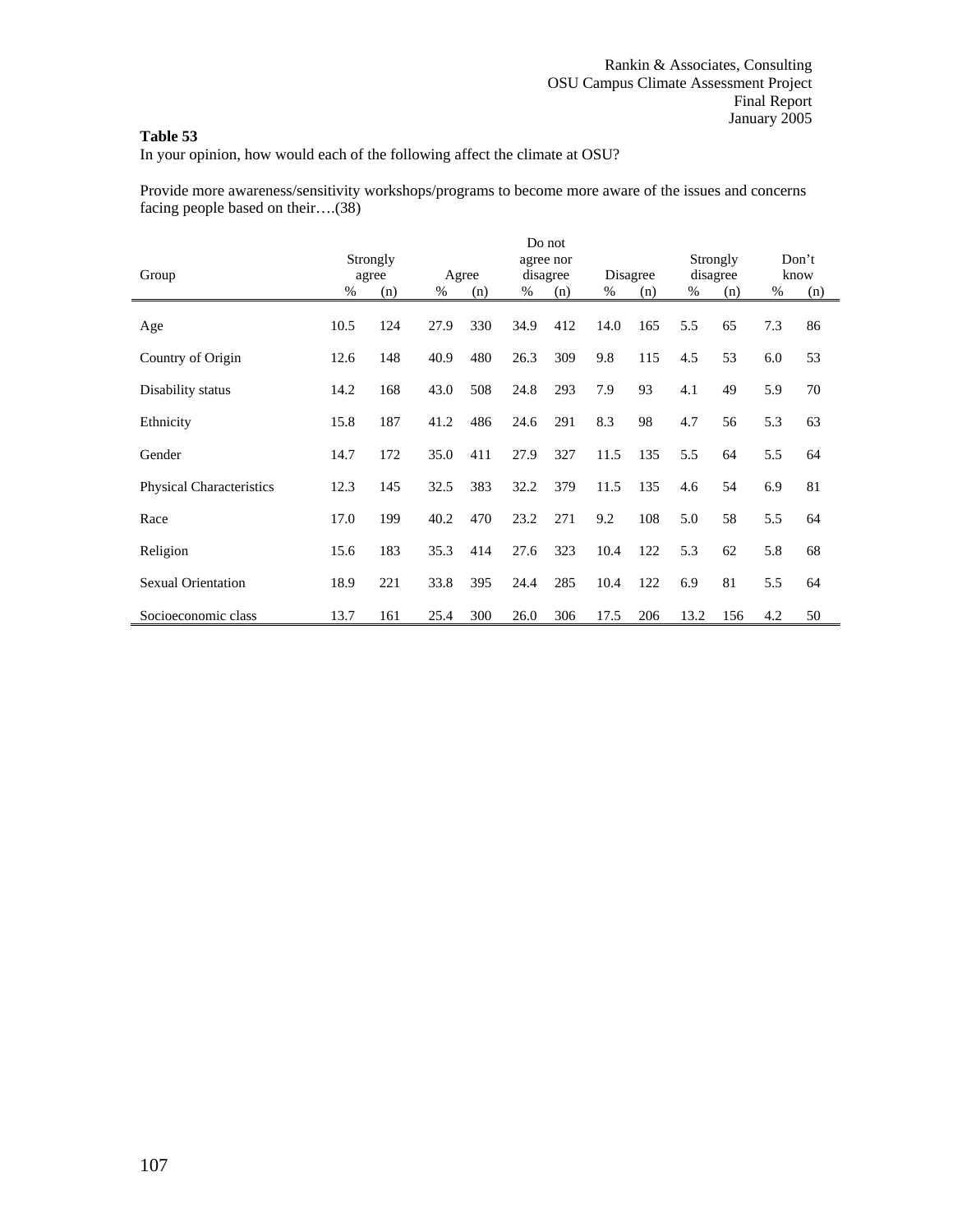**Table 53**

In your opinion, how would each of the following affect the climate at OSU?

Provide more awareness/sensitivity workshops/programs to become more aware of the issues and concerns facing people based on their….(38)

| Group | Strongly agree | | Agree | | Do not agree nor disagree | | Disagree | | Strongly disagree | | Don't know | |
|---|---|---|---|---|---|---|---|---|---|---|---|---|
| | % | (n) | % | (n) | % | (n) | % | (n) | % | (n) | % | (n) |
| Age | 10.5 | 124 | 27.9 | 330 | 34.9 | 412 | 14.0 | 165 | 5.5 | 65 | 7.3 | 86 |
| Country of Origin | 12.6 | 148 | 40.9 | 480 | 26.3 | 309 | 9.8 | 115 | 4.5 | 53 | 6.0 | 53 |
| Disability status | 14.2 | 168 | 43.0 | 508 | 24.8 | 293 | 7.9 | 93 | 4.1 | 49 | 5.9 | 70 |
| Ethnicity | 15.8 | 187 | 41.2 | 486 | 24.6 | 291 | 8.3 | 98 | 4.7 | 56 | 5.3 | 63 |
| Gender | 14.7 | 172 | 35.0 | 411 | 27.9 | 327 | 11.5 | 135 | 5.5 | 64 | 5.5 | 64 |
| Physical Characteristics | 12.3 | 145 | 32.5 | 383 | 32.2 | 379 | 11.5 | 135 | 4.6 | 54 | 6.9 | 81 |
| Race | 17.0 | 199 | 40.2 | 470 | 23.2 | 271 | 9.2 | 108 | 5.0 | 58 | 5.5 | 64 |
| Religion | 15.6 | 183 | 35.3 | 414 | 27.6 | 323 | 10.4 | 122 | 5.3 | 62 | 5.8 | 68 |
| Sexual Orientation | 18.9 | 221 | 33.8 | 395 | 24.4 | 285 | 10.4 | 122 | 6.9 | 81 | 5.5 | 64 |
| Socioeconomic class | 13.7 | 161 | 25.4 | 300 | 26.0 | 306 | 17.5 | 206 | 13.2 | 156 | 4.2 | 50 |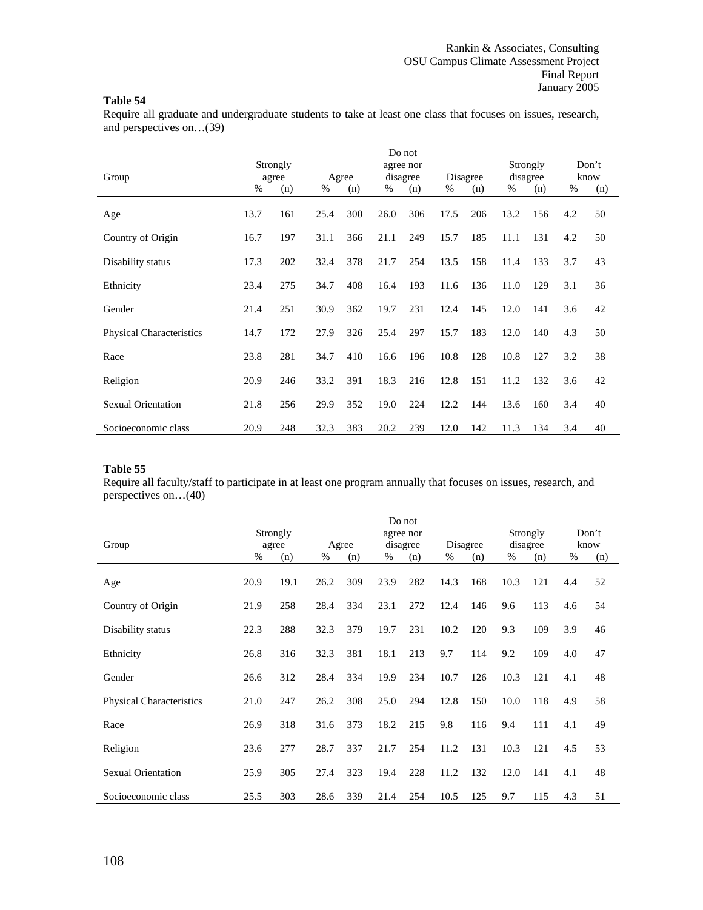**Table 54**

Require all graduate and undergraduate students to take at least one class that focuses on issues, research, and perspectives on…(39)

| Group | Strongly agree | | Agree | | Do not agree nor disagree | | Disagree | | Strongly disagree | | Don't know | |
|---|---|---|---|---|---|---|---|---|---|---|---|---|
| | % | (n) | % | (n) | % | (n) | % | (n) | % | (n) | % | (n) |
| Age | 13.7 | 161 | 25.4 | 300 | 26.0 | 306 | 17.5 | 206 | 13.2 | 156 | 4.2 | 50 |
| Country of Origin | 16.7 | 197 | 31.1 | 366 | 21.1 | 249 | 15.7 | 185 | 11.1 | 131 | 4.2 | 50 |
| Disability status | 17.3 | 202 | 32.4 | 378 | 21.7 | 254 | 13.5 | 158 | 11.4 | 133 | 3.7 | 43 |
| Ethnicity | 23.4 | 275 | 34.7 | 408 | 16.4 | 193 | 11.6 | 136 | 11.0 | 129 | 3.1 | 36 |
| Gender | 21.4 | 251 | 30.9 | 362 | 19.7 | 231 | 12.4 | 145 | 12.0 | 141 | 3.6 | 42 |
| Physical Characteristics | 14.7 | 172 | 27.9 | 326 | 25.4 | 297 | 15.7 | 183 | 12.0 | 140 | 4.3 | 50 |
| Race | 23.8 | 281 | 34.7 | 410 | 16.6 | 196 | 10.8 | 128 | 10.8 | 127 | 3.2 | 38 |
| Religion | 20.9 | 246 | 33.2 | 391 | 18.3 | 216 | 12.8 | 151 | 11.2 | 132 | 3.6 | 42 |
| Sexual Orientation | 21.8 | 256 | 29.9 | 352 | 19.0 | 224 | 12.2 | 144 | 13.6 | 160 | 3.4 | 40 |
| Socioeconomic class | 20.9 | 248 | 32.3 | 383 | 20.2 | 239 | 12.0 | 142 | 11.3 | 134 | 3.4 | 40 |

**Table 55**

Require all faculty/staff to participate in at least one program annually that focuses on issues, research, and perspectives on…(40)

| Group | Strongly agree | | Agree | | Do not agree nor disagree | | Disagree | | Strongly disagree | | Don't know | |
|---|---|---|---|---|---|---|---|---|---|---|---|---|
| | % | (n) | % | (n) | % | (n) | % | (n) | % | (n) | % | (n) |
| Age | 20.9 | 19.1 | 26.2 | 309 | 23.9 | 282 | 14.3 | 168 | 10.3 | 121 | 4.4 | 52 |
| Country of Origin | 21.9 | 258 | 28.4 | 334 | 23.1 | 272 | 12.4 | 146 | 9.6 | 113 | 4.6 | 54 |
| Disability status | 22.3 | 288 | 32.3 | 379 | 19.7 | 231 | 10.2 | 120 | 9.3 | 109 | 3.9 | 46 |
| Ethnicity | 26.8 | 316 | 32.3 | 381 | 18.1 | 213 | 9.7 | 114 | 9.2 | 109 | 4.0 | 47 |
| Gender | 26.6 | 312 | 28.4 | 334 | 19.9 | 234 | 10.7 | 126 | 10.3 | 121 | 4.1 | 48 |
| Physical Characteristics | 21.0 | 247 | 26.2 | 308 | 25.0 | 294 | 12.8 | 150 | 10.0 | 118 | 4.9 | 58 |
| Race | 26.9 | 318 | 31.6 | 373 | 18.2 | 215 | 9.8 | 116 | 9.4 | 111 | 4.1 | 49 |
| Religion | 23.6 | 277 | 28.7 | 337 | 21.7 | 254 | 11.2 | 131 | 10.3 | 121 | 4.5 | 53 |
| Sexual Orientation | 25.9 | 305 | 27.4 | 323 | 19.4 | 228 | 11.2 | 132 | 12.0 | 141 | 4.1 | 48 |
| Socioeconomic class | 25.5 | 303 | 28.6 | 339 | 21.4 | 254 | 10.5 | 125 | 9.7 | 115 | 4.3 | 51 |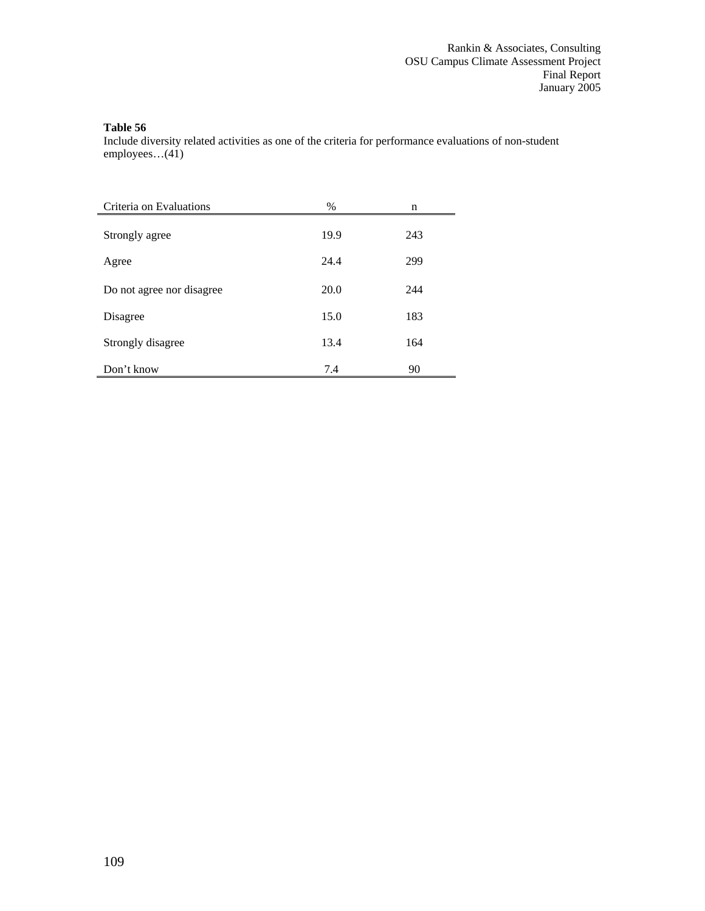**Table 56**
Include diversity related activities as one of the criteria for performance evaluations of non-student employees…(41)

| Criteria on Evaluations | % | n |
|---|---|---|
| Strongly agree | 19.9 | 243 |
| Agree | 24.4 | 299 |
| Do not agree nor disagree | 20.0 | 244 |
| Disagree | 15.0 | 183 |
| Strongly disagree | 13.4 | 164 |
| Don't know | 7.4 | 90 |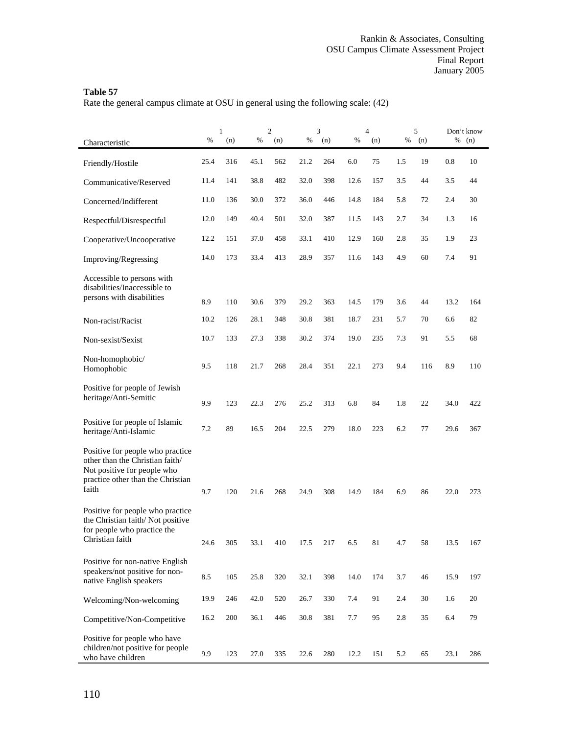**Table 57**
Rate the general campus climate at OSU in general using the following scale: (42)

| Characteristic | 1 | | 2 | | 3 | | 4 | | 5 | | Don't know | |
|---|---|---|---|---|---|---|---|---|---|---|---|---|
| | % | (n) | % | (n) | % | (n) | % | (n) | % | (n) | % | (n) |
| Friendly/Hostile | 25.4 | 316 | 45.1 | 562 | 21.2 | 264 | 6.0 | 75 | 1.5 | 19 | 0.8 | 10 |
| Communicative/Reserved | 11.4 | 141 | 38.8 | 482 | 32.0 | 398 | 12.6 | 157 | 3.5 | 44 | 3.5 | 44 |
| Concerned/Indifferent | 11.0 | 136 | 30.0 | 372 | 36.0 | 446 | 14.8 | 184 | 5.8 | 72 | 2.4 | 30 |
| Respectful/Disrespectful | 12.0 | 149 | 40.4 | 501 | 32.0 | 387 | 11.5 | 143 | 2.7 | 34 | 1.3 | 16 |
| Cooperative/Uncooperative | 12.2 | 151 | 37.0 | 458 | 33.1 | 410 | 12.9 | 160 | 2.8 | 35 | 1.9 | 23 |
| Improving/Regressing | 14.0 | 173 | 33.4 | 413 | 28.9 | 357 | 11.6 | 143 | 4.9 | 60 | 7.4 | 91 |
| Accessible to persons with disabilities/Inaccessible to persons with disabilities | 8.9 | 110 | 30.6 | 379 | 29.2 | 363 | 14.5 | 179 | 3.6 | 44 | 13.2 | 164 |
| Non-racist/Racist | 10.2 | 126 | 28.1 | 348 | 30.8 | 381 | 18.7 | 231 | 5.7 | 70 | 6.6 | 82 |
| Non-sexist/Sexist | 10.7 | 133 | 27.3 | 338 | 30.2 | 374 | 19.0 | 235 | 7.3 | 91 | 5.5 | 68 |
| Non-homophobic/ Homophobic | 9.5 | 118 | 21.7 | 268 | 28.4 | 351 | 22.1 | 273 | 9.4 | 116 | 8.9 | 110 |
| Positive for people of Jewish heritage/Anti-Semitic | 9.9 | 123 | 22.3 | 276 | 25.2 | 313 | 6.8 | 84 | 1.8 | 22 | 34.0 | 422 |
| Positive for people of Islamic heritage/Anti-Islamic | 7.2 | 89 | 16.5 | 204 | 22.5 | 279 | 18.0 | 223 | 6.2 | 77 | 29.6 | 367 |
| Positive for people who practice other than the Christian faith/ Not positive for people who practice other than the Christian faith | 9.7 | 120 | 21.6 | 268 | 24.9 | 308 | 14.9 | 184 | 6.9 | 86 | 22.0 | 273 |
| Positive for people who practice the Christian faith/ Not positive for people who practice the Christian faith | 24.6 | 305 | 33.1 | 410 | 17.5 | 217 | 6.5 | 81 | 4.7 | 58 | 13.5 | 167 |
| Positive for non-native English speakers/not positive for non-native English speakers | 8.5 | 105 | 25.8 | 320 | 32.1 | 398 | 14.0 | 174 | 3.7 | 46 | 15.9 | 197 |
| Welcoming/Non-welcoming | 19.9 | 246 | 42.0 | 520 | 26.7 | 330 | 7.4 | 91 | 2.4 | 30 | 1.6 | 20 |
| Competitive/Non-Competitive | 16.2 | 200 | 36.1 | 446 | 30.8 | 381 | 7.7 | 95 | 2.8 | 35 | 6.4 | 79 |
| Positive for people who have children/not positive for people who have children | 9.9 | 123 | 27.0 | 335 | 22.6 | 280 | 12.2 | 151 | 5.2 | 65 | 23.1 | 286 |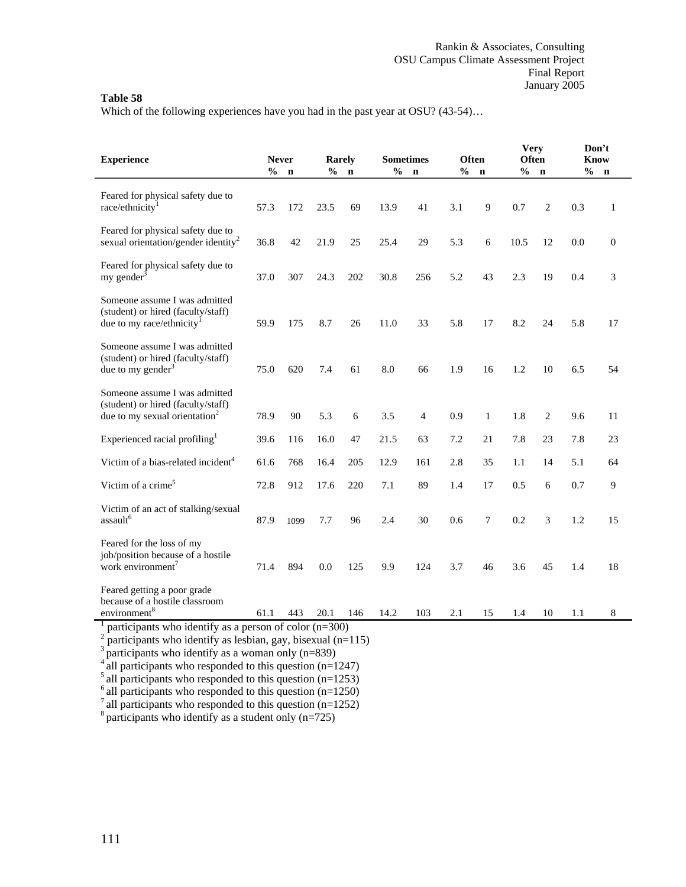**Table 58**

Which of the following experiences have you had in the past year at OSU? (43-54)…

| Experience | Never | | Rarely | | Sometimes | | Often | | Very Often | | Don't Know | |
|---|---|---|---|---|---|---|---|---|---|---|---|---|
| | % | n | % | n | % | n | % | n | % | n | % | n |
| Feared for physical safety due to race/ethnicity[1] | 57.3 | 172 | 23.5 | 69 | 13.9 | 41 | 3.1 | 9 | 0.7 | 2 | 0.3 | 1 |
| Feared for physical safety due to sexual orientation/gender identity[2] | 36.8 | 42 | 21.9 | 25 | 25.4 | 29 | 5.3 | 6 | 10.5 | 12 | 0.0 | 0 |
| Feared for physical safety due to my gender[3] | 37.0 | 307 | 24.3 | 202 | 30.8 | 256 | 5.2 | 43 | 2.3 | 19 | 0.4 | 3 |
| Someone assume I was admitted (student) or hired (faculty/staff) due to my race/ethnicity[1] | 59.9 | 175 | 8.7 | 26 | 11.0 | 33 | 5.8 | 17 | 8.2 | 24 | 5.8 | 17 |
| Someone assume I was admitted (student) or hired (faculty/staff) due to my gender[3] | 75.0 | 620 | 7.4 | 61 | 8.0 | 66 | 1.9 | 16 | 1.2 | 10 | 6.5 | 54 |
| Someone assume I was admitted (student) or hired (faculty/staff) due to my sexual orientation[2] | 78.9 | 90 | 5.3 | 6 | 3.5 | 4 | 0.9 | 1 | 1.8 | 2 | 9.6 | 11 |
| Experienced racial profiling[1] | 39.6 | 116 | 16.0 | 47 | 21.5 | 63 | 7.2 | 21 | 7.8 | 23 | 7.8 | 23 |
| Victim of a bias-related incident[4] | 61.6 | 768 | 16.4 | 205 | 12.9 | 161 | 2.8 | 35 | 1.1 | 14 | 5.1 | 64 |
| Victim of a crime[5] | 72.8 | 912 | 17.6 | 220 | 7.1 | 89 | 1.4 | 17 | 0.5 | 6 | 0.7 | 9 |
| Victim of an act of stalking/sexual assault[6] | 87.9 | 1099 | 7.7 | 96 | 2.4 | 30 | 0.6 | 7 | 0.2 | 3 | 1.2 | 15 |
| Feared for the loss of my job/position because of a hostile work environment[7] | 71.4 | 894 | 0.0 | 125 | 9.9 | 124 | 3.7 | 46 | 3.6 | 45 | 1.4 | 18 |
| Feared getting a poor grade because of a hostile classroom environment[8] | 61.1 | 443 | 20.1 | 146 | 14.2 | 103 | 2.1 | 15 | 1.4 | 10 | 1.1 | 8 |

[1] participants who identify as a person of color (n=300)
[2] participants who identify as lesbian, gay, bisexual (n=115)
[3] participants who identify as a woman only (n=839)
[4] all participants who responded to this question (n=1247)
[5] all participants who responded to this question (n=1253)
[6] all participants who responded to this question (n=1250)
[7] all participants who responded to this question (n=1252)
[8] participants who identify as a student only (n=725)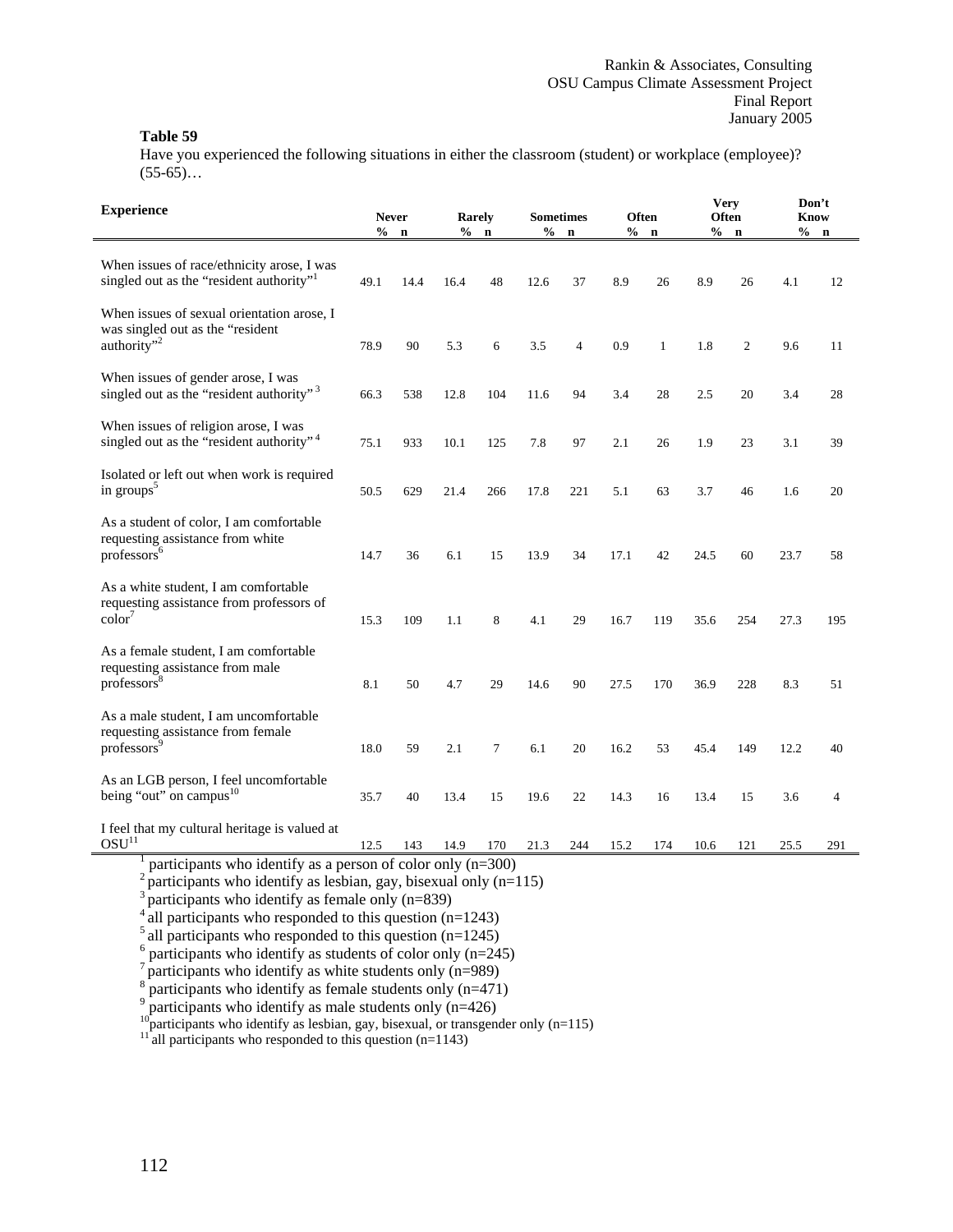**Table 59**

Have you experienced the following situations in either the classroom (student) or workplace (employee)? (55-65)…

| Experience | Never | | Rarely | | Sometimes | | Often | | Very Often | | Don't Know | |
|---|---|---|---|---|---|---|---|---|---|---|---|---|
| | % | n | % | n | % | n | % | n | % | n | % | n |
| When issues of race/ethnicity arose, I was singled out as the "resident authority"[1] | 49.1 | 14.4 | 16.4 | 48 | 12.6 | 37 | 8.9 | 26 | 8.9 | 26 | 4.1 | 12 |
| When issues of sexual orientation arose, I was singled out as the "resident authority"[2] | 78.9 | 90 | 5.3 | 6 | 3.5 | 4 | 0.9 | 1 | 1.8 | 2 | 9.6 | 11 |
| When issues of gender arose, I was singled out as the "resident authority"[3] | 66.3 | 538 | 12.8 | 104 | 11.6 | 94 | 3.4 | 28 | 2.5 | 20 | 3.4 | 28 |
| When issues of religion arose, I was singled out as the "resident authority"[4] | 75.1 | 933 | 10.1 | 125 | 7.8 | 97 | 2.1 | 26 | 1.9 | 23 | 3.1 | 39 |
| Isolated or left out when work is required in groups[5] | 50.5 | 629 | 21.4 | 266 | 17.8 | 221 | 5.1 | 63 | 3.7 | 46 | 1.6 | 20 |
| As a student of color, I am comfortable requesting assistance from white professors[6] | 14.7 | 36 | 6.1 | 15 | 13.9 | 34 | 17.1 | 42 | 24.5 | 60 | 23.7 | 58 |
| As a white student, I am comfortable requesting assistance from professors of color[7] | 15.3 | 109 | 1.1 | 8 | 4.1 | 29 | 16.7 | 119 | 35.6 | 254 | 27.3 | 195 |
| As a female student, I am comfortable requesting assistance from male professors[8] | 8.1 | 50 | 4.7 | 29 | 14.6 | 90 | 27.5 | 170 | 36.9 | 228 | 8.3 | 51 |
| As a male student, I am uncomfortable requesting assistance from female professors[9] | 18.0 | 59 | 2.1 | 7 | 6.1 | 20 | 16.2 | 53 | 45.4 | 149 | 12.2 | 40 |
| As an LGB person, I feel uncomfortable being "out" on campus[10] | 35.7 | 40 | 13.4 | 15 | 19.6 | 22 | 14.3 | 16 | 13.4 | 15 | 3.6 | 4 |
| I feel that my cultural heritage is valued at OSU[11] | 12.5 | 143 | 14.9 | 170 | 21.3 | 244 | 15.2 | 174 | 10.6 | 121 | 25.5 | 291 |

[1] participants who identify as a person of color only (n=300)
[2] participants who identify as lesbian, gay, bisexual only (n=115)
[3] participants who identify as female only (n=839)
[4] all participants who responded to this question (n=1243)
[5] all participants who responded to this question (n=1245)
[6] participants who identify as students of color only (n=245)
[7] participants who identify as white students only (n=989)
[8] participants who identify as female students only (n=471)
[9] participants who identify as male students only (n=426)
[10] participants who identify as lesbian, gay, bisexual, or transgender only (n=115)
[11] all participants who responded to this question (n=1143)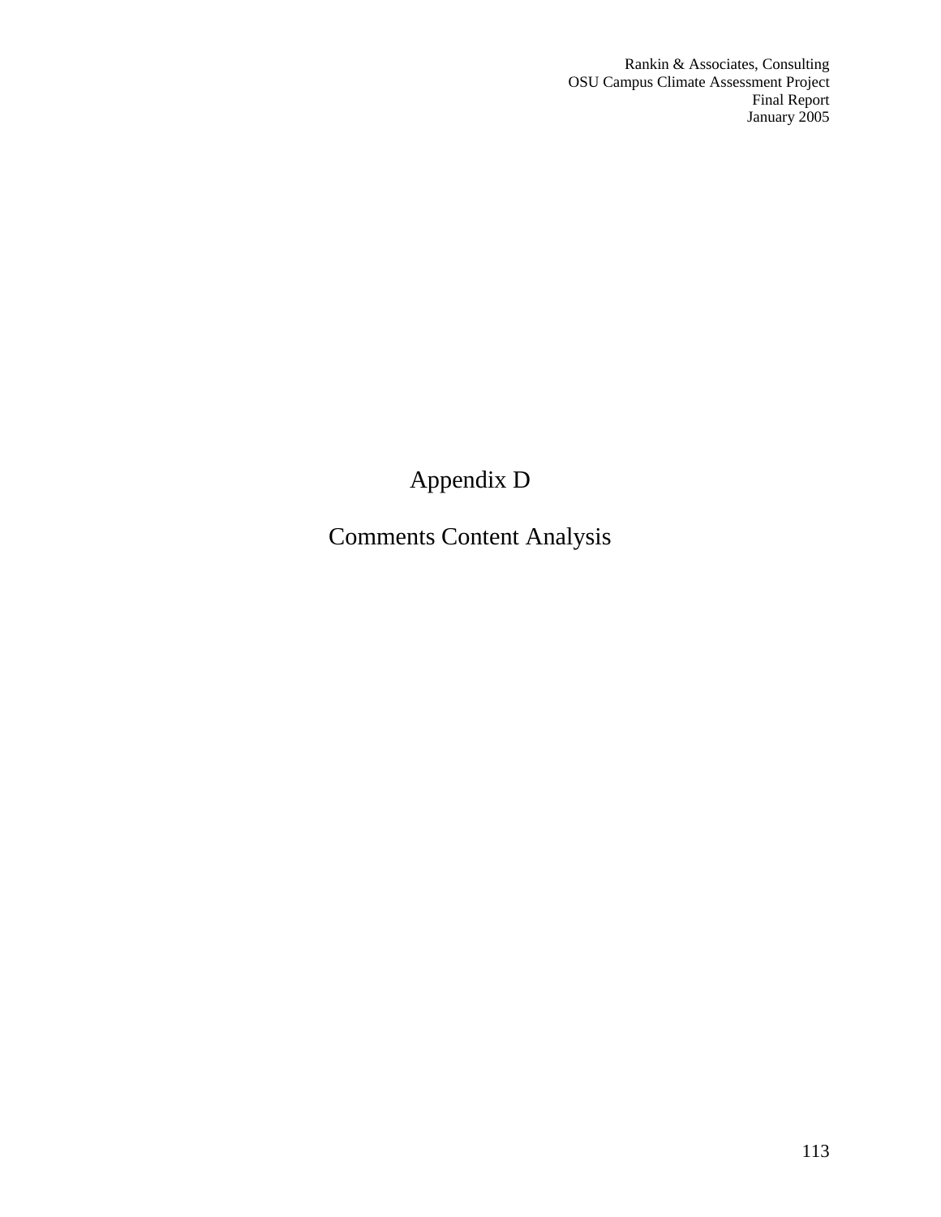# Appendix D

# Comments Content Analysis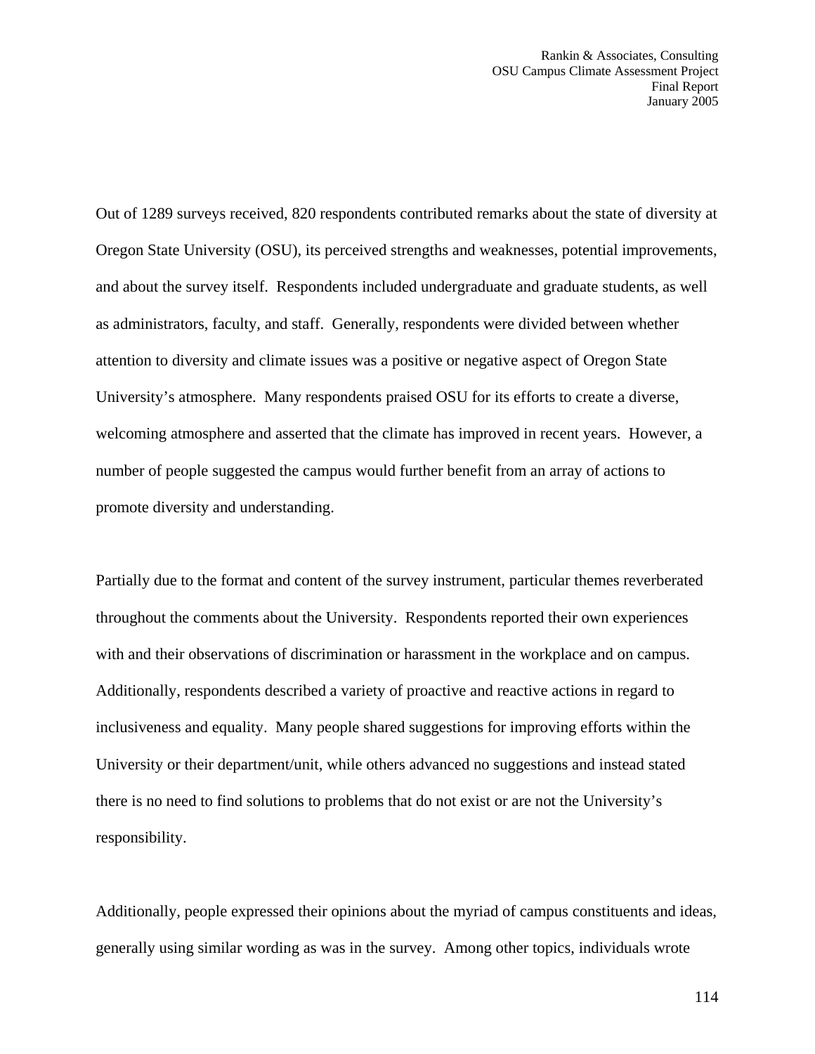Out of 1289 surveys received, 820 respondents contributed remarks about the state of diversity at Oregon State University (OSU), its perceived strengths and weaknesses, potential improvements, and about the survey itself. Respondents included undergraduate and graduate students, as well as administrators, faculty, and staff. Generally, respondents were divided between whether attention to diversity and climate issues was a positive or negative aspect of Oregon State University's atmosphere. Many respondents praised OSU for its efforts to create a diverse, welcoming atmosphere and asserted that the climate has improved in recent years. However, a number of people suggested the campus would further benefit from an array of actions to promote diversity and understanding.

Partially due to the format and content of the survey instrument, particular themes reverberated throughout the comments about the University. Respondents reported their own experiences with and their observations of discrimination or harassment in the workplace and on campus. Additionally, respondents described a variety of proactive and reactive actions in regard to inclusiveness and equality. Many people shared suggestions for improving efforts within the University or their department/unit, while others advanced no suggestions and instead stated there is no need to find solutions to problems that do not exist or are not the University's responsibility.

Additionally, people expressed their opinions about the myriad of campus constituents and ideas, generally using similar wording as was in the survey. Among other topics, individuals wrote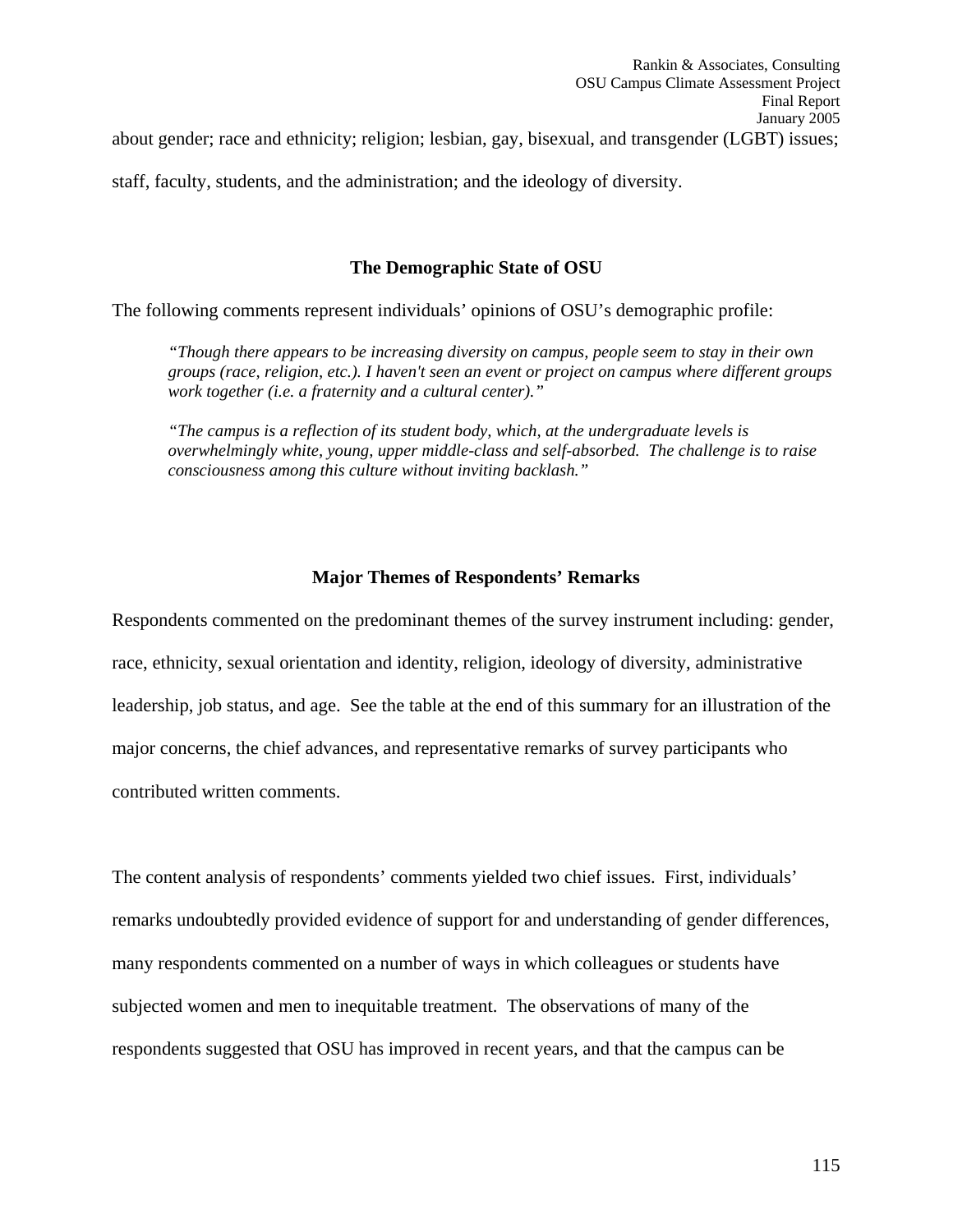about gender; race and ethnicity; religion; lesbian, gay, bisexual, and transgender (LGBT) issues; staff, faculty, students, and the administration; and the ideology of diversity.

### The Demographic State of OSU

The following comments represent individuals' opinions of OSU's demographic profile:

> *"Though there appears to be increasing diversity on campus, people seem to stay in their own groups (race, religion, etc.). I haven't seen an event or project on campus where different groups work together (i.e. a fraternity and a cultural center)."*

> *"The campus is a reflection of its student body, which, at the undergraduate levels is overwhelmingly white, young, upper middle-class and self-absorbed. The challenge is to raise consciousness among this culture without inviting backlash."*

### Major Themes of Respondents' Remarks

Respondents commented on the predominant themes of the survey instrument including: gender, race, ethnicity, sexual orientation and identity, religion, ideology of diversity, administrative leadership, job status, and age. See the table at the end of this summary for an illustration of the major concerns, the chief advances, and representative remarks of survey participants who contributed written comments.

The content analysis of respondents' comments yielded two chief issues. First, individuals' remarks undoubtedly provided evidence of support for and understanding of gender differences, many respondents commented on a number of ways in which colleagues or students have subjected women and men to inequitable treatment. The observations of many of the respondents suggested that OSU has improved in recent years, and that the campus can be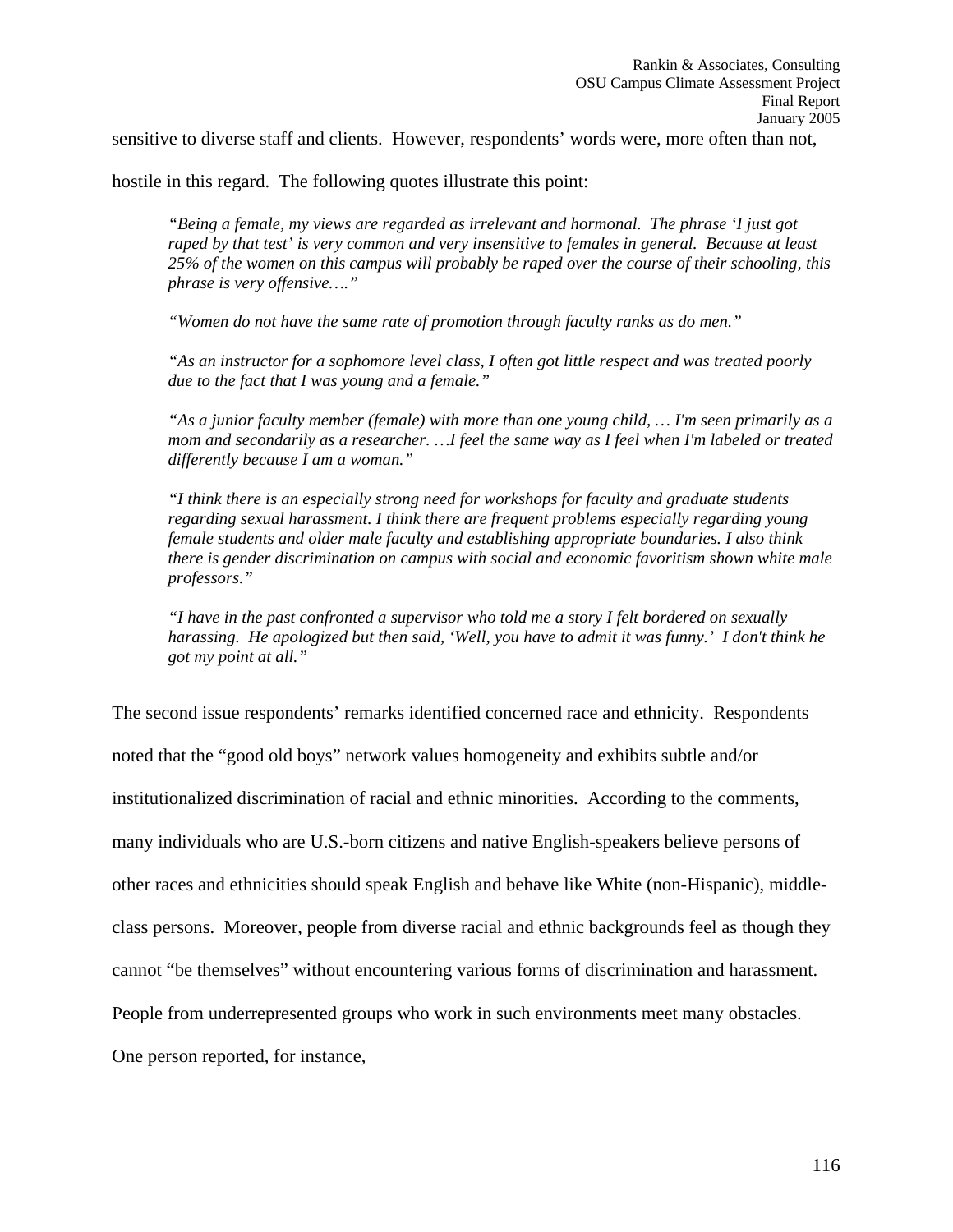sensitive to diverse staff and clients. However, respondents' words were, more often than not, hostile in this regard. The following quotes illustrate this point:

> *"Being a female, my views are regarded as irrelevant and hormonal. The phrase 'I just got raped by that test' is very common and very insensitive to females in general. Because at least 25% of the women on this campus will probably be raped over the course of their schooling, this phrase is very offensive…."*

> *"Women do not have the same rate of promotion through faculty ranks as do men."*

> *"As an instructor for a sophomore level class, I often got little respect and was treated poorly due to the fact that I was young and a female."*

> *"As a junior faculty member (female) with more than one young child, … I'm seen primarily as a mom and secondarily as a researcher. …I feel the same way as I feel when I'm labeled or treated differently because I am a woman."*

> *"I think there is an especially strong need for workshops for faculty and graduate students regarding sexual harassment. I think there are frequent problems especially regarding young female students and older male faculty and establishing appropriate boundaries. I also think there is gender discrimination on campus with social and economic favoritism shown white male professors."*

> *"I have in the past confronted a supervisor who told me a story I felt bordered on sexually harassing. He apologized but then said, 'Well, you have to admit it was funny.' I don't think he got my point at all."*

The second issue respondents' remarks identified concerned race and ethnicity. Respondents noted that the "good old boys" network values homogeneity and exhibits subtle and/or institutionalized discrimination of racial and ethnic minorities. According to the comments, many individuals who are U.S.-born citizens and native English-speakers believe persons of other races and ethnicities should speak English and behave like White (non-Hispanic), middle-class persons. Moreover, people from diverse racial and ethnic backgrounds feel as though they cannot "be themselves" without encountering various forms of discrimination and harassment. People from underrepresented groups who work in such environments meet many obstacles. One person reported, for instance,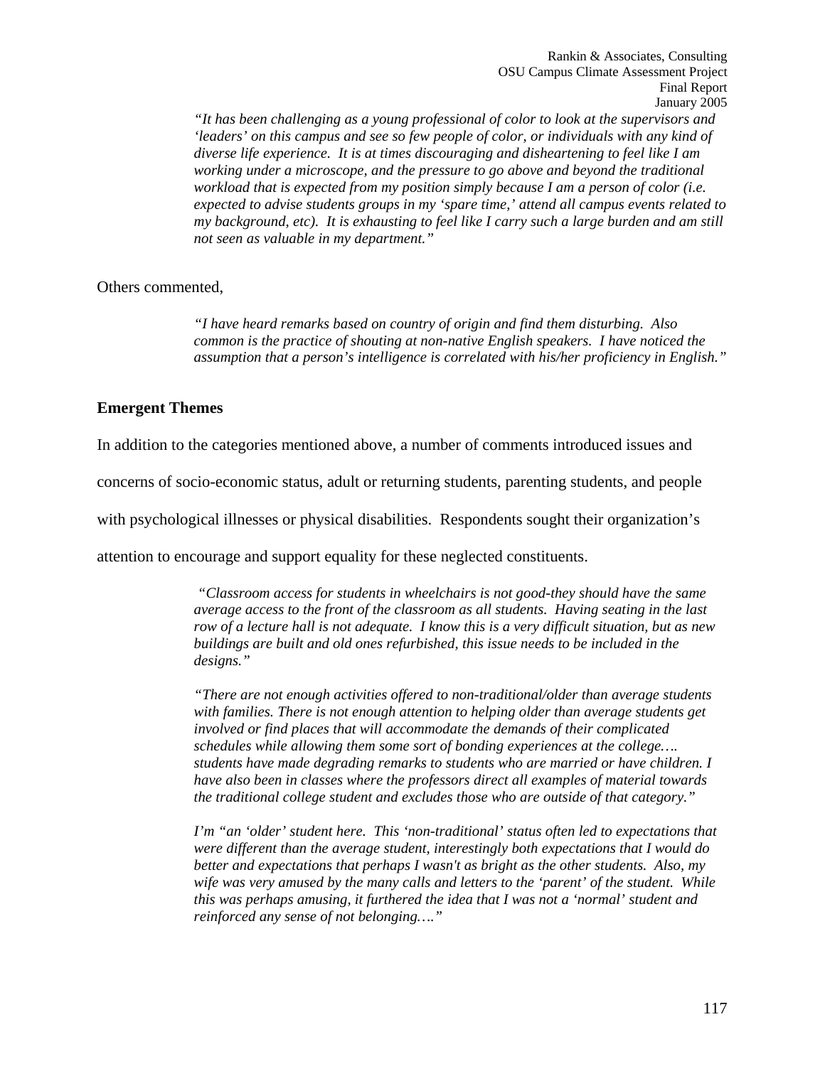*"It has been challenging as a young professional of color to look at the supervisors and 'leaders' on this campus and see so few people of color, or individuals with any kind of diverse life experience. It is at times discouraging and disheartening to feel like I am working under a microscope, and the pressure to go above and beyond the traditional workload that is expected from my position simply because I am a person of color (i.e. expected to advise students groups in my 'spare time,' attend all campus events related to my background, etc). It is exhausting to feel like I carry such a large burden and am still not seen as valuable in my department."*

Others commented,

*"I have heard remarks based on country of origin and find them disturbing. Also common is the practice of shouting at non-native English speakers. I have noticed the assumption that a person's intelligence is correlated with his/her proficiency in English."*

**Emergent Themes**

In addition to the categories mentioned above, a number of comments introduced issues and concerns of socio-economic status, adult or returning students, parenting students, and people with psychological illnesses or physical disabilities. Respondents sought their organization's attention to encourage and support equality for these neglected constituents.

*"Classroom access for students in wheelchairs is not good-they should have the same average access to the front of the classroom as all students. Having seating in the last row of a lecture hall is not adequate. I know this is a very difficult situation, but as new buildings are built and old ones refurbished, this issue needs to be included in the designs."*

*"There are not enough activities offered to non-traditional/older than average students with families. There is not enough attention to helping older than average students get involved or find places that will accommodate the demands of their complicated schedules while allowing them some sort of bonding experiences at the college…. students have made degrading remarks to students who are married or have children. I have also been in classes where the professors direct all examples of material towards the traditional college student and excludes those who are outside of that category."*

*I'm "an 'older' student here. This 'non-traditional' status often led to expectations that were different than the average student, interestingly both expectations that I would do better and expectations that perhaps I wasn't as bright as the other students. Also, my wife was very amused by the many calls and letters to the 'parent' of the student. While this was perhaps amusing, it furthered the idea that I was not a 'normal' student and reinforced any sense of not belonging…."*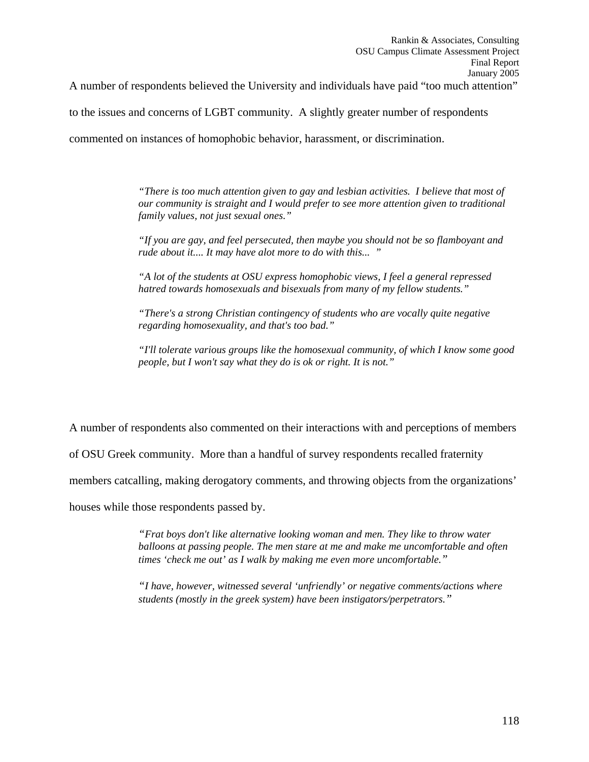A number of respondents believed the University and individuals have paid "too much attention" to the issues and concerns of LGBT community. A slightly greater number of respondents commented on instances of homophobic behavior, harassment, or discrimination.

> *"There is too much attention given to gay and lesbian activities. I believe that most of our community is straight and I would prefer to see more attention given to traditional family values, not just sexual ones."*
>
> *"If you are gay, and feel persecuted, then maybe you should not be so flamboyant and rude about it.... It may have alot more to do with this... "*
>
> *"A lot of the students at OSU express homophobic views, I feel a general repressed hatred towards homosexuals and bisexuals from many of my fellow students."*
>
> *"There's a strong Christian contingency of students who are vocally quite negative regarding homosexuality, and that's too bad."*
>
> *"I'll tolerate various groups like the homosexual community, of which I know some good people, but I won't say what they do is ok or right. It is not."*

A number of respondents also commented on their interactions with and perceptions of members of OSU Greek community. More than a handful of survey respondents recalled fraternity members catcalling, making derogatory comments, and throwing objects from the organizations' houses while those respondents passed by.

> *"Frat boys don't like alternative looking woman and men. They like to throw water balloons at passing people. The men stare at me and make me uncomfortable and often times 'check me out' as I walk by making me even more uncomfortable."*
>
> *"I have, however, witnessed several 'unfriendly' or negative comments/actions where students (mostly in the greek system) have been instigators/perpetrators."*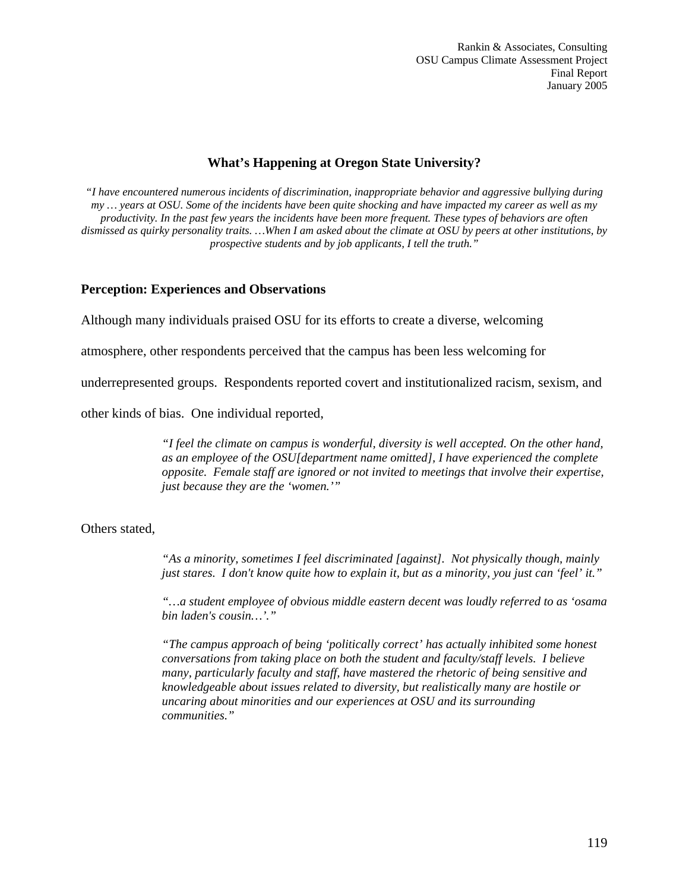## What's Happening at Oregon State University?

*"I have encountered numerous incidents of discrimination, inappropriate behavior and aggressive bullying during my … years at OSU. Some of the incidents have been quite shocking and have impacted my career as well as my productivity. In the past few years the incidents have been more frequent. These types of behaviors are often dismissed as quirky personality traits. …When I am asked about the climate at OSU by peers at other institutions, by prospective students and by job applicants, I tell the truth."*

### Perception: Experiences and Observations

Although many individuals praised OSU for its efforts to create a diverse, welcoming atmosphere, other respondents perceived that the campus has been less welcoming for underrepresented groups. Respondents reported covert and institutionalized racism, sexism, and other kinds of bias. One individual reported,

> *"I feel the climate on campus is wonderful, diversity is well accepted. On the other hand, as an employee of the OSU[department name omitted], I have experienced the complete opposite. Female staff are ignored or not invited to meetings that involve their expertise, just because they are the 'women.'"*

Others stated,

> *"As a minority, sometimes I feel discriminated [against]. Not physically though, mainly just stares. I don't know quite how to explain it, but as a minority, you just can 'feel' it."*
>
> *"…a student employee of obvious middle eastern decent was loudly referred to as 'osama bin laden's cousin…'."*
>
> *"The campus approach of being 'politically correct' has actually inhibited some honest conversations from taking place on both the student and faculty/staff levels. I believe many, particularly faculty and staff, have mastered the rhetoric of being sensitive and knowledgeable about issues related to diversity, but realistically many are hostile or uncaring about minorities and our experiences at OSU and its surrounding communities."*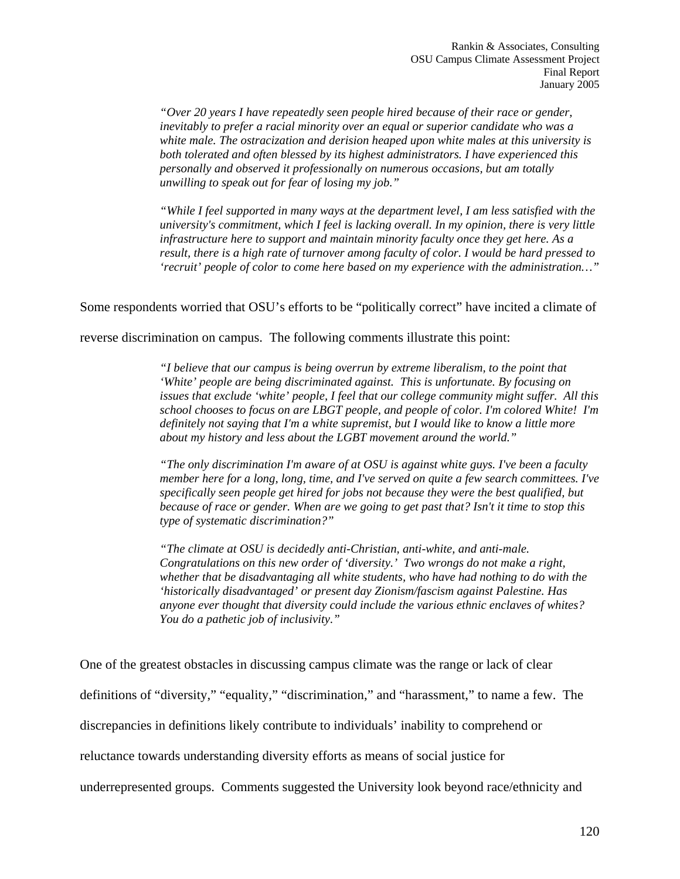> *"Over 20 years I have repeatedly seen people hired because of their race or gender, inevitably to prefer a racial minority over an equal or superior candidate who was a white male. The ostracization and derision heaped upon white males at this university is both tolerated and often blessed by its highest administrators. I have experienced this personally and observed it professionally on numerous occasions, but am totally unwilling to speak out for fear of losing my job."*

> *"While I feel supported in many ways at the department level, I am less satisfied with the university's commitment, which I feel is lacking overall. In my opinion, there is very little infrastructure here to support and maintain minority faculty once they get here. As a result, there is a high rate of turnover among faculty of color. I would be hard pressed to 'recruit' people of color to come here based on my experience with the administration…"*

Some respondents worried that OSU's efforts to be "politically correct" have incited a climate of reverse discrimination on campus. The following comments illustrate this point:

> *"I believe that our campus is being overrun by extreme liberalism, to the point that 'White' people are being discriminated against. This is unfortunate. By focusing on issues that exclude 'white' people, I feel that our college community might suffer. All this school chooses to focus on are LBGT people, and people of color. I'm colored White! I'm definitely not saying that I'm a white supremist, but I would like to know a little more about my history and less about the LGBT movement around the world."*

> *"The only discrimination I'm aware of at OSU is against white guys. I've been a faculty member here for a long, long, time, and I've served on quite a few search committees. I've specifically seen people get hired for jobs not because they were the best qualified, but because of race or gender. When are we going to get past that? Isn't it time to stop this type of systematic discrimination?"*

> *"The climate at OSU is decidedly anti-Christian, anti-white, and anti-male. Congratulations on this new order of 'diversity.' Two wrongs do not make a right, whether that be disadvantaging all white students, who have had nothing to do with the 'historically disadvantaged' or present day Zionism/fascism against Palestine. Has anyone ever thought that diversity could include the various ethnic enclaves of whites? You do a pathetic job of inclusivity."*

One of the greatest obstacles in discussing campus climate was the range or lack of clear definitions of "diversity," "equality," "discrimination," and "harassment," to name a few. The discrepancies in definitions likely contribute to individuals' inability to comprehend or reluctance towards understanding diversity efforts as means of social justice for underrepresented groups. Comments suggested the University look beyond race/ethnicity and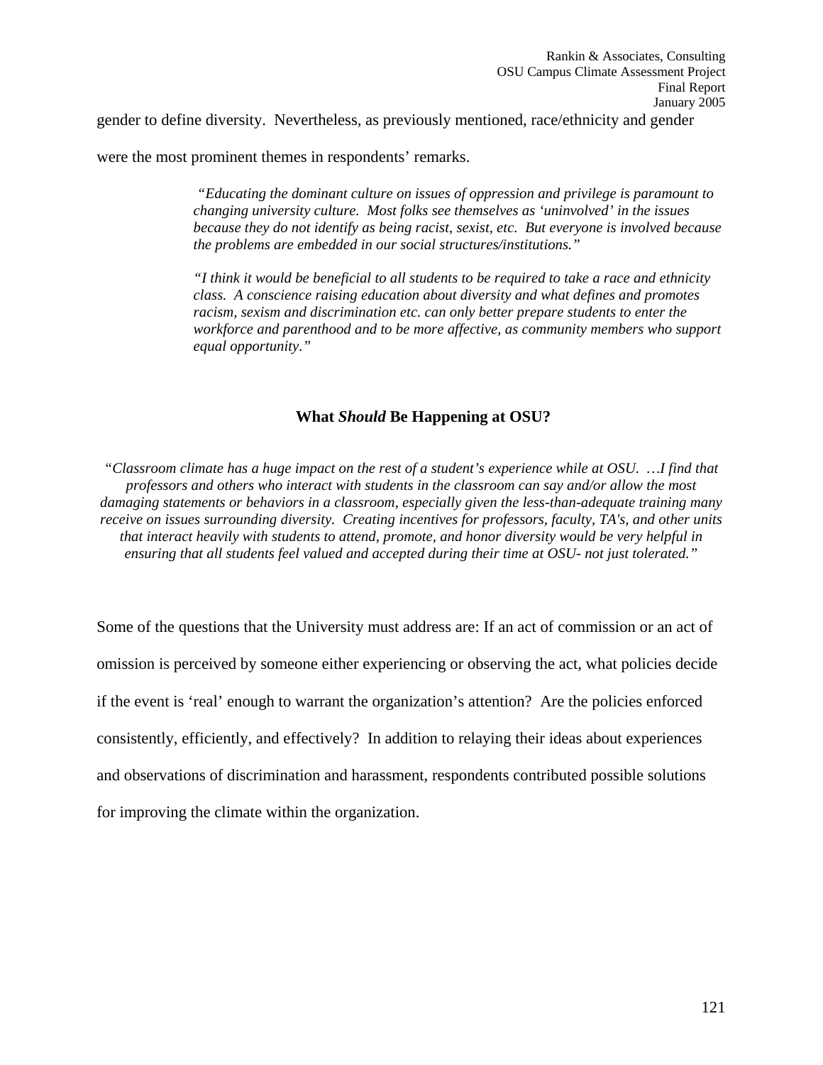gender to define diversity. Nevertheless, as previously mentioned, race/ethnicity and gender were the most prominent themes in respondents' remarks.

> *"Educating the dominant culture on issues of oppression and privilege is paramount to changing university culture. Most folks see themselves as 'uninvolved' in the issues because they do not identify as being racist, sexist, etc. But everyone is involved because the problems are embedded in our social structures/institutions."*

> *"I think it would be beneficial to all students to be required to take a race and ethnicity class. A conscience raising education about diversity and what defines and promotes racism, sexism and discrimination etc. can only better prepare students to enter the workforce and parenthood and to be more affective, as community members who support equal opportunity."*

## What *Should* Be Happening at OSU?

*"Classroom climate has a huge impact on the rest of a student's experience while at OSU. …I find that professors and others who interact with students in the classroom can say and/or allow the most damaging statements or behaviors in a classroom, especially given the less-than-adequate training many receive on issues surrounding diversity. Creating incentives for professors, faculty, TA's, and other units that interact heavily with students to attend, promote, and honor diversity would be very helpful in ensuring that all students feel valued and accepted during their time at OSU- not just tolerated."*

Some of the questions that the University must address are: If an act of commission or an act of omission is perceived by someone either experiencing or observing the act, what policies decide if the event is 'real' enough to warrant the organization's attention? Are the policies enforced consistently, efficiently, and effectively? In addition to relaying their ideas about experiences and observations of discrimination and harassment, respondents contributed possible solutions for improving the climate within the organization.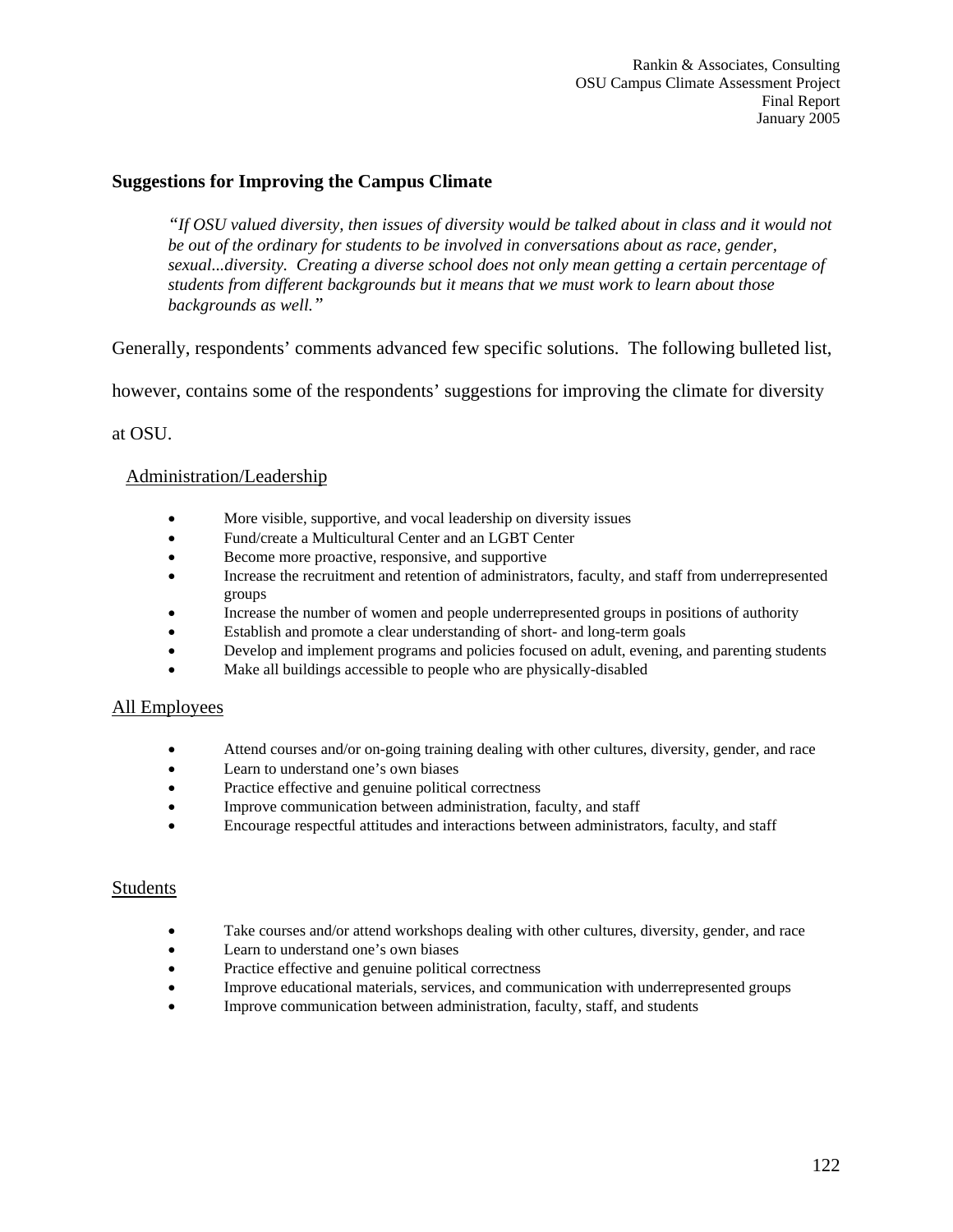## Suggestions for Improving the Campus Climate

> *"If OSU valued diversity, then issues of diversity would be talked about in class and it would not be out of the ordinary for students to be involved in conversations about as race, gender, sexual...diversity. Creating a diverse school does not only mean getting a certain percentage of students from different backgrounds but it means that we must work to learn about those backgrounds as well."*

Generally, respondents' comments advanced few specific solutions. The following bulleted list, however, contains some of the respondents' suggestions for improving the climate for diversity at OSU.

### Administration/Leadership

- More visible, supportive, and vocal leadership on diversity issues
- Fund/create a Multicultural Center and an LGBT Center
- Become more proactive, responsive, and supportive
- Increase the recruitment and retention of administrators, faculty, and staff from underrepresented groups
- Increase the number of women and people underrepresented groups in positions of authority
- Establish and promote a clear understanding of short- and long-term goals
- Develop and implement programs and policies focused on adult, evening, and parenting students
- Make all buildings accessible to people who are physically-disabled

### All Employees

- Attend courses and/or on-going training dealing with other cultures, diversity, gender, and race
- Learn to understand one's own biases
- Practice effective and genuine political correctness
- Improve communication between administration, faculty, and staff
- Encourage respectful attitudes and interactions between administrators, faculty, and staff

### Students

- Take courses and/or attend workshops dealing with other cultures, diversity, gender, and race
- Learn to understand one's own biases
- Practice effective and genuine political correctness
- Improve educational materials, services, and communication with underrepresented groups
- Improve communication between administration, faculty, staff, and students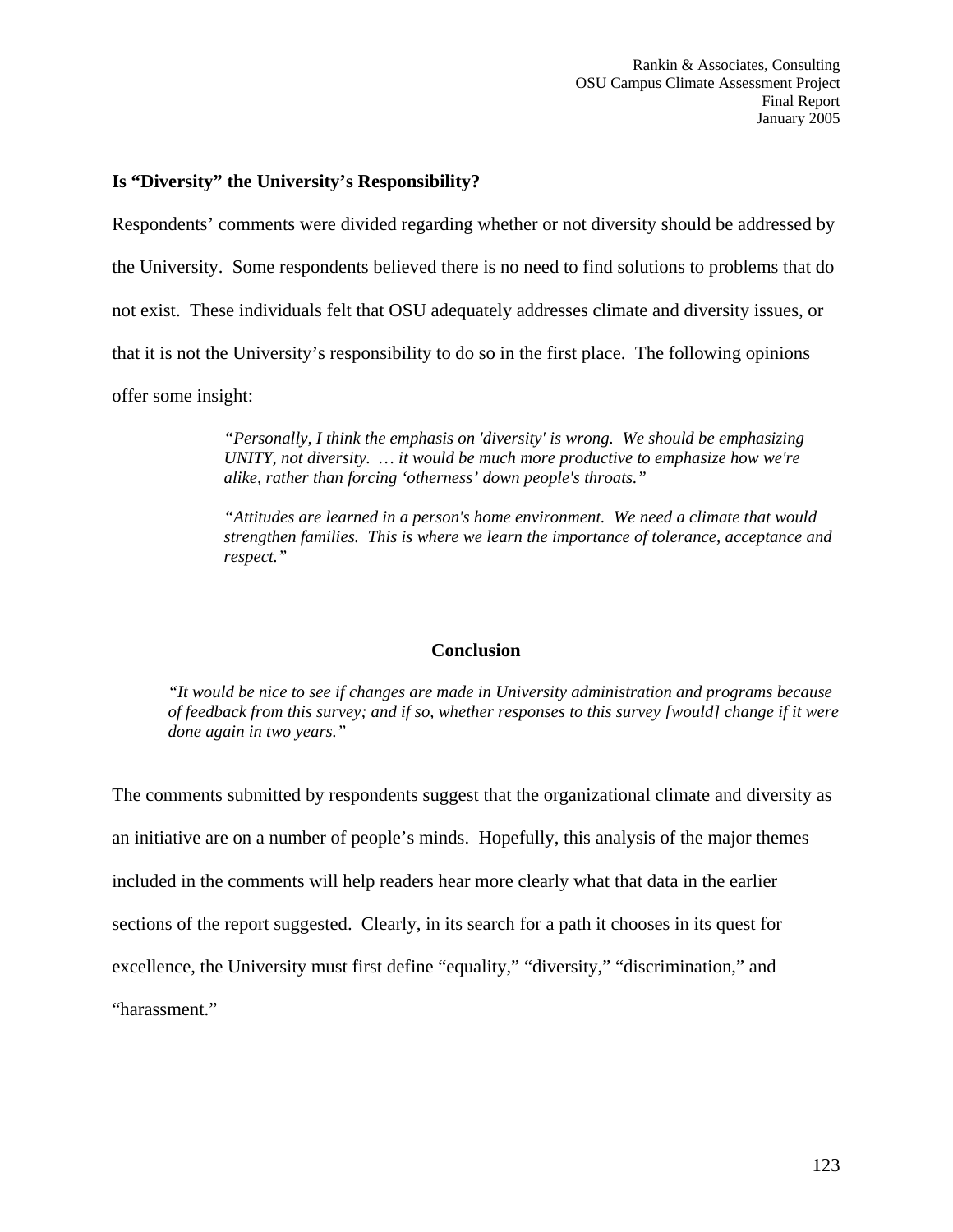### Is "Diversity" the University's Responsibility?

Respondents' comments were divided regarding whether or not diversity should be addressed by the University. Some respondents believed there is no need to find solutions to problems that do not exist. These individuals felt that OSU adequately addresses climate and diversity issues, or that it is not the University's responsibility to do so in the first place. The following opinions offer some insight:

> *"Personally, I think the emphasis on 'diversity' is wrong. We should be emphasizing UNITY, not diversity. … it would be much more productive to emphasize how we're alike, rather than forcing 'otherness' down people's throats."*
>
> *"Attitudes are learned in a person's home environment. We need a climate that would strengthen families. This is where we learn the importance of tolerance, acceptance and respect."*

## Conclusion

> *"It would be nice to see if changes are made in University administration and programs because of feedback from this survey; and if so, whether responses to this survey [would] change if it were done again in two years."*

The comments submitted by respondents suggest that the organizational climate and diversity as an initiative are on a number of people's minds. Hopefully, this analysis of the major themes included in the comments will help readers hear more clearly what that data in the earlier sections of the report suggested. Clearly, in its search for a path it chooses in its quest for excellence, the University must first define "equality," "diversity," "discrimination," and "harassment."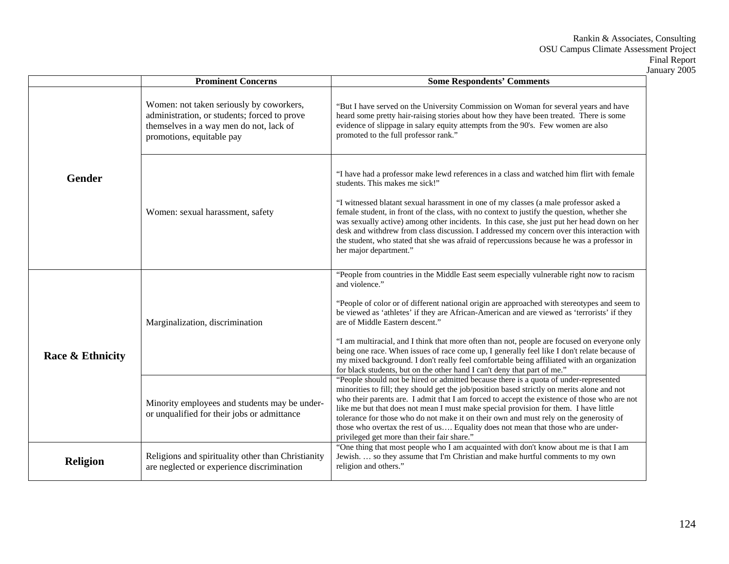| | Prominent Concerns | Some Respondents' Comments |
|---|---|---|
| **Gender** | Women: not taken seriously by coworkers, administration, or students; forced to prove themselves in a way men do not, lack of promotions, equitable pay | "But I have served on the University Commission on Woman for several years and have heard some pretty hair-raising stories about how they have been treated. There is some evidence of slippage in salary equity attempts from the 90's. Few women are also promoted to the full professor rank." |
| | Women: sexual harassment, safety | "I have had a professor make lewd references in a class and watched him flirt with female students. This makes me sick!" <br><br> "I witnessed blatant sexual harassment in one of my classes (a male professor asked a female student, in front of the class, with no context to justify the question, whether she was sexually active) among other incidents. In this case, she just put her head down on her desk and withdrew from class discussion. I addressed my concern over this interaction with the student, who stated that she was afraid of repercussions because he was a professor in her major department." |
| **Race & Ethnicity** | Marginalization, discrimination | "People from countries in the Middle East seem especially vulnerable right now to racism and violence." <br><br> "People of color or of different national origin are approached with stereotypes and seem to be viewed as 'athletes' if they are African-American and are viewed as 'terrorists' if they are of Middle Eastern descent." <br><br> "I am multiracial, and I think that more often than not, people are focused on everyone only being one race. When issues of race come up, I generally feel like I don't relate because of my mixed background. I don't really feel comfortable being affiliated with an organization for black students, but on the other hand I can't deny that part of me." |
| | Minority employees and students may be under- or unqualified for their jobs or admittance | "People should not be hired or admitted because there is a quota of under-represented minorities to fill; they should get the job/position based strictly on merits alone and not who their parents are. I admit that I am forced to accept the existence of those who are not like me but that does not mean I must make special provision for them. I have little tolerance for those who do not make it on their own and must rely on the generosity of those who overtax the rest of us…. Equality does not mean that those who are under-privileged get more than their fair share." |
| **Religion** | Religions and spirituality other than Christianity are neglected or experience discrimination | "One thing that most people who I am acquainted with don't know about me is that I am Jewish. … so they assume that I'm Christian and make hurtful comments to my own religion and others." |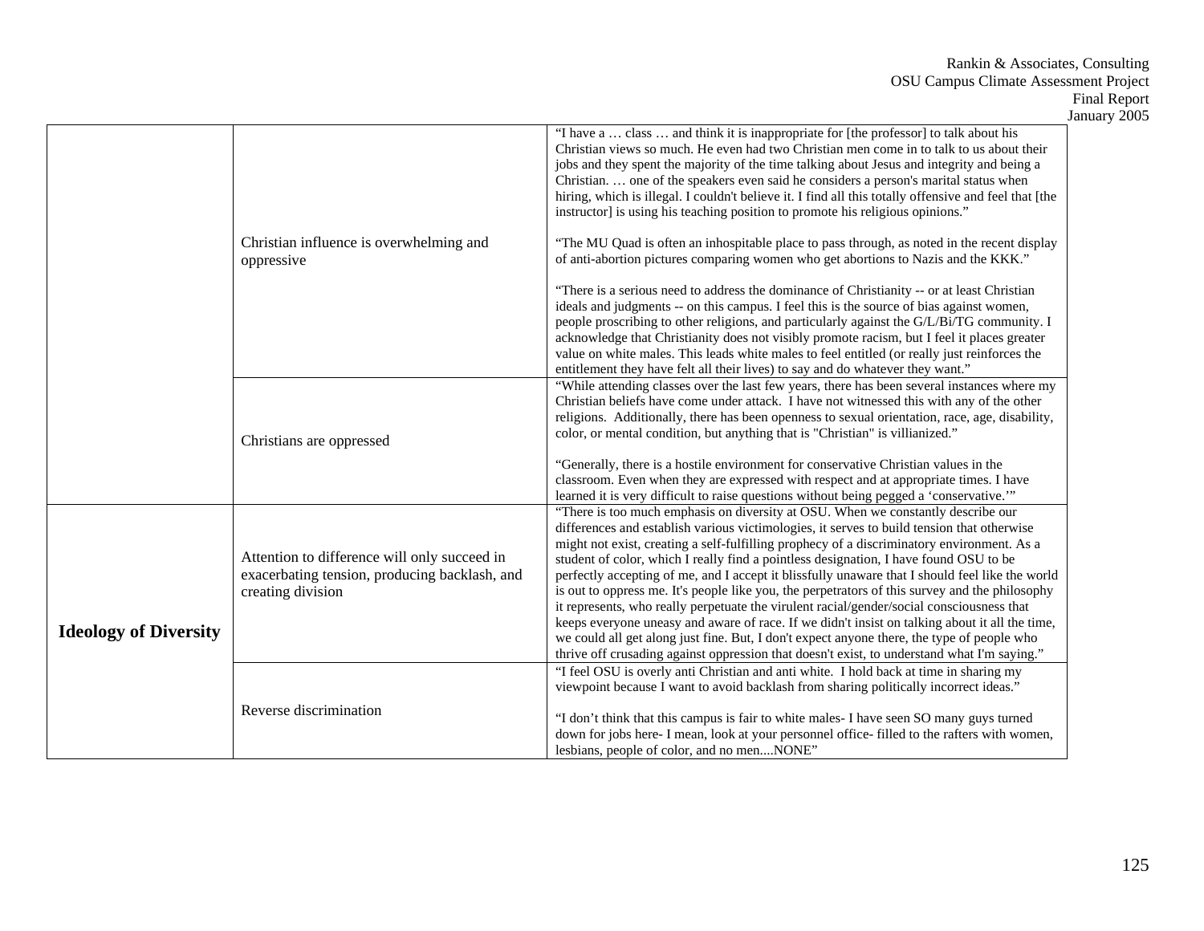| | | |
|---|---|---|
| | Christian influence is overwhelming and oppressive | "I have a … class … and think it is inappropriate for [the professor] to talk about his Christian views so much. He even had two Christian men come in to talk to us about their jobs and they spent the majority of the time talking about Jesus and integrity and being a Christian. … one of the speakers even said he considers a person's marital status when hiring, which is illegal. I couldn't believe it. I find all this totally offensive and feel that [the instructor] is using his teaching position to promote his religious opinions."<br><br>"The MU Quad is often an inhospitable place to pass through, as noted in the recent display of anti-abortion pictures comparing women who get abortions to Nazis and the KKK."<br><br>"There is a serious need to address the dominance of Christianity -- or at least Christian ideals and judgments -- on this campus. I feel this is the source of bias against women, people proscribing to other religions, and particularly against the G/L/Bi/TG community. I acknowledge that Christianity does not visibly promote racism, but I feel it places greater value on white males. This leads white males to feel entitled (or really just reinforces the entitlement they have felt all their lives) to say and do whatever they want." |
| | Christians are oppressed | "While attending classes over the last few years, there has been several instances where my Christian beliefs have come under attack. I have not witnessed this with any of the other religions. Additionally, there has been openness to sexual orientation, race, age, disability, color, or mental condition, but anything that is "Christian" is villianized."<br><br>"Generally, there is a hostile environment for conservative Christian values in the classroom. Even when they are expressed with respect and at appropriate times. I have learned it is very difficult to raise questions without being pegged a 'conservative.'" |
| **Ideology of Diversity** | Attention to difference will only succeed in exacerbating tension, producing backlash, and creating division | "There is too much emphasis on diversity at OSU. When we constantly describe our differences and establish various victimologies, it serves to build tension that otherwise might not exist, creating a self-fulfilling prophecy of a discriminatory environment. As a student of color, which I really find a pointless designation, I have found OSU to be perfectly accepting of me, and I accept it blissfully unaware that I should feel like the world is out to oppress me. It's people like you, the perpetrators of this survey and the philosophy it represents, who really perpetuate the virulent racial/gender/social consciousness that keeps everyone uneasy and aware of race. If we didn't insist on talking about it all the time, we could all get along just fine. But, I don't expect anyone there, the type of people who thrive off crusading against oppression that doesn't exist, to understand what I'm saying." |
| | Reverse discrimination | "I feel OSU is overly anti Christian and anti white. I hold back at time in sharing my viewpoint because I want to avoid backlash from sharing politically incorrect ideas."<br><br>"I don't think that this campus is fair to white males- I have seen SO many guys turned down for jobs here- I mean, look at your personnel office- filled to the rafters with women, lesbians, people of color, and no men....NONE" |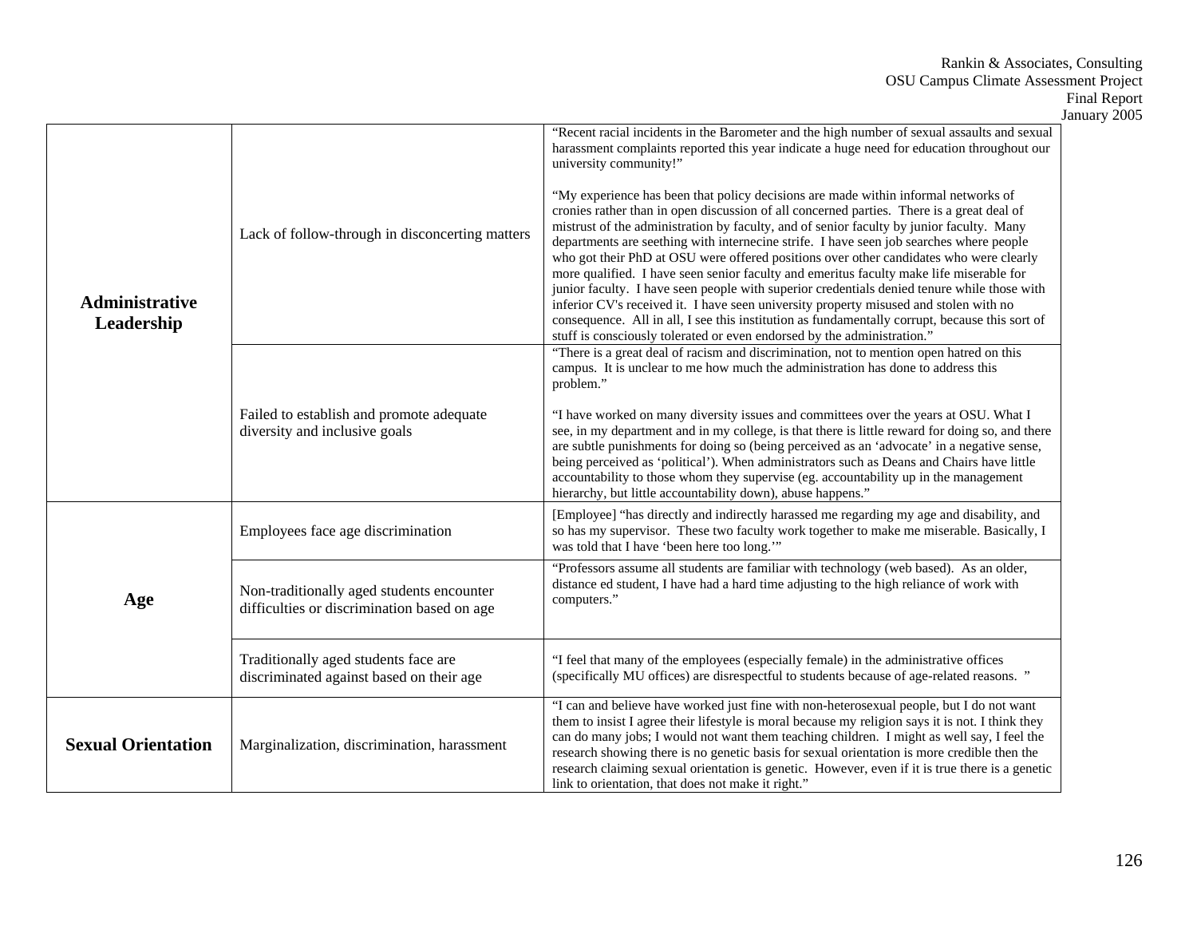| | | |
|---|---|---|
| **Administrative Leadership** | Lack of follow-through in disconcerting matters | "Recent racial incidents in the Barometer and the high number of sexual assaults and sexual harassment complaints reported this year indicate a huge need for education throughout our university community!"<br><br>"My experience has been that policy decisions are made within informal networks of cronies rather than in open discussion of all concerned parties. There is a great deal of mistrust of the administration by faculty, and of senior faculty by junior faculty. Many departments are seething with internecine strife. I have seen job searches where people who got their PhD at OSU were offered positions over other candidates who were clearly more qualified. I have seen senior faculty and emeritus faculty make life miserable for junior faculty. I have seen people with superior credentials denied tenure while those with inferior CV's received it. I have seen university property misused and stolen with no consequence. All in all, I see this institution as fundamentally corrupt, because this sort of stuff is consciously tolerated or even endorsed by the administration." |
| | Failed to establish and promote adequate diversity and inclusive goals | "There is a great deal of racism and discrimination, not to mention open hatred on this campus. It is unclear to me how much the administration has done to address this problem."<br><br>"I have worked on many diversity issues and committees over the years at OSU. What I see, in my department and in my college, is that there is little reward for doing so, and there are subtle punishments for doing so (being perceived as an 'advocate' in a negative sense, being perceived as 'political'). When administrators such as Deans and Chairs have little accountability to those whom they supervise (eg. accountability up in the management hierarchy, but little accountability down), abuse happens." |
| **Age** | Employees face age discrimination | [Employee] "has directly and indirectly harassed me regarding my age and disability, and so has my supervisor. These two faculty work together to make me miserable. Basically, I was told that I have 'been here too long.'" |
| | Non-traditionally aged students encounter difficulties or discrimination based on age | "Professors assume all students are familiar with technology (web based). As an older, distance ed student, I have had a hard time adjusting to the high reliance of work with computers." |
| | Traditionally aged students face are discriminated against based on their age | "I feel that many of the employees (especially female) in the administrative offices (specifically MU offices) are disrespectful to students because of age-related reasons. " |
| **Sexual Orientation** | Marginalization, discrimination, harassment | "I can and believe have worked just fine with non-heterosexual people, but I do not want them to insist I agree their lifestyle is moral because my religion says it is not. I think they can do many jobs; I would not want them teaching children. I might as well say, I feel the research showing there is no genetic basis for sexual orientation is more credible then the research claiming sexual orientation is genetic. However, even if it is true there is a genetic link to orientation, that does not make it right." |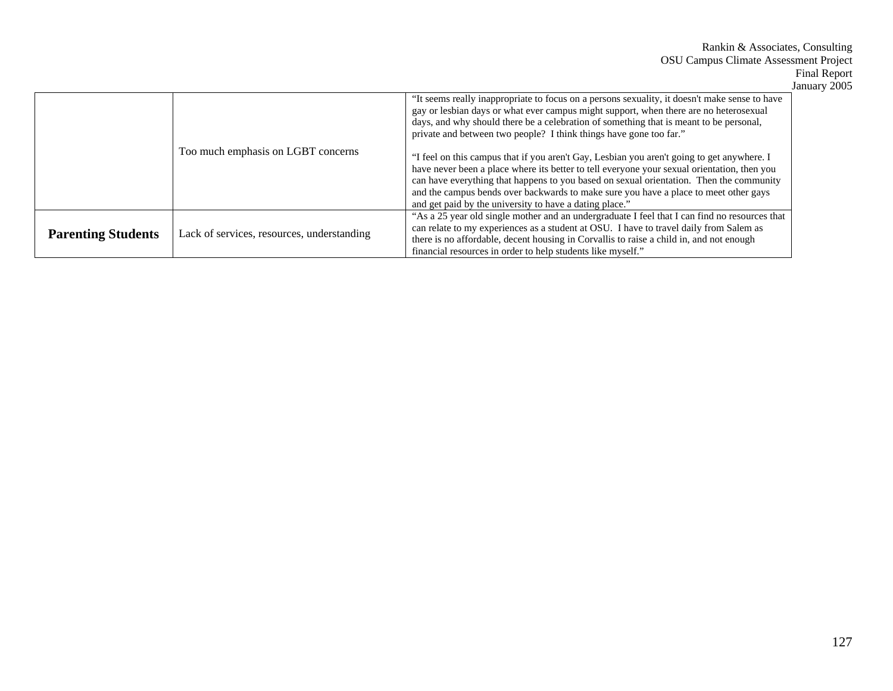| | | |
|---|---|---|
| | Too much emphasis on LGBT concerns | "It seems really inappropriate to focus on a persons sexuality, it doesn't make sense to have gay or lesbian days or what ever campus might support, when there are no heterosexual days, and why should there be a celebration of something that is meant to be personal, private and between two people? I think things have gone too far."<br><br>"I feel on this campus that if you aren't Gay, Lesbian you aren't going to get anywhere. I have never been a place where its better to tell everyone your sexual orientation, then you can have everything that happens to you based on sexual orientation. Then the community and the campus bends over backwards to make sure you have a place to meet other gays and get paid by the university to have a dating place." |
| **Parenting Students** | Lack of services, resources, understanding | "As a 25 year old single mother and an undergraduate I feel that I can find no resources that can relate to my experiences as a student at OSU. I have to travel daily from Salem as there is no affordable, decent housing in Corvallis to raise a child in, and not enough financial resources in order to help students like myself." |